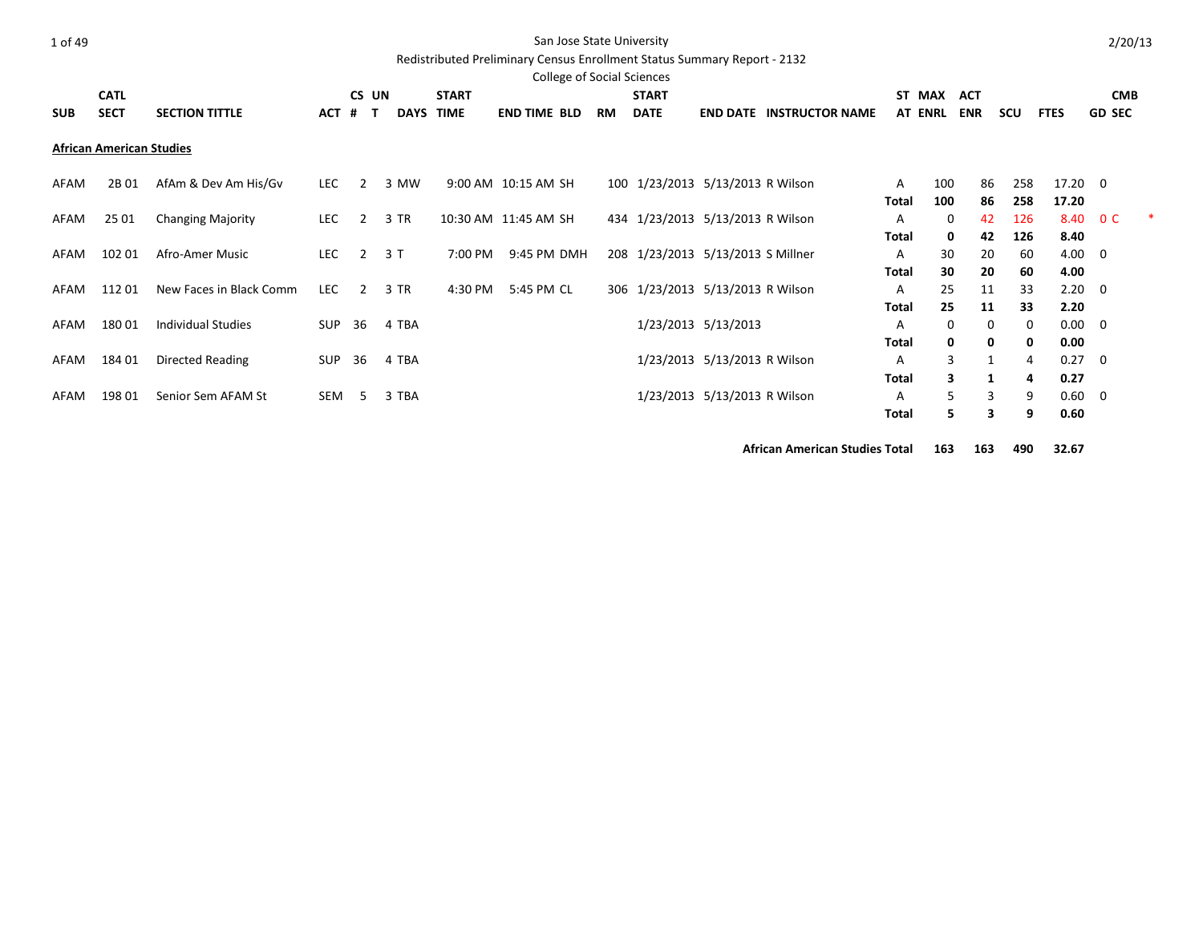San Jose State University

Redistributed Preliminary Census Enrollment Status Summary Report - 2132

College of Social Sciences

2/20/13

| SUB | CATL SECT | SECTION TITTLE | ACT | CS # | UN T | DAYS | START TIME | END TIME | BLD | RM | START DATE | END DATE | INSTRUCTOR NAME | ST AT | MAX ENRL | ACT ENR | SCU | FTES | GD | CMB SEC | |
|---|---|---|---|---|---|---|---|---|---|---|---|---|---|---|---|---|---|---|---|---|---|
| **African American Studies** | | | | | | | | | | | | | | | | | | | | | |
| AFAM | 2B 01 | AfAm & Dev Am His/Gv | LEC | 2 | 3 | MW | 9:00 AM | 10:15 AM | SH | 100 | 1/23/2013 | 5/13/2013 | R Wilson | A | 100 | 86 | 258 | 17.20 | 0 | | |
| | | | | | | | | | | | | | | **Total** | **100** | **86** | **258** | **17.20** | | | |
| AFAM | 25 01 | Changing Majority | LEC | 2 | 3 | TR | 10:30 AM | 11:45 AM | SH | 434 | 1/23/2013 | 5/13/2013 | R Wilson | A | 0 | 42 | 126 | 8.40 | 0 | C | * |
| | | | | | | | | | | | | | | **Total** | **0** | **42** | **126** | **8.40** | | | |
| AFAM | 102 01 | Afro-Amer Music | LEC | 2 | 3 | T | 7:00 PM | 9:45 PM | DMH | 208 | 1/23/2013 | 5/13/2013 | S Millner | A | 30 | 20 | 60 | 4.00 | 0 | | |
| | | | | | | | | | | | | | | **Total** | **30** | **20** | **60** | **4.00** | | | |
| AFAM | 112 01 | New Faces in Black Comm | LEC | 2 | 3 | TR | 4:30 PM | 5:45 PM | CL | 306 | 1/23/2013 | 5/13/2013 | R Wilson | A | 25 | 11 | 33 | 2.20 | 0 | | |
| | | | | | | | | | | | | | | **Total** | **25** | **11** | **33** | **2.20** | | | |
| AFAM | 180 01 | Individual Studies | SUP | 36 | 4 | TBA | | | | | 1/23/2013 | 5/13/2013 | | A | 0 | 0 | 0 | 0.00 | 0 | | |
| | | | | | | | | | | | | | | **Total** | **0** | **0** | **0** | **0.00** | | | |
| AFAM | 184 01 | Directed Reading | SUP | 36 | 4 | TBA | | | | | 1/23/2013 | 5/13/2013 | R Wilson | A | 3 | 1 | 4 | 0.27 | 0 | | |
| | | | | | | | | | | | | | | **Total** | **3** | **1** | **4** | **0.27** | | | |
| AFAM | 198 01 | Senior Sem AFAM St | SEM | 5 | 3 | TBA | | | | | 1/23/2013 | 5/13/2013 | R Wilson | A | 5 | 3 | 9 | 0.60 | 0 | | |
| | | | | | | | | | | | | | | **Total** | **5** | **3** | **9** | **0.60** | | | |
| | | | | | | | | | | | | | **African American Studies Total** | | **163** | **163** | **490** | **32.67** | | | |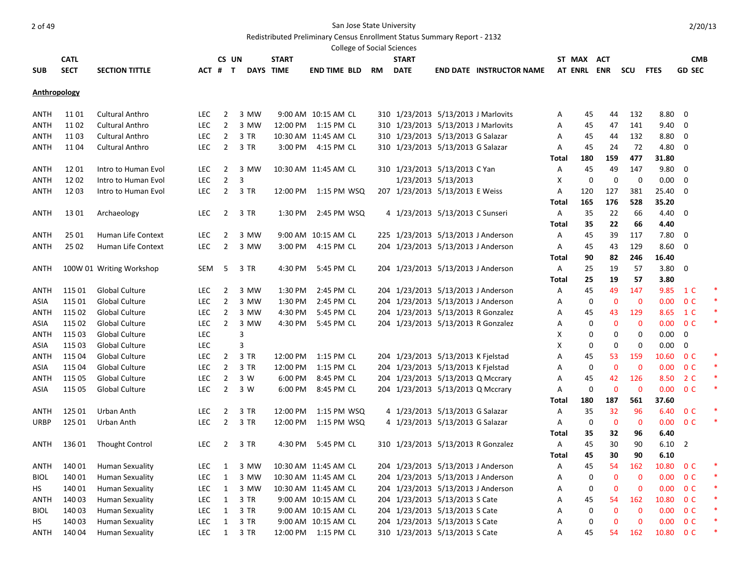San Jose State University

Redistributed Preliminary Census Enrollment Status Summary Report - 2132

College of Social Sciences

**Anthropology**

| SUB | CATL SECT | SECTION TITTLE | ACT | CS # | UN T | DAYS | START TIME | END TIME | BLD | RM | START DATE | END DATE | INSTRUCTOR NAME | ST AT | MAX ENRL | ACT ENR | SCU | FTES | GD | CMB SEC | |
|---|---|---|---|---|---|---|---|---|---|---|---|---|---|---|---|---|---|---|---|---|---|
| ANTH | 11 01 | Cultural Anthro | LEC | 2 | 3 | MW | 9:00 AM | 10:15 AM | CL | 310 | 1/23/2013 | 5/13/2013 | J Marlovits | A | 45 | 44 | 132 | 8.80 | 0 | | |
| ANTH | 11 02 | Cultural Anthro | LEC | 2 | 3 | MW | 12:00 PM | 1:15 PM | CL | 310 | 1/23/2013 | 5/13/2013 | J Marlovits | A | 45 | 47 | 141 | 9.40 | 0 | | |
| ANTH | 11 03 | Cultural Anthro | LEC | 2 | 3 | TR | 10:30 AM | 11:45 AM | CL | 310 | 1/23/2013 | 5/13/2013 | G Salazar | A | 45 | 44 | 132 | 8.80 | 0 | | |
| ANTH | 11 04 | Cultural Anthro | LEC | 2 | 3 | TR | 3:00 PM | 4:15 PM | CL | 310 | 1/23/2013 | 5/13/2013 | G Salazar | A | 45 | 24 | 72 | 4.80 | 0 | | |
| | | | | | | | | | | | | | | **Total** | **180** | **159** | **477** | **31.80** | | | |
| ANTH | 12 01 | Intro to Human Evol | LEC | 2 | 3 | MW | 10:30 AM | 11:45 AM | CL | 310 | 1/23/2013 | 5/13/2013 | C Yan | A | 45 | 49 | 147 | 9.80 | 0 | | |
| ANTH | 12 02 | Intro to Human Evol | LEC | 2 | 3 | | | | | | 1/23/2013 | 5/13/2013 | | X | 0 | 0 | 0 | 0.00 | 0 | | |
| ANTH | 12 03 | Intro to Human Evol | LEC | 2 | 3 | TR | 12:00 PM | 1:15 PM | WSQ | 207 | 1/23/2013 | 5/13/2013 | E Weiss | A | 120 | 127 | 381 | 25.40 | 0 | | |
| | | | | | | | | | | | | | | **Total** | **165** | **176** | **528** | **35.20** | | | |
| ANTH | 13 01 | Archaeology | LEC | 2 | 3 | TR | 1:30 PM | 2:45 PM | WSQ | 4 | 1/23/2013 | 5/13/2013 | C Sunseri | A | 35 | 22 | 66 | 4.40 | 0 | | |
| | | | | | | | | | | | | | | **Total** | **35** | **22** | **66** | **4.40** | | | |
| ANTH | 25 01 | Human Life Context | LEC | 2 | 3 | MW | 9:00 AM | 10:15 AM | CL | 225 | 1/23/2013 | 5/13/2013 | J Anderson | A | 45 | 39 | 117 | 7.80 | 0 | | |
| ANTH | 25 02 | Human Life Context | LEC | 2 | 3 | MW | 3:00 PM | 4:15 PM | CL | 204 | 1/23/2013 | 5/13/2013 | J Anderson | A | 45 | 43 | 129 | 8.60 | 0 | | |
| | | | | | | | | | | | | | | **Total** | **90** | **82** | **246** | **16.40** | | | |
| ANTH | 100W 01 | Writing Workshop | SEM | 5 | 3 | TR | 4:30 PM | 5:45 PM | CL | 204 | 1/23/2013 | 5/13/2013 | J Anderson | A | 25 | 19 | 57 | 3.80 | 0 | | |
| | | | | | | | | | | | | | | **Total** | **25** | **19** | **57** | **3.80** | | | |
| ANTH | 115 01 | Global Culture | LEC | 2 | 3 | MW | 1:30 PM | 2:45 PM | CL | 204 | 1/23/2013 | 5/13/2013 | J Anderson | A | 45 | 49 | 147 | 9.85 | 1 | C | * |
| ASIA | 115 01 | Global Culture | LEC | 2 | 3 | MW | 1:30 PM | 2:45 PM | CL | 204 | 1/23/2013 | 5/13/2013 | J Anderson | A | 0 | 0 | 0 | 0.00 | 0 | C | * |
| ANTH | 115 02 | Global Culture | LEC | 2 | 3 | MW | 4:30 PM | 5:45 PM | CL | 204 | 1/23/2013 | 5/13/2013 | R Gonzalez | A | 45 | 43 | 129 | 8.65 | 1 | C | * |
| ASIA | 115 02 | Global Culture | LEC | 2 | 3 | MW | 4:30 PM | 5:45 PM | CL | 204 | 1/23/2013 | 5/13/2013 | R Gonzalez | A | 0 | 0 | 0 | 0.00 | 0 | C | * |
| ANTH | 115 03 | Global Culture | LEC | | 3 | | | | | | | | | X | 0 | 0 | 0 | 0.00 | 0 | | |
| ASIA | 115 03 | Global Culture | LEC | | 3 | | | | | | | | | X | 0 | 0 | 0 | 0.00 | 0 | | |
| ANTH | 115 04 | Global Culture | LEC | 2 | 3 | TR | 12:00 PM | 1:15 PM | CL | 204 | 1/23/2013 | 5/13/2013 | K Fjelstad | A | 45 | 53 | 159 | 10.60 | 0 | C | * |
| ASIA | 115 04 | Global Culture | LEC | 2 | 3 | TR | 12:00 PM | 1:15 PM | CL | 204 | 1/23/2013 | 5/13/2013 | K Fjelstad | A | 0 | 0 | 0 | 0.00 | 0 | C | * |
| ANTH | 115 05 | Global Culture | LEC | 2 | 3 | W | 6:00 PM | 8:45 PM | CL | 204 | 1/23/2013 | 5/13/2013 | Q Mccrary | A | 45 | 42 | 126 | 8.50 | 2 | C | * |
| ASIA | 115 05 | Global Culture | LEC | 2 | 3 | W | 6:00 PM | 8:45 PM | CL | 204 | 1/23/2013 | 5/13/2013 | Q Mccrary | A | 0 | 0 | 0 | 0.00 | 0 | C | * |
| | | | | | | | | | | | | | | **Total** | **180** | **187** | **561** | **37.60** | | | |
| ANTH | 125 01 | Urban Anth | LEC | 2 | 3 | TR | 12:00 PM | 1:15 PM | WSQ | 4 | 1/23/2013 | 5/13/2013 | G Salazar | A | 35 | 32 | 96 | 6.40 | 0 | C | * |
| URBP | 125 01 | Urban Anth | LEC | 2 | 3 | TR | 12:00 PM | 1:15 PM | WSQ | 4 | 1/23/2013 | 5/13/2013 | G Salazar | A | 0 | 0 | 0 | 0.00 | 0 | C | * |
| | | | | | | | | | | | | | | **Total** | **35** | **32** | **96** | **6.40** | | | |
| ANTH | 136 01 | Thought Control | LEC | 2 | 3 | TR | 4:30 PM | 5:45 PM | CL | 310 | 1/23/2013 | 5/13/2013 | R Gonzalez | A | 45 | 30 | 90 | 6.10 | 2 | | |
| | | | | | | | | | | | | | | **Total** | **45** | **30** | **90** | **6.10** | | | |
| ANTH | 140 01 | Human Sexuality | LEC | 1 | 3 | MW | 10:30 AM | 11:45 AM | CL | 204 | 1/23/2013 | 5/13/2013 | J Anderson | A | 45 | 54 | 162 | 10.80 | 0 | C | * |
| BIOL | 140 01 | Human Sexuality | LEC | 1 | 3 | MW | 10:30 AM | 11:45 AM | CL | 204 | 1/23/2013 | 5/13/2013 | J Anderson | A | 0 | 0 | 0 | 0.00 | 0 | C | * |
| HS | 140 01 | Human Sexuality | LEC | 1 | 3 | MW | 10:30 AM | 11:45 AM | CL | 204 | 1/23/2013 | 5/13/2013 | J Anderson | A | 0 | 0 | 0 | 0.00 | 0 | C | * |
| ANTH | 140 03 | Human Sexuality | LEC | 1 | 3 | TR | 9:00 AM | 10:15 AM | CL | 204 | 1/23/2013 | 5/13/2013 | S Cate | A | 45 | 54 | 162 | 10.80 | 0 | C | * |
| BIOL | 140 03 | Human Sexuality | LEC | 1 | 3 | TR | 9:00 AM | 10:15 AM | CL | 204 | 1/23/2013 | 5/13/2013 | S Cate | A | 0 | 0 | 0 | 0.00 | 0 | C | * |
| HS | 140 03 | Human Sexuality | LEC | 1 | 3 | TR | 9:00 AM | 10:15 AM | CL | 204 | 1/23/2013 | 5/13/2013 | S Cate | A | 0 | 0 | 0 | 0.00 | 0 | C | * |
| ANTH | 140 04 | Human Sexuality | LEC | 1 | 3 | TR | 12:00 PM | 1:15 PM | CL | 310 | 1/23/2013 | 5/13/2013 | S Cate | A | 45 | 54 | 162 | 10.80 | 0 | C | * |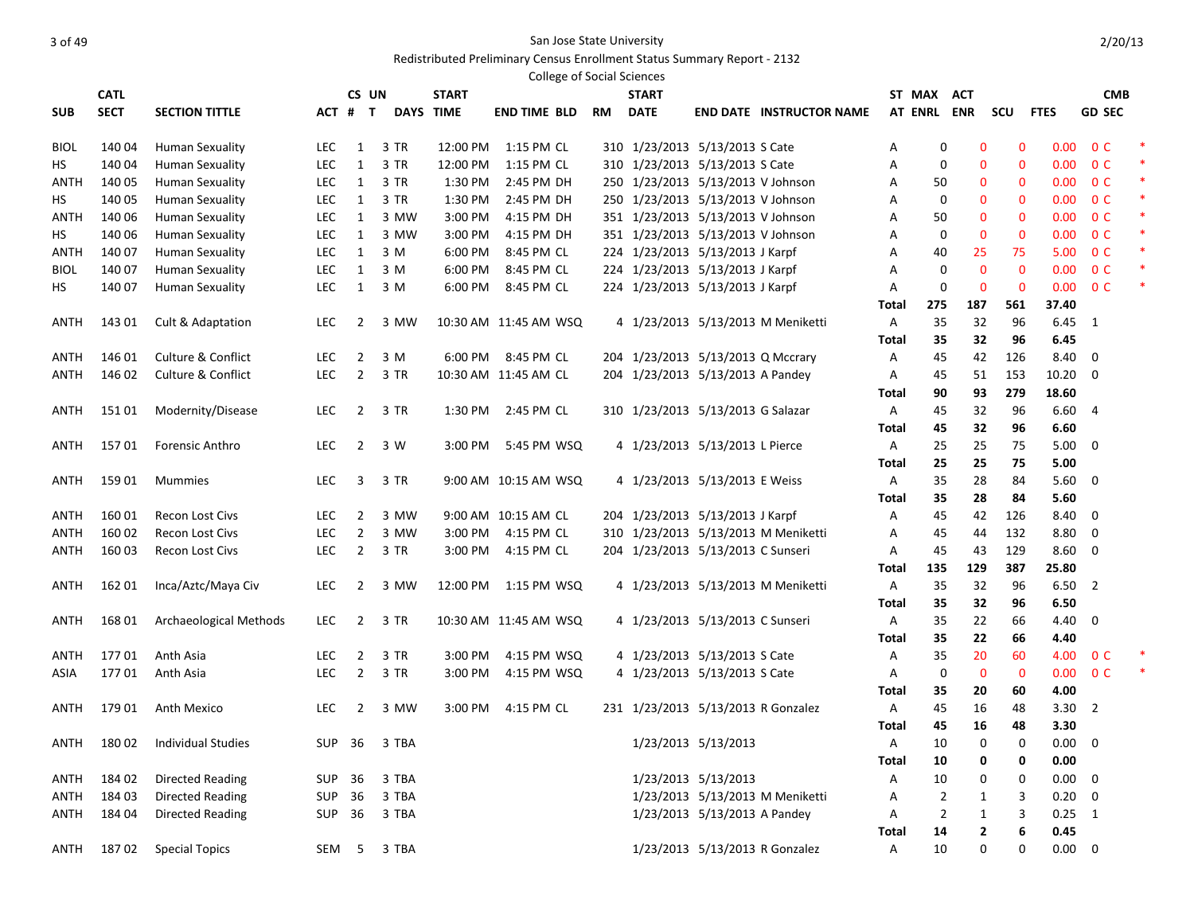San Jose State University

Redistributed Preliminary Census Enrollment Status Summary Report - 2132

College of Social Sciences

| SUB | CATL SECT | SECTION TITTLE | ACT | CS # | UN T | DAYS | START TIME | END TIME | BLD | RM | START DATE | END DATE | INSTRUCTOR NAME | ST AT | MAX ENRL | ACT ENR | SCU | FTES | GD | CMB SEC | |
|---|---|---|---|---|---|---|---|---|---|---|---|---|---|---|---|---|---|---|---|---|---|
| BIOL | 140 04 | Human Sexuality | LEC | 1 | 3 | TR | 12:00 PM | 1:15 PM | CL | 310 | 1/23/2013 | 5/13/2013 | S Cate | A | 0 | 0 | 0 | 0.00 | 0 | C | * |
| HS | 140 04 | Human Sexuality | LEC | 1 | 3 | TR | 12:00 PM | 1:15 PM | CL | 310 | 1/23/2013 | 5/13/2013 | S Cate | A | 0 | 0 | 0 | 0.00 | 0 | C | * |
| ANTH | 140 05 | Human Sexuality | LEC | 1 | 3 | TR | 1:30 PM | 2:45 PM | DH | 250 | 1/23/2013 | 5/13/2013 | V Johnson | A | 50 | 0 | 0 | 0.00 | 0 | C | * |
| HS | 140 05 | Human Sexuality | LEC | 1 | 3 | TR | 1:30 PM | 2:45 PM | DH | 250 | 1/23/2013 | 5/13/2013 | V Johnson | A | 0 | 0 | 0 | 0.00 | 0 | C | * |
| ANTH | 140 06 | Human Sexuality | LEC | 1 | 3 | MW | 3:00 PM | 4:15 PM | DH | 351 | 1/23/2013 | 5/13/2013 | V Johnson | A | 50 | 0 | 0 | 0.00 | 0 | C | * |
| HS | 140 06 | Human Sexuality | LEC | 1 | 3 | MW | 3:00 PM | 4:15 PM | DH | 351 | 1/23/2013 | 5/13/2013 | V Johnson | A | 0 | 0 | 0 | 0.00 | 0 | C | * |
| ANTH | 140 07 | Human Sexuality | LEC | 1 | 3 | M | 6:00 PM | 8:45 PM | CL | 224 | 1/23/2013 | 5/13/2013 | J Karpf | A | 40 | 25 | 75 | 5.00 | 0 | C | * |
| BIOL | 140 07 | Human Sexuality | LEC | 1 | 3 | M | 6:00 PM | 8:45 PM | CL | 224 | 1/23/2013 | 5/13/2013 | J Karpf | A | 0 | 0 | 0 | 0.00 | 0 | C | * |
| HS | 140 07 | Human Sexuality | LEC | 1 | 3 | M | 6:00 PM | 8:45 PM | CL | 224 | 1/23/2013 | 5/13/2013 | J Karpf | A | 0 | 0 | 0 | 0.00 | 0 | C | * |
| | | | | | | | | | | | | | | **Total** | **275** | **187** | **561** | **37.40** | | | |
| ANTH | 143 01 | Cult & Adaptation | LEC | 2 | 3 | MW | 10:30 AM | 11:45 AM | WSQ | 4 | 1/23/2013 | 5/13/2013 | M Meniketti | A | 35 | 32 | 96 | 6.45 | 1 | | |
| | | | | | | | | | | | | | | **Total** | **35** | **32** | **96** | **6.45** | | | |
| ANTH | 146 01 | Culture & Conflict | LEC | 2 | 3 | M | 6:00 PM | 8:45 PM | CL | 204 | 1/23/2013 | 5/13/2013 | Q Mccrary | A | 45 | 42 | 126 | 8.40 | 0 | | |
| ANTH | 146 02 | Culture & Conflict | LEC | 2 | 3 | TR | 10:30 AM | 11:45 AM | CL | 204 | 1/23/2013 | 5/13/2013 | A Pandey | A | 45 | 51 | 153 | 10.20 | 0 | | |
| | | | | | | | | | | | | | | **Total** | **90** | **93** | **279** | **18.60** | | | |
| ANTH | 151 01 | Modernity/Disease | LEC | 2 | 3 | TR | 1:30 PM | 2:45 PM | CL | 310 | 1/23/2013 | 5/13/2013 | G Salazar | A | 45 | 32 | 96 | 6.60 | 4 | | |
| | | | | | | | | | | | | | | **Total** | **45** | **32** | **96** | **6.60** | | | |
| ANTH | 157 01 | Forensic Anthro | LEC | 2 | 3 | W | 3:00 PM | 5:45 PM | WSQ | 4 | 1/23/2013 | 5/13/2013 | L Pierce | A | 25 | 25 | 75 | 5.00 | 0 | | |
| | | | | | | | | | | | | | | **Total** | **25** | **25** | **75** | **5.00** | | | |
| ANTH | 159 01 | Mummies | LEC | 3 | 3 | TR | 9:00 AM | 10:15 AM | WSQ | 4 | 1/23/2013 | 5/13/2013 | E Weiss | A | 35 | 28 | 84 | 5.60 | 0 | | |
| | | | | | | | | | | | | | | **Total** | **35** | **28** | **84** | **5.60** | | | |
| ANTH | 160 01 | Recon Lost Civs | LEC | 2 | 3 | MW | 9:00 AM | 10:15 AM | CL | 204 | 1/23/2013 | 5/13/2013 | J Karpf | A | 45 | 42 | 126 | 8.40 | 0 | | |
| ANTH | 160 02 | Recon Lost Civs | LEC | 2 | 3 | MW | 3:00 PM | 4:15 PM | CL | 310 | 1/23/2013 | 5/13/2013 | M Meniketti | A | 45 | 44 | 132 | 8.80 | 0 | | |
| ANTH | 160 03 | Recon Lost Civs | LEC | 2 | 3 | TR | 3:00 PM | 4:15 PM | CL | 204 | 1/23/2013 | 5/13/2013 | C Sunseri | A | 45 | 43 | 129 | 8.60 | 0 | | |
| | | | | | | | | | | | | | | **Total** | **135** | **129** | **387** | **25.80** | | | |
| ANTH | 162 01 | Inca/Aztc/Maya Civ | LEC | 2 | 3 | MW | 12:00 PM | 1:15 PM | WSQ | 4 | 1/23/2013 | 5/13/2013 | M Meniketti | A | 35 | 32 | 96 | 6.50 | 2 | | |
| | | | | | | | | | | | | | | **Total** | **35** | **32** | **96** | **6.50** | | | |
| ANTH | 168 01 | Archaeological Methods | LEC | 2 | 3 | TR | 10:30 AM | 11:45 AM | WSQ | 4 | 1/23/2013 | 5/13/2013 | C Sunseri | A | 35 | 22 | 66 | 4.40 | 0 | | |
| | | | | | | | | | | | | | | **Total** | **35** | **22** | **66** | **4.40** | | | |
| ANTH | 177 01 | Anth Asia | LEC | 2 | 3 | TR | 3:00 PM | 4:15 PM | WSQ | 4 | 1/23/2013 | 5/13/2013 | S Cate | A | 35 | 20 | 60 | 4.00 | 0 | C | * |
| ASIA | 177 01 | Anth Asia | LEC | 2 | 3 | TR | 3:00 PM | 4:15 PM | WSQ | 4 | 1/23/2013 | 5/13/2013 | S Cate | A | 0 | 0 | 0 | 0.00 | 0 | C | * |
| | | | | | | | | | | | | | | **Total** | **35** | **20** | **60** | **4.00** | | | |
| ANTH | 179 01 | Anth Mexico | LEC | 2 | 3 | MW | 3:00 PM | 4:15 PM | CL | 231 | 1/23/2013 | 5/13/2013 | R Gonzalez | A | 45 | 16 | 48 | 3.30 | 2 | | |
| | | | | | | | | | | | | | | **Total** | **45** | **16** | **48** | **3.30** | | | |
| ANTH | 180 02 | Individual Studies | SUP | 36 | 3 | TBA | | | | | 1/23/2013 | 5/13/2013 | | A | 10 | 0 | 0 | 0.00 | 0 | | |
| | | | | | | | | | | | | | | **Total** | **10** | **0** | **0** | **0.00** | | | |
| ANTH | 184 02 | Directed Reading | SUP | 36 | 3 | TBA | | | | | 1/23/2013 | 5/13/2013 | | A | 10 | 0 | 0 | 0.00 | 0 | | |
| ANTH | 184 03 | Directed Reading | SUP | 36 | 3 | TBA | | | | | 1/23/2013 | 5/13/2013 | M Meniketti | A | 2 | 1 | 3 | 0.20 | 0 | | |
| ANTH | 184 04 | Directed Reading | SUP | 36 | 3 | TBA | | | | | 1/23/2013 | 5/13/2013 | A Pandey | A | 2 | 1 | 3 | 0.25 | 1 | | |
| | | | | | | | | | | | | | | **Total** | **14** | **2** | **6** | **0.45** | | | |
| ANTH | 187 02 | Special Topics | SEM | 5 | 3 | TBA | | | | | 1/23/2013 | 5/13/2013 | R Gonzalez | A | 10 | 0 | 0 | 0.00 | 0 | | |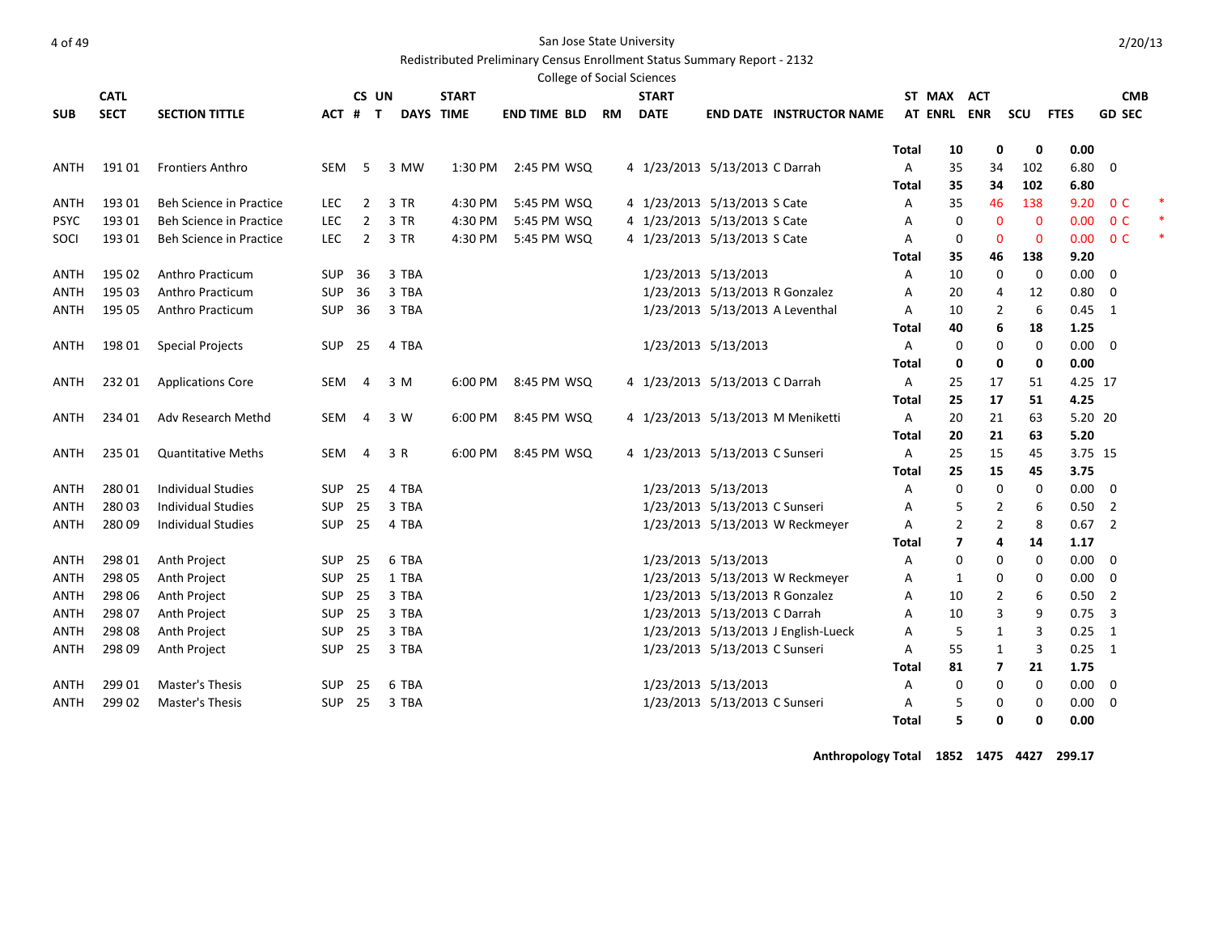San Jose State University

Redistributed Preliminary Census Enrollment Status Summary Report - 2132

College of Social Sciences

| SUB | CATL SECT | SECTION TITTLE | ACT | CS # | UN T | DAYS | START TIME | END TIME | BLD | RM | START DATE | END DATE | INSTRUCTOR NAME | ST AT | MAX ENRL | ACT ENR | SCU | FTES | CMB GD SEC | |
|---|---|---|---|---|---|---|---|---|---|---|---|---|---|---|---|---|---|---|---|---|
| | | | | | | | | | | | | | | Total | 10 | 0 | 0 | 0.00 | | |
| ANTH | 191 01 | Frontiers Anthro | SEM | 5 | 3 | MW | 1:30 PM | 2:45 PM | WSQ | 4 | 1/23/2013 | 5/13/2013 | C Darrah | A | 35 | 34 | 102 | 6.80 | 0 | |
| | | | | | | | | | | | | | | Total | 35 | 34 | 102 | 6.80 | | |
| ANTH | 193 01 | Beh Science in Practice | LEC | 2 | 3 | TR | 4:30 PM | 5:45 PM | WSQ | 4 | 1/23/2013 | 5/13/2013 | S Cate | A | 35 | 46 | 138 | 9.20 | 0 C | * |
| PSYC | 193 01 | Beh Science in Practice | LEC | 2 | 3 | TR | 4:30 PM | 5:45 PM | WSQ | 4 | 1/23/2013 | 5/13/2013 | S Cate | A | 0 | 0 | 0 | 0.00 | 0 C | * |
| SOCI | 193 01 | Beh Science in Practice | LEC | 2 | 3 | TR | 4:30 PM | 5:45 PM | WSQ | 4 | 1/23/2013 | 5/13/2013 | S Cate | A | 0 | 0 | 0 | 0.00 | 0 C | * |
| | | | | | | | | | | | | | | Total | 35 | 46 | 138 | 9.20 | | |
| ANTH | 195 02 | Anthro Practicum | SUP | 36 | 3 | TBA | | | | | 1/23/2013 | 5/13/2013 | | A | 10 | 0 | 0 | 0.00 | 0 | |
| ANTH | 195 03 | Anthro Practicum | SUP | 36 | 3 | TBA | | | | | 1/23/2013 | 5/13/2013 | R Gonzalez | A | 20 | 4 | 12 | 0.80 | 0 | |
| ANTH | 195 05 | Anthro Practicum | SUP | 36 | 3 | TBA | | | | | 1/23/2013 | 5/13/2013 | A Leventhal | A | 10 | 2 | 6 | 0.45 | 1 | |
| | | | | | | | | | | | | | | Total | 40 | 6 | 18 | 1.25 | | |
| ANTH | 198 01 | Special Projects | SUP | 25 | 4 | TBA | | | | | 1/23/2013 | 5/13/2013 | | A | 0 | 0 | 0 | 0.00 | 0 | |
| | | | | | | | | | | | | | | Total | 0 | 0 | 0 | 0.00 | | |
| ANTH | 232 01 | Applications Core | SEM | 4 | 3 | M | 6:00 PM | 8:45 PM | WSQ | 4 | 1/23/2013 | 5/13/2013 | C Darrah | A | 25 | 17 | 51 | 4.25 | 17 | |
| | | | | | | | | | | | | | | Total | 25 | 17 | 51 | 4.25 | | |
| ANTH | 234 01 | Adv Research Methd | SEM | 4 | 3 | W | 6:00 PM | 8:45 PM | WSQ | 4 | 1/23/2013 | 5/13/2013 | M Meniketti | A | 20 | 21 | 63 | 5.20 | 20 | |
| | | | | | | | | | | | | | | Total | 20 | 21 | 63 | 5.20 | | |
| ANTH | 235 01 | Quantitative Meths | SEM | 4 | 3 | R | 6:00 PM | 8:45 PM | WSQ | 4 | 1/23/2013 | 5/13/2013 | C Sunseri | A | 25 | 15 | 45 | 3.75 | 15 | |
| | | | | | | | | | | | | | | Total | 25 | 15 | 45 | 3.75 | | |
| ANTH | 280 01 | Individual Studies | SUP | 25 | 4 | TBA | | | | | 1/23/2013 | 5/13/2013 | | A | 0 | 0 | 0 | 0.00 | 0 | |
| ANTH | 280 03 | Individual Studies | SUP | 25 | 3 | TBA | | | | | 1/23/2013 | 5/13/2013 | C Sunseri | A | 5 | 2 | 6 | 0.50 | 2 | |
| ANTH | 280 09 | Individual Studies | SUP | 25 | 4 | TBA | | | | | 1/23/2013 | 5/13/2013 | W Reckmeyer | A | 2 | 2 | 8 | 0.67 | 2 | |
| | | | | | | | | | | | | | | Total | 7 | 4 | 14 | 1.17 | | |
| ANTH | 298 01 | Anth Project | SUP | 25 | 6 | TBA | | | | | 1/23/2013 | 5/13/2013 | | A | 0 | 0 | 0 | 0.00 | 0 | |
| ANTH | 298 05 | Anth Project | SUP | 25 | 1 | TBA | | | | | 1/23/2013 | 5/13/2013 | W Reckmeyer | A | 1 | 0 | 0 | 0.00 | 0 | |
| ANTH | 298 06 | Anth Project | SUP | 25 | 3 | TBA | | | | | 1/23/2013 | 5/13/2013 | R Gonzalez | A | 10 | 2 | 6 | 0.50 | 2 | |
| ANTH | 298 07 | Anth Project | SUP | 25 | 3 | TBA | | | | | 1/23/2013 | 5/13/2013 | C Darrah | A | 10 | 3 | 9 | 0.75 | 3 | |
| ANTH | 298 08 | Anth Project | SUP | 25 | 3 | TBA | | | | | 1/23/2013 | 5/13/2013 | J English-Lueck | A | 5 | 1 | 3 | 0.25 | 1 | |
| ANTH | 298 09 | Anth Project | SUP | 25 | 3 | TBA | | | | | 1/23/2013 | 5/13/2013 | C Sunseri | A | 55 | 1 | 3 | 0.25 | 1 | |
| | | | | | | | | | | | | | | Total | 81 | 7 | 21 | 1.75 | | |
| ANTH | 299 01 | Master's Thesis | SUP | 25 | 6 | TBA | | | | | 1/23/2013 | 5/13/2013 | | A | 0 | 0 | 0 | 0.00 | 0 | |
| ANTH | 299 02 | Master's Thesis | SUP | 25 | 3 | TBA | | | | | 1/23/2013 | 5/13/2013 | C Sunseri | A | 5 | 0 | 0 | 0.00 | 0 | |
| | | | | | | | | | | | | | | Total | 5 | 0 | 0 | 0.00 | | |

**Anthropology Total 1852 1475 4427 299.17**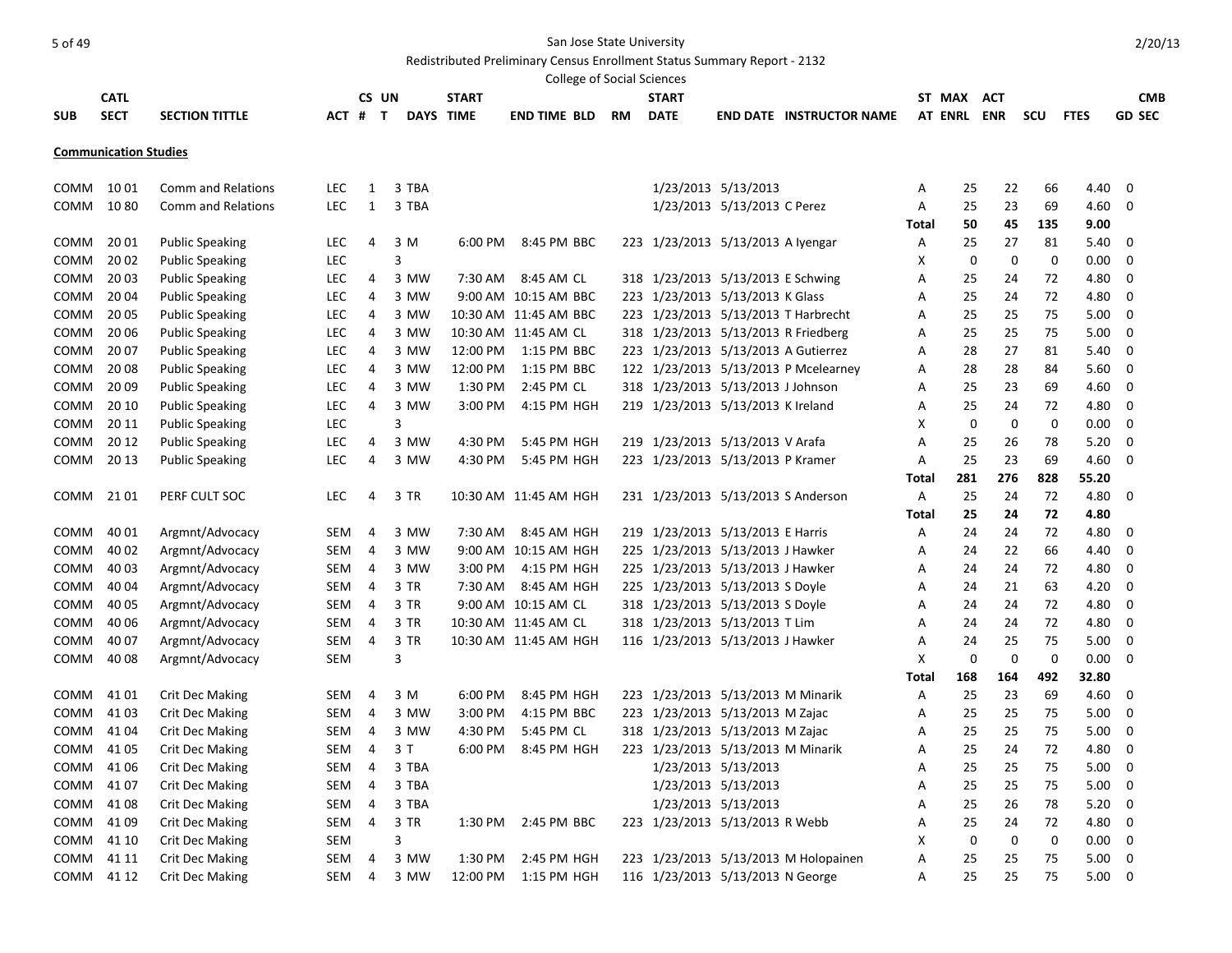San Jose State University

Redistributed Preliminary Census Enrollment Status Summary Report - 2132

College of Social Sciences

| SUB | CATL SECT | SECTION TITTLE | ACT | CS # | UN T | DAYS | START TIME | END TIME | BLD | RM | START DATE | END DATE | INSTRUCTOR NAME | STAT | MAX ENRL | ACT ENR | SCU | FTES | CMB GD SEC |
|---|---|---|---|---|---|---|---|---|---|---|---|---|---|---|---|---|---|---|---|

**Communication Studies**

| SUB | CATL SECT | SECTION TITTLE | ACT | CS # | UN T | DAYS | START TIME | END TIME | BLD | RM | START DATE | END DATE | INSTRUCTOR NAME | STAT | MAX ENRL | ACT ENR | SCU | FTES | CMB GD SEC |
|---|---|---|---|---|---|---|---|---|---|---|---|---|---|---|---|---|---|---|---|
| COMM | 10 01 | Comm and Relations | LEC | 1 | 3 | TBA | | | | | 1/23/2013 | 5/13/2013 | | A | 25 | 22 | 66 | 4.40 | 0 |
| COMM | 10 80 | Comm and Relations | LEC | 1 | 3 | TBA | | | | | 1/23/2013 | 5/13/2013 | C Perez | A | 25 | 23 | 69 | 4.60 | 0 |
| | | | | | | | | | | | | | | Total | 50 | 45 | 135 | 9.00 | |
| COMM | 20 01 | Public Speaking | LEC | 4 | 3 | M | 6:00 PM | 8:45 PM | BBC | 223 | 1/23/2013 | 5/13/2013 | A Iyengar | A | 25 | 27 | 81 | 5.40 | 0 |
| COMM | 20 02 | Public Speaking | LEC | | 3 | | | | | | | | | X | 0 | 0 | 0 | 0.00 | 0 |
| COMM | 20 03 | Public Speaking | LEC | 4 | 3 | MW | 7:30 AM | 8:45 AM | CL | 318 | 1/23/2013 | 5/13/2013 | E Schwing | A | 25 | 24 | 72 | 4.80 | 0 |
| COMM | 20 04 | Public Speaking | LEC | 4 | 3 | MW | 9:00 AM | 10:15 AM | BBC | 223 | 1/23/2013 | 5/13/2013 | K Glass | A | 25 | 24 | 72 | 4.80 | 0 |
| COMM | 20 05 | Public Speaking | LEC | 4 | 3 | MW | 10:30 AM | 11:45 AM | BBC | 223 | 1/23/2013 | 5/13/2013 | T Harbrecht | A | 25 | 25 | 75 | 5.00 | 0 |
| COMM | 20 06 | Public Speaking | LEC | 4 | 3 | MW | 10:30 AM | 11:45 AM | CL | 318 | 1/23/2013 | 5/13/2013 | R Friedberg | A | 25 | 25 | 75 | 5.00 | 0 |
| COMM | 20 07 | Public Speaking | LEC | 4 | 3 | MW | 12:00 PM | 1:15 PM | BBC | 223 | 1/23/2013 | 5/13/2013 | A Gutierrez | A | 28 | 27 | 81 | 5.40 | 0 |
| COMM | 20 08 | Public Speaking | LEC | 4 | 3 | MW | 12:00 PM | 1:15 PM | BBC | 122 | 1/23/2013 | 5/13/2013 | P Mcelearney | A | 28 | 28 | 84 | 5.60 | 0 |
| COMM | 20 09 | Public Speaking | LEC | 4 | 3 | MW | 1:30 PM | 2:45 PM | CL | 318 | 1/23/2013 | 5/13/2013 | J Johnson | A | 25 | 23 | 69 | 4.60 | 0 |
| COMM | 20 10 | Public Speaking | LEC | 4 | 3 | MW | 3:00 PM | 4:15 PM | HGH | 219 | 1/23/2013 | 5/13/2013 | K Ireland | A | 25 | 24 | 72 | 4.80 | 0 |
| COMM | 20 11 | Public Speaking | LEC | | 3 | | | | | | | | | X | 0 | 0 | 0 | 0.00 | 0 |
| COMM | 20 12 | Public Speaking | LEC | 4 | 3 | MW | 4:30 PM | 5:45 PM | HGH | 219 | 1/23/2013 | 5/13/2013 | V Arafa | A | 25 | 26 | 78 | 5.20 | 0 |
| COMM | 20 13 | Public Speaking | LEC | 4 | 3 | MW | 4:30 PM | 5:45 PM | HGH | 223 | 1/23/2013 | 5/13/2013 | P Kramer | A | 25 | 23 | 69 | 4.60 | 0 |
| | | | | | | | | | | | | | | Total | 281 | 276 | 828 | 55.20 | |
| COMM | 21 01 | PERF CULT SOC | LEC | 4 | 3 | TR | 10:30 AM | 11:45 AM | HGH | 231 | 1/23/2013 | 5/13/2013 | S Anderson | A | 25 | 24 | 72 | 4.80 | 0 |
| | | | | | | | | | | | | | | Total | 25 | 24 | 72 | 4.80 | |
| COMM | 40 01 | Argmnt/Advocacy | SEM | 4 | 3 | MW | 7:30 AM | 8:45 AM | HGH | 219 | 1/23/2013 | 5/13/2013 | E Harris | A | 24 | 24 | 72 | 4.80 | 0 |
| COMM | 40 02 | Argmnt/Advocacy | SEM | 4 | 3 | MW | 9:00 AM | 10:15 AM | HGH | 225 | 1/23/2013 | 5/13/2013 | J Hawker | A | 24 | 22 | 66 | 4.40 | 0 |
| COMM | 40 03 | Argmnt/Advocacy | SEM | 4 | 3 | MW | 3:00 PM | 4:15 PM | HGH | 225 | 1/23/2013 | 5/13/2013 | J Hawker | A | 24 | 24 | 72 | 4.80 | 0 |
| COMM | 40 04 | Argmnt/Advocacy | SEM | 4 | 3 | TR | 7:30 AM | 8:45 AM | HGH | 225 | 1/23/2013 | 5/13/2013 | S Doyle | A | 24 | 21 | 63 | 4.20 | 0 |
| COMM | 40 05 | Argmnt/Advocacy | SEM | 4 | 3 | TR | 9:00 AM | 10:15 AM | CL | 318 | 1/23/2013 | 5/13/2013 | S Doyle | A | 24 | 24 | 72 | 4.80 | 0 |
| COMM | 40 06 | Argmnt/Advocacy | SEM | 4 | 3 | TR | 10:30 AM | 11:45 AM | CL | 318 | 1/23/2013 | 5/13/2013 | T Lim | A | 24 | 24 | 72 | 4.80 | 0 |
| COMM | 40 07 | Argmnt/Advocacy | SEM | 4 | 3 | TR | 10:30 AM | 11:45 AM | HGH | 116 | 1/23/2013 | 5/13/2013 | J Hawker | A | 24 | 25 | 75 | 5.00 | 0 |
| COMM | 40 08 | Argmnt/Advocacy | SEM | | 3 | | | | | | | | | X | 0 | 0 | 0 | 0.00 | 0 |
| | | | | | | | | | | | | | | Total | 168 | 164 | 492 | 32.80 | |
| COMM | 41 01 | Crit Dec Making | SEM | 4 | 3 | M | 6:00 PM | 8:45 PM | HGH | 223 | 1/23/2013 | 5/13/2013 | M Minarik | A | 25 | 23 | 69 | 4.60 | 0 |
| COMM | 41 03 | Crit Dec Making | SEM | 4 | 3 | MW | 3:00 PM | 4:15 PM | BBC | 223 | 1/23/2013 | 5/13/2013 | M Zajac | A | 25 | 25 | 75 | 5.00 | 0 |
| COMM | 41 04 | Crit Dec Making | SEM | 4 | 3 | MW | 4:30 PM | 5:45 PM | CL | 318 | 1/23/2013 | 5/13/2013 | M Zajac | A | 25 | 25 | 75 | 5.00 | 0 |
| COMM | 41 05 | Crit Dec Making | SEM | 4 | 3 | T | 6:00 PM | 8:45 PM | HGH | 223 | 1/23/2013 | 5/13/2013 | M Minarik | A | 25 | 24 | 72 | 4.80 | 0 |
| COMM | 41 06 | Crit Dec Making | SEM | 4 | 3 | TBA | | | | | 1/23/2013 | 5/13/2013 | | A | 25 | 25 | 75 | 5.00 | 0 |
| COMM | 41 07 | Crit Dec Making | SEM | 4 | 3 | TBA | | | | | 1/23/2013 | 5/13/2013 | | A | 25 | 25 | 75 | 5.00 | 0 |
| COMM | 41 08 | Crit Dec Making | SEM | 4 | 3 | TBA | | | | | 1/23/2013 | 5/13/2013 | | A | 25 | 26 | 78 | 5.20 | 0 |
| COMM | 41 09 | Crit Dec Making | SEM | 4 | 3 | TR | 1:30 PM | 2:45 PM | BBC | 223 | 1/23/2013 | 5/13/2013 | R Webb | A | 25 | 24 | 72 | 4.80 | 0 |
| COMM | 41 10 | Crit Dec Making | SEM | | 3 | | | | | | | | | X | 0 | 0 | 0 | 0.00 | 0 |
| COMM | 41 11 | Crit Dec Making | SEM | 4 | 3 | MW | 1:30 PM | 2:45 PM | HGH | 223 | 1/23/2013 | 5/13/2013 | M Holopainen | A | 25 | 25 | 75 | 5.00 | 0 |
| COMM | 41 12 | Crit Dec Making | SEM | 4 | 3 | MW | 12:00 PM | 1:15 PM | HGH | 116 | 1/23/2013 | 5/13/2013 | N George | A | 25 | 25 | 75 | 5.00 | 0 |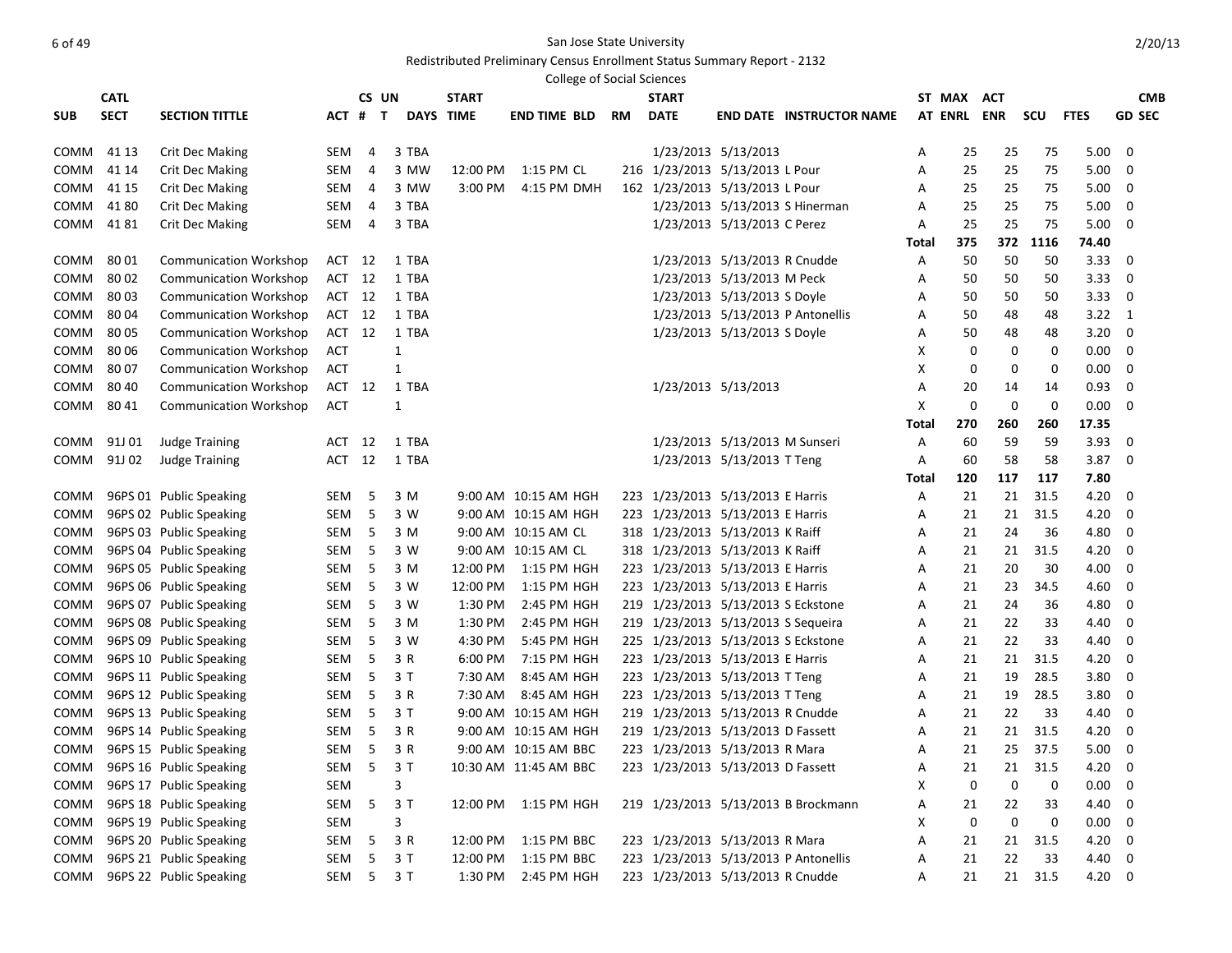San Jose State University

Redistributed Preliminary Census Enrollment Status Summary Report - 2132

College of Social Sciences

| SUB | CATL SECT | SECTION TITTLE | ACT | CS # | UN T | DAYS | START TIME | END TIME | BLD | RM | START DATE | END DATE | INSTRUCTOR NAME | ST AT | MAX ENRL | ACT ENR | SCU | FTES | CMB GD SEC |
|---|---|---|---|---|---|---|---|---|---|---|---|---|---|---|---|---|---|---|---|
| COMM | 41 13 | Crit Dec Making | SEM | 4 | 3 | TBA | | | | | 1/23/2013 | 5/13/2013 | | A | 25 | 25 | 75 | 5.00 | 0 |
| COMM | 41 14 | Crit Dec Making | SEM | 4 | 3 | MW | 12:00 PM | 1:15 PM | CL | 216 | 1/23/2013 | 5/13/2013 | L Pour | A | 25 | 25 | 75 | 5.00 | 0 |
| COMM | 41 15 | Crit Dec Making | SEM | 4 | 3 | MW | 3:00 PM | 4:15 PM | DMH | 162 | 1/23/2013 | 5/13/2013 | L Pour | A | 25 | 25 | 75 | 5.00 | 0 |
| COMM | 41 80 | Crit Dec Making | SEM | 4 | 3 | TBA | | | | | 1/23/2013 | 5/13/2013 | S Hinerman | A | 25 | 25 | 75 | 5.00 | 0 |
| COMM | 41 81 | Crit Dec Making | SEM | 4 | 3 | TBA | | | | | 1/23/2013 | 5/13/2013 | C Perez | A | 25 | 25 | 75 | 5.00 | 0 |
| | | | | | | | | | | | | | | **Total** | **375** | **372** | **1116** | **74.40** | |
| COMM | 80 01 | Communication Workshop | ACT | 12 | 1 | TBA | | | | | 1/23/2013 | 5/13/2013 | R Cnudde | A | 50 | 50 | 50 | 3.33 | 0 |
| COMM | 80 02 | Communication Workshop | ACT | 12 | 1 | TBA | | | | | 1/23/2013 | 5/13/2013 | M Peck | A | 50 | 50 | 50 | 3.33 | 0 |
| COMM | 80 03 | Communication Workshop | ACT | 12 | 1 | TBA | | | | | 1/23/2013 | 5/13/2013 | S Doyle | A | 50 | 50 | 50 | 3.33 | 0 |
| COMM | 80 04 | Communication Workshop | ACT | 12 | 1 | TBA | | | | | 1/23/2013 | 5/13/2013 | P Antonellis | A | 50 | 48 | 48 | 3.22 | 1 |
| COMM | 80 05 | Communication Workshop | ACT | 12 | 1 | TBA | | | | | 1/23/2013 | 5/13/2013 | S Doyle | A | 50 | 48 | 48 | 3.20 | 0 |
| COMM | 80 06 | Communication Workshop | ACT | | 1 | | | | | | | | | X | 0 | 0 | 0 | 0.00 | 0 |
| COMM | 80 07 | Communication Workshop | ACT | | 1 | | | | | | | | | X | 0 | 0 | 0 | 0.00 | 0 |
| COMM | 80 40 | Communication Workshop | ACT | 12 | 1 | TBA | | | | | 1/23/2013 | 5/13/2013 | | A | 20 | 14 | 14 | 0.93 | 0 |
| COMM | 80 41 | Communication Workshop | ACT | | 1 | | | | | | | | | X | 0 | 0 | 0 | 0.00 | 0 |
| | | | | | | | | | | | | | | **Total** | **270** | **260** | **260** | **17.35** | |
| COMM | 91J 01 | Judge Training | ACT | 12 | 1 | TBA | | | | | 1/23/2013 | 5/13/2013 | M Sunseri | A | 60 | 59 | 59 | 3.93 | 0 |
| COMM | 91J 02 | Judge Training | ACT | 12 | 1 | TBA | | | | | 1/23/2013 | 5/13/2013 | T Teng | A | 60 | 58 | 58 | 3.87 | 0 |
| | | | | | | | | | | | | | | **Total** | **120** | **117** | **117** | **7.80** | |
| COMM | 96PS 01 | Public Speaking | SEM | 5 | 3 | M | 9:00 AM | 10:15 AM | HGH | 223 | 1/23/2013 | 5/13/2013 | E Harris | A | 21 | 21 | 31.5 | 4.20 | 0 |
| COMM | 96PS 02 | Public Speaking | SEM | 5 | 3 | W | 9:00 AM | 10:15 AM | HGH | 223 | 1/23/2013 | 5/13/2013 | E Harris | A | 21 | 21 | 31.5 | 4.20 | 0 |
| COMM | 96PS 03 | Public Speaking | SEM | 5 | 3 | M | 9:00 AM | 10:15 AM | CL | 318 | 1/23/2013 | 5/13/2013 | K Raiff | A | 21 | 24 | 36 | 4.80 | 0 |
| COMM | 96PS 04 | Public Speaking | SEM | 5 | 3 | W | 9:00 AM | 10:15 AM | CL | 318 | 1/23/2013 | 5/13/2013 | K Raiff | A | 21 | 21 | 31.5 | 4.20 | 0 |
| COMM | 96PS 05 | Public Speaking | SEM | 5 | 3 | M | 12:00 PM | 1:15 PM | HGH | 223 | 1/23/2013 | 5/13/2013 | E Harris | A | 21 | 20 | 30 | 4.00 | 0 |
| COMM | 96PS 06 | Public Speaking | SEM | 5 | 3 | W | 12:00 PM | 1:15 PM | HGH | 223 | 1/23/2013 | 5/13/2013 | E Harris | A | 21 | 23 | 34.5 | 4.60 | 0 |
| COMM | 96PS 07 | Public Speaking | SEM | 5 | 3 | W | 1:30 PM | 2:45 PM | HGH | 219 | 1/23/2013 | 5/13/2013 | S Eckstone | A | 21 | 24 | 36 | 4.80 | 0 |
| COMM | 96PS 08 | Public Speaking | SEM | 5 | 3 | M | 1:30 PM | 2:45 PM | HGH | 219 | 1/23/2013 | 5/13/2013 | S Sequeira | A | 21 | 22 | 33 | 4.40 | 0 |
| COMM | 96PS 09 | Public Speaking | SEM | 5 | 3 | W | 4:30 PM | 5:45 PM | HGH | 225 | 1/23/2013 | 5/13/2013 | S Eckstone | A | 21 | 22 | 33 | 4.40 | 0 |
| COMM | 96PS 10 | Public Speaking | SEM | 5 | 3 | R | 6:00 PM | 7:15 PM | HGH | 223 | 1/23/2013 | 5/13/2013 | E Harris | A | 21 | 21 | 31.5 | 4.20 | 0 |
| COMM | 96PS 11 | Public Speaking | SEM | 5 | 3 | T | 7:30 AM | 8:45 AM | HGH | 223 | 1/23/2013 | 5/13/2013 | T Teng | A | 21 | 19 | 28.5 | 3.80 | 0 |
| COMM | 96PS 12 | Public Speaking | SEM | 5 | 3 | R | 7:30 AM | 8:45 AM | HGH | 223 | 1/23/2013 | 5/13/2013 | T Teng | A | 21 | 19 | 28.5 | 3.80 | 0 |
| COMM | 96PS 13 | Public Speaking | SEM | 5 | 3 | T | 9:00 AM | 10:15 AM | HGH | 219 | 1/23/2013 | 5/13/2013 | R Cnudde | A | 21 | 22 | 33 | 4.40 | 0 |
| COMM | 96PS 14 | Public Speaking | SEM | 5 | 3 | R | 9:00 AM | 10:15 AM | HGH | 219 | 1/23/2013 | 5/13/2013 | D Fassett | A | 21 | 21 | 31.5 | 4.20 | 0 |
| COMM | 96PS 15 | Public Speaking | SEM | 5 | 3 | R | 9:00 AM | 10:15 AM | BBC | 223 | 1/23/2013 | 5/13/2013 | R Mara | A | 21 | 25 | 37.5 | 5.00 | 0 |
| COMM | 96PS 16 | Public Speaking | SEM | 5 | 3 | T | 10:30 AM | 11:45 AM | BBC | 223 | 1/23/2013 | 5/13/2013 | D Fassett | A | 21 | 21 | 31.5 | 4.20 | 0 |
| COMM | 96PS 17 | Public Speaking | SEM | | 3 | | | | | | | | | X | 0 | 0 | 0 | 0.00 | 0 |
| COMM | 96PS 18 | Public Speaking | SEM | 5 | 3 | T | 12:00 PM | 1:15 PM | HGH | 219 | 1/23/2013 | 5/13/2013 | B Brockmann | A | 21 | 22 | 33 | 4.40 | 0 |
| COMM | 96PS 19 | Public Speaking | SEM | | 3 | | | | | | | | | X | 0 | 0 | 0 | 0.00 | 0 |
| COMM | 96PS 20 | Public Speaking | SEM | 5 | 3 | R | 12:00 PM | 1:15 PM | BBC | 223 | 1/23/2013 | 5/13/2013 | R Mara | A | 21 | 21 | 31.5 | 4.20 | 0 |
| COMM | 96PS 21 | Public Speaking | SEM | 5 | 3 | T | 12:00 PM | 1:15 PM | BBC | 223 | 1/23/2013 | 5/13/2013 | P Antonellis | A | 21 | 22 | 33 | 4.40 | 0 |
| COMM | 96PS 22 | Public Speaking | SEM | 5 | 3 | T | 1:30 PM | 2:45 PM | HGH | 223 | 1/23/2013 | 5/13/2013 | R Cnudde | A | 21 | 21 | 31.5 | 4.20 | 0 |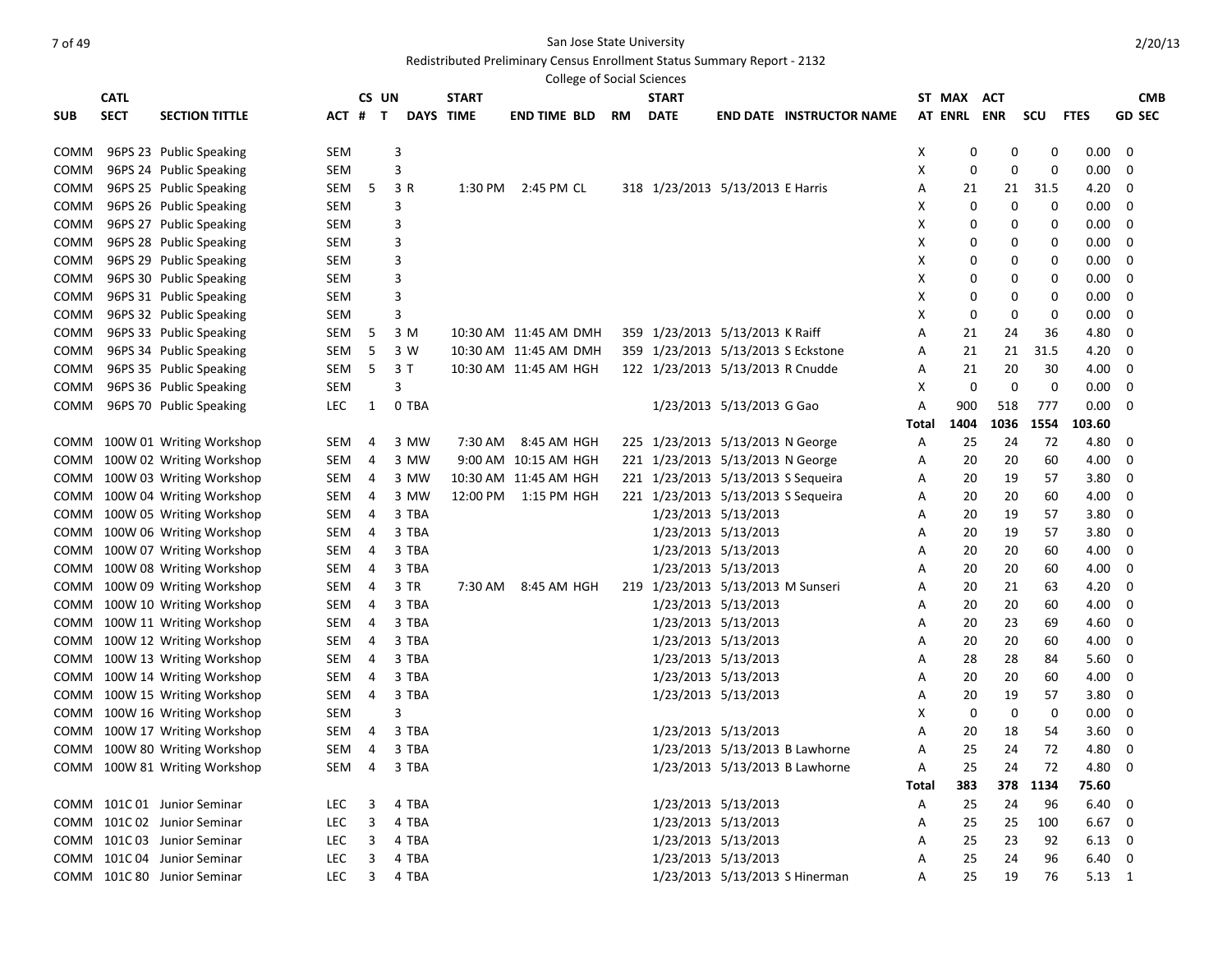San Jose State University

Redistributed Preliminary Census Enrollment Status Summary Report - 2132

College of Social Sciences

| SUB | CATL SECT | SECTION TITTLE | ACT # | CS # | UN T | DAYS | START TIME | END TIME | BLD | RM | START DATE | END DATE | INSTRUCTOR NAME | ST AT | MAX ENRL | ACT ENR | SCU | FTES | CMB GD SEC |
|---|---|---|---|---|---|---|---|---|---|---|---|---|---|---|---|---|---|---|---|
| COMM | 96PS 23 | Public Speaking | SEM | | 3 | | | | | | | | | X | 0 | 0 | 0 | 0.00 | 0 |
| COMM | 96PS 24 | Public Speaking | SEM | | 3 | | | | | | | | | X | 0 | 0 | 0 | 0.00 | 0 |
| COMM | 96PS 25 | Public Speaking | SEM | 5 | 3 | R | 1:30 PM | 2:45 PM | CL | 318 | 1/23/2013 | 5/13/2013 | E Harris | A | 21 | 21 | 31.5 | 4.20 | 0 |
| COMM | 96PS 26 | Public Speaking | SEM | | 3 | | | | | | | | | X | 0 | 0 | 0 | 0.00 | 0 |
| COMM | 96PS 27 | Public Speaking | SEM | | 3 | | | | | | | | | X | 0 | 0 | 0 | 0.00 | 0 |
| COMM | 96PS 28 | Public Speaking | SEM | | 3 | | | | | | | | | X | 0 | 0 | 0 | 0.00 | 0 |
| COMM | 96PS 29 | Public Speaking | SEM | | 3 | | | | | | | | | X | 0 | 0 | 0 | 0.00 | 0 |
| COMM | 96PS 30 | Public Speaking | SEM | | 3 | | | | | | | | | X | 0 | 0 | 0 | 0.00 | 0 |
| COMM | 96PS 31 | Public Speaking | SEM | | 3 | | | | | | | | | X | 0 | 0 | 0 | 0.00 | 0 |
| COMM | 96PS 32 | Public Speaking | SEM | | 3 | | | | | | | | | X | 0 | 0 | 0 | 0.00 | 0 |
| COMM | 96PS 33 | Public Speaking | SEM | 5 | 3 | M | 10:30 AM | 11:45 AM | DMH | 359 | 1/23/2013 | 5/13/2013 | K Raiff | A | 21 | 24 | 36 | 4.80 | 0 |
| COMM | 96PS 34 | Public Speaking | SEM | 5 | 3 | W | 10:30 AM | 11:45 AM | DMH | 359 | 1/23/2013 | 5/13/2013 | S Eckstone | A | 21 | 21 | 31.5 | 4.20 | 0 |
| COMM | 96PS 35 | Public Speaking | SEM | 5 | 3 | T | 10:30 AM | 11:45 AM | HGH | 122 | 1/23/2013 | 5/13/2013 | R Cnudde | A | 21 | 20 | 30 | 4.00 | 0 |
| COMM | 96PS 36 | Public Speaking | SEM | | 3 | | | | | | | | | X | 0 | 0 | 0 | 0.00 | 0 |
| COMM | 96PS 70 | Public Speaking | LEC | 1 | 0 | TBA | | | | | 1/23/2013 | 5/13/2013 | G Gao | A | 900 | 518 | 777 | 0.00 | 0 |
| | | | | | | | | | | | | | | Total | 1404 | 1036 | 1554 | 103.60 | |
| COMM | 100W 01 | Writing Workshop | SEM | 4 | 3 | MW | 7:30 AM | 8:45 AM | HGH | 225 | 1/23/2013 | 5/13/2013 | N George | A | 25 | 24 | 72 | 4.80 | 0 |
| COMM | 100W 02 | Writing Workshop | SEM | 4 | 3 | MW | 9:00 AM | 10:15 AM | HGH | 221 | 1/23/2013 | 5/13/2013 | N George | A | 20 | 20 | 60 | 4.00 | 0 |
| COMM | 100W 03 | Writing Workshop | SEM | 4 | 3 | MW | 10:30 AM | 11:45 AM | HGH | 221 | 1/23/2013 | 5/13/2013 | S Sequeira | A | 20 | 19 | 57 | 3.80 | 0 |
| COMM | 100W 04 | Writing Workshop | SEM | 4 | 3 | MW | 12:00 PM | 1:15 PM | HGH | 221 | 1/23/2013 | 5/13/2013 | S Sequeira | A | 20 | 20 | 60 | 4.00 | 0 |
| COMM | 100W 05 | Writing Workshop | SEM | 4 | 3 | TBA | | | | | 1/23/2013 | 5/13/2013 | | A | 20 | 19 | 57 | 3.80 | 0 |
| COMM | 100W 06 | Writing Workshop | SEM | 4 | 3 | TBA | | | | | 1/23/2013 | 5/13/2013 | | A | 20 | 19 | 57 | 3.80 | 0 |
| COMM | 100W 07 | Writing Workshop | SEM | 4 | 3 | TBA | | | | | 1/23/2013 | 5/13/2013 | | A | 20 | 20 | 60 | 4.00 | 0 |
| COMM | 100W 08 | Writing Workshop | SEM | 4 | 3 | TBA | | | | | 1/23/2013 | 5/13/2013 | | A | 20 | 20 | 60 | 4.00 | 0 |
| COMM | 100W 09 | Writing Workshop | SEM | 4 | 3 | TR | 7:30 AM | 8:45 AM | HGH | 219 | 1/23/2013 | 5/13/2013 | M Sunseri | A | 20 | 21 | 63 | 4.20 | 0 |
| COMM | 100W 10 | Writing Workshop | SEM | 4 | 3 | TBA | | | | | 1/23/2013 | 5/13/2013 | | A | 20 | 20 | 60 | 4.00 | 0 |
| COMM | 100W 11 | Writing Workshop | SEM | 4 | 3 | TBA | | | | | 1/23/2013 | 5/13/2013 | | A | 20 | 23 | 69 | 4.60 | 0 |
| COMM | 100W 12 | Writing Workshop | SEM | 4 | 3 | TBA | | | | | 1/23/2013 | 5/13/2013 | | A | 20 | 20 | 60 | 4.00 | 0 |
| COMM | 100W 13 | Writing Workshop | SEM | 4 | 3 | TBA | | | | | 1/23/2013 | 5/13/2013 | | A | 28 | 28 | 84 | 5.60 | 0 |
| COMM | 100W 14 | Writing Workshop | SEM | 4 | 3 | TBA | | | | | 1/23/2013 | 5/13/2013 | | A | 20 | 20 | 60 | 4.00 | 0 |
| COMM | 100W 15 | Writing Workshop | SEM | 4 | 3 | TBA | | | | | 1/23/2013 | 5/13/2013 | | A | 20 | 19 | 57 | 3.80 | 0 |
| COMM | 100W 16 | Writing Workshop | SEM | | 3 | | | | | | | | | X | 0 | 0 | 0 | 0.00 | 0 |
| COMM | 100W 17 | Writing Workshop | SEM | 4 | 3 | TBA | | | | | 1/23/2013 | 5/13/2013 | | A | 20 | 18 | 54 | 3.60 | 0 |
| COMM | 100W 80 | Writing Workshop | SEM | 4 | 3 | TBA | | | | | 1/23/2013 | 5/13/2013 | B Lawhorne | A | 25 | 24 | 72 | 4.80 | 0 |
| COMM | 100W 81 | Writing Workshop | SEM | 4 | 3 | TBA | | | | | 1/23/2013 | 5/13/2013 | B Lawhorne | A | 25 | 24 | 72 | 4.80 | 0 |
| | | | | | | | | | | | | | | Total | 383 | 378 | 1134 | 75.60 | |
| COMM | 101C 01 | Junior Seminar | LEC | 3 | 4 | TBA | | | | | 1/23/2013 | 5/13/2013 | | A | 25 | 24 | 96 | 6.40 | 0 |
| COMM | 101C 02 | Junior Seminar | LEC | 3 | 4 | TBA | | | | | 1/23/2013 | 5/13/2013 | | A | 25 | 25 | 100 | 6.67 | 0 |
| COMM | 101C 03 | Junior Seminar | LEC | 3 | 4 | TBA | | | | | 1/23/2013 | 5/13/2013 | | A | 25 | 23 | 92 | 6.13 | 0 |
| COMM | 101C 04 | Junior Seminar | LEC | 3 | 4 | TBA | | | | | 1/23/2013 | 5/13/2013 | | A | 25 | 24 | 96 | 6.40 | 0 |
| COMM | 101C 80 | Junior Seminar | LEC | 3 | 4 | TBA | | | | | 1/23/2013 | 5/13/2013 | S Hinerman | A | 25 | 19 | 76 | 5.13 | 1 |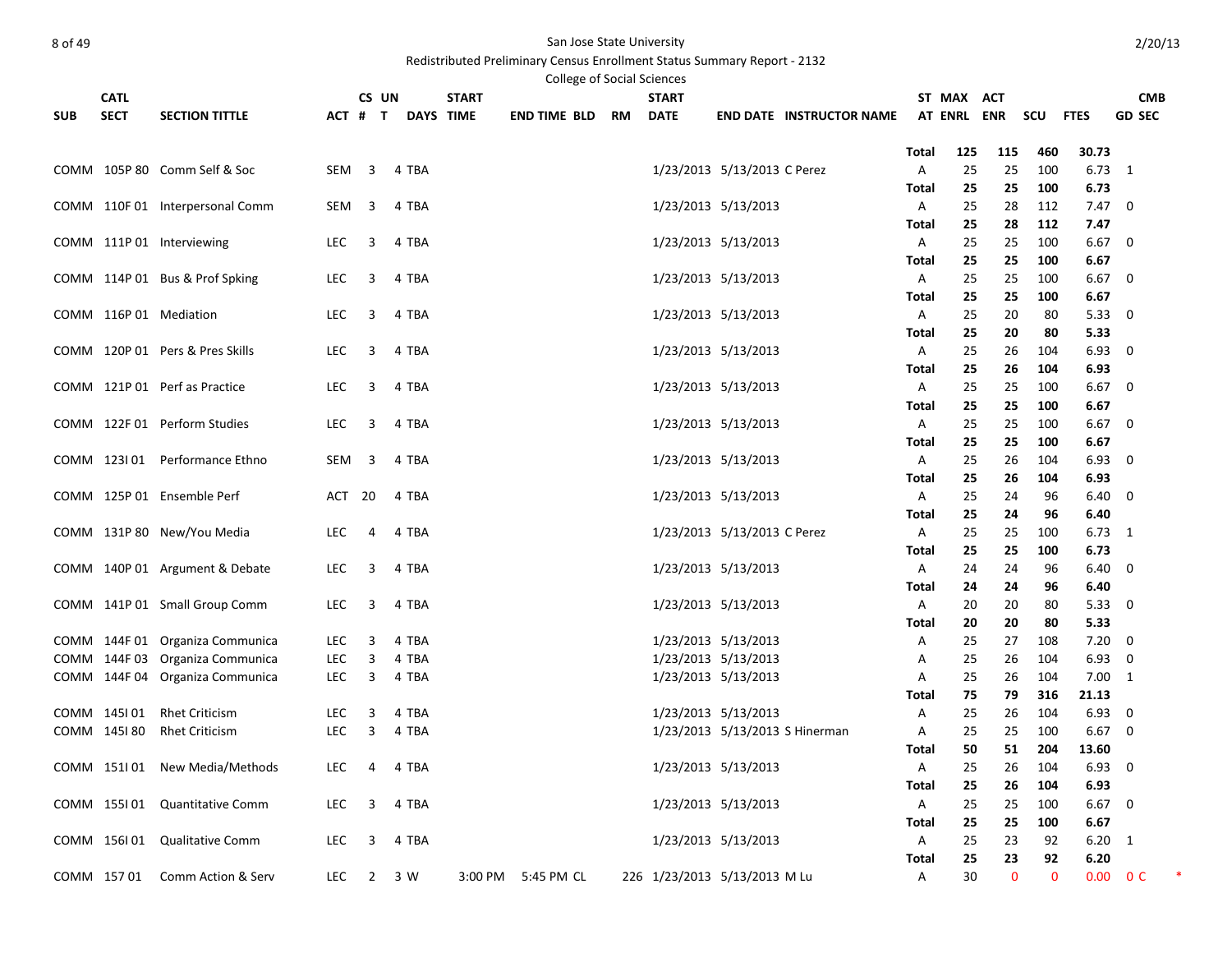San Jose State University

Redistributed Preliminary Census Enrollment Status Summary Report - 2132

College of Social Sciences

| SUB | CATL SECT | SECTION TITTLE | ACT | CS # | UN T | DAYS | START TIME | END TIME | BLD | RM | START DATE | END DATE | INSTRUCTOR NAME | ST AT | MAX ENRL | ACT ENR | SCU | FTES | GD | CMB SEC |
|---|---|---|---|---|---|---|---|---|---|---|---|---|---|---|---|---|---|---|---|---|
| | | | | | | | | | | | | | | **Total** | **125** | **115** | **460** | **30.73** | | |
| COMM | 105P 80 | Comm Self & Soc | SEM | 3 | 4 | TBA | | | | | 1/23/2013 | 5/13/2013 | C Perez | A | 25 | 25 | 100 | 6.73 | 1 | |
| | | | | | | | | | | | | | | **Total** | **25** | **25** | **100** | **6.73** | | |
| COMM | 110F 01 | Interpersonal Comm | SEM | 3 | 4 | TBA | | | | | 1/23/2013 | 5/13/2013 | | A | 25 | 28 | 112 | 7.47 | 0 | |
| | | | | | | | | | | | | | | **Total** | **25** | **28** | **112** | **7.47** | | |
| COMM | 111P 01 | Interviewing | LEC | 3 | 4 | TBA | | | | | 1/23/2013 | 5/13/2013 | | A | 25 | 25 | 100 | 6.67 | 0 | |
| | | | | | | | | | | | | | | **Total** | **25** | **25** | **100** | **6.67** | | |
| COMM | 114P 01 | Bus & Prof Spking | LEC | 3 | 4 | TBA | | | | | 1/23/2013 | 5/13/2013 | | A | 25 | 25 | 100 | 6.67 | 0 | |
| | | | | | | | | | | | | | | **Total** | **25** | **25** | **100** | **6.67** | | |
| COMM | 116P 01 | Mediation | LEC | 3 | 4 | TBA | | | | | 1/23/2013 | 5/13/2013 | | A | 25 | 20 | 80 | 5.33 | 0 | |
| | | | | | | | | | | | | | | **Total** | **25** | **20** | **80** | **5.33** | | |
| COMM | 120P 01 | Pers & Pres Skills | LEC | 3 | 4 | TBA | | | | | 1/23/2013 | 5/13/2013 | | A | 25 | 26 | 104 | 6.93 | 0 | |
| | | | | | | | | | | | | | | **Total** | **25** | **26** | **104** | **6.93** | | |
| COMM | 121P 01 | Perf as Practice | LEC | 3 | 4 | TBA | | | | | 1/23/2013 | 5/13/2013 | | A | 25 | 25 | 100 | 6.67 | 0 | |
| | | | | | | | | | | | | | | **Total** | **25** | **25** | **100** | **6.67** | | |
| COMM | 122F 01 | Perform Studies | LEC | 3 | 4 | TBA | | | | | 1/23/2013 | 5/13/2013 | | A | 25 | 25 | 100 | 6.67 | 0 | |
| | | | | | | | | | | | | | | **Total** | **25** | **25** | **100** | **6.67** | | |
| COMM | 123I 01 | Performance Ethno | SEM | 3 | 4 | TBA | | | | | 1/23/2013 | 5/13/2013 | | A | 25 | 26 | 104 | 6.93 | 0 | |
| | | | | | | | | | | | | | | **Total** | **25** | **26** | **104** | **6.93** | | |
| COMM | 125P 01 | Ensemble Perf | ACT | 20 | 4 | TBA | | | | | 1/23/2013 | 5/13/2013 | | A | 25 | 24 | 96 | 6.40 | 0 | |
| | | | | | | | | | | | | | | **Total** | **25** | **24** | **96** | **6.40** | | |
| COMM | 131P 80 | New/You Media | LEC | 4 | 4 | TBA | | | | | 1/23/2013 | 5/13/2013 | C Perez | A | 25 | 25 | 100 | 6.73 | 1 | |
| | | | | | | | | | | | | | | **Total** | **25** | **25** | **100** | **6.73** | | |
| COMM | 140P 01 | Argument & Debate | LEC | 3 | 4 | TBA | | | | | 1/23/2013 | 5/13/2013 | | A | 24 | 24 | 96 | 6.40 | 0 | |
| | | | | | | | | | | | | | | **Total** | **24** | **24** | **96** | **6.40** | | |
| COMM | 141P 01 | Small Group Comm | LEC | 3 | 4 | TBA | | | | | 1/23/2013 | 5/13/2013 | | A | 20 | 20 | 80 | 5.33 | 0 | |
| | | | | | | | | | | | | | | **Total** | **20** | **20** | **80** | **5.33** | | |
| COMM | 144F 01 | Organiza Communica | LEC | 3 | 4 | TBA | | | | | 1/23/2013 | 5/13/2013 | | A | 25 | 27 | 108 | 7.20 | 0 | |
| COMM | 144F 03 | Organiza Communica | LEC | 3 | 4 | TBA | | | | | 1/23/2013 | 5/13/2013 | | A | 25 | 26 | 104 | 6.93 | 0 | |
| COMM | 144F 04 | Organiza Communica | LEC | 3 | 4 | TBA | | | | | 1/23/2013 | 5/13/2013 | | A | 25 | 26 | 104 | 7.00 | 1 | |
| | | | | | | | | | | | | | | **Total** | **75** | **79** | **316** | **21.13** | | |
| COMM | 145I 01 | Rhet Criticism | LEC | 3 | 4 | TBA | | | | | 1/23/2013 | 5/13/2013 | | A | 25 | 26 | 104 | 6.93 | 0 | |
| COMM | 145I 80 | Rhet Criticism | LEC | 3 | 4 | TBA | | | | | 1/23/2013 | 5/13/2013 | S Hinerman | A | 25 | 25 | 100 | 6.67 | 0 | |
| | | | | | | | | | | | | | | **Total** | **50** | **51** | **204** | **13.60** | | |
| COMM | 151I 01 | New Media/Methods | LEC | 4 | 4 | TBA | | | | | 1/23/2013 | 5/13/2013 | | A | 25 | 26 | 104 | 6.93 | 0 | |
| | | | | | | | | | | | | | | **Total** | **25** | **26** | **104** | **6.93** | | |
| COMM | 155I 01 | Quantitative Comm | LEC | 3 | 4 | TBA | | | | | 1/23/2013 | 5/13/2013 | | A | 25 | 25 | 100 | 6.67 | 0 | |
| | | | | | | | | | | | | | | **Total** | **25** | **25** | **100** | **6.67** | | |
| COMM | 156I 01 | Qualitative Comm | LEC | 3 | 4 | TBA | | | | | 1/23/2013 | 5/13/2013 | | A | 25 | 23 | 92 | 6.20 | 1 | |
| | | | | | | | | | | | | | | **Total** | **25** | **23** | **92** | **6.20** | | |
| COMM | 157 01 | Comm Action & Serv | LEC | 2 | 3 | W | 3:00 PM | 5:45 PM | CL | 226 | 1/23/2013 | 5/13/2013 | M Lu | A | 30 | 0 | 0 | 0.00 | 0 | C * |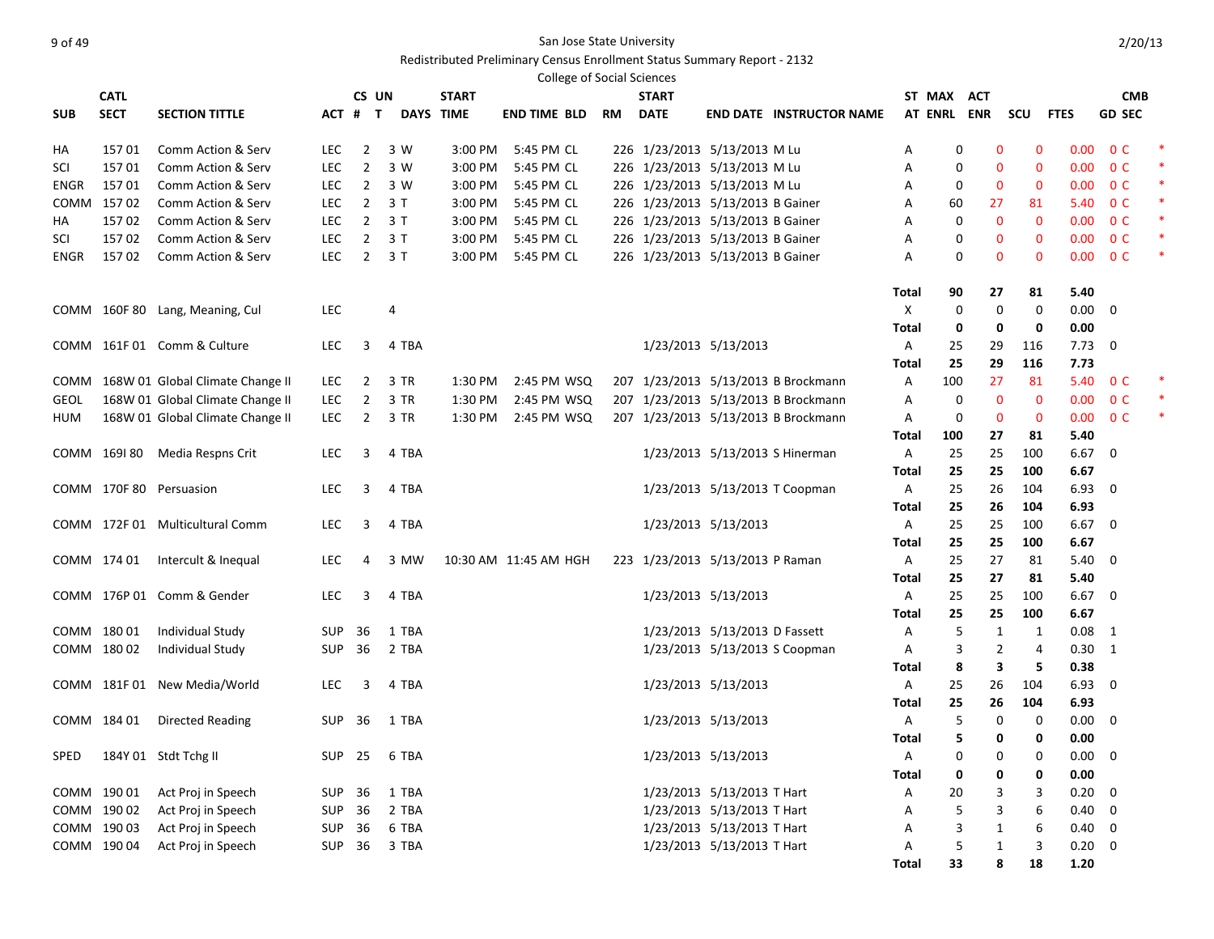San Jose State University

Redistributed Preliminary Census Enrollment Status Summary Report - 2132

College of Social Sciences

| SUB | CATL SECT | SECTION TITTLE | ACT | CS # | UN T | DAYS | START TIME | END TIME | BLD | RM | START DATE | END DATE | INSTRUCTOR NAME | ST AT | MAX ENRL | ACT ENR | SCU | FTES | GD | CMB SEC | |
|---|---|---|---|---|---|---|---|---|---|---|---|---|---|---|---|---|---|---|---|---|---|
| HA | 157 01 | Comm Action & Serv | LEC | 2 | 3 | W | 3:00 PM | 5:45 PM | CL | 226 | 1/23/2013 | 5/13/2013 | M Lu | A | 0 | 0 | 0 | 0.00 | 0 | C | * |
| SCI | 157 01 | Comm Action & Serv | LEC | 2 | 3 | W | 3:00 PM | 5:45 PM | CL | 226 | 1/23/2013 | 5/13/2013 | M Lu | A | 0 | 0 | 0 | 0.00 | 0 | C | * |
| ENGR | 157 01 | Comm Action & Serv | LEC | 2 | 3 | W | 3:00 PM | 5:45 PM | CL | 226 | 1/23/2013 | 5/13/2013 | M Lu | A | 0 | 0 | 0 | 0.00 | 0 | C | * |
| COMM | 157 02 | Comm Action & Serv | LEC | 2 | 3 | T | 3:00 PM | 5:45 PM | CL | 226 | 1/23/2013 | 5/13/2013 | B Gainer | A | 60 | 27 | 81 | 5.40 | 0 | C | * |
| HA | 157 02 | Comm Action & Serv | LEC | 2 | 3 | T | 3:00 PM | 5:45 PM | CL | 226 | 1/23/2013 | 5/13/2013 | B Gainer | A | 0 | 0 | 0 | 0.00 | 0 | C | * |
| SCI | 157 02 | Comm Action & Serv | LEC | 2 | 3 | T | 3:00 PM | 5:45 PM | CL | 226 | 1/23/2013 | 5/13/2013 | B Gainer | A | 0 | 0 | 0 | 0.00 | 0 | C | * |
| ENGR | 157 02 | Comm Action & Serv | LEC | 2 | 3 | T | 3:00 PM | 5:45 PM | CL | 226 | 1/23/2013 | 5/13/2013 | B Gainer | A | 0 | 0 | 0 | 0.00 | 0 | C | * |
| | | | | | | | | | | | | | | **Total** | **90** | **27** | **81** | **5.40** | | | |
| COMM | 160F 80 | Lang, Meaning, Cul | LEC | | 4 | | | | | | | | | X | 0 | 0 | 0 | 0.00 | 0 | | |
| | | | | | | | | | | | | | | **Total** | **0** | **0** | **0** | **0.00** | | | |
| COMM | 161F 01 | Comm & Culture | LEC | 3 | 4 | TBA | | | | | 1/23/2013 | 5/13/2013 | | A | 25 | 29 | 116 | 7.73 | 0 | | |
| | | | | | | | | | | | | | | **Total** | **25** | **29** | **116** | **7.73** | | | |
| COMM | 168W 01 | Global Climate Change II | LEC | 2 | 3 | TR | 1:30 PM | 2:45 PM | WSQ | 207 | 1/23/2013 | 5/13/2013 | B Brockmann | A | 100 | 27 | 81 | 5.40 | 0 | C | * |
| GEOL | 168W 01 | Global Climate Change II | LEC | 2 | 3 | TR | 1:30 PM | 2:45 PM | WSQ | 207 | 1/23/2013 | 5/13/2013 | B Brockmann | A | 0 | 0 | 0 | 0.00 | 0 | C | * |
| HUM | 168W 01 | Global Climate Change II | LEC | 2 | 3 | TR | 1:30 PM | 2:45 PM | WSQ | 207 | 1/23/2013 | 5/13/2013 | B Brockmann | A | 0 | 0 | 0 | 0.00 | 0 | C | * |
| | | | | | | | | | | | | | | **Total** | **100** | **27** | **81** | **5.40** | | | |
| COMM | 169I 80 | Media Respns Crit | LEC | 3 | 4 | TBA | | | | | 1/23/2013 | 5/13/2013 | S Hinerman | A | 25 | 25 | 100 | 6.67 | 0 | | |
| | | | | | | | | | | | | | | **Total** | **25** | **25** | **100** | **6.67** | | | |
| COMM | 170F 80 | Persuasion | LEC | 3 | 4 | TBA | | | | | 1/23/2013 | 5/13/2013 | T Coopman | A | 25 | 26 | 104 | 6.93 | 0 | | |
| | | | | | | | | | | | | | | **Total** | **25** | **26** | **104** | **6.93** | | | |
| COMM | 172F 01 | Multicultural Comm | LEC | 3 | 4 | TBA | | | | | 1/23/2013 | 5/13/2013 | | A | 25 | 25 | 100 | 6.67 | 0 | | |
| | | | | | | | | | | | | | | **Total** | **25** | **25** | **100** | **6.67** | | | |
| COMM | 174 01 | Intercult & Inequal | LEC | 4 | 3 | MW | 10:30 AM | 11:45 AM | HGH | 223 | 1/23/2013 | 5/13/2013 | P Raman | A | 25 | 27 | 81 | 5.40 | 0 | | |
| | | | | | | | | | | | | | | **Total** | **25** | **27** | **81** | **5.40** | | | |
| COMM | 176P 01 | Comm & Gender | LEC | 3 | 4 | TBA | | | | | 1/23/2013 | 5/13/2013 | | A | 25 | 25 | 100 | 6.67 | 0 | | |
| | | | | | | | | | | | | | | **Total** | **25** | **25** | **100** | **6.67** | | | |
| COMM | 180 01 | Individual Study | SUP | 36 | 1 | TBA | | | | | 1/23/2013 | 5/13/2013 | D Fassett | A | 5 | 1 | 1 | 0.08 | 1 | | |
| COMM | 180 02 | Individual Study | SUP | 36 | 2 | TBA | | | | | 1/23/2013 | 5/13/2013 | S Coopman | A | 3 | 2 | 4 | 0.30 | 1 | | |
| | | | | | | | | | | | | | | **Total** | **8** | **3** | **5** | **0.38** | | | |
| COMM | 181F 01 | New Media/World | LEC | 3 | 4 | TBA | | | | | 1/23/2013 | 5/13/2013 | | A | 25 | 26 | 104 | 6.93 | 0 | | |
| | | | | | | | | | | | | | | **Total** | **25** | **26** | **104** | **6.93** | | | |
| COMM | 184 01 | Directed Reading | SUP | 36 | 1 | TBA | | | | | 1/23/2013 | 5/13/2013 | | A | 5 | 0 | 0 | 0.00 | 0 | | |
| | | | | | | | | | | | | | | **Total** | **5** | **0** | **0** | **0.00** | | | |
| SPED | 184Y 01 | Stdt Tchg II | SUP | 25 | 6 | TBA | | | | | 1/23/2013 | 5/13/2013 | | A | 0 | 0 | 0 | 0.00 | 0 | | |
| | | | | | | | | | | | | | | **Total** | **0** | **0** | **0** | **0.00** | | | |
| COMM | 190 01 | Act Proj in Speech | SUP | 36 | 1 | TBA | | | | | 1/23/2013 | 5/13/2013 | T Hart | A | 20 | 3 | 3 | 0.20 | 0 | | |
| COMM | 190 02 | Act Proj in Speech | SUP | 36 | 2 | TBA | | | | | 1/23/2013 | 5/13/2013 | T Hart | A | 5 | 3 | 6 | 0.40 | 0 | | |
| COMM | 190 03 | Act Proj in Speech | SUP | 36 | 6 | TBA | | | | | 1/23/2013 | 5/13/2013 | T Hart | A | 3 | 1 | 6 | 0.40 | 0 | | |
| COMM | 190 04 | Act Proj in Speech | SUP | 36 | 3 | TBA | | | | | 1/23/2013 | 5/13/2013 | T Hart | A | 5 | 1 | 3 | 0.20 | 0 | | |
| | | | | | | | | | | | | | | **Total** | **33** | **8** | **18** | **1.20** | | | |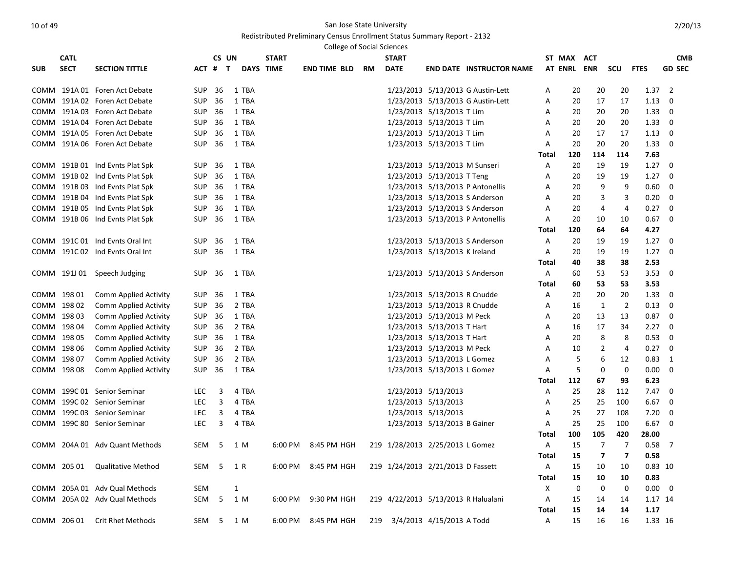San Jose State University

Redistributed Preliminary Census Enrollment Status Summary Report - 2132

College of Social Sciences

2/20/13

| SUB | CATL SECT | SECTION TITTLE | ACT | CS # | UN T | DAYS | START TIME | END TIME | BLD | RM | START DATE | END DATE | INSTRUCTOR NAME | ST AT | MAX ENRL | ACT ENR | SCU | FTES | CMB SEC |
|---|---|---|---|---|---|---|---|---|---|---|---|---|---|---|---|---|---|---|---|
| COMM | 191A 01 | Foren Act Debate | SUP | 36 | 1 | TBA | | | | | 1/23/2013 | 5/13/2013 | G Austin-Lett | A | 20 | 20 | 20 | 1.37 | 2 |
| COMM | 191A 02 | Foren Act Debate | SUP | 36 | 1 | TBA | | | | | 1/23/2013 | 5/13/2013 | G Austin-Lett | A | 20 | 17 | 17 | 1.13 | 0 |
| COMM | 191A 03 | Foren Act Debate | SUP | 36 | 1 | TBA | | | | | 1/23/2013 | 5/13/2013 | T Lim | A | 20 | 20 | 20 | 1.33 | 0 |
| COMM | 191A 04 | Foren Act Debate | SUP | 36 | 1 | TBA | | | | | 1/23/2013 | 5/13/2013 | T Lim | A | 20 | 20 | 20 | 1.33 | 0 |
| COMM | 191A 05 | Foren Act Debate | SUP | 36 | 1 | TBA | | | | | 1/23/2013 | 5/13/2013 | T Lim | A | 20 | 17 | 17 | 1.13 | 0 |
| COMM | 191A 06 | Foren Act Debate | SUP | 36 | 1 | TBA | | | | | 1/23/2013 | 5/13/2013 | T Lim | A | 20 | 20 | 20 | 1.33 | 0 |
| | | | | | | | | | | | | | | **Total** | **120** | **114** | **114** | **7.63** | |
| COMM | 191B 01 | Ind Evnts Plat Spk | SUP | 36 | 1 | TBA | | | | | 1/23/2013 | 5/13/2013 | M Sunseri | A | 20 | 19 | 19 | 1.27 | 0 |
| COMM | 191B 02 | Ind Evnts Plat Spk | SUP | 36 | 1 | TBA | | | | | 1/23/2013 | 5/13/2013 | T Teng | A | 20 | 19 | 19 | 1.27 | 0 |
| COMM | 191B 03 | Ind Evnts Plat Spk | SUP | 36 | 1 | TBA | | | | | 1/23/2013 | 5/13/2013 | P Antonellis | A | 20 | 9 | 9 | 0.60 | 0 |
| COMM | 191B 04 | Ind Evnts Plat Spk | SUP | 36 | 1 | TBA | | | | | 1/23/2013 | 5/13/2013 | S Anderson | A | 20 | 3 | 3 | 0.20 | 0 |
| COMM | 191B 05 | Ind Evnts Plat Spk | SUP | 36 | 1 | TBA | | | | | 1/23/2013 | 5/13/2013 | S Anderson | A | 20 | 4 | 4 | 0.27 | 0 |
| COMM | 191B 06 | Ind Evnts Plat Spk | SUP | 36 | 1 | TBA | | | | | 1/23/2013 | 5/13/2013 | P Antonellis | A | 20 | 10 | 10 | 0.67 | 0 |
| | | | | | | | | | | | | | | **Total** | **120** | **64** | **64** | **4.27** | |
| COMM | 191C 01 | Ind Evnts Oral Int | SUP | 36 | 1 | TBA | | | | | 1/23/2013 | 5/13/2013 | S Anderson | A | 20 | 19 | 19 | 1.27 | 0 |
| COMM | 191C 02 | Ind Evnts Oral Int | SUP | 36 | 1 | TBA | | | | | 1/23/2013 | 5/13/2013 | K Ireland | A | 20 | 19 | 19 | 1.27 | 0 |
| | | | | | | | | | | | | | | **Total** | **40** | **38** | **38** | **2.53** | |
| COMM | 191J 01 | Speech Judging | SUP | 36 | 1 | TBA | | | | | 1/23/2013 | 5/13/2013 | S Anderson | A | 60 | 53 | 53 | 3.53 | 0 |
| | | | | | | | | | | | | | | **Total** | **60** | **53** | **53** | **3.53** | |
| COMM | 198 01 | Comm Applied Activity | SUP | 36 | 1 | TBA | | | | | 1/23/2013 | 5/13/2013 | R Cnudde | A | 20 | 20 | 20 | 1.33 | 0 |
| COMM | 198 02 | Comm Applied Activity | SUP | 36 | 2 | TBA | | | | | 1/23/2013 | 5/13/2013 | R Cnudde | A | 16 | 1 | 2 | 0.13 | 0 |
| COMM | 198 03 | Comm Applied Activity | SUP | 36 | 1 | TBA | | | | | 1/23/2013 | 5/13/2013 | M Peck | A | 20 | 13 | 13 | 0.87 | 0 |
| COMM | 198 04 | Comm Applied Activity | SUP | 36 | 2 | TBA | | | | | 1/23/2013 | 5/13/2013 | T Hart | A | 16 | 17 | 34 | 2.27 | 0 |
| COMM | 198 05 | Comm Applied Activity | SUP | 36 | 1 | TBA | | | | | 1/23/2013 | 5/13/2013 | T Hart | A | 20 | 8 | 8 | 0.53 | 0 |
| COMM | 198 06 | Comm Applied Activity | SUP | 36 | 2 | TBA | | | | | 1/23/2013 | 5/13/2013 | M Peck | A | 10 | 2 | 4 | 0.27 | 0 |
| COMM | 198 07 | Comm Applied Activity | SUP | 36 | 2 | TBA | | | | | 1/23/2013 | 5/13/2013 | L Gomez | A | 5 | 6 | 12 | 0.83 | 1 |
| COMM | 198 08 | Comm Applied Activity | SUP | 36 | 1 | TBA | | | | | 1/23/2013 | 5/13/2013 | L Gomez | A | 5 | 0 | 0 | 0.00 | 0 |
| | | | | | | | | | | | | | | **Total** | **112** | **67** | **93** | **6.23** | |
| COMM | 199C 01 | Senior Seminar | LEC | 3 | 4 | TBA | | | | | 1/23/2013 | 5/13/2013 | | A | 25 | 28 | 112 | 7.47 | 0 |
| COMM | 199C 02 | Senior Seminar | LEC | 3 | 4 | TBA | | | | | 1/23/2013 | 5/13/2013 | | A | 25 | 25 | 100 | 6.67 | 0 |
| COMM | 199C 03 | Senior Seminar | LEC | 3 | 4 | TBA | | | | | 1/23/2013 | 5/13/2013 | | A | 25 | 27 | 108 | 7.20 | 0 |
| COMM | 199C 80 | Senior Seminar | LEC | 3 | 4 | TBA | | | | | 1/23/2013 | 5/13/2013 | B Gainer | A | 25 | 25 | 100 | 6.67 | 0 |
| | | | | | | | | | | | | | | **Total** | **100** | **105** | **420** | **28.00** | |
| COMM | 204A 01 | Adv Quant Methods | SEM | 5 | 1 | M | 6:00 PM | 8:45 PM | HGH | 219 | 1/28/2013 | 2/25/2013 | L Gomez | A | 15 | 7 | 7 | 0.58 | 7 |
| | | | | | | | | | | | | | | **Total** | **15** | **7** | **7** | **0.58** | |
| COMM | 205 01 | Qualitative Method | SEM | 5 | 1 | R | 6:00 PM | 8:45 PM | HGH | 219 | 1/24/2013 | 2/21/2013 | D Fassett | A | 15 | 10 | 10 | 0.83 | 10 |
| | | | | | | | | | | | | | | **Total** | **15** | **10** | **10** | **0.83** | |
| COMM | 205A 01 | Adv Qual Methods | SEM | | 1 | | | | | | | | | X | 0 | 0 | 0 | 0.00 | 0 |
| COMM | 205A 02 | Adv Qual Methods | SEM | 5 | 1 | M | 6:00 PM | 9:30 PM | HGH | 219 | 4/22/2013 | 5/13/2013 | R Halualani | A | 15 | 14 | 14 | 1.17 | 14 |
| | | | | | | | | | | | | | | **Total** | **15** | **14** | **14** | **1.17** | |
| COMM | 206 01 | Crit Rhet Methods | SEM | 5 | 1 | M | 6:00 PM | 8:45 PM | HGH | 219 | 3/4/2013 | 4/15/2013 | A Todd | A | 15 | 16 | 16 | 1.33 | 16 |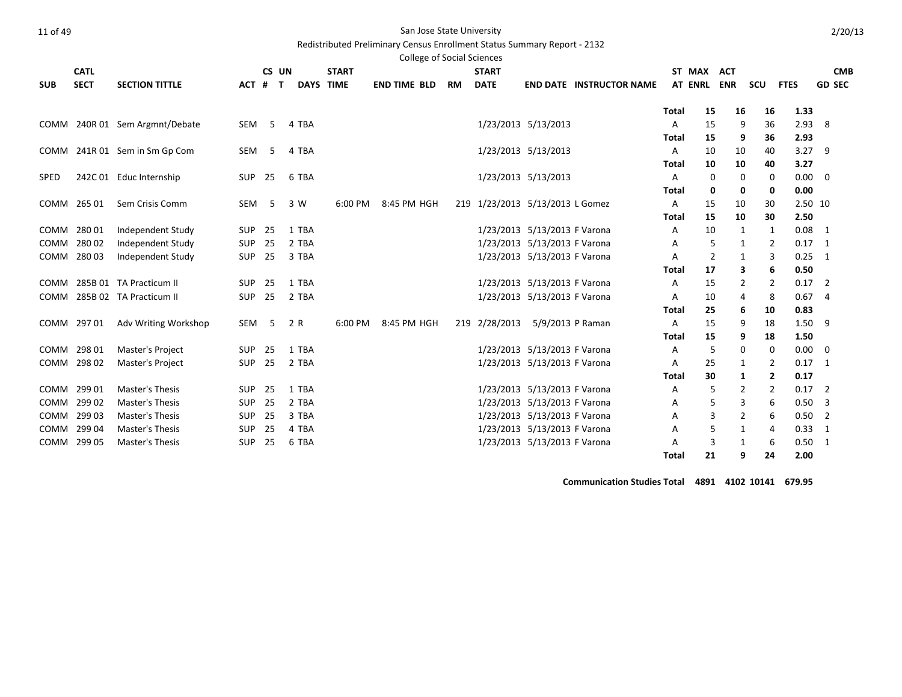San Jose State University

Redistributed Preliminary Census Enrollment Status Summary Report - 2132

College of Social Sciences

| SUB | CATL SECT | SECTION TITTLE | ACT | CS # | UN T | DAYS | START TIME | END TIME | BLD | RM | START DATE | END DATE | INSTRUCTOR NAME | ST AT | MAX ENRL | ACT ENR | SCU | FTES | CMB GD SEC |
|---|---|---|---|---|---|---|---|---|---|---|---|---|---|---|---|---|---|---|---|
| | | | | | | | | | | | | | | **Total** | **15** | **16** | **16** | **1.33** | |
| COMM | 240R 01 | Sem Argmnt/Debate | SEM | 5 | 4 | TBA | | | | | 1/23/2013 | 5/13/2013 | | A | 15 | 9 | 36 | 2.93 | 8 |
| | | | | | | | | | | | | | | **Total** | **15** | **9** | **36** | **2.93** | |
| COMM | 241R 01 | Sem in Sm Gp Com | SEM | 5 | 4 | TBA | | | | | 1/23/2013 | 5/13/2013 | | A | 10 | 10 | 40 | 3.27 | 9 |
| | | | | | | | | | | | | | | **Total** | **10** | **10** | **40** | **3.27** | |
| SPED | 242C 01 | Educ Internship | SUP | 25 | 6 | TBA | | | | | 1/23/2013 | 5/13/2013 | | A | 0 | 0 | 0 | 0.00 | 0 |
| | | | | | | | | | | | | | | **Total** | **0** | **0** | **0** | **0.00** | |
| COMM | 265 01 | Sem Crisis Comm | SEM | 5 | 3 | W | 6:00 PM | 8:45 PM | HGH | 219 | 1/23/2013 | 5/13/2013 | L Gomez | A | 15 | 10 | 30 | 2.50 | 10 |
| | | | | | | | | | | | | | | **Total** | **15** | **10** | **30** | **2.50** | |
| COMM | 280 01 | Independent Study | SUP | 25 | 1 | TBA | | | | | 1/23/2013 | 5/13/2013 | F Varona | A | 10 | 1 | 1 | 0.08 | 1 |
| COMM | 280 02 | Independent Study | SUP | 25 | 2 | TBA | | | | | 1/23/2013 | 5/13/2013 | F Varona | A | 5 | 1 | 2 | 0.17 | 1 |
| COMM | 280 03 | Independent Study | SUP | 25 | 3 | TBA | | | | | 1/23/2013 | 5/13/2013 | F Varona | A | 2 | 1 | 3 | 0.25 | 1 |
| | | | | | | | | | | | | | | **Total** | **17** | **3** | **6** | **0.50** | |
| COMM | 285B 01 | TA Practicum II | SUP | 25 | 1 | TBA | | | | | 1/23/2013 | 5/13/2013 | F Varona | A | 15 | 2 | 2 | 0.17 | 2 |
| COMM | 285B 02 | TA Practicum II | SUP | 25 | 2 | TBA | | | | | 1/23/2013 | 5/13/2013 | F Varona | A | 10 | 4 | 8 | 0.67 | 4 |
| | | | | | | | | | | | | | | **Total** | **25** | **6** | **10** | **0.83** | |
| COMM | 297 01 | Adv Writing Workshop | SEM | 5 | 2 | R | 6:00 PM | 8:45 PM | HGH | 219 | 2/28/2013 | 5/9/2013 | P Raman | A | 15 | 9 | 18 | 1.50 | 9 |
| | | | | | | | | | | | | | | **Total** | **15** | **9** | **18** | **1.50** | |
| COMM | 298 01 | Master's Project | SUP | 25 | 1 | TBA | | | | | 1/23/2013 | 5/13/2013 | F Varona | A | 5 | 0 | 0 | 0.00 | 0 |
| COMM | 298 02 | Master's Project | SUP | 25 | 2 | TBA | | | | | 1/23/2013 | 5/13/2013 | F Varona | A | 25 | 1 | 2 | 0.17 | 1 |
| | | | | | | | | | | | | | | **Total** | **30** | **1** | **2** | **0.17** | |
| COMM | 299 01 | Master's Thesis | SUP | 25 | 1 | TBA | | | | | 1/23/2013 | 5/13/2013 | F Varona | A | 5 | 2 | 2 | 0.17 | 2 |
| COMM | 299 02 | Master's Thesis | SUP | 25 | 2 | TBA | | | | | 1/23/2013 | 5/13/2013 | F Varona | A | 5 | 3 | 6 | 0.50 | 3 |
| COMM | 299 03 | Master's Thesis | SUP | 25 | 3 | TBA | | | | | 1/23/2013 | 5/13/2013 | F Varona | A | 3 | 2 | 6 | 0.50 | 2 |
| COMM | 299 04 | Master's Thesis | SUP | 25 | 4 | TBA | | | | | 1/23/2013 | 5/13/2013 | F Varona | A | 5 | 1 | 4 | 0.33 | 1 |
| COMM | 299 05 | Master's Thesis | SUP | 25 | 6 | TBA | | | | | 1/23/2013 | 5/13/2013 | F Varona | A | 3 | 1 | 6 | 0.50 | 1 |
| | | | | | | | | | | | | | | **Total** | **21** | **9** | **24** | **2.00** | |

**Communication Studies Total 4891 4102 10141 679.95**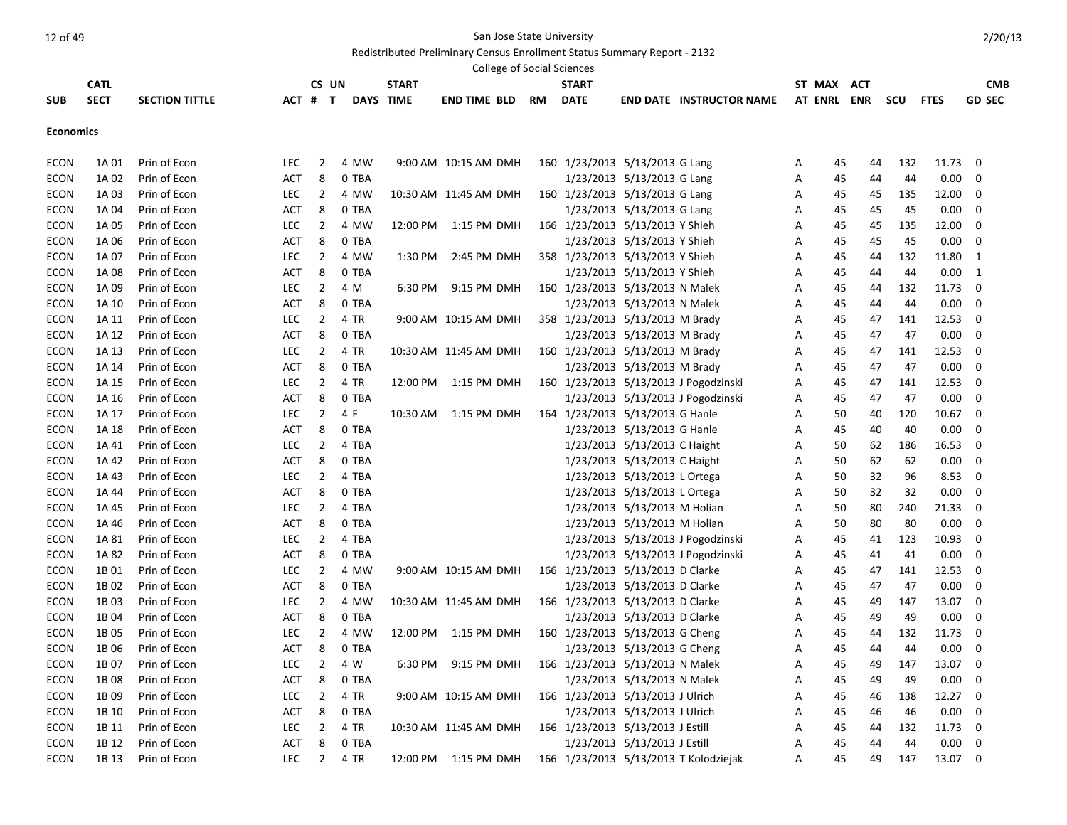San Jose State University

Redistributed Preliminary Census Enrollment Status Summary Report - 2132

College of Social Sciences

| SUB | CATL SECT | SECTION TITTLE | ACT | CS # | UN T | DAYS | START TIME | END TIME | BLD | RM | START DATE | END DATE | INSTRUCTOR NAME | ST AT | MAX ENRL | ACT ENR | SCU | FTES | CMB SEC |
|---|---|---|---|---|---|---|---|---|---|---|---|---|---|---|---|---|---|---|---|
| **Economics** | | | | | | | | | | | | | | | | | | | |
| ECON | 1A 01 | Prin of Econ | LEC | 2 | 4 | MW | 9:00 AM | 10:15 AM | DMH | 160 | 1/23/2013 | 5/13/2013 | G Lang | A | 45 | 44 | 132 | 11.73 | 0 |
| ECON | 1A 02 | Prin of Econ | ACT | 8 | 0 | TBA | | | | | 1/23/2013 | 5/13/2013 | G Lang | A | 45 | 44 | 44 | 0.00 | 0 |
| ECON | 1A 03 | Prin of Econ | LEC | 2 | 4 | MW | 10:30 AM | 11:45 AM | DMH | 160 | 1/23/2013 | 5/13/2013 | G Lang | A | 45 | 45 | 135 | 12.00 | 0 |
| ECON | 1A 04 | Prin of Econ | ACT | 8 | 0 | TBA | | | | | 1/23/2013 | 5/13/2013 | G Lang | A | 45 | 45 | 45 | 0.00 | 0 |
| ECON | 1A 05 | Prin of Econ | LEC | 2 | 4 | MW | 12:00 PM | 1:15 PM | DMH | 166 | 1/23/2013 | 5/13/2013 | Y Shieh | A | 45 | 45 | 135 | 12.00 | 0 |
| ECON | 1A 06 | Prin of Econ | ACT | 8 | 0 | TBA | | | | | 1/23/2013 | 5/13/2013 | Y Shieh | A | 45 | 45 | 45 | 0.00 | 0 |
| ECON | 1A 07 | Prin of Econ | LEC | 2 | 4 | MW | 1:30 PM | 2:45 PM | DMH | 358 | 1/23/2013 | 5/13/2013 | Y Shieh | A | 45 | 44 | 132 | 11.80 | 1 |
| ECON | 1A 08 | Prin of Econ | ACT | 8 | 0 | TBA | | | | | 1/23/2013 | 5/13/2013 | Y Shieh | A | 45 | 44 | 44 | 0.00 | 1 |
| ECON | 1A 09 | Prin of Econ | LEC | 2 | 4 | M | 6:30 PM | 9:15 PM | DMH | 160 | 1/23/2013 | 5/13/2013 | N Malek | A | 45 | 44 | 132 | 11.73 | 0 |
| ECON | 1A 10 | Prin of Econ | ACT | 8 | 0 | TBA | | | | | 1/23/2013 | 5/13/2013 | N Malek | A | 45 | 44 | 44 | 0.00 | 0 |
| ECON | 1A 11 | Prin of Econ | LEC | 2 | 4 | TR | 9:00 AM | 10:15 AM | DMH | 358 | 1/23/2013 | 5/13/2013 | M Brady | A | 45 | 47 | 141 | 12.53 | 0 |
| ECON | 1A 12 | Prin of Econ | ACT | 8 | 0 | TBA | | | | | 1/23/2013 | 5/13/2013 | M Brady | A | 45 | 47 | 47 | 0.00 | 0 |
| ECON | 1A 13 | Prin of Econ | LEC | 2 | 4 | TR | 10:30 AM | 11:45 AM | DMH | 160 | 1/23/2013 | 5/13/2013 | M Brady | A | 45 | 47 | 141 | 12.53 | 0 |
| ECON | 1A 14 | Prin of Econ | ACT | 8 | 0 | TBA | | | | | 1/23/2013 | 5/13/2013 | M Brady | A | 45 | 47 | 47 | 0.00 | 0 |
| ECON | 1A 15 | Prin of Econ | LEC | 2 | 4 | TR | 12:00 PM | 1:15 PM | DMH | 160 | 1/23/2013 | 5/13/2013 | J Pogodzinski | A | 45 | 47 | 141 | 12.53 | 0 |
| ECON | 1A 16 | Prin of Econ | ACT | 8 | 0 | TBA | | | | | 1/23/2013 | 5/13/2013 | J Pogodzinski | A | 45 | 47 | 47 | 0.00 | 0 |
| ECON | 1A 17 | Prin of Econ | LEC | 2 | 4 | F | 10:30 AM | 1:15 PM | DMH | 164 | 1/23/2013 | 5/13/2013 | G Hanle | A | 50 | 40 | 120 | 10.67 | 0 |
| ECON | 1A 18 | Prin of Econ | ACT | 8 | 0 | TBA | | | | | 1/23/2013 | 5/13/2013 | G Hanle | A | 45 | 40 | 40 | 0.00 | 0 |
| ECON | 1A 41 | Prin of Econ | LEC | 2 | 4 | TBA | | | | | 1/23/2013 | 5/13/2013 | C Haight | A | 50 | 62 | 186 | 16.53 | 0 |
| ECON | 1A 42 | Prin of Econ | ACT | 8 | 0 | TBA | | | | | 1/23/2013 | 5/13/2013 | C Haight | A | 50 | 62 | 62 | 0.00 | 0 |
| ECON | 1A 43 | Prin of Econ | LEC | 2 | 4 | TBA | | | | | 1/23/2013 | 5/13/2013 | L Ortega | A | 50 | 32 | 96 | 8.53 | 0 |
| ECON | 1A 44 | Prin of Econ | ACT | 8 | 0 | TBA | | | | | 1/23/2013 | 5/13/2013 | L Ortega | A | 50 | 32 | 32 | 0.00 | 0 |
| ECON | 1A 45 | Prin of Econ | LEC | 2 | 4 | TBA | | | | | 1/23/2013 | 5/13/2013 | M Holian | A | 50 | 80 | 240 | 21.33 | 0 |
| ECON | 1A 46 | Prin of Econ | ACT | 8 | 0 | TBA | | | | | 1/23/2013 | 5/13/2013 | M Holian | A | 50 | 80 | 80 | 0.00 | 0 |
| ECON | 1A 81 | Prin of Econ | LEC | 2 | 4 | TBA | | | | | 1/23/2013 | 5/13/2013 | J Pogodzinski | A | 45 | 41 | 123 | 10.93 | 0 |
| ECON | 1A 82 | Prin of Econ | ACT | 8 | 0 | TBA | | | | | 1/23/2013 | 5/13/2013 | J Pogodzinski | A | 45 | 41 | 41 | 0.00 | 0 |
| ECON | 1B 01 | Prin of Econ | LEC | 2 | 4 | MW | 9:00 AM | 10:15 AM | DMH | 166 | 1/23/2013 | 5/13/2013 | D Clarke | A | 45 | 47 | 141 | 12.53 | 0 |
| ECON | 1B 02 | Prin of Econ | ACT | 8 | 0 | TBA | | | | | 1/23/2013 | 5/13/2013 | D Clarke | A | 45 | 47 | 47 | 0.00 | 0 |
| ECON | 1B 03 | Prin of Econ | LEC | 2 | 4 | MW | 10:30 AM | 11:45 AM | DMH | 166 | 1/23/2013 | 5/13/2013 | D Clarke | A | 45 | 49 | 147 | 13.07 | 0 |
| ECON | 1B 04 | Prin of Econ | ACT | 8 | 0 | TBA | | | | | 1/23/2013 | 5/13/2013 | D Clarke | A | 45 | 49 | 49 | 0.00 | 0 |
| ECON | 1B 05 | Prin of Econ | LEC | 2 | 4 | MW | 12:00 PM | 1:15 PM | DMH | 160 | 1/23/2013 | 5/13/2013 | G Cheng | A | 45 | 44 | 132 | 11.73 | 0 |
| ECON | 1B 06 | Prin of Econ | ACT | 8 | 0 | TBA | | | | | 1/23/2013 | 5/13/2013 | G Cheng | A | 45 | 44 | 44 | 0.00 | 0 |
| ECON | 1B 07 | Prin of Econ | LEC | 2 | 4 | W | 6:30 PM | 9:15 PM | DMH | 166 | 1/23/2013 | 5/13/2013 | N Malek | A | 45 | 49 | 147 | 13.07 | 0 |
| ECON | 1B 08 | Prin of Econ | ACT | 8 | 0 | TBA | | | | | 1/23/2013 | 5/13/2013 | N Malek | A | 45 | 49 | 49 | 0.00 | 0 |
| ECON | 1B 09 | Prin of Econ | LEC | 2 | 4 | TR | 9:00 AM | 10:15 AM | DMH | 166 | 1/23/2013 | 5/13/2013 | J Ulrich | A | 45 | 46 | 138 | 12.27 | 0 |
| ECON | 1B 10 | Prin of Econ | ACT | 8 | 0 | TBA | | | | | 1/23/2013 | 5/13/2013 | J Ulrich | A | 45 | 46 | 46 | 0.00 | 0 |
| ECON | 1B 11 | Prin of Econ | LEC | 2 | 4 | TR | 10:30 AM | 11:45 AM | DMH | 166 | 1/23/2013 | 5/13/2013 | J Estill | A | 45 | 44 | 132 | 11.73 | 0 |
| ECON | 1B 12 | Prin of Econ | ACT | 8 | 0 | TBA | | | | | 1/23/2013 | 5/13/2013 | J Estill | A | 45 | 44 | 44 | 0.00 | 0 |
| ECON | 1B 13 | Prin of Econ | LEC | 2 | 4 | TR | 12:00 PM | 1:15 PM | DMH | 166 | 1/23/2013 | 5/13/2013 | T Kolodziejak | A | 45 | 49 | 147 | 13.07 | 0 |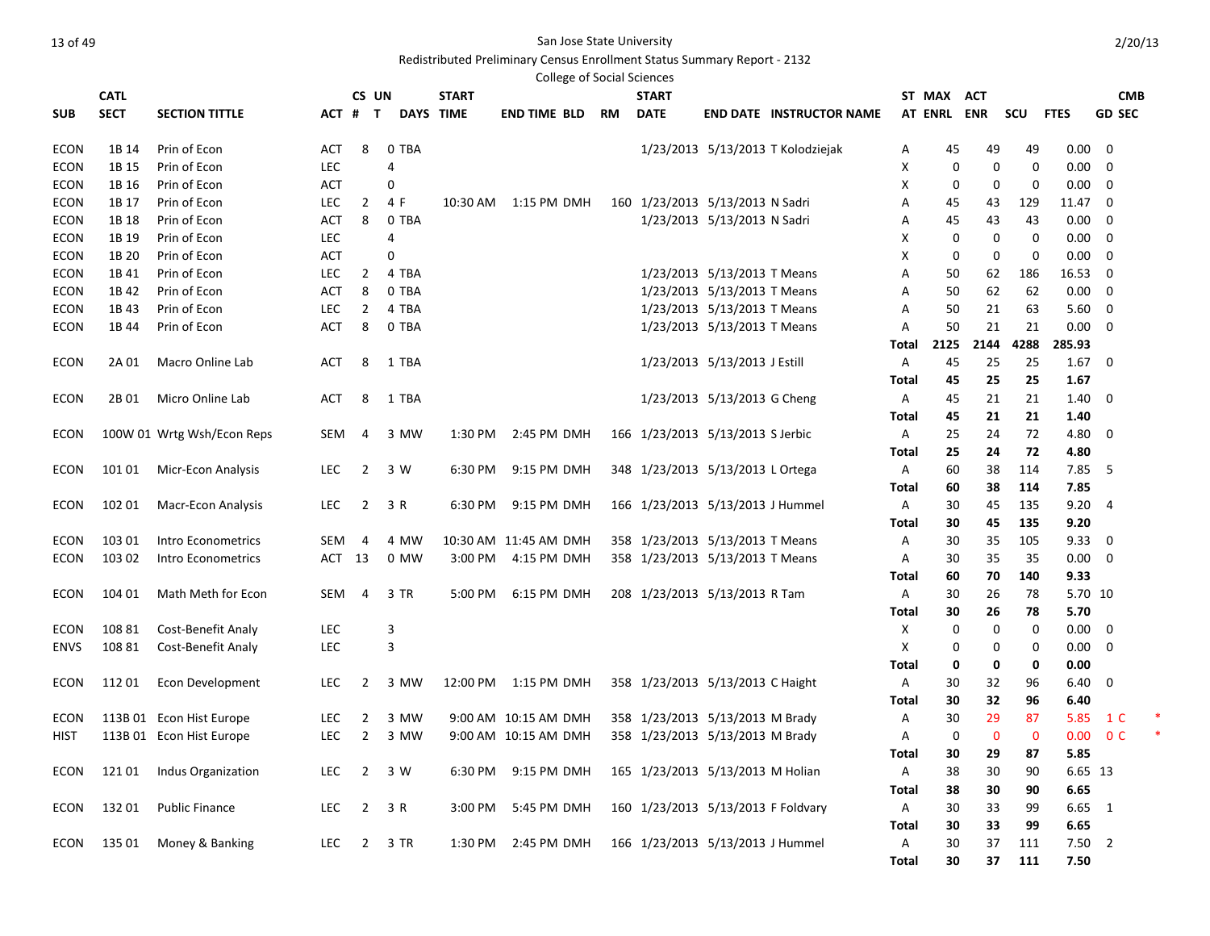San Jose State University

Redistributed Preliminary Census Enrollment Status Summary Report - 2132

College of Social Sciences

| SUB | CATL SECT | SECTION TITTLE | ACT | CS # | UN T | DAYS | START TIME | END TIME | BLD | RM | START DATE | END DATE | INSTRUCTOR NAME | ST AT | MAX ENRL | ACT ENR | SCU | FTES | GD | CMB SEC |
|---|---|---|---|---|---|---|---|---|---|---|---|---|---|---|---|---|---|---|---|---|
| ECON | 1B 14 | Prin of Econ | ACT | 8 | 0 | TBA | | | | | 1/23/2013 | 5/13/2013 | T Kolodziejak | A | 45 | 49 | 49 | 0.00 | 0 | |
| ECON | 1B 15 | Prin of Econ | LEC | | 4 | | | | | | | | | X | 0 | 0 | 0 | 0.00 | 0 | |
| ECON | 1B 16 | Prin of Econ | ACT | | 0 | | | | | | | | | X | 0 | 0 | 0 | 0.00 | 0 | |
| ECON | 1B 17 | Prin of Econ | LEC | 2 | 4 | F | 10:30 AM | 1:15 PM | DMH | 160 | 1/23/2013 | 5/13/2013 | N Sadri | A | 45 | 43 | 129 | 11.47 | 0 | |
| ECON | 1B 18 | Prin of Econ | ACT | 8 | 0 | TBA | | | | | 1/23/2013 | 5/13/2013 | N Sadri | A | 45 | 43 | 43 | 0.00 | 0 | |
| ECON | 1B 19 | Prin of Econ | LEC | | 4 | | | | | | | | | X | 0 | 0 | 0 | 0.00 | 0 | |
| ECON | 1B 20 | Prin of Econ | ACT | | 0 | | | | | | | | | X | 0 | 0 | 0 | 0.00 | 0 | |
| ECON | 1B 41 | Prin of Econ | LEC | 2 | 4 | TBA | | | | | 1/23/2013 | 5/13/2013 | T Means | A | 50 | 62 | 186 | 16.53 | 0 | |
| ECON | 1B 42 | Prin of Econ | ACT | 8 | 0 | TBA | | | | | 1/23/2013 | 5/13/2013 | T Means | A | 50 | 62 | 62 | 0.00 | 0 | |
| ECON | 1B 43 | Prin of Econ | LEC | 2 | 4 | TBA | | | | | 1/23/2013 | 5/13/2013 | T Means | A | 50 | 21 | 63 | 5.60 | 0 | |
| ECON | 1B 44 | Prin of Econ | ACT | 8 | 0 | TBA | | | | | 1/23/2013 | 5/13/2013 | T Means | A | 50 | 21 | 21 | 0.00 | 0 | |
| | | | | | | | | | | | | | | **Total** | **2125** | **2144** | **4288** | **285.93** | | |
| ECON | 2A 01 | Macro Online Lab | ACT | 8 | 1 | TBA | | | | | 1/23/2013 | 5/13/2013 | J Estill | A | 45 | 25 | 25 | 1.67 | 0 | |
| | | | | | | | | | | | | | | **Total** | **45** | **25** | **25** | **1.67** | | |
| ECON | 2B 01 | Micro Online Lab | ACT | 8 | 1 | TBA | | | | | 1/23/2013 | 5/13/2013 | G Cheng | A | 45 | 21 | 21 | 1.40 | 0 | |
| | | | | | | | | | | | | | | **Total** | **45** | **21** | **21** | **1.40** | | |
| ECON | 100W 01 | Wrtg Wsh/Econ Reps | SEM | 4 | 3 | MW | 1:30 PM | 2:45 PM | DMH | 166 | 1/23/2013 | 5/13/2013 | S Jerbic | A | 25 | 24 | 72 | 4.80 | 0 | |
| | | | | | | | | | | | | | | **Total** | **25** | **24** | **72** | **4.80** | | |
| ECON | 101 01 | Micr-Econ Analysis | LEC | 2 | 3 | W | 6:30 PM | 9:15 PM | DMH | 348 | 1/23/2013 | 5/13/2013 | L Ortega | A | 60 | 38 | 114 | 7.85 | 5 | |
| | | | | | | | | | | | | | | **Total** | **60** | **38** | **114** | **7.85** | | |
| ECON | 102 01 | Macr-Econ Analysis | LEC | 2 | 3 | R | 6:30 PM | 9:15 PM | DMH | 166 | 1/23/2013 | 5/13/2013 | J Hummel | A | 30 | 45 | 135 | 9.20 | 4 | |
| | | | | | | | | | | | | | | **Total** | **30** | **45** | **135** | **9.20** | | |
| ECON | 103 01 | Intro Econometrics | SEM | 4 | 4 | MW | 10:30 AM | 11:45 AM | DMH | 358 | 1/23/2013 | 5/13/2013 | T Means | A | 30 | 35 | 105 | 9.33 | 0 | |
| ECON | 103 02 | Intro Econometrics | ACT | 13 | 0 | MW | 3:00 PM | 4:15 PM | DMH | 358 | 1/23/2013 | 5/13/2013 | T Means | A | 30 | 35 | 35 | 0.00 | 0 | |
| | | | | | | | | | | | | | | **Total** | **60** | **70** | **140** | **9.33** | | |
| ECON | 104 01 | Math Meth for Econ | SEM | 4 | 3 | TR | 5:00 PM | 6:15 PM | DMH | 208 | 1/23/2013 | 5/13/2013 | R Tam | A | 30 | 26 | 78 | 5.70 | 10 | |
| | | | | | | | | | | | | | | **Total** | **30** | **26** | **78** | **5.70** | | |
| ECON | 108 81 | Cost-Benefit Analy | LEC | | 3 | | | | | | | | | X | 0 | 0 | 0 | 0.00 | 0 | |
| ENVS | 108 81 | Cost-Benefit Analy | LEC | | 3 | | | | | | | | | X | 0 | 0 | 0 | 0.00 | 0 | |
| | | | | | | | | | | | | | | **Total** | **0** | **0** | **0** | **0.00** | | |
| ECON | 112 01 | Econ Development | LEC | 2 | 3 | MW | 12:00 PM | 1:15 PM | DMH | 358 | 1/23/2013 | 5/13/2013 | C Haight | A | 30 | 32 | 96 | 6.40 | 0 | |
| | | | | | | | | | | | | | | **Total** | **30** | **32** | **96** | **6.40** | | |
| ECON | 113B 01 | Econ Hist Europe | LEC | 2 | 3 | MW | 9:00 AM | 10:15 AM | DMH | 358 | 1/23/2013 | 5/13/2013 | M Brady | A | 30 | 29 | 87 | 5.85 | 1 | C * |
| HIST | 113B 01 | Econ Hist Europe | LEC | 2 | 3 | MW | 9:00 AM | 10:15 AM | DMH | 358 | 1/23/2013 | 5/13/2013 | M Brady | A | 0 | 0 | 0 | 0.00 | 0 | C * |
| | | | | | | | | | | | | | | **Total** | **30** | **29** | **87** | **5.85** | | |
| ECON | 121 01 | Indus Organization | LEC | 2 | 3 | W | 6:30 PM | 9:15 PM | DMH | 165 | 1/23/2013 | 5/13/2013 | M Holian | A | 38 | 30 | 90 | 6.65 | 13 | |
| | | | | | | | | | | | | | | **Total** | **38** | **30** | **90** | **6.65** | | |
| ECON | 132 01 | Public Finance | LEC | 2 | 3 | R | 3:00 PM | 5:45 PM | DMH | 160 | 1/23/2013 | 5/13/2013 | F Foldvary | A | 30 | 33 | 99 | 6.65 | 1 | |
| | | | | | | | | | | | | | | **Total** | **30** | **33** | **99** | **6.65** | | |
| ECON | 135 01 | Money & Banking | LEC | 2 | 3 | TR | 1:30 PM | 2:45 PM | DMH | 166 | 1/23/2013 | 5/13/2013 | J Hummel | A | 30 | 37 | 111 | 7.50 | 2 | |
| | | | | | | | | | | | | | | **Total** | **30** | **37** | **111** | **7.50** | | |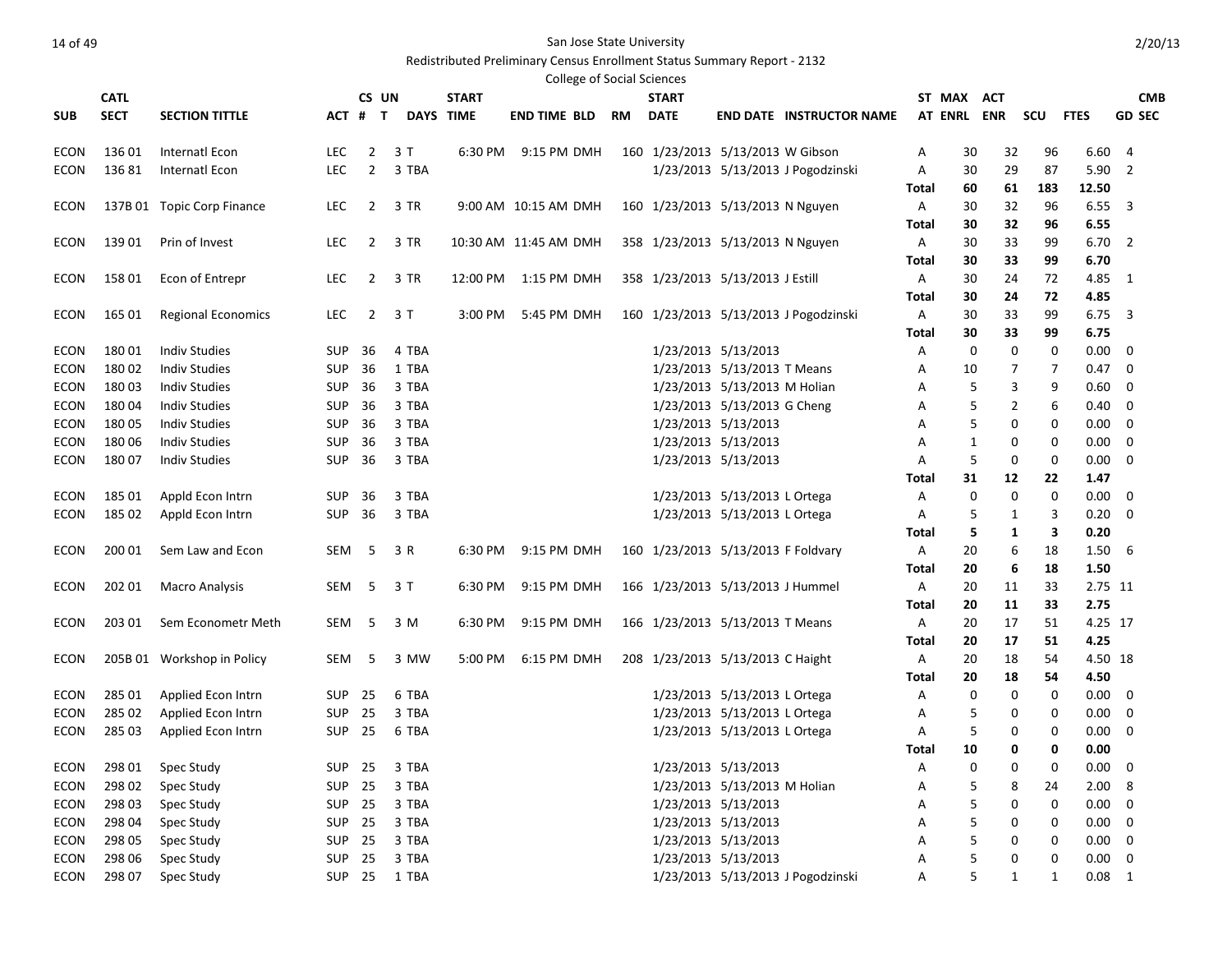San Jose State University

Redistributed Preliminary Census Enrollment Status Summary Report - 2132

College of Social Sciences

| SUB | CATL SECT | SECTION TITTLE | ACT | CS # | UN T | DAYS | START TIME | END TIME | BLD | RM | START DATE | END DATE | INSTRUCTOR NAME | ST AT | MAX ENRL | ACT ENR | SCU | FTES | CMB GD SEC |
|---|---|---|---|---|---|---|---|---|---|---|---|---|---|---|---|---|---|---|---|
| ECON | 136 01 | Internatl Econ | LEC | 2 | 3 | T | 6:30 PM | 9:15 PM | DMH | 160 | 1/23/2013 | 5/13/2013 | W Gibson | A | 30 | 32 | 96 | 6.60 | 4 |
| ECON | 136 81 | Internatl Econ | LEC | 2 | 3 | TBA | | | | | 1/23/2013 | 5/13/2013 | J Pogodzinski | A | 30 | 29 | 87 | 5.90 | 2 |
| | | | | | | | | | | | | | | **Total** | **60** | **61** | **183** | **12.50** | |
| ECON | 137B 01 | Topic Corp Finance | LEC | 2 | 3 | TR | 9:00 AM | 10:15 AM | DMH | 160 | 1/23/2013 | 5/13/2013 | N Nguyen | A | 30 | 32 | 96 | 6.55 | 3 |
| | | | | | | | | | | | | | | **Total** | **30** | **32** | **96** | **6.55** | |
| ECON | 139 01 | Prin of Invest | LEC | 2 | 3 | TR | 10:30 AM | 11:45 AM | DMH | 358 | 1/23/2013 | 5/13/2013 | N Nguyen | A | 30 | 33 | 99 | 6.70 | 2 |
| | | | | | | | | | | | | | | **Total** | **30** | **33** | **99** | **6.70** | |
| ECON | 158 01 | Econ of Entrepr | LEC | 2 | 3 | TR | 12:00 PM | 1:15 PM | DMH | 358 | 1/23/2013 | 5/13/2013 | J Estill | A | 30 | 24 | 72 | 4.85 | 1 |
| | | | | | | | | | | | | | | **Total** | **30** | **24** | **72** | **4.85** | |
| ECON | 165 01 | Regional Economics | LEC | 2 | 3 | T | 3:00 PM | 5:45 PM | DMH | 160 | 1/23/2013 | 5/13/2013 | J Pogodzinski | A | 30 | 33 | 99 | 6.75 | 3 |
| | | | | | | | | | | | | | | **Total** | **30** | **33** | **99** | **6.75** | |
| ECON | 180 01 | Indiv Studies | SUP | 36 | 4 | TBA | | | | | 1/23/2013 | 5/13/2013 | | A | 0 | 0 | 0 | 0.00 | 0 |
| ECON | 180 02 | Indiv Studies | SUP | 36 | 1 | TBA | | | | | 1/23/2013 | 5/13/2013 | T Means | A | 10 | 7 | 7 | 0.47 | 0 |
| ECON | 180 03 | Indiv Studies | SUP | 36 | 3 | TBA | | | | | 1/23/2013 | 5/13/2013 | M Holian | A | 5 | 3 | 9 | 0.60 | 0 |
| ECON | 180 04 | Indiv Studies | SUP | 36 | 3 | TBA | | | | | 1/23/2013 | 5/13/2013 | G Cheng | A | 5 | 2 | 6 | 0.40 | 0 |
| ECON | 180 05 | Indiv Studies | SUP | 36 | 3 | TBA | | | | | 1/23/2013 | 5/13/2013 | | A | 5 | 0 | 0 | 0.00 | 0 |
| ECON | 180 06 | Indiv Studies | SUP | 36 | 3 | TBA | | | | | 1/23/2013 | 5/13/2013 | | A | 1 | 0 | 0 | 0.00 | 0 |
| ECON | 180 07 | Indiv Studies | SUP | 36 | 3 | TBA | | | | | 1/23/2013 | 5/13/2013 | | A | 5 | 0 | 0 | 0.00 | 0 |
| | | | | | | | | | | | | | | **Total** | **31** | **12** | **22** | **1.47** | |
| ECON | 185 01 | Appld Econ Intrn | SUP | 36 | 3 | TBA | | | | | 1/23/2013 | 5/13/2013 | L Ortega | A | 0 | 0 | 0 | 0.00 | 0 |
| ECON | 185 02 | Appld Econ Intrn | SUP | 36 | 3 | TBA | | | | | 1/23/2013 | 5/13/2013 | L Ortega | A | 5 | 1 | 3 | 0.20 | 0 |
| | | | | | | | | | | | | | | **Total** | **5** | **1** | **3** | **0.20** | |
| ECON | 200 01 | Sem Law and Econ | SEM | 5 | 3 | R | 6:30 PM | 9:15 PM | DMH | 160 | 1/23/2013 | 5/13/2013 | F Foldvary | A | 20 | 6 | 18 | 1.50 | 6 |
| | | | | | | | | | | | | | | **Total** | **20** | **6** | **18** | **1.50** | |
| ECON | 202 01 | Macro Analysis | SEM | 5 | 3 | T | 6:30 PM | 9:15 PM | DMH | 166 | 1/23/2013 | 5/13/2013 | J Hummel | A | 20 | 11 | 33 | 2.75 | 11 |
| | | | | | | | | | | | | | | **Total** | **20** | **11** | **33** | **2.75** | |
| ECON | 203 01 | Sem Econometr Meth | SEM | 5 | 3 | M | 6:30 PM | 9:15 PM | DMH | 166 | 1/23/2013 | 5/13/2013 | T Means | A | 20 | 17 | 51 | 4.25 | 17 |
| | | | | | | | | | | | | | | **Total** | **20** | **17** | **51** | **4.25** | |
| ECON | 205B 01 | Workshop in Policy | SEM | 5 | 3 | MW | 5:00 PM | 6:15 PM | DMH | 208 | 1/23/2013 | 5/13/2013 | C Haight | A | 20 | 18 | 54 | 4.50 | 18 |
| | | | | | | | | | | | | | | **Total** | **20** | **18** | **54** | **4.50** | |
| ECON | 285 01 | Applied Econ Intrn | SUP | 25 | 6 | TBA | | | | | 1/23/2013 | 5/13/2013 | L Ortega | A | 0 | 0 | 0 | 0.00 | 0 |
| ECON | 285 02 | Applied Econ Intrn | SUP | 25 | 3 | TBA | | | | | 1/23/2013 | 5/13/2013 | L Ortega | A | 5 | 0 | 0 | 0.00 | 0 |
| ECON | 285 03 | Applied Econ Intrn | SUP | 25 | 6 | TBA | | | | | 1/23/2013 | 5/13/2013 | L Ortega | A | 5 | 0 | 0 | 0.00 | 0 |
| | | | | | | | | | | | | | | **Total** | **10** | **0** | **0** | **0.00** | |
| ECON | 298 01 | Spec Study | SUP | 25 | 3 | TBA | | | | | 1/23/2013 | 5/13/2013 | | A | 0 | 0 | 0 | 0.00 | 0 |
| ECON | 298 02 | Spec Study | SUP | 25 | 3 | TBA | | | | | 1/23/2013 | 5/13/2013 | M Holian | A | 5 | 8 | 24 | 2.00 | 8 |
| ECON | 298 03 | Spec Study | SUP | 25 | 3 | TBA | | | | | 1/23/2013 | 5/13/2013 | | A | 5 | 0 | 0 | 0.00 | 0 |
| ECON | 298 04 | Spec Study | SUP | 25 | 3 | TBA | | | | | 1/23/2013 | 5/13/2013 | | A | 5 | 0 | 0 | 0.00 | 0 |
| ECON | 298 05 | Spec Study | SUP | 25 | 3 | TBA | | | | | 1/23/2013 | 5/13/2013 | | A | 5 | 0 | 0 | 0.00 | 0 |
| ECON | 298 06 | Spec Study | SUP | 25 | 3 | TBA | | | | | 1/23/2013 | 5/13/2013 | | A | 5 | 0 | 0 | 0.00 | 0 |
| ECON | 298 07 | Spec Study | SUP | 25 | 1 | TBA | | | | | 1/23/2013 | 5/13/2013 | J Pogodzinski | A | 5 | 1 | 1 | 0.08 | 1 |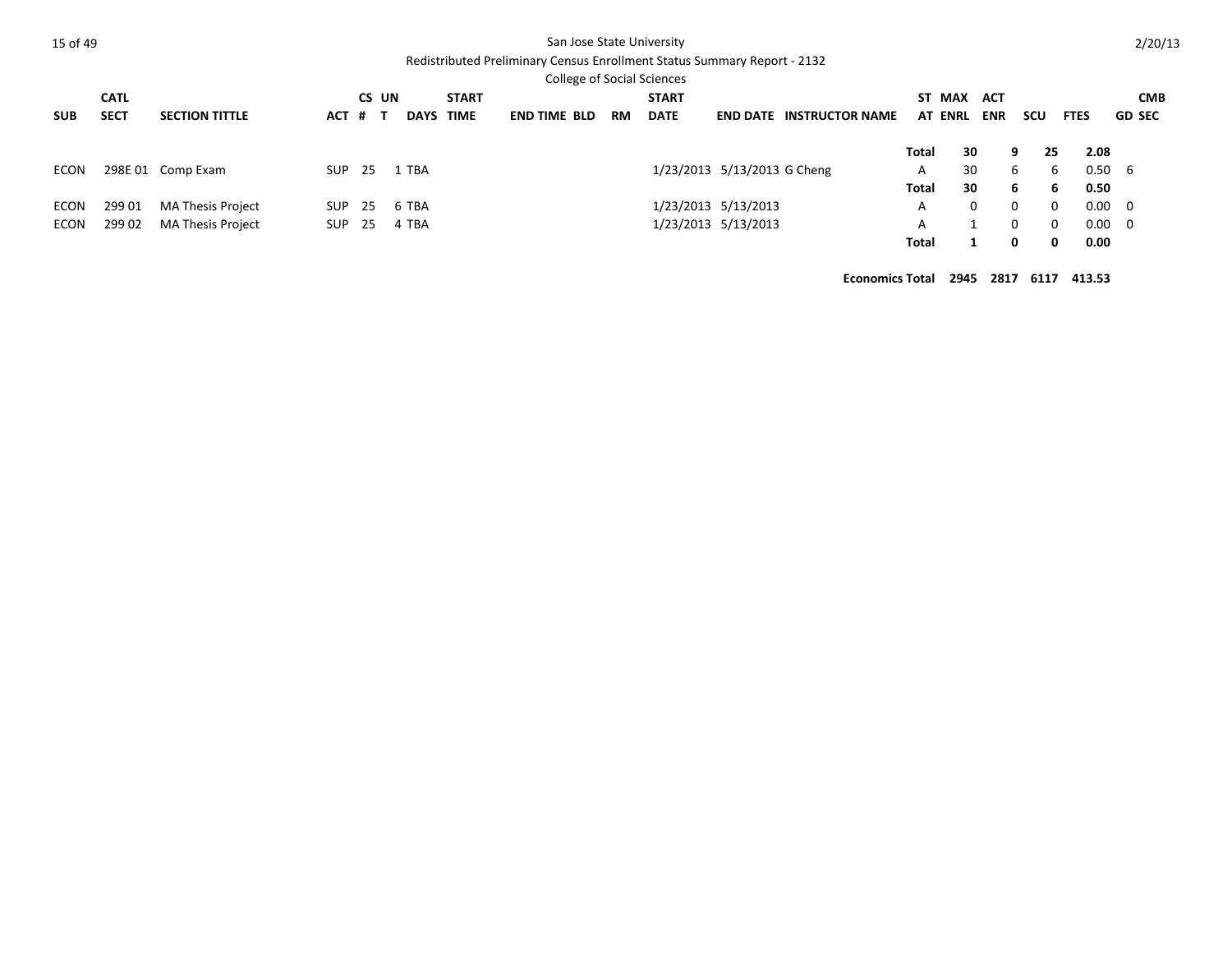San Jose State University

Redistributed Preliminary Census Enrollment Status Summary Report - 2132

College of Social Sciences

| SUB | CATL SECT | SECTION TITTLE | ACT | CS # | UN T | DAYS | START TIME | END TIME | BLD | RM | START DATE | END DATE | INSTRUCTOR NAME | ST AT | MAX ENRL | ACT ENR | SCU | FTES | CMB GD SEC |
|---|---|---|---|---|---|---|---|---|---|---|---|---|---|---|---|---|---|---|---|
| | | | | | | | | | | | | | | **Total** | **30** | **9** | **25** | **2.08** | |
| ECON | 298E 01 | Comp Exam | SUP | 25 | 1 | TBA | | | | | 1/23/2013 | 5/13/2013 | G Cheng | A | 30 | 6 | 6 | 0.50 | 6 |
| | | | | | | | | | | | | | | **Total** | **30** | **6** | **6** | **0.50** | |
| ECON | 299 01 | MA Thesis Project | SUP | 25 | 6 | TBA | | | | | 1/23/2013 | 5/13/2013 | | A | 0 | 0 | 0 | 0.00 | 0 |
| ECON | 299 02 | MA Thesis Project | SUP | 25 | 4 | TBA | | | | | 1/23/2013 | 5/13/2013 | | A | 1 | 0 | 0 | 0.00 | 0 |
| | | | | | | | | | | | | | | **Total** | **1** | **0** | **0** | **0.00** | |
| | | | | | | | | | | | | | | **Economics Total** | **2945** | **2817** | **6117** | **413.53** | |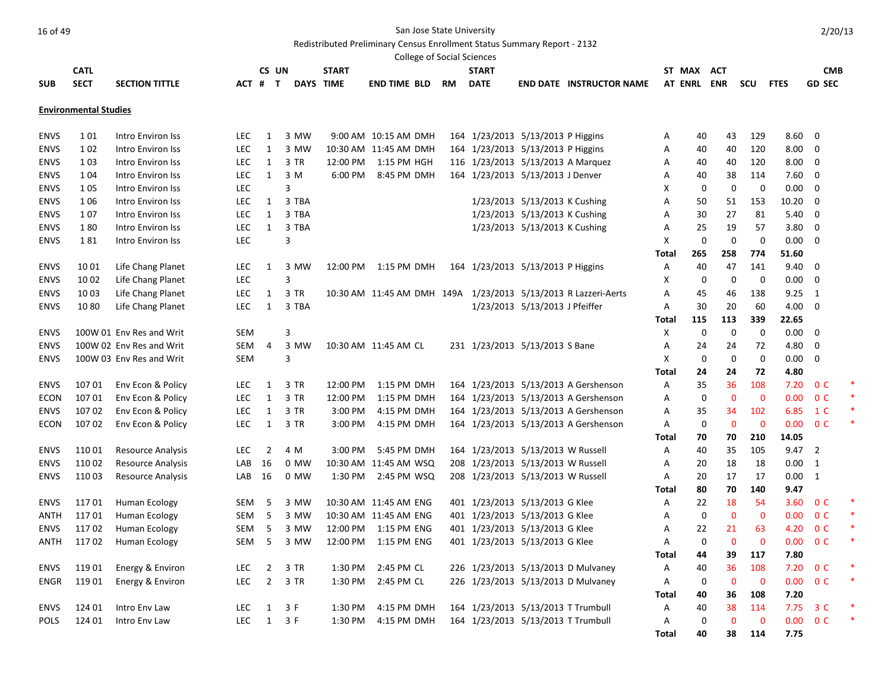San Jose State University

Redistributed Preliminary Census Enrollment Status Summary Report - 2132

College of Social Sciences

2/20/13

| SUB | CATL SECT | SECTION TITTLE | ACT | CS # | UN T | DAYS | START TIME | END TIME | BLD | RM | START DATE | END DATE | INSTRUCTOR NAME | ST AT | MAX ENRL | ACT ENR | SCU | FTES | GD | CMB SEC | |
|---|---|---|---|---|---|---|---|---|---|---|---|---|---|---|---|---|---|---|---|---|---|
| **Environmental Studies** | | | | | | | | | | | | | | | | | | | | | |
| ENVS | 1 01 | Intro Environ Iss | LEC | 1 | 3 | MW | 9:00 AM | 10:15 AM | DMH | 164 | 1/23/2013 | 5/13/2013 | P Higgins | A | 40 | 43 | 129 | 8.60 | 0 | | |
| ENVS | 1 02 | Intro Environ Iss | LEC | 1 | 3 | MW | 10:30 AM | 11:45 AM | DMH | 164 | 1/23/2013 | 5/13/2013 | P Higgins | A | 40 | 40 | 120 | 8.00 | 0 | | |
| ENVS | 1 03 | Intro Environ Iss | LEC | 1 | 3 | TR | 12:00 PM | 1:15 PM | HGH | 116 | 1/23/2013 | 5/13/2013 | A Marquez | A | 40 | 40 | 120 | 8.00 | 0 | | |
| ENVS | 1 04 | Intro Environ Iss | LEC | 1 | 3 | M | 6:00 PM | 8:45 PM | DMH | 164 | 1/23/2013 | 5/13/2013 | J Denver | A | 40 | 38 | 114 | 7.60 | 0 | | |
| ENVS | 1 05 | Intro Environ Iss | LEC | | 3 | | | | | | | | | X | 0 | 0 | 0 | 0.00 | 0 | | |
| ENVS | 1 06 | Intro Environ Iss | LEC | 1 | 3 | TBA | | | | | 1/23/2013 | 5/13/2013 | K Cushing | A | 50 | 51 | 153 | 10.20 | 0 | | |
| ENVS | 1 07 | Intro Environ Iss | LEC | 1 | 3 | TBA | | | | | 1/23/2013 | 5/13/2013 | K Cushing | A | 30 | 27 | 81 | 5.40 | 0 | | |
| ENVS | 1 80 | Intro Environ Iss | LEC | 1 | 3 | TBA | | | | | 1/23/2013 | 5/13/2013 | K Cushing | A | 25 | 19 | 57 | 3.80 | 0 | | |
| ENVS | 1 81 | Intro Environ Iss | LEC | | 3 | | | | | | | | | X | 0 | 0 | 0 | 0.00 | 0 | | |
| | | | | | | | | | | | | | | **Total** | **265** | **258** | **774** | **51.60** | | | |
| ENVS | 10 01 | Life Chang Planet | LEC | 1 | 3 | MW | 12:00 PM | 1:15 PM | DMH | 164 | 1/23/2013 | 5/13/2013 | P Higgins | A | 40 | 47 | 141 | 9.40 | 0 | | |
| ENVS | 10 02 | Life Chang Planet | LEC | | 3 | | | | | | | | | X | 0 | 0 | 0 | 0.00 | 0 | | |
| ENVS | 10 03 | Life Chang Planet | LEC | 1 | 3 | TR | 10:30 AM | 11:45 AM | DMH | 149A | 1/23/2013 | 5/13/2013 | R Lazzeri-Aerts | A | 45 | 46 | 138 | 9.25 | 1 | | |
| ENVS | 10 80 | Life Chang Planet | LEC | 1 | 3 | TBA | | | | | 1/23/2013 | 5/13/2013 | J Pfeiffer | A | 30 | 20 | 60 | 4.00 | 0 | | |
| | | | | | | | | | | | | | | **Total** | **115** | **113** | **339** | **22.65** | | | |
| ENVS | 100W 01 | Env Res and Writ | SEM | | 3 | | | | | | | | | X | 0 | 0 | 0 | 0.00 | 0 | | |
| ENVS | 100W 02 | Env Res and Writ | SEM | 4 | 3 | MW | 10:30 AM | 11:45 AM | CL | 231 | 1/23/2013 | 5/13/2013 | S Bane | A | 24 | 24 | 72 | 4.80 | 0 | | |
| ENVS | 100W 03 | Env Res and Writ | SEM | | 3 | | | | | | | | | X | 0 | 0 | 0 | 0.00 | 0 | | |
| | | | | | | | | | | | | | | **Total** | **24** | **24** | **72** | **4.80** | | | |
| ENVS | 107 01 | Env Econ & Policy | LEC | 1 | 3 | TR | 12:00 PM | 1:15 PM | DMH | 164 | 1/23/2013 | 5/13/2013 | A Gershenson | A | 35 | 36 | 108 | 7.20 | 0 | C | * |
| ECON | 107 01 | Env Econ & Policy | LEC | 1 | 3 | TR | 12:00 PM | 1:15 PM | DMH | 164 | 1/23/2013 | 5/13/2013 | A Gershenson | A | 0 | 0 | 0 | 0.00 | 0 | C | * |
| ENVS | 107 02 | Env Econ & Policy | LEC | 1 | 3 | TR | 3:00 PM | 4:15 PM | DMH | 164 | 1/23/2013 | 5/13/2013 | A Gershenson | A | 35 | 34 | 102 | 6.85 | 1 | C | * |
| ECON | 107 02 | Env Econ & Policy | LEC | 1 | 3 | TR | 3:00 PM | 4:15 PM | DMH | 164 | 1/23/2013 | 5/13/2013 | A Gershenson | A | 0 | 0 | 0 | 0.00 | 0 | C | * |
| | | | | | | | | | | | | | | **Total** | **70** | **70** | **210** | **14.05** | | | |
| ENVS | 110 01 | Resource Analysis | LEC | 2 | 4 | M | 3:00 PM | 5:45 PM | DMH | 164 | 1/23/2013 | 5/13/2013 | W Russell | A | 40 | 35 | 105 | 9.47 | 2 | | |
| ENVS | 110 02 | Resource Analysis | LAB | 16 | 0 | MW | 10:30 AM | 11:45 AM | WSQ | 208 | 1/23/2013 | 5/13/2013 | W Russell | A | 20 | 18 | 18 | 0.00 | 1 | | |
| ENVS | 110 03 | Resource Analysis | LAB | 16 | 0 | MW | 1:30 PM | 2:45 PM | WSQ | 208 | 1/23/2013 | 5/13/2013 | W Russell | A | 20 | 17 | 17 | 0.00 | 1 | | |
| | | | | | | | | | | | | | | **Total** | **80** | **70** | **140** | **9.47** | | | |
| ENVS | 117 01 | Human Ecology | SEM | 5 | 3 | MW | 10:30 AM | 11:45 AM | ENG | 401 | 1/23/2013 | 5/13/2013 | G Klee | A | 22 | 18 | 54 | 3.60 | 0 | C | * |
| ANTH | 117 01 | Human Ecology | SEM | 5 | 3 | MW | 10:30 AM | 11:45 AM | ENG | 401 | 1/23/2013 | 5/13/2013 | G Klee | A | 0 | 0 | 0 | 0.00 | 0 | C | * |
| ENVS | 117 02 | Human Ecology | SEM | 5 | 3 | MW | 12:00 PM | 1:15 PM | ENG | 401 | 1/23/2013 | 5/13/2013 | G Klee | A | 22 | 21 | 63 | 4.20 | 0 | C | * |
| ANTH | 117 02 | Human Ecology | SEM | 5 | 3 | MW | 12:00 PM | 1:15 PM | ENG | 401 | 1/23/2013 | 5/13/2013 | G Klee | A | 0 | 0 | 0 | 0.00 | 0 | C | * |
| | | | | | | | | | | | | | | **Total** | **44** | **39** | **117** | **7.80** | | | |
| ENVS | 119 01 | Energy & Environ | LEC | 2 | 3 | TR | 1:30 PM | 2:45 PM | CL | 226 | 1/23/2013 | 5/13/2013 | D Mulvaney | A | 40 | 36 | 108 | 7.20 | 0 | C | * |
| ENGR | 119 01 | Energy & Environ | LEC | 2 | 3 | TR | 1:30 PM | 2:45 PM | CL | 226 | 1/23/2013 | 5/13/2013 | D Mulvaney | A | 0 | 0 | 0 | 0.00 | 0 | C | * |
| | | | | | | | | | | | | | | **Total** | **40** | **36** | **108** | **7.20** | | | |
| ENVS | 124 01 | Intro Env Law | LEC | 1 | 3 | F | 1:30 PM | 4:15 PM | DMH | 164 | 1/23/2013 | 5/13/2013 | T Trumbull | A | 40 | 38 | 114 | 7.75 | 3 | C | * |
| POLS | 124 01 | Intro Env Law | LEC | 1 | 3 | F | 1:30 PM | 4:15 PM | DMH | 164 | 1/23/2013 | 5/13/2013 | T Trumbull | A | 0 | 0 | 0 | 0.00 | 0 | C | * |
| | | | | | | | | | | | | | | **Total** | **40** | **38** | **114** | **7.75** | | | |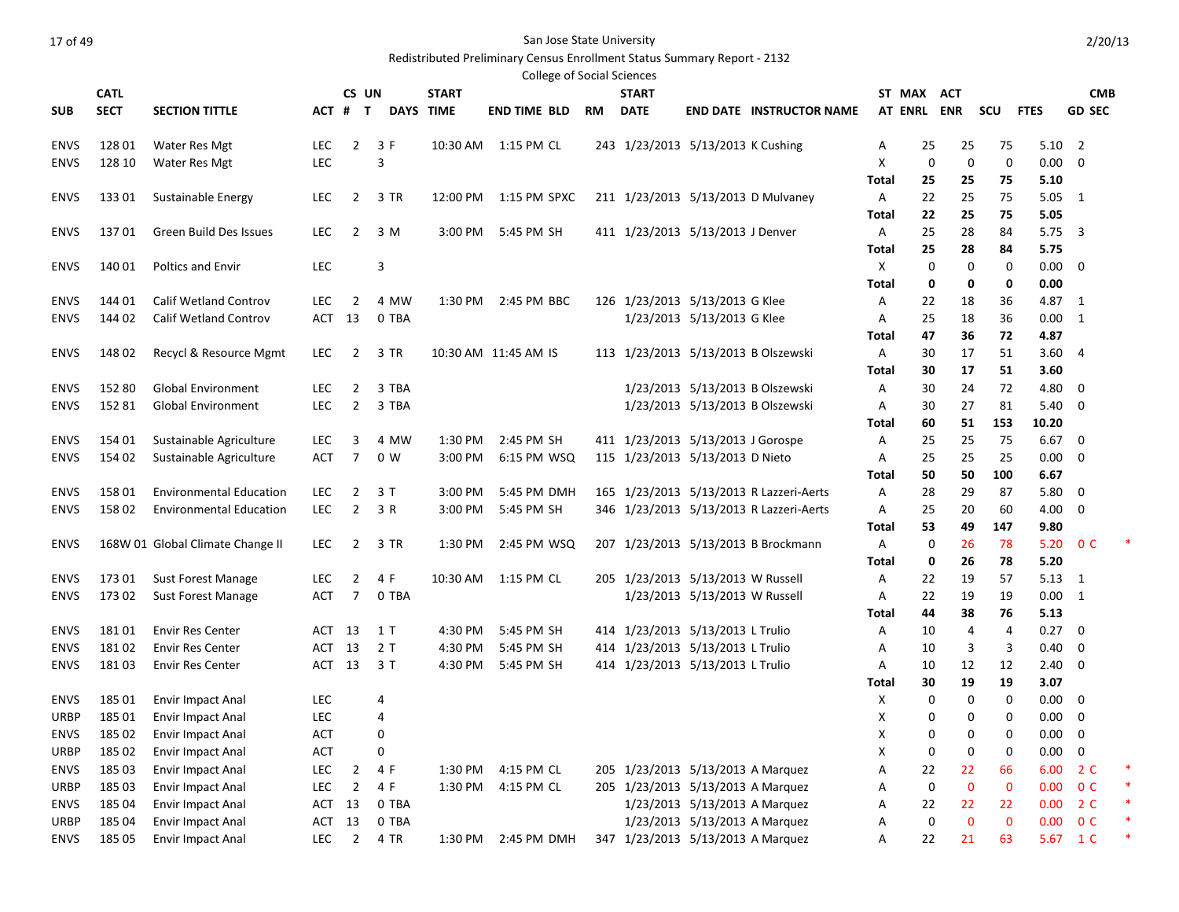San Jose State University

Redistributed Preliminary Census Enrollment Status Summary Report - 2132

College of Social Sciences

| SUB | CATL SECT | SECTION TITTLE | ACT | CS # | UN T | DAYS | START TIME | END TIME | BLD | RM | START DATE | END DATE | INSTRUCTOR NAME | ST AT | MAX ENRL | ACT ENR | SCU | FTES | CMB GD SEC | |
|---|---|---|---|---|---|---|---|---|---|---|---|---|---|---|---|---|---|---|---|---|
| ENVS | 128 01 | Water Res Mgt | LEC | 2 | 3 | F | 10:30 AM | 1:15 PM | CL | 243 | 1/23/2013 | 5/13/2013 | K Cushing | A | 25 | 25 | 75 | 5.10 | 2 | |
| ENVS | 128 10 | Water Res Mgt | LEC | | 3 | | | | | | | | | X | 0 | 0 | 0 | 0.00 | 0 | |
| | | | | | | | | | | | | | | Total | 25 | 25 | 75 | 5.10 | | |
| ENVS | 133 01 | Sustainable Energy | LEC | 2 | 3 | TR | 12:00 PM | 1:15 PM | SPXC | 211 | 1/23/2013 | 5/13/2013 | D Mulvaney | A | 22 | 25 | 75 | 5.05 | 1 | |
| | | | | | | | | | | | | | | Total | 22 | 25 | 75 | 5.05 | | |
| ENVS | 137 01 | Green Build Des Issues | LEC | 2 | 3 | M | 3:00 PM | 5:45 PM | SH | 411 | 1/23/2013 | 5/13/2013 | J Denver | A | 25 | 28 | 84 | 5.75 | 3 | |
| | | | | | | | | | | | | | | Total | 25 | 28 | 84 | 5.75 | | |
| ENVS | 140 01 | Poltics and Envir | LEC | | 3 | | | | | | | | | X | 0 | 0 | 0 | 0.00 | 0 | |
| | | | | | | | | | | | | | | Total | 0 | 0 | 0 | 0.00 | | |
| ENVS | 144 01 | Calif Wetland Controv | LEC | 2 | 4 | MW | 1:30 PM | 2:45 PM | BBC | 126 | 1/23/2013 | 5/13/2013 | G Klee | A | 22 | 18 | 36 | 4.87 | 1 | |
| ENVS | 144 02 | Calif Wetland Controv | ACT | 13 | 0 | TBA | | | | | 1/23/2013 | 5/13/2013 | G Klee | A | 25 | 18 | 36 | 0.00 | 1 | |
| | | | | | | | | | | | | | | Total | 47 | 36 | 72 | 4.87 | | |
| ENVS | 148 02 | Recycl & Resource Mgmt | LEC | 2 | 3 | TR | 10:30 AM | 11:45 AM | IS | 113 | 1/23/2013 | 5/13/2013 | B Olszewski | A | 30 | 17 | 51 | 3.60 | 4 | |
| | | | | | | | | | | | | | | Total | 30 | 17 | 51 | 3.60 | | |
| ENVS | 152 80 | Global Environment | LEC | 2 | 3 | TBA | | | | | 1/23/2013 | 5/13/2013 | B Olszewski | A | 30 | 24 | 72 | 4.80 | 0 | |
| ENVS | 152 81 | Global Environment | LEC | 2 | 3 | TBA | | | | | 1/23/2013 | 5/13/2013 | B Olszewski | A | 30 | 27 | 81 | 5.40 | 0 | |
| | | | | | | | | | | | | | | Total | 60 | 51 | 153 | 10.20 | | |
| ENVS | 154 01 | Sustainable Agriculture | LEC | 3 | 4 | MW | 1:30 PM | 2:45 PM | SH | 411 | 1/23/2013 | 5/13/2013 | J Gorospe | A | 25 | 25 | 75 | 6.67 | 0 | |
| ENVS | 154 02 | Sustainable Agriculture | ACT | 7 | 0 | W | 3:00 PM | 6:15 PM | WSQ | 115 | 1/23/2013 | 5/13/2013 | D Nieto | A | 25 | 25 | 25 | 0.00 | 0 | |
| | | | | | | | | | | | | | | Total | 50 | 50 | 100 | 6.67 | | |
| ENVS | 158 01 | Environmental Education | LEC | 2 | 3 | T | 3:00 PM | 5:45 PM | DMH | 165 | 1/23/2013 | 5/13/2013 | R Lazzeri-Aerts | A | 28 | 29 | 87 | 5.80 | 0 | |
| ENVS | 158 02 | Environmental Education | LEC | 2 | 3 | R | 3:00 PM | 5:45 PM | SH | 346 | 1/23/2013 | 5/13/2013 | R Lazzeri-Aerts | A | 25 | 20 | 60 | 4.00 | 0 | |
| | | | | | | | | | | | | | | Total | 53 | 49 | 147 | 9.80 | | |
| ENVS | 168W 01 | Global Climate Change II | LEC | 2 | 3 | TR | 1:30 PM | 2:45 PM | WSQ | 207 | 1/23/2013 | 5/13/2013 | B Brockmann | A | 0 | 26 | 78 | 5.20 | 0 C | * |
| | | | | | | | | | | | | | | Total | 0 | 26 | 78 | 5.20 | | |
| ENVS | 173 01 | Sust Forest Manage | LEC | 2 | 4 | F | 10:30 AM | 1:15 PM | CL | 205 | 1/23/2013 | 5/13/2013 | W Russell | A | 22 | 19 | 57 | 5.13 | 1 | |
| ENVS | 173 02 | Sust Forest Manage | ACT | 7 | 0 | TBA | | | | | 1/23/2013 | 5/13/2013 | W Russell | A | 22 | 19 | 19 | 0.00 | 1 | |
| | | | | | | | | | | | | | | Total | 44 | 38 | 76 | 5.13 | | |
| ENVS | 181 01 | Envir Res Center | ACT | 13 | 1 | T | 4:30 PM | 5:45 PM | SH | 414 | 1/23/2013 | 5/13/2013 | L Trulio | A | 10 | 4 | 4 | 0.27 | 0 | |
| ENVS | 181 02 | Envir Res Center | ACT | 13 | 2 | T | 4:30 PM | 5:45 PM | SH | 414 | 1/23/2013 | 5/13/2013 | L Trulio | A | 10 | 3 | 3 | 0.40 | 0 | |
| ENVS | 181 03 | Envir Res Center | ACT | 13 | 3 | T | 4:30 PM | 5:45 PM | SH | 414 | 1/23/2013 | 5/13/2013 | L Trulio | A | 10 | 12 | 12 | 2.40 | 0 | |
| | | | | | | | | | | | | | | Total | 30 | 19 | 19 | 3.07 | | |
| ENVS | 185 01 | Envir Impact Anal | LEC | | 4 | | | | | | | | | X | 0 | 0 | 0 | 0.00 | 0 | |
| URBP | 185 01 | Envir Impact Anal | LEC | | 4 | | | | | | | | | X | 0 | 0 | 0 | 0.00 | 0 | |
| ENVS | 185 02 | Envir Impact Anal | ACT | | 0 | | | | | | | | | X | 0 | 0 | 0 | 0.00 | 0 | |
| URBP | 185 02 | Envir Impact Anal | ACT | | 0 | | | | | | | | | X | 0 | 0 | 0 | 0.00 | 0 | |
| ENVS | 185 03 | Envir Impact Anal | LEC | 2 | 4 | F | 1:30 PM | 4:15 PM | CL | 205 | 1/23/2013 | 5/13/2013 | A Marquez | A | 22 | 22 | 66 | 6.00 | 2 C | * |
| URBP | 185 03 | Envir Impact Anal | LEC | 2 | 4 | F | 1:30 PM | 4:15 PM | CL | 205 | 1/23/2013 | 5/13/2013 | A Marquez | A | 0 | 0 | 0 | 0.00 | 0 C | * |
| ENVS | 185 04 | Envir Impact Anal | ACT | 13 | 0 | TBA | | | | | 1/23/2013 | 5/13/2013 | A Marquez | A | 22 | 22 | 22 | 0.00 | 2 C | * |
| URBP | 185 04 | Envir Impact Anal | ACT | 13 | 0 | TBA | | | | | 1/23/2013 | 5/13/2013 | A Marquez | A | 0 | 0 | 0 | 0.00 | 0 C | * |
| ENVS | 185 05 | Envir Impact Anal | LEC | 2 | 4 | TR | 1:30 PM | 2:45 PM | DMH | 347 | 1/23/2013 | 5/13/2013 | A Marquez | A | 22 | 21 | 63 | 5.67 | 1 C | * |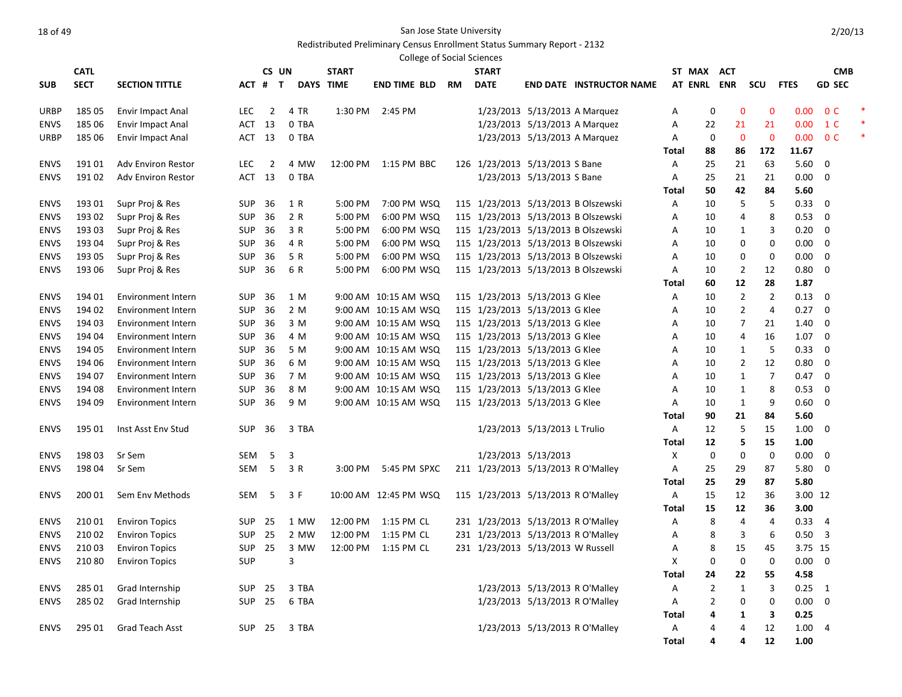San Jose State University

Redistributed Preliminary Census Enrollment Status Summary Report - 2132

College of Social Sciences

| SUB | CATL SECT | SECTION TITTLE | ACT | CS # | UN T | DAYS | START TIME | END TIME | BLD | RM | START DATE | END DATE | INSTRUCTOR NAME | ST AT | MAX ENRL | ACT ENR | SCU | FTES | CMB GD SEC | |
|---|---|---|---|---|---|---|---|---|---|---|---|---|---|---|---|---|---|---|---|---|
| URBP | 185 05 | Envir Impact Anal | LEC | 2 | 4 | TR | 1:30 PM | 2:45 PM | | | 1/23/2013 | 5/13/2013 | A Marquez | A | 0 | 0 | 0 | 0.00 | 0 C | * |
| ENVS | 185 06 | Envir Impact Anal | ACT | 13 | 0 | TBA | | | | | 1/23/2013 | 5/13/2013 | A Marquez | A | 22 | 21 | 21 | 0.00 | 1 C | * |
| URBP | 185 06 | Envir Impact Anal | ACT | 13 | 0 | TBA | | | | | 1/23/2013 | 5/13/2013 | A Marquez | A | 0 | 0 | 0 | 0.00 | 0 C | * |
| | | | | | | | | | | | | | | **Total** | **88** | **86** | **172** | **11.67** | | |
| ENVS | 191 01 | Adv Environ Restor | LEC | 2 | 4 | MW | 12:00 PM | 1:15 PM | BBC | 126 | 1/23/2013 | 5/13/2013 | S Bane | A | 25 | 21 | 63 | 5.60 | 0 | |
| ENVS | 191 02 | Adv Environ Restor | ACT | 13 | 0 | TBA | | | | | 1/23/2013 | 5/13/2013 | S Bane | A | 25 | 21 | 21 | 0.00 | 0 | |
| | | | | | | | | | | | | | | **Total** | **50** | **42** | **84** | **5.60** | | |
| ENVS | 193 01 | Supr Proj & Res | SUP | 36 | 1 | R | 5:00 PM | 7:00 PM | WSQ | 115 | 1/23/2013 | 5/13/2013 | B Olszewski | A | 10 | 5 | 5 | 0.33 | 0 | |
| ENVS | 193 02 | Supr Proj & Res | SUP | 36 | 2 | R | 5:00 PM | 6:00 PM | WSQ | 115 | 1/23/2013 | 5/13/2013 | B Olszewski | A | 10 | 4 | 8 | 0.53 | 0 | |
| ENVS | 193 03 | Supr Proj & Res | SUP | 36 | 3 | R | 5:00 PM | 6:00 PM | WSQ | 115 | 1/23/2013 | 5/13/2013 | B Olszewski | A | 10 | 1 | 3 | 0.20 | 0 | |
| ENVS | 193 04 | Supr Proj & Res | SUP | 36 | 4 | R | 5:00 PM | 6:00 PM | WSQ | 115 | 1/23/2013 | 5/13/2013 | B Olszewski | A | 10 | 0 | 0 | 0.00 | 0 | |
| ENVS | 193 05 | Supr Proj & Res | SUP | 36 | 5 | R | 5:00 PM | 6:00 PM | WSQ | 115 | 1/23/2013 | 5/13/2013 | B Olszewski | A | 10 | 0 | 0 | 0.00 | 0 | |
| ENVS | 193 06 | Supr Proj & Res | SUP | 36 | 6 | R | 5:00 PM | 6:00 PM | WSQ | 115 | 1/23/2013 | 5/13/2013 | B Olszewski | A | 10 | 2 | 12 | 0.80 | 0 | |
| | | | | | | | | | | | | | | **Total** | **60** | **12** | **28** | **1.87** | | |
| ENVS | 194 01 | Environment Intern | SUP | 36 | 1 | M | 9:00 AM | 10:15 AM | WSQ | 115 | 1/23/2013 | 5/13/2013 | G Klee | A | 10 | 2 | 2 | 0.13 | 0 | |
| ENVS | 194 02 | Environment Intern | SUP | 36 | 2 | M | 9:00 AM | 10:15 AM | WSQ | 115 | 1/23/2013 | 5/13/2013 | G Klee | A | 10 | 2 | 4 | 0.27 | 0 | |
| ENVS | 194 03 | Environment Intern | SUP | 36 | 3 | M | 9:00 AM | 10:15 AM | WSQ | 115 | 1/23/2013 | 5/13/2013 | G Klee | A | 10 | 7 | 21 | 1.40 | 0 | |
| ENVS | 194 04 | Environment Intern | SUP | 36 | 4 | M | 9:00 AM | 10:15 AM | WSQ | 115 | 1/23/2013 | 5/13/2013 | G Klee | A | 10 | 4 | 16 | 1.07 | 0 | |
| ENVS | 194 05 | Environment Intern | SUP | 36 | 5 | M | 9:00 AM | 10:15 AM | WSQ | 115 | 1/23/2013 | 5/13/2013 | G Klee | A | 10 | 1 | 5 | 0.33 | 0 | |
| ENVS | 194 06 | Environment Intern | SUP | 36 | 6 | M | 9:00 AM | 10:15 AM | WSQ | 115 | 1/23/2013 | 5/13/2013 | G Klee | A | 10 | 2 | 12 | 0.80 | 0 | |
| ENVS | 194 07 | Environment Intern | SUP | 36 | 7 | M | 9:00 AM | 10:15 AM | WSQ | 115 | 1/23/2013 | 5/13/2013 | G Klee | A | 10 | 1 | 7 | 0.47 | 0 | |
| ENVS | 194 08 | Environment Intern | SUP | 36 | 8 | M | 9:00 AM | 10:15 AM | WSQ | 115 | 1/23/2013 | 5/13/2013 | G Klee | A | 10 | 1 | 8 | 0.53 | 0 | |
| ENVS | 194 09 | Environment Intern | SUP | 36 | 9 | M | 9:00 AM | 10:15 AM | WSQ | 115 | 1/23/2013 | 5/13/2013 | G Klee | A | 10 | 1 | 9 | 0.60 | 0 | |
| | | | | | | | | | | | | | | **Total** | **90** | **21** | **84** | **5.60** | | |
| ENVS | 195 01 | Inst Asst Env Stud | SUP | 36 | 3 | TBA | | | | | 1/23/2013 | 5/13/2013 | L Trulio | A | 12 | 5 | 15 | 1.00 | 0 | |
| | | | | | | | | | | | | | | **Total** | **12** | **5** | **15** | **1.00** | | |
| ENVS | 198 03 | Sr Sem | SEM | 5 | 3 | | | | | | 1/23/2013 | 5/13/2013 | | X | 0 | 0 | 0 | 0.00 | 0 | |
| ENVS | 198 04 | Sr Sem | SEM | 5 | 3 | R | 3:00 PM | 5:45 PM | SPXC | 211 | 1/23/2013 | 5/13/2013 | R O'Malley | A | 25 | 29 | 87 | 5.80 | 0 | |
| | | | | | | | | | | | | | | **Total** | **25** | **29** | **87** | **5.80** | | |
| ENVS | 200 01 | Sem Env Methods | SEM | 5 | 3 | F | 10:00 AM | 12:45 PM | WSQ | 115 | 1/23/2013 | 5/13/2013 | R O'Malley | A | 15 | 12 | 36 | 3.00 | 12 | |
| | | | | | | | | | | | | | | **Total** | **15** | **12** | **36** | **3.00** | | |
| ENVS | 210 01 | Environ Topics | SUP | 25 | 1 | MW | 12:00 PM | 1:15 PM | CL | 231 | 1/23/2013 | 5/13/2013 | R O'Malley | A | 8 | 4 | 4 | 0.33 | 4 | |
| ENVS | 210 02 | Environ Topics | SUP | 25 | 2 | MW | 12:00 PM | 1:15 PM | CL | 231 | 1/23/2013 | 5/13/2013 | R O'Malley | A | 8 | 3 | 6 | 0.50 | 3 | |
| ENVS | 210 03 | Environ Topics | SUP | 25 | 3 | MW | 12:00 PM | 1:15 PM | CL | 231 | 1/23/2013 | 5/13/2013 | W Russell | A | 8 | 15 | 45 | 3.75 | 15 | |
| ENVS | 210 80 | Environ Topics | SUP | | 3 | | | | | | | | | X | 0 | 0 | 0 | 0.00 | 0 | |
| | | | | | | | | | | | | | | **Total** | **24** | **22** | **55** | **4.58** | | |
| ENVS | 285 01 | Grad Internship | SUP | 25 | 3 | TBA | | | | | 1/23/2013 | 5/13/2013 | R O'Malley | A | 2 | 1 | 3 | 0.25 | 1 | |
| ENVS | 285 02 | Grad Internship | SUP | 25 | 6 | TBA | | | | | 1/23/2013 | 5/13/2013 | R O'Malley | A | 2 | 0 | 0 | 0.00 | 0 | |
| | | | | | | | | | | | | | | **Total** | **4** | **1** | **3** | **0.25** | | |
| ENVS | 295 01 | Grad Teach Asst | SUP | 25 | 3 | TBA | | | | | 1/23/2013 | 5/13/2013 | R O'Malley | A | 4 | 4 | 12 | 1.00 | 4 | |
| | | | | | | | | | | | | | | **Total** | **4** | **4** | **12** | **1.00** | | |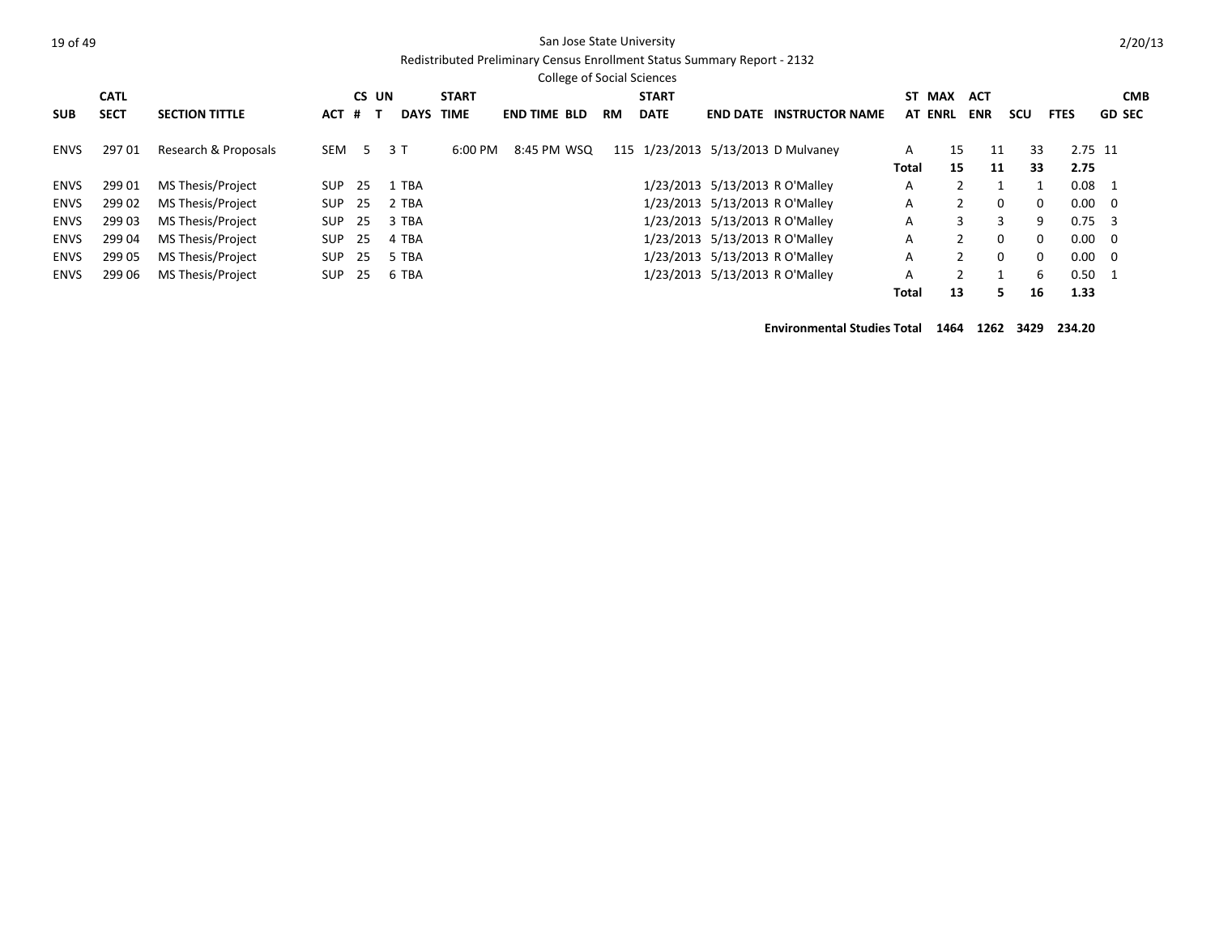San Jose State University

Redistributed Preliminary Census Enrollment Status Summary Report - 2132

College of Social Sciences

| SUB | CATL SECT | SECTION TITTLE | ACT | CS # | UN T | DAYS | START TIME | END TIME | BLD | RM | START DATE | END DATE | INSTRUCTOR NAME | ST AT | MAX ENRL | ACT ENR | SCU | FTES | CMB GD SEC |
|---|---|---|---|---|---|---|---|---|---|---|---|---|---|---|---|---|---|---|---|
| ENVS | 297 01 | Research & Proposals | SEM | 5 | 3 | T | 6:00 PM | 8:45 PM | WSQ | 115 | 1/23/2013 | 5/13/2013 | D Mulvaney | A | 15 | 11 | 33 | 2.75 | 11 |
| | | | | | | | | | | | | | | **Total** | **15** | **11** | **33** | **2.75** | |
| ENVS | 299 01 | MS Thesis/Project | SUP | 25 | 1 | TBA | | | | | 1/23/2013 | 5/13/2013 | R O'Malley | A | 2 | 1 | 1 | 0.08 | 1 |
| ENVS | 299 02 | MS Thesis/Project | SUP | 25 | 2 | TBA | | | | | 1/23/2013 | 5/13/2013 | R O'Malley | A | 2 | 0 | 0 | 0.00 | 0 |
| ENVS | 299 03 | MS Thesis/Project | SUP | 25 | 3 | TBA | | | | | 1/23/2013 | 5/13/2013 | R O'Malley | A | 3 | 3 | 9 | 0.75 | 3 |
| ENVS | 299 04 | MS Thesis/Project | SUP | 25 | 4 | TBA | | | | | 1/23/2013 | 5/13/2013 | R O'Malley | A | 2 | 0 | 0 | 0.00 | 0 |
| ENVS | 299 05 | MS Thesis/Project | SUP | 25 | 5 | TBA | | | | | 1/23/2013 | 5/13/2013 | R O'Malley | A | 2 | 0 | 0 | 0.00 | 0 |
| ENVS | 299 06 | MS Thesis/Project | SUP | 25 | 6 | TBA | | | | | 1/23/2013 | 5/13/2013 | R O'Malley | A | 2 | 1 | 6 | 0.50 | 1 |
| | | | | | | | | | | | | | | **Total** | **13** | **5** | **16** | **1.33** | |

**Environmental Studies Total 1464 1262 3429 234.20**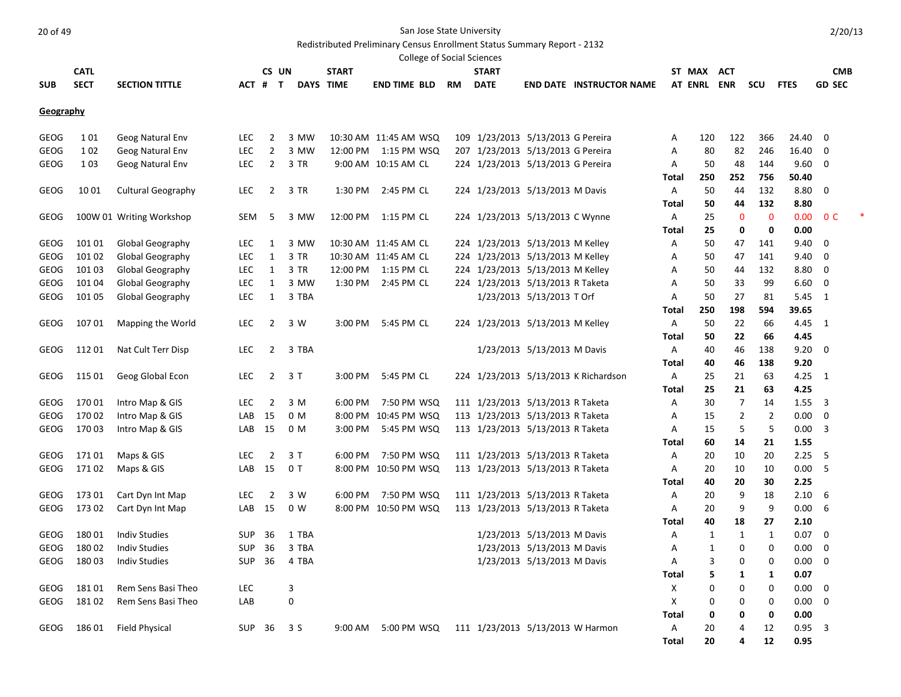San Jose State University

Redistributed Preliminary Census Enrollment Status Summary Report - 2132

College of Social Sciences

2/20/13

| SUB | CATL SECT | SECTION TITTLE | ACT | CS # | UN T | DAYS | START TIME | END TIME | BLD | RM | START DATE | END DATE | INSTRUCTOR NAME | ST AT | MAX ENRL | ACT ENR | SCU | FTES | GD | CMB SEC |
|---|---|---|---|---|---|---|---|---|---|---|---|---|---|---|---|---|---|---|---|---|
| **Geography** | | | | | | | | | | | | | | | | | | | | |
| GEOG | 1 01 | Geog Natural Env | LEC | 2 | 3 | MW | 10:30 AM | 11:45 AM | WSQ | 109 | 1/23/2013 | 5/13/2013 | G Pereira | A | 120 | 122 | 366 | 24.40 | 0 | |
| GEOG | 1 02 | Geog Natural Env | LEC | 2 | 3 | MW | 12:00 PM | 1:15 PM | WSQ | 207 | 1/23/2013 | 5/13/2013 | G Pereira | A | 80 | 82 | 246 | 16.40 | 0 | |
| GEOG | 1 03 | Geog Natural Env | LEC | 2 | 3 | TR | 9:00 AM | 10:15 AM | CL | 224 | 1/23/2013 | 5/13/2013 | G Pereira | A | 50 | 48 | 144 | 9.60 | 0 | |
| | | | | | | | | | | | | | | **Total** | **250** | **252** | **756** | **50.40** | | |
| GEOG | 10 01 | Cultural Geography | LEC | 2 | 3 | TR | 1:30 PM | 2:45 PM | CL | 224 | 1/23/2013 | 5/13/2013 | M Davis | A | 50 | 44 | 132 | 8.80 | 0 | |
| | | | | | | | | | | | | | | **Total** | **50** | **44** | **132** | **8.80** | | |
| GEOG | 100W 01 | Writing Workshop | SEM | 5 | 3 | MW | 12:00 PM | 1:15 PM | CL | 224 | 1/23/2013 | 5/13/2013 | C Wynne | A | 25 | 0 | 0 | 0.00 | 0 | C * |
| | | | | | | | | | | | | | | **Total** | **25** | **0** | **0** | **0.00** | | |
| GEOG | 101 01 | Global Geography | LEC | 1 | 3 | MW | 10:30 AM | 11:45 AM | CL | 224 | 1/23/2013 | 5/13/2013 | M Kelley | A | 50 | 47 | 141 | 9.40 | 0 | |
| GEOG | 101 02 | Global Geography | LEC | 1 | 3 | TR | 10:30 AM | 11:45 AM | CL | 224 | 1/23/2013 | 5/13/2013 | M Kelley | A | 50 | 47 | 141 | 9.40 | 0 | |
| GEOG | 101 03 | Global Geography | LEC | 1 | 3 | TR | 12:00 PM | 1:15 PM | CL | 224 | 1/23/2013 | 5/13/2013 | M Kelley | A | 50 | 44 | 132 | 8.80 | 0 | |
| GEOG | 101 04 | Global Geography | LEC | 1 | 3 | MW | 1:30 PM | 2:45 PM | CL | 224 | 1/23/2013 | 5/13/2013 | R Taketa | A | 50 | 33 | 99 | 6.60 | 0 | |
| GEOG | 101 05 | Global Geography | LEC | 1 | 3 | TBA | | | | | 1/23/2013 | 5/13/2013 | T Orf | A | 50 | 27 | 81 | 5.45 | 1 | |
| | | | | | | | | | | | | | | **Total** | **250** | **198** | **594** | **39.65** | | |
| GEOG | 107 01 | Mapping the World | LEC | 2 | 3 | W | 3:00 PM | 5:45 PM | CL | 224 | 1/23/2013 | 5/13/2013 | M Kelley | A | 50 | 22 | 66 | 4.45 | 1 | |
| | | | | | | | | | | | | | | **Total** | **50** | **22** | **66** | **4.45** | | |
| GEOG | 112 01 | Nat Cult Terr Disp | LEC | 2 | 3 | TBA | | | | | 1/23/2013 | 5/13/2013 | M Davis | A | 40 | 46 | 138 | 9.20 | 0 | |
| | | | | | | | | | | | | | | **Total** | **40** | **46** | **138** | **9.20** | | |
| GEOG | 115 01 | Geog Global Econ | LEC | 2 | 3 | T | 3:00 PM | 5:45 PM | CL | 224 | 1/23/2013 | 5/13/2013 | K Richardson | A | 25 | 21 | 63 | 4.25 | 1 | |
| | | | | | | | | | | | | | | **Total** | **25** | **21** | **63** | **4.25** | | |
| GEOG | 170 01 | Intro Map & GIS | LEC | 2 | 3 | M | 6:00 PM | 7:50 PM | WSQ | 111 | 1/23/2013 | 5/13/2013 | R Taketa | A | 30 | 7 | 14 | 1.55 | 3 | |
| GEOG | 170 02 | Intro Map & GIS | LAB | 15 | 0 | M | 8:00 PM | 10:45 PM | WSQ | 113 | 1/23/2013 | 5/13/2013 | R Taketa | A | 15 | 2 | 2 | 0.00 | 0 | |
| GEOG | 170 03 | Intro Map & GIS | LAB | 15 | 0 | M | 3:00 PM | 5:45 PM | WSQ | 113 | 1/23/2013 | 5/13/2013 | R Taketa | A | 15 | 5 | 5 | 0.00 | 3 | |
| | | | | | | | | | | | | | | **Total** | **60** | **14** | **21** | **1.55** | | |
| GEOG | 171 01 | Maps & GIS | LEC | 2 | 3 | T | 6:00 PM | 7:50 PM | WSQ | 111 | 1/23/2013 | 5/13/2013 | R Taketa | A | 20 | 10 | 20 | 2.25 | 5 | |
| GEOG | 171 02 | Maps & GIS | LAB | 15 | 0 | T | 8:00 PM | 10:50 PM | WSQ | 113 | 1/23/2013 | 5/13/2013 | R Taketa | A | 20 | 10 | 10 | 0.00 | 5 | |
| | | | | | | | | | | | | | | **Total** | **40** | **20** | **30** | **2.25** | | |
| GEOG | 173 01 | Cart Dyn Int Map | LEC | 2 | 3 | W | 6:00 PM | 7:50 PM | WSQ | 111 | 1/23/2013 | 5/13/2013 | R Taketa | A | 20 | 9 | 18 | 2.10 | 6 | |
| GEOG | 173 02 | Cart Dyn Int Map | LAB | 15 | 0 | W | 8:00 PM | 10:50 PM | WSQ | 113 | 1/23/2013 | 5/13/2013 | R Taketa | A | 20 | 9 | 9 | 0.00 | 6 | |
| | | | | | | | | | | | | | | **Total** | **40** | **18** | **27** | **2.10** | | |
| GEOG | 180 01 | Indiv Studies | SUP | 36 | 1 | TBA | | | | | 1/23/2013 | 5/13/2013 | M Davis | A | 1 | 1 | 1 | 0.07 | 0 | |
| GEOG | 180 02 | Indiv Studies | SUP | 36 | 3 | TBA | | | | | 1/23/2013 | 5/13/2013 | M Davis | A | 1 | 0 | 0 | 0.00 | 0 | |
| GEOG | 180 03 | Indiv Studies | SUP | 36 | 4 | TBA | | | | | 1/23/2013 | 5/13/2013 | M Davis | A | 3 | 0 | 0 | 0.00 | 0 | |
| | | | | | | | | | | | | | | **Total** | **5** | **1** | **1** | **0.07** | | |
| GEOG | 181 01 | Rem Sens Basi Theo | LEC | | 3 | | | | | | | | | X | 0 | 0 | 0 | 0.00 | 0 | |
| GEOG | 181 02 | Rem Sens Basi Theo | LAB | | 0 | | | | | | | | | X | 0 | 0 | 0 | 0.00 | 0 | |
| | | | | | | | | | | | | | | **Total** | **0** | **0** | **0** | **0.00** | | |
| GEOG | 186 01 | Field Physical | SUP | 36 | 3 | S | 9:00 AM | 5:00 PM | WSQ | 111 | 1/23/2013 | 5/13/2013 | W Harmon | A | 20 | 4 | 12 | 0.95 | 3 | |
| | | | | | | | | | | | | | | **Total** | **20** | **4** | **12** | **0.95** | | |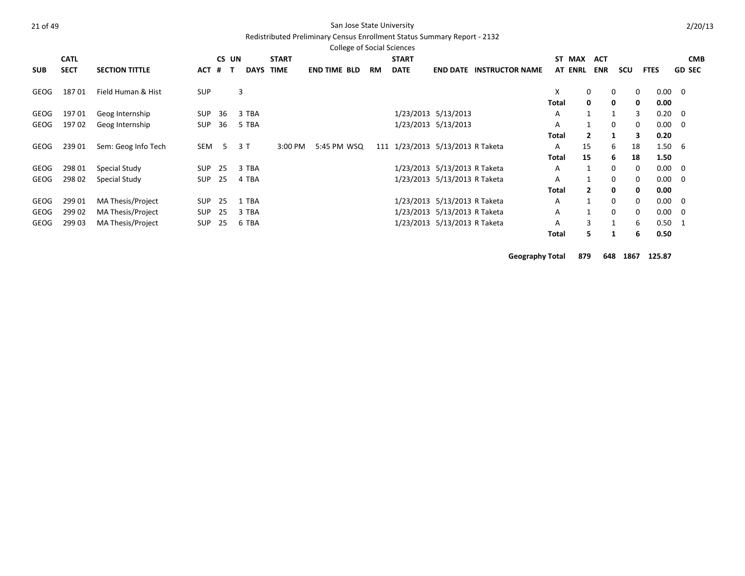San Jose State University

Redistributed Preliminary Census Enrollment Status Summary Report - 2132

College of Social Sciences

| SUB | CATL SECT | SECTION TITTLE | ACT | CS # | UN T | DAYS | START TIME | END TIME | BLD | RM | START DATE | END DATE | INSTRUCTOR NAME | ST AT | MAX ENRL | ACT ENR | SCU | FTES | GD | CMB SEC |
|---|---|---|---|---|---|---|---|---|---|---|---|---|---|---|---|---|---|---|---|---|
| GEOG | 187 01 | Field Human & Hist | SUP | | 3 | | | | | | | | | X | 0 | 0 | 0 | 0.00 | | 0 |
| | | | | | | | | | | | | | | **Total** | **0** | **0** | **0** | **0.00** | | |
| GEOG | 197 01 | Geog Internship | SUP | 36 | 3 | TBA | | | | | 1/23/2013 | 5/13/2013 | | A | 1 | 1 | 3 | 0.20 | | 0 |
| GEOG | 197 02 | Geog Internship | SUP | 36 | 5 | TBA | | | | | 1/23/2013 | 5/13/2013 | | A | 1 | 0 | 0 | 0.00 | | 0 |
| | | | | | | | | | | | | | | **Total** | **2** | **1** | **3** | **0.20** | | |
| GEOG | 239 01 | Sem: Geog Info Tech | SEM | 5 | 3 | T | 3:00 PM | 5:45 PM | WSQ | 111 | 1/23/2013 | 5/13/2013 | R Taketa | A | 15 | 6 | 18 | 1.50 | | 6 |
| | | | | | | | | | | | | | | **Total** | **15** | **6** | **18** | **1.50** | | |
| GEOG | 298 01 | Special Study | SUP | 25 | 3 | TBA | | | | | 1/23/2013 | 5/13/2013 | R Taketa | A | 1 | 0 | 0 | 0.00 | | 0 |
| GEOG | 298 02 | Special Study | SUP | 25 | 4 | TBA | | | | | 1/23/2013 | 5/13/2013 | R Taketa | A | 1 | 0 | 0 | 0.00 | | 0 |
| | | | | | | | | | | | | | | **Total** | **2** | **0** | **0** | **0.00** | | |
| GEOG | 299 01 | MA Thesis/Project | SUP | 25 | 1 | TBA | | | | | 1/23/2013 | 5/13/2013 | R Taketa | A | 1 | 0 | 0 | 0.00 | | 0 |
| GEOG | 299 02 | MA Thesis/Project | SUP | 25 | 3 | TBA | | | | | 1/23/2013 | 5/13/2013 | R Taketa | A | 1 | 0 | 0 | 0.00 | | 0 |
| GEOG | 299 03 | MA Thesis/Project | SUP | 25 | 6 | TBA | | | | | 1/23/2013 | 5/13/2013 | R Taketa | A | 3 | 1 | 6 | 0.50 | | 1 |
| | | | | | | | | | | | | | | **Total** | **5** | **1** | **6** | **0.50** | | |
| | | | | | | | | | | | | | **Geography Total** | | **879** | **648** | **1867** | **125.87** | | |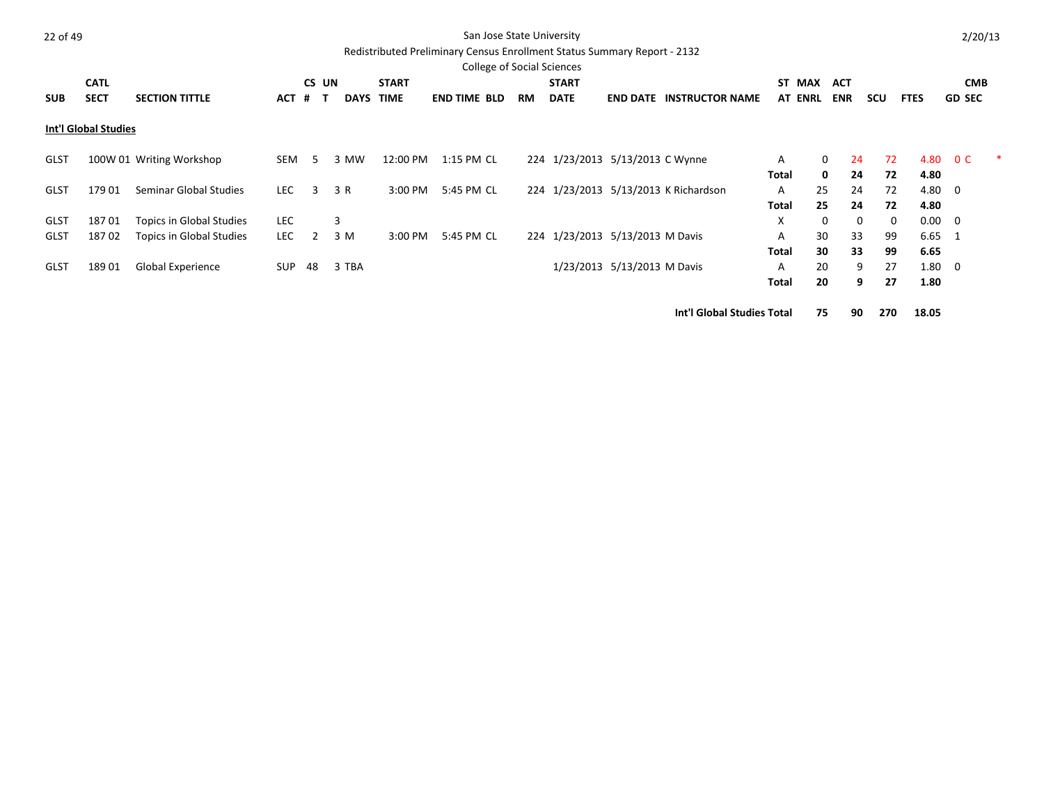San Jose State University

Redistributed Preliminary Census Enrollment Status Summary Report - 2132

College of Social Sciences

2/20/13

**Int'l Global Studies**

| SUB | CATL SECT | SECTION TITTLE | ACT | CS # | UN T | DAYS | START TIME | END TIME | BLD | RM | START DATE | END DATE | INSTRUCTOR NAME | ST AT | MAX ENRL | ACT ENR | SCU | FTES | CMB GD SEC | |
|---|---|---|---|---|---|---|---|---|---|---|---|---|---|---|---|---|---|---|---|---|
| GLST | 100W 01 | Writing Workshop | SEM | 5 | 3 | MW | 12:00 PM | 1:15 PM | CL | 224 | 1/23/2013 | 5/13/2013 | C Wynne | A | 0 | 24 | 72 | 4.80 | 0 C | * |
| | | | | | | | | | | | | | | **Total** | **0** | **24** | **72** | **4.80** | | |
| GLST | 179 01 | Seminar Global Studies | LEC | 3 | 3 | R | 3:00 PM | 5:45 PM | CL | 224 | 1/23/2013 | 5/13/2013 | K Richardson | A | 25 | 24 | 72 | 4.80 | 0 | |
| | | | | | | | | | | | | | | **Total** | **25** | **24** | **72** | **4.80** | | |
| GLST | 187 01 | Topics in Global Studies | LEC | | 3 | | | | | | | | | X | 0 | 0 | 0 | 0.00 | 0 | |
| GLST | 187 02 | Topics in Global Studies | LEC | 2 | 3 | M | 3:00 PM | 5:45 PM | CL | 224 | 1/23/2013 | 5/13/2013 | M Davis | A | 30 | 33 | 99 | 6.65 | 1 | |
| | | | | | | | | | | | | | | **Total** | **30** | **33** | **99** | **6.65** | | |
| GLST | 189 01 | Global Experience | SUP | 48 | 3 | TBA | | | | | 1/23/2013 | 5/13/2013 | M Davis | A | 20 | 9 | 27 | 1.80 | 0 | |
| | | | | | | | | | | | | | | **Total** | **20** | **9** | **27** | **1.80** | | |
| | | | | | | | | | | | | | **Int'l Global Studies Total** | | **75** | **90** | **270** | **18.05** | | |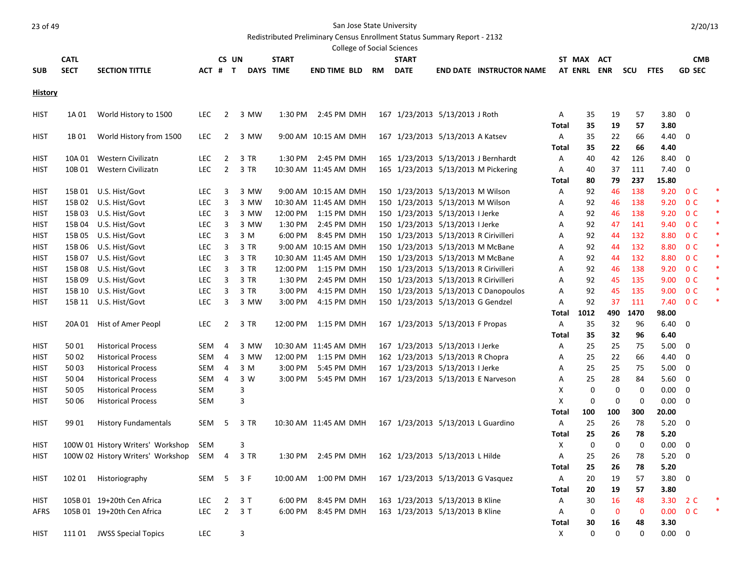San Jose State University

Redistributed Preliminary Census Enrollment Status Summary Report - 2132

College of Social Sciences

2/20/13

| SUB | CATL SECT | SECTION TITTLE | ACT | CS # | UN T | DAYS | START TIME | END TIME | BLD | RM | START DATE | END DATE | INSTRUCTOR NAME | ST AT | MAX ENRL | ACT ENR | SCU | FTES | CMB GD SEC | |
|---|---|---|---|---|---|---|---|---|---|---|---|---|---|---|---|---|---|---|---|---|
| **History** | | | | | | | | | | | | | | | | | | | | |
| HIST | 1A 01 | World History to 1500 | LEC | 2 | 3 | MW | 1:30 PM | 2:45 PM | DMH | 167 | 1/23/2013 | 5/13/2013 | J Roth | A | 35 | 19 | 57 | 3.80 | 0 | |
| | | | | | | | | | | | | | | **Total** | **35** | **19** | **57** | **3.80** | | |
| HIST | 1B 01 | World History from 1500 | LEC | 2 | 3 | MW | 9:00 AM | 10:15 AM | DMH | 167 | 1/23/2013 | 5/13/2013 | A Katsev | A | 35 | 22 | 66 | 4.40 | 0 | |
| | | | | | | | | | | | | | | **Total** | **35** | **22** | **66** | **4.40** | | |
| HIST | 10A 01 | Western Civilizatn | LEC | 2 | 3 | TR | 1:30 PM | 2:45 PM | DMH | 165 | 1/23/2013 | 5/13/2013 | J Bernhardt | A | 40 | 42 | 126 | 8.40 | 0 | |
| HIST | 10B 01 | Western Civilizatn | LEC | 2 | 3 | TR | 10:30 AM | 11:45 AM | DMH | 165 | 1/23/2013 | 5/13/2013 | M Pickering | A | 40 | 37 | 111 | 7.40 | 0 | |
| | | | | | | | | | | | | | | **Total** | **80** | **79** | **237** | **15.80** | | |
| HIST | 15B 01 | U.S. Hist/Govt | LEC | 3 | 3 | MW | 9:00 AM | 10:15 AM | DMH | 150 | 1/23/2013 | 5/13/2013 | M Wilson | A | 92 | 46 | 138 | 9.20 | 0 C | * |
| HIST | 15B 02 | U.S. Hist/Govt | LEC | 3 | 3 | MW | 10:30 AM | 11:45 AM | DMH | 150 | 1/23/2013 | 5/13/2013 | M Wilson | A | 92 | 46 | 138 | 9.20 | 0 C | * |
| HIST | 15B 03 | U.S. Hist/Govt | LEC | 3 | 3 | MW | 12:00 PM | 1:15 PM | DMH | 150 | 1/23/2013 | 5/13/2013 | I Jerke | A | 92 | 46 | 138 | 9.20 | 0 C | * |
| HIST | 15B 04 | U.S. Hist/Govt | LEC | 3 | 3 | MW | 1:30 PM | 2:45 PM | DMH | 150 | 1/23/2013 | 5/13/2013 | I Jerke | A | 92 | 47 | 141 | 9.40 | 0 C | * |
| HIST | 15B 05 | U.S. Hist/Govt | LEC | 3 | 3 | M | 6:00 PM | 8:45 PM | DMH | 150 | 1/23/2013 | 5/13/2013 | R Cirivilleri | A | 92 | 44 | 132 | 8.80 | 0 C | * |
| HIST | 15B 06 | U.S. Hist/Govt | LEC | 3 | 3 | TR | 9:00 AM | 10:15 AM | DMH | 150 | 1/23/2013 | 5/13/2013 | M McBane | A | 92 | 44 | 132 | 8.80 | 0 C | * |
| HIST | 15B 07 | U.S. Hist/Govt | LEC | 3 | 3 | TR | 10:30 AM | 11:45 AM | DMH | 150 | 1/23/2013 | 5/13/2013 | M McBane | A | 92 | 44 | 132 | 8.80 | 0 C | * |
| HIST | 15B 08 | U.S. Hist/Govt | LEC | 3 | 3 | TR | 12:00 PM | 1:15 PM | DMH | 150 | 1/23/2013 | 5/13/2013 | R Cirivilleri | A | 92 | 46 | 138 | 9.20 | 0 C | * |
| HIST | 15B 09 | U.S. Hist/Govt | LEC | 3 | 3 | TR | 1:30 PM | 2:45 PM | DMH | 150 | 1/23/2013 | 5/13/2013 | R Cirivilleri | A | 92 | 45 | 135 | 9.00 | 0 C | * |
| HIST | 15B 10 | U.S. Hist/Govt | LEC | 3 | 3 | TR | 3:00 PM | 4:15 PM | DMH | 150 | 1/23/2013 | 5/13/2013 | C Danopoulos | A | 92 | 45 | 135 | 9.00 | 0 C | * |
| HIST | 15B 11 | U.S. Hist/Govt | LEC | 3 | 3 | MW | 3:00 PM | 4:15 PM | DMH | 150 | 1/23/2013 | 5/13/2013 | G Gendzel | A | 92 | 37 | 111 | 7.40 | 0 C | * |
| | | | | | | | | | | | | | | **Total** | **1012** | **490** | **1470** | **98.00** | | |
| HIST | 20A 01 | Hist of Amer Peopl | LEC | 2 | 3 | TR | 12:00 PM | 1:15 PM | DMH | 167 | 1/23/2013 | 5/13/2013 | F Propas | A | 35 | 32 | 96 | 6.40 | 0 | |
| | | | | | | | | | | | | | | **Total** | **35** | **32** | **96** | **6.40** | | |
| HIST | 50 01 | Historical Process | SEM | 4 | 3 | MW | 10:30 AM | 11:45 AM | DMH | 167 | 1/23/2013 | 5/13/2013 | I Jerke | A | 25 | 25 | 75 | 5.00 | 0 | |
| HIST | 50 02 | Historical Process | SEM | 4 | 3 | MW | 12:00 PM | 1:15 PM | DMH | 162 | 1/23/2013 | 5/13/2013 | R Chopra | A | 25 | 22 | 66 | 4.40 | 0 | |
| HIST | 50 03 | Historical Process | SEM | 4 | 3 | M | 3:00 PM | 5:45 PM | DMH | 167 | 1/23/2013 | 5/13/2013 | I Jerke | A | 25 | 25 | 75 | 5.00 | 0 | |
| HIST | 50 04 | Historical Process | SEM | 4 | 3 | W | 3:00 PM | 5:45 PM | DMH | 167 | 1/23/2013 | 5/13/2013 | E Narveson | A | 25 | 28 | 84 | 5.60 | 0 | |
| HIST | 50 05 | Historical Process | SEM | | 3 | | | | | | | | | X | 0 | 0 | 0 | 0.00 | 0 | |
| HIST | 50 06 | Historical Process | SEM | | 3 | | | | | | | | | X | 0 | 0 | 0 | 0.00 | 0 | |
| | | | | | | | | | | | | | | **Total** | **100** | **100** | **300** | **20.00** | | |
| HIST | 99 01 | History Fundamentals | SEM | 5 | 3 | TR | 10:30 AM | 11:45 AM | DMH | 167 | 1/23/2013 | 5/13/2013 | L Guardino | A | 25 | 26 | 78 | 5.20 | 0 | |
| | | | | | | | | | | | | | | **Total** | **25** | **26** | **78** | **5.20** | | |
| HIST | 100W 01 | History Writers' Workshop | SEM | | 3 | | | | | | | | | X | 0 | 0 | 0 | 0.00 | 0 | |
| HIST | 100W 02 | History Writers' Workshop | SEM | 4 | 3 | TR | 1:30 PM | 2:45 PM | DMH | 162 | 1/23/2013 | 5/13/2013 | L Hilde | A | 25 | 26 | 78 | 5.20 | 0 | |
| | | | | | | | | | | | | | | **Total** | **25** | **26** | **78** | **5.20** | | |
| HIST | 102 01 | Historiography | SEM | 5 | 3 | F | 10:00 AM | 1:00 PM | DMH | 167 | 1/23/2013 | 5/13/2013 | G Vasquez | A | 20 | 19 | 57 | 3.80 | 0 | |
| | | | | | | | | | | | | | | **Total** | **20** | **19** | **57** | **3.80** | | |
| HIST | 105B 01 | 19+20th Cen Africa | LEC | 2 | 3 | T | 6:00 PM | 8:45 PM | DMH | 163 | 1/23/2013 | 5/13/2013 | B Kline | A | 30 | 16 | 48 | 3.30 | 2 C | * |
| AFRS | 105B 01 | 19+20th Cen Africa | LEC | 2 | 3 | T | 6:00 PM | 8:45 PM | DMH | 163 | 1/23/2013 | 5/13/2013 | B Kline | A | 0 | 0 | 0 | 0.00 | 0 C | * |
| | | | | | | | | | | | | | | **Total** | **30** | **16** | **48** | **3.30** | | |
| HIST | 111 01 | JWSS Special Topics | LEC | | 3 | | | | | | | | | X | 0 | 0 | 0 | 0.00 | 0 | |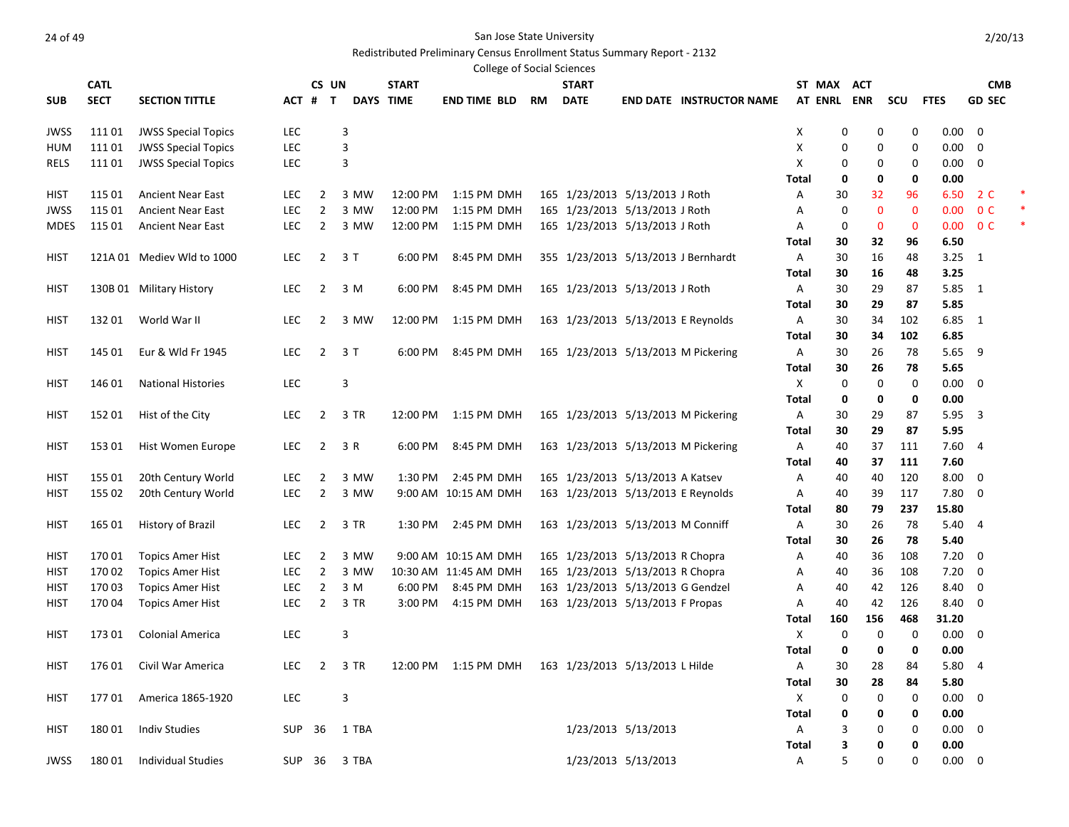San Jose State University

Redistributed Preliminary Census Enrollment Status Summary Report - 2132

College of Social Sciences

| SUB | CATL SECT | SECTION TITTLE | ACT | CS # | UN T | DAYS | START TIME | END TIME | BLD | RM | START DATE | END DATE | INSTRUCTOR NAME | STAT | MAX ENRL | ACT ENR | SCU | FTES | CMB GD | SEC |
|---|---|---|---|---|---|---|---|---|---|---|---|---|---|---|---|---|---|---|---|---|
| JWSS | 111 01 | JWSS Special Topics | LEC | | 3 | | | | | | | | | X | 0 | 0 | 0 | 0.00 | 0 | |
| HUM | 111 01 | JWSS Special Topics | LEC | | 3 | | | | | | | | | X | 0 | 0 | 0 | 0.00 | 0 | |
| RELS | 111 01 | JWSS Special Topics | LEC | | 3 | | | | | | | | | X | 0 | 0 | 0 | 0.00 | 0 | |
| | | | | | | | | | | | | | | Total | 0 | 0 | 0 | 0.00 | | |
| HIST | 115 01 | Ancient Near East | LEC | 2 | 3 | MW | 12:00 PM | 1:15 PM | DMH | 165 | 1/23/2013 | 5/13/2013 | J Roth | A | 30 | 32 | 96 | 6.50 | 2 | C * |
| JWSS | 115 01 | Ancient Near East | LEC | 2 | 3 | MW | 12:00 PM | 1:15 PM | DMH | 165 | 1/23/2013 | 5/13/2013 | J Roth | A | 0 | 0 | 0 | 0.00 | 0 | C * |
| MDES | 115 01 | Ancient Near East | LEC | 2 | 3 | MW | 12:00 PM | 1:15 PM | DMH | 165 | 1/23/2013 | 5/13/2013 | J Roth | A | 0 | 0 | 0 | 0.00 | 0 | C * |
| | | | | | | | | | | | | | | Total | 30 | 32 | 96 | 6.50 | | |
| HIST | 121A 01 | Mediev Wld to 1000 | LEC | 2 | 3 | T | 6:00 PM | 8:45 PM | DMH | 355 | 1/23/2013 | 5/13/2013 | J Bernhardt | A | 30 | 16 | 48 | 3.25 | 1 | |
| | | | | | | | | | | | | | | Total | 30 | 16 | 48 | 3.25 | | |
| HIST | 130B 01 | Military History | LEC | 2 | 3 | M | 6:00 PM | 8:45 PM | DMH | 165 | 1/23/2013 | 5/13/2013 | J Roth | A | 30 | 29 | 87 | 5.85 | 1 | |
| | | | | | | | | | | | | | | Total | 30 | 29 | 87 | 5.85 | | |
| HIST | 132 01 | World War II | LEC | 2 | 3 | MW | 12:00 PM | 1:15 PM | DMH | 163 | 1/23/2013 | 5/13/2013 | E Reynolds | A | 30 | 34 | 102 | 6.85 | 1 | |
| | | | | | | | | | | | | | | Total | 30 | 34 | 102 | 6.85 | | |
| HIST | 145 01 | Eur & Wld Fr 1945 | LEC | 2 | 3 | T | 6:00 PM | 8:45 PM | DMH | 165 | 1/23/2013 | 5/13/2013 | M Pickering | A | 30 | 26 | 78 | 5.65 | 9 | |
| | | | | | | | | | | | | | | Total | 30 | 26 | 78 | 5.65 | | |
| HIST | 146 01 | National Histories | LEC | | 3 | | | | | | | | | X | 0 | 0 | 0 | 0.00 | 0 | |
| | | | | | | | | | | | | | | Total | 0 | 0 | 0 | 0.00 | | |
| HIST | 152 01 | Hist of the City | LEC | 2 | 3 | TR | 12:00 PM | 1:15 PM | DMH | 165 | 1/23/2013 | 5/13/2013 | M Pickering | A | 30 | 29 | 87 | 5.95 | 3 | |
| | | | | | | | | | | | | | | Total | 30 | 29 | 87 | 5.95 | | |
| HIST | 153 01 | Hist Women Europe | LEC | 2 | 3 | R | 6:00 PM | 8:45 PM | DMH | 163 | 1/23/2013 | 5/13/2013 | M Pickering | A | 40 | 37 | 111 | 7.60 | 4 | |
| | | | | | | | | | | | | | | Total | 40 | 37 | 111 | 7.60 | | |
| HIST | 155 01 | 20th Century World | LEC | 2 | 3 | MW | 1:30 PM | 2:45 PM | DMH | 165 | 1/23/2013 | 5/13/2013 | A Katsev | A | 40 | 40 | 120 | 8.00 | 0 | |
| HIST | 155 02 | 20th Century World | LEC | 2 | 3 | MW | 9:00 AM | 10:15 AM | DMH | 163 | 1/23/2013 | 5/13/2013 | E Reynolds | A | 40 | 39 | 117 | 7.80 | 0 | |
| | | | | | | | | | | | | | | Total | 80 | 79 | 237 | 15.80 | | |
| HIST | 165 01 | History of Brazil | LEC | 2 | 3 | TR | 1:30 PM | 2:45 PM | DMH | 163 | 1/23/2013 | 5/13/2013 | M Conniff | A | 30 | 26 | 78 | 5.40 | 4 | |
| | | | | | | | | | | | | | | Total | 30 | 26 | 78 | 5.40 | | |
| HIST | 170 01 | Topics Amer Hist | LEC | 2 | 3 | MW | 9:00 AM | 10:15 AM | DMH | 165 | 1/23/2013 | 5/13/2013 | R Chopra | A | 40 | 36 | 108 | 7.20 | 0 | |
| HIST | 170 02 | Topics Amer Hist | LEC | 2 | 3 | MW | 10:30 AM | 11:45 AM | DMH | 165 | 1/23/2013 | 5/13/2013 | R Chopra | A | 40 | 36 | 108 | 7.20 | 0 | |
| HIST | 170 03 | Topics Amer Hist | LEC | 2 | 3 | M | 6:00 PM | 8:45 PM | DMH | 163 | 1/23/2013 | 5/13/2013 | G Gendzel | A | 40 | 42 | 126 | 8.40 | 0 | |
| HIST | 170 04 | Topics Amer Hist | LEC | 2 | 3 | TR | 3:00 PM | 4:15 PM | DMH | 163 | 1/23/2013 | 5/13/2013 | F Propas | A | 40 | 42 | 126 | 8.40 | 0 | |
| | | | | | | | | | | | | | | Total | 160 | 156 | 468 | 31.20 | | |
| HIST | 173 01 | Colonial America | LEC | | 3 | | | | | | | | | X | 0 | 0 | 0 | 0.00 | 0 | |
| | | | | | | | | | | | | | | Total | 0 | 0 | 0 | 0.00 | | |
| HIST | 176 01 | Civil War America | LEC | 2 | 3 | TR | 12:00 PM | 1:15 PM | DMH | 163 | 1/23/2013 | 5/13/2013 | L Hilde | A | 30 | 28 | 84 | 5.80 | 4 | |
| | | | | | | | | | | | | | | Total | 30 | 28 | 84 | 5.80 | | |
| HIST | 177 01 | America 1865-1920 | LEC | | 3 | | | | | | | | | X | 0 | 0 | 0 | 0.00 | 0 | |
| | | | | | | | | | | | | | | Total | 0 | 0 | 0 | 0.00 | | |
| HIST | 180 01 | Indiv Studies | SUP | 36 | 1 | TBA | | | | | 1/23/2013 | 5/13/2013 | | A | 3 | 0 | 0 | 0.00 | 0 | |
| | | | | | | | | | | | | | | Total | 3 | 0 | 0 | 0.00 | | |
| JWSS | 180 01 | Individual Studies | SUP | 36 | 3 | TBA | | | | | 1/23/2013 | 5/13/2013 | | A | 5 | 0 | 0 | 0.00 | 0 | |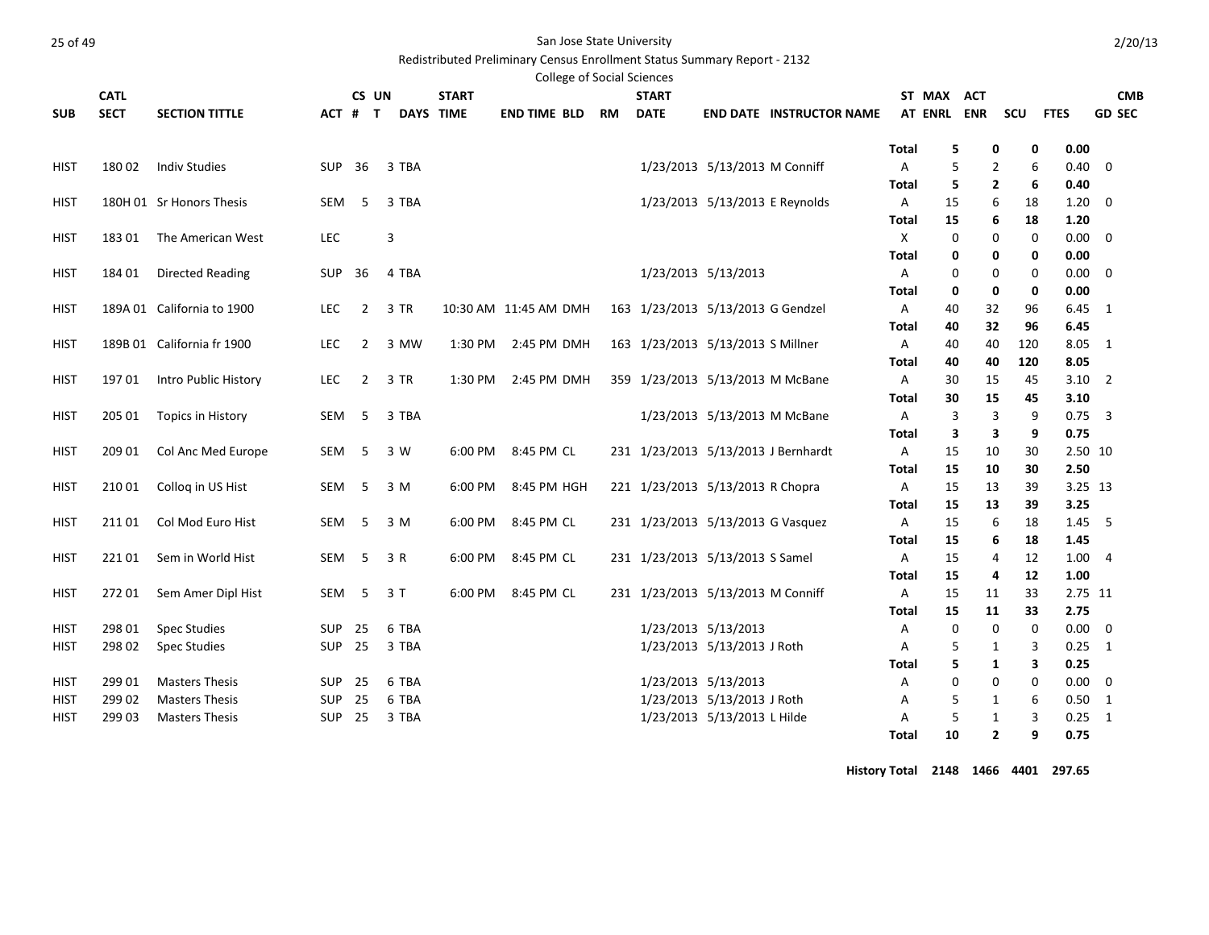San Jose State University

Redistributed Preliminary Census Enrollment Status Summary Report - 2132

College of Social Sciences

| SUB | CATL SECT | SECTION TITTLE | ACT | CS # | UN T | DAYS | START TIME | END TIME | BLD | RM | START DATE | END DATE | INSTRUCTOR NAME | ST AT | MAX ENRL | ACT ENR | SCU | FTES | CMB GD SEC |
|---|---|---|---|---|---|---|---|---|---|---|---|---|---|---|---|---|---|---|---|
| | | | | | | | | | | | | | | **Total** | **5** | **0** | **0** | **0.00** | |
| HIST | 180 02 | Indiv Studies | SUP | 36 | 3 | TBA | | | | | 1/23/2013 | 5/13/2013 | M Conniff | A | 5 | 2 | 6 | 0.40 | 0 |
| | | | | | | | | | | | | | | **Total** | **5** | **2** | **6** | **0.40** | |
| HIST | 180H 01 | Sr Honors Thesis | SEM | 5 | 3 | TBA | | | | | 1/23/2013 | 5/13/2013 | E Reynolds | A | 15 | 6 | 18 | 1.20 | 0 |
| | | | | | | | | | | | | | | **Total** | **15** | **6** | **18** | **1.20** | |
| HIST | 183 01 | The American West | LEC | | 3 | | | | | | | | | X | 0 | 0 | 0 | 0.00 | 0 |
| | | | | | | | | | | | | | | **Total** | **0** | **0** | **0** | **0.00** | |
| HIST | 184 01 | Directed Reading | SUP | 36 | 4 | TBA | | | | | 1/23/2013 | 5/13/2013 | | A | 0 | 0 | 0 | 0.00 | 0 |
| | | | | | | | | | | | | | | **Total** | **0** | **0** | **0** | **0.00** | |
| HIST | 189A 01 | California to 1900 | LEC | 2 | 3 | TR | 10:30 AM | 11:45 AM | DMH | 163 | 1/23/2013 | 5/13/2013 | G Gendzel | A | 40 | 32 | 96 | 6.45 | 1 |
| | | | | | | | | | | | | | | **Total** | **40** | **32** | **96** | **6.45** | |
| HIST | 189B 01 | California fr 1900 | LEC | 2 | 3 | MW | 1:30 PM | 2:45 PM | DMH | 163 | 1/23/2013 | 5/13/2013 | S Millner | A | 40 | 40 | 120 | 8.05 | 1 |
| | | | | | | | | | | | | | | **Total** | **40** | **40** | **120** | **8.05** | |
| HIST | 197 01 | Intro Public History | LEC | 2 | 3 | TR | 1:30 PM | 2:45 PM | DMH | 359 | 1/23/2013 | 5/13/2013 | M McBane | A | 30 | 15 | 45 | 3.10 | 2 |
| | | | | | | | | | | | | | | **Total** | **30** | **15** | **45** | **3.10** | |
| HIST | 205 01 | Topics in History | SEM | 5 | 3 | TBA | | | | | 1/23/2013 | 5/13/2013 | M McBane | A | 3 | 3 | 9 | 0.75 | 3 |
| | | | | | | | | | | | | | | **Total** | **3** | **3** | **9** | **0.75** | |
| HIST | 209 01 | Col Anc Med Europe | SEM | 5 | 3 | W | 6:00 PM | 8:45 PM | CL | 231 | 1/23/2013 | 5/13/2013 | J Bernhardt | A | 15 | 10 | 30 | 2.50 | 10 |
| | | | | | | | | | | | | | | **Total** | **15** | **10** | **30** | **2.50** | |
| HIST | 210 01 | Colloq in US Hist | SEM | 5 | 3 | M | 6:00 PM | 8:45 PM | HGH | 221 | 1/23/2013 | 5/13/2013 | R Chopra | A | 15 | 13 | 39 | 3.25 | 13 |
| | | | | | | | | | | | | | | **Total** | **15** | **13** | **39** | **3.25** | |
| HIST | 211 01 | Col Mod Euro Hist | SEM | 5 | 3 | M | 6:00 PM | 8:45 PM | CL | 231 | 1/23/2013 | 5/13/2013 | G Vasquez | A | 15 | 6 | 18 | 1.45 | 5 |
| | | | | | | | | | | | | | | **Total** | **15** | **6** | **18** | **1.45** | |
| HIST | 221 01 | Sem in World Hist | SEM | 5 | 3 | R | 6:00 PM | 8:45 PM | CL | 231 | 1/23/2013 | 5/13/2013 | S Samel | A | 15 | 4 | 12 | 1.00 | 4 |
| | | | | | | | | | | | | | | **Total** | **15** | **4** | **12** | **1.00** | |
| HIST | 272 01 | Sem Amer Dipl Hist | SEM | 5 | 3 | T | 6:00 PM | 8:45 PM | CL | 231 | 1/23/2013 | 5/13/2013 | M Conniff | A | 15 | 11 | 33 | 2.75 | 11 |
| | | | | | | | | | | | | | | **Total** | **15** | **11** | **33** | **2.75** | |
| HIST | 298 01 | Spec Studies | SUP | 25 | 6 | TBA | | | | | 1/23/2013 | 5/13/2013 | | A | 0 | 0 | 0 | 0.00 | 0 |
| HIST | 298 02 | Spec Studies | SUP | 25 | 3 | TBA | | | | | 1/23/2013 | 5/13/2013 | J Roth | A | 5 | 1 | 3 | 0.25 | 1 |
| | | | | | | | | | | | | | | **Total** | **5** | **1** | **3** | **0.25** | |
| HIST | 299 01 | Masters Thesis | SUP | 25 | 6 | TBA | | | | | 1/23/2013 | 5/13/2013 | | A | 0 | 0 | 0 | 0.00 | 0 |
| HIST | 299 02 | Masters Thesis | SUP | 25 | 6 | TBA | | | | | 1/23/2013 | 5/13/2013 | J Roth | A | 5 | 1 | 6 | 0.50 | 1 |
| HIST | 299 03 | Masters Thesis | SUP | 25 | 3 | TBA | | | | | 1/23/2013 | 5/13/2013 | L Hilde | A | 5 | 1 | 3 | 0.25 | 1 |
| | | | | | | | | | | | | | | **Total** | **10** | **2** | **9** | **0.75** | |
| | | | | | | | | | | | | | | **History Total** | **2148** | **1466** | **4401** | **297.65** | |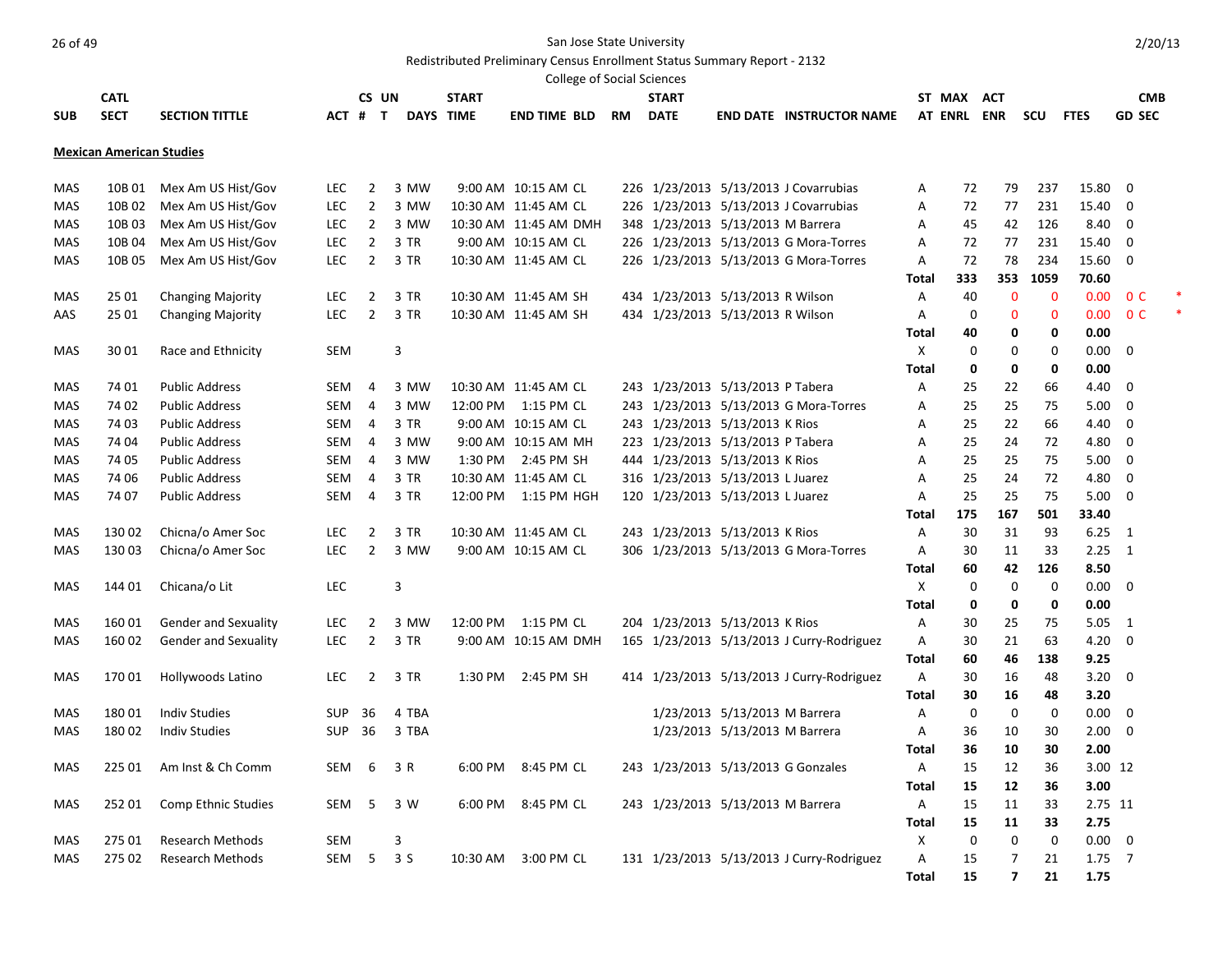San Jose State University

Redistributed Preliminary Census Enrollment Status Summary Report - 2132

College of Social Sciences

2/20/13

## Mexican American Studies

| SUB | CATL SECT | SECTION TITTLE | ACT | CS # | UN T | DAYS | START TIME | END TIME | BLD | RM | START DATE | END DATE | INSTRUCTOR NAME | ST AT | MAX ENRL | ACT ENR | SCU | FTES | GD | CMB SEC |
|---|---|---|---|---|---|---|---|---|---|---|---|---|---|---|---|---|---|---|---|---|
| MAS | 10B 01 | Mex Am US Hist/Gov | LEC | 2 | 3 | MW | 9:00 AM | 10:15 AM | CL | 226 | 1/23/2013 | 5/13/2013 | J Covarrubias | A | 72 | 79 | 237 | 15.80 | 0 | |
| MAS | 10B 02 | Mex Am US Hist/Gov | LEC | 2 | 3 | MW | 10:30 AM | 11:45 AM | CL | 226 | 1/23/2013 | 5/13/2013 | J Covarrubias | A | 72 | 77 | 231 | 15.40 | 0 | |
| MAS | 10B 03 | Mex Am US Hist/Gov | LEC | 2 | 3 | MW | 10:30 AM | 11:45 AM | DMH | 348 | 1/23/2013 | 5/13/2013 | M Barrera | A | 45 | 42 | 126 | 8.40 | 0 | |
| MAS | 10B 04 | Mex Am US Hist/Gov | LEC | 2 | 3 | TR | 9:00 AM | 10:15 AM | CL | 226 | 1/23/2013 | 5/13/2013 | G Mora-Torres | A | 72 | 77 | 231 | 15.40 | 0 | |
| MAS | 10B 05 | Mex Am US Hist/Gov | LEC | 2 | 3 | TR | 10:30 AM | 11:45 AM | CL | 226 | 1/23/2013 | 5/13/2013 | G Mora-Torres | A | 72 | 78 | 234 | 15.60 | 0 | |
| | | | | | | | | | | | | | | **Total** | **333** | **353** | **1059** | **70.60** | | |
| MAS | 25 01 | Changing Majority | LEC | 2 | 3 | TR | 10:30 AM | 11:45 AM | SH | 434 | 1/23/2013 | 5/13/2013 | R Wilson | A | 40 | 0 | 0 | 0.00 | 0 | C * |
| AAS | 25 01 | Changing Majority | LEC | 2 | 3 | TR | 10:30 AM | 11:45 AM | SH | 434 | 1/23/2013 | 5/13/2013 | R Wilson | A | 0 | 0 | 0 | 0.00 | 0 | C * |
| | | | | | | | | | | | | | | **Total** | **40** | **0** | **0** | **0.00** | | |
| MAS | 30 01 | Race and Ethnicity | SEM | | 3 | | | | | | | | | X | 0 | 0 | 0 | 0.00 | 0 | |
| | | | | | | | | | | | | | | **Total** | **0** | **0** | **0** | **0.00** | | |
| MAS | 74 01 | Public Address | SEM | 4 | 3 | MW | 10:30 AM | 11:45 AM | CL | 243 | 1/23/2013 | 5/13/2013 | P Tabera | A | 25 | 22 | 66 | 4.40 | 0 | |
| MAS | 74 02 | Public Address | SEM | 4 | 3 | MW | 12:00 PM | 1:15 PM | CL | 243 | 1/23/2013 | 5/13/2013 | G Mora-Torres | A | 25 | 25 | 75 | 5.00 | 0 | |
| MAS | 74 03 | Public Address | SEM | 4 | 3 | TR | 9:00 AM | 10:15 AM | CL | 243 | 1/23/2013 | 5/13/2013 | K Rios | A | 25 | 22 | 66 | 4.40 | 0 | |
| MAS | 74 04 | Public Address | SEM | 4 | 3 | MW | 9:00 AM | 10:15 AM | MH | 223 | 1/23/2013 | 5/13/2013 | P Tabera | A | 25 | 24 | 72 | 4.80 | 0 | |
| MAS | 74 05 | Public Address | SEM | 4 | 3 | MW | 1:30 PM | 2:45 PM | SH | 444 | 1/23/2013 | 5/13/2013 | K Rios | A | 25 | 25 | 75 | 5.00 | 0 | |
| MAS | 74 06 | Public Address | SEM | 4 | 3 | TR | 10:30 AM | 11:45 AM | CL | 316 | 1/23/2013 | 5/13/2013 | L Juarez | A | 25 | 24 | 72 | 4.80 | 0 | |
| MAS | 74 07 | Public Address | SEM | 4 | 3 | TR | 12:00 PM | 1:15 PM | HGH | 120 | 1/23/2013 | 5/13/2013 | L Juarez | A | 25 | 25 | 75 | 5.00 | 0 | |
| | | | | | | | | | | | | | | **Total** | **175** | **167** | **501** | **33.40** | | |
| MAS | 130 02 | Chicna/o Amer Soc | LEC | 2 | 3 | TR | 10:30 AM | 11:45 AM | CL | 243 | 1/23/2013 | 5/13/2013 | K Rios | A | 30 | 31 | 93 | 6.25 | 1 | |
| MAS | 130 03 | Chicna/o Amer Soc | LEC | 2 | 3 | MW | 9:00 AM | 10:15 AM | CL | 306 | 1/23/2013 | 5/13/2013 | G Mora-Torres | A | 30 | 11 | 33 | 2.25 | 1 | |
| | | | | | | | | | | | | | | **Total** | **60** | **42** | **126** | **8.50** | | |
| MAS | 144 01 | Chicana/o Lit | LEC | | 3 | | | | | | | | | X | 0 | 0 | 0 | 0.00 | 0 | |
| | | | | | | | | | | | | | | **Total** | **0** | **0** | **0** | **0.00** | | |
| MAS | 160 01 | Gender and Sexuality | LEC | 2 | 3 | MW | 12:00 PM | 1:15 PM | CL | 204 | 1/23/2013 | 5/13/2013 | K Rios | A | 30 | 25 | 75 | 5.05 | 1 | |
| MAS | 160 02 | Gender and Sexuality | LEC | 2 | 3 | TR | 9:00 AM | 10:15 AM | DMH | 165 | 1/23/2013 | 5/13/2013 | J Curry-Rodriguez | A | 30 | 21 | 63 | 4.20 | 0 | |
| | | | | | | | | | | | | | | **Total** | **60** | **46** | **138** | **9.25** | | |
| MAS | 170 01 | Hollywoods Latino | LEC | 2 | 3 | TR | 1:30 PM | 2:45 PM | SH | 414 | 1/23/2013 | 5/13/2013 | J Curry-Rodriguez | A | 30 | 16 | 48 | 3.20 | 0 | |
| | | | | | | | | | | | | | | **Total** | **30** | **16** | **48** | **3.20** | | |
| MAS | 180 01 | Indiv Studies | SUP | 36 | 4 | TBA | | | | | 1/23/2013 | 5/13/2013 | M Barrera | A | 0 | 0 | 0 | 0.00 | 0 | |
| MAS | 180 02 | Indiv Studies | SUP | 36 | 3 | TBA | | | | | 1/23/2013 | 5/13/2013 | M Barrera | A | 36 | 10 | 30 | 2.00 | 0 | |
| | | | | | | | | | | | | | | **Total** | **36** | **10** | **30** | **2.00** | | |
| MAS | 225 01 | Am Inst & Ch Comm | SEM | 6 | 3 | R | 6:00 PM | 8:45 PM | CL | 243 | 1/23/2013 | 5/13/2013 | G Gonzales | A | 15 | 12 | 36 | 3.00 | 12 | |
| | | | | | | | | | | | | | | **Total** | **15** | **12** | **36** | **3.00** | | |
| MAS | 252 01 | Comp Ethnic Studies | SEM | 5 | 3 | W | 6:00 PM | 8:45 PM | CL | 243 | 1/23/2013 | 5/13/2013 | M Barrera | A | 15 | 11 | 33 | 2.75 | 11 | |
| | | | | | | | | | | | | | | **Total** | **15** | **11** | **33** | **2.75** | | |
| MAS | 275 01 | Research Methods | SEM | | 3 | | | | | | | | | X | 0 | 0 | 0 | 0.00 | 0 | |
| MAS | 275 02 | Research Methods | SEM | 5 | 3 | S | 10:30 AM | 3:00 PM | CL | 131 | 1/23/2013 | 5/13/2013 | J Curry-Rodriguez | A | 15 | 7 | 21 | 1.75 | 7 | |
| | | | | | | | | | | | | | | **Total** | **15** | **7** | **21** | **1.75** | | |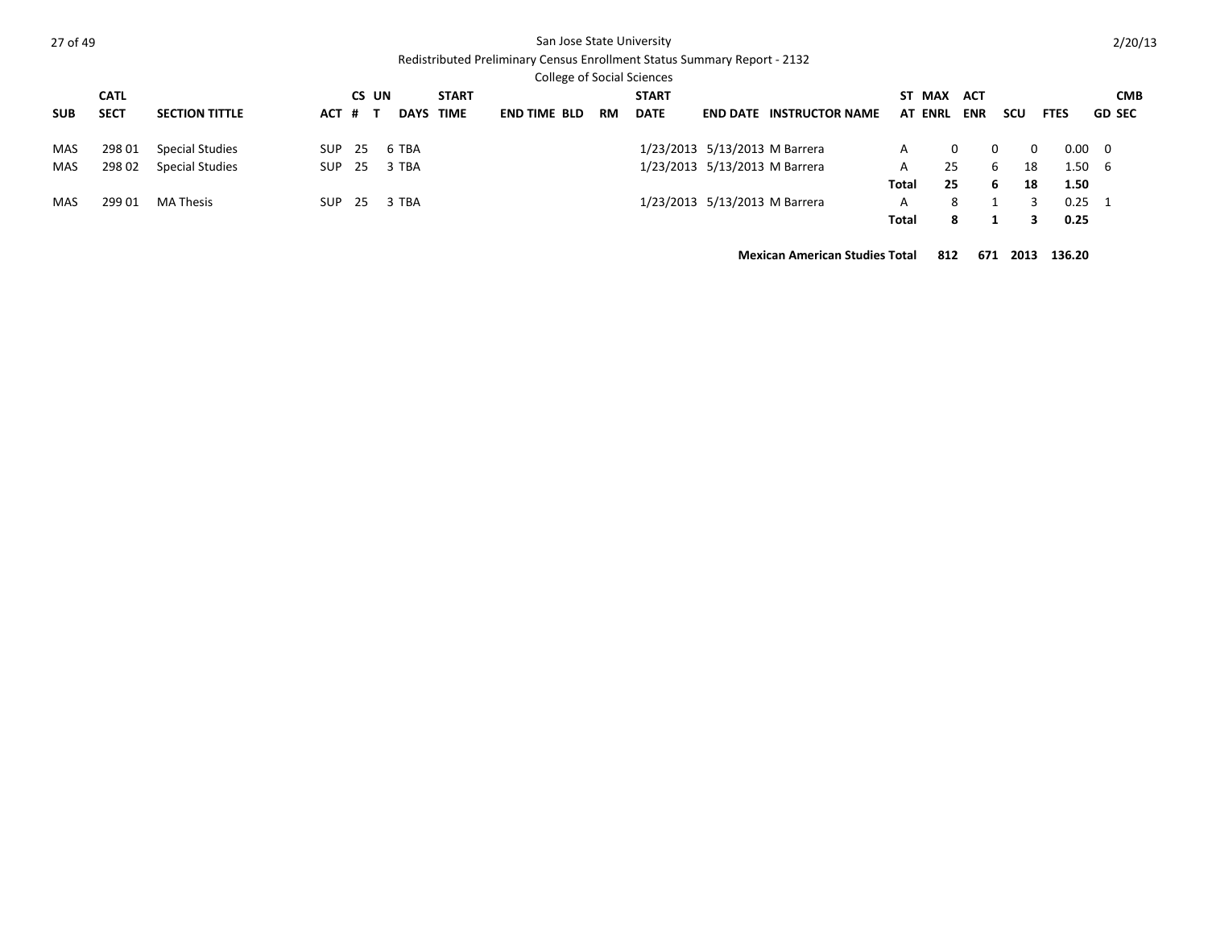San Jose State University

Redistributed Preliminary Census Enrollment Status Summary Report - 2132

College of Social Sciences

| SUB | CATL SECT | SECTION TITTLE | ACT | CS # | UN T | DAYS | START TIME | END TIME | BLD | RM | START DATE | END DATE | INSTRUCTOR NAME | ST AT | MAX ENRL | ACT ENR | SCU | FTES | CMB GD SEC |
|---|---|---|---|---|---|---|---|---|---|---|---|---|---|---|---|---|---|---|---|
| MAS | 298 01 | Special Studies | SUP | 25 | 6 | TBA | | | | | 1/23/2013 | 5/13/2013 | M Barrera | A | 0 | 0 | 0 | 0.00 | 0 |
| MAS | 298 02 | Special Studies | SUP | 25 | 3 | TBA | | | | | 1/23/2013 | 5/13/2013 | M Barrera | A | 25 | 6 | 18 | 1.50 | 6 |
| | | | | | | | | | | | | | | **Total** | **25** | **6** | **18** | **1.50** | |
| MAS | 299 01 | MA Thesis | SUP | 25 | 3 | TBA | | | | | 1/23/2013 | 5/13/2013 | M Barrera | A | 8 | 1 | 3 | 0.25 | 1 |
| | | | | | | | | | | | | | | **Total** | **8** | **1** | **3** | **0.25** | |
| | | | | | | | | | | | | | **Mexican American Studies Total** | | **812** | **671** | **2013** | **136.20** | |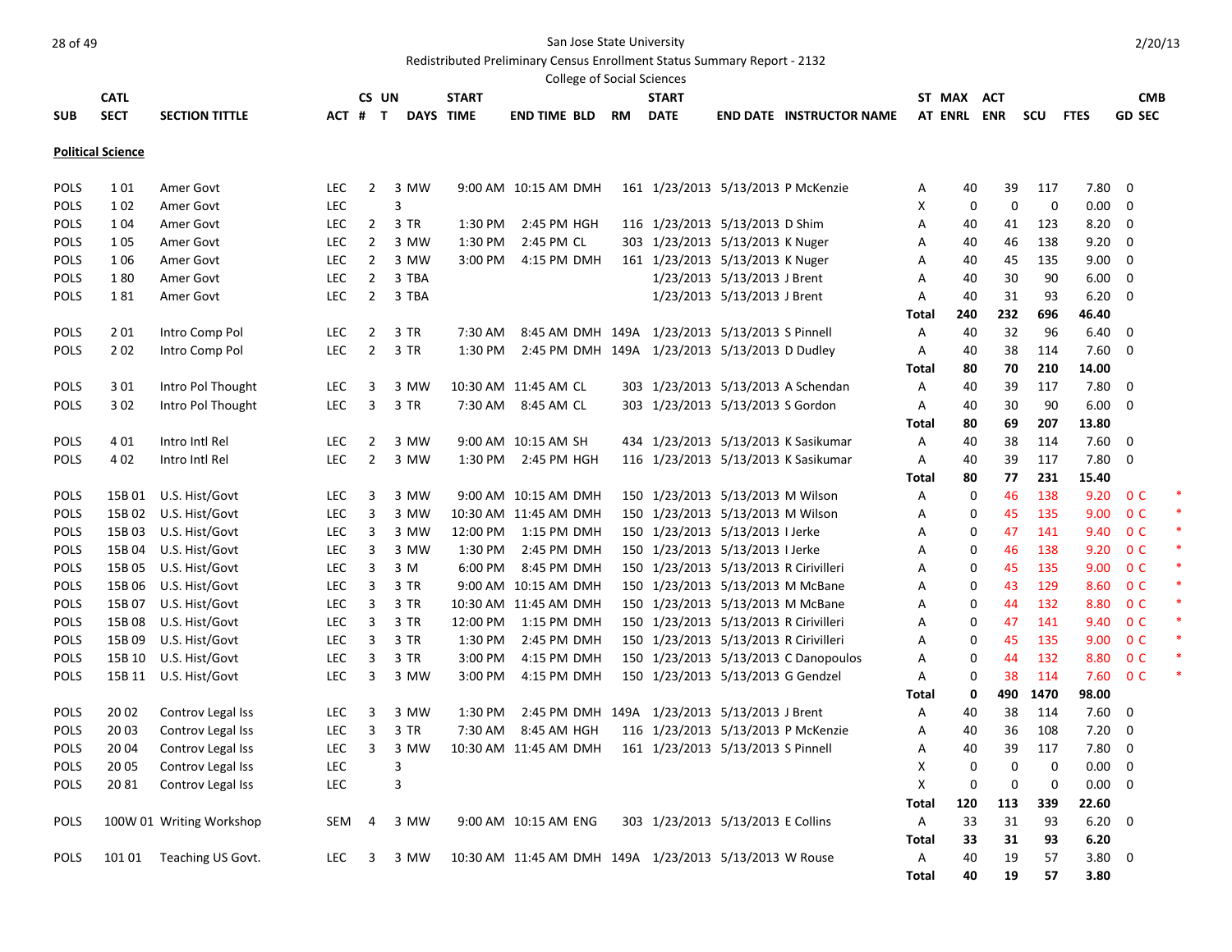San Jose State University

Redistributed Preliminary Census Enrollment Status Summary Report - 2132

College of Social Sciences

2/20/13

| SUB | CATL SECT | SECTION TITTLE | ACT | CS # | UN T | DAYS | START TIME | END TIME | BLD | RM | START DATE | END DATE | INSTRUCTOR NAME | ST AT | MAX ENRL | ACT ENR | SCU | FTES | GD | CMB SEC | |
|---|---|---|---|---|---|---|---|---|---|---|---|---|---|---|---|---|---|---|---|---|---|
| **Political Science** | | | | | | | | | | | | | | | | | | | | | |
| POLS | 1 01 | Amer Govt | LEC | 2 | 3 | MW | 9:00 AM | 10:15 AM | DMH | 161 | 1/23/2013 | 5/13/2013 | P McKenzie | A | 40 | 39 | 117 | 7.80 | 0 | | |
| POLS | 1 02 | Amer Govt | LEC | | 3 | | | | | | | | | X | 0 | 0 | 0 | 0.00 | 0 | | |
| POLS | 1 04 | Amer Govt | LEC | 2 | 3 | TR | 1:30 PM | 2:45 PM | HGH | 116 | 1/23/2013 | 5/13/2013 | D Shim | A | 40 | 41 | 123 | 8.20 | 0 | | |
| POLS | 1 05 | Amer Govt | LEC | 2 | 3 | MW | 1:30 PM | 2:45 PM | CL | 303 | 1/23/2013 | 5/13/2013 | K Nuger | A | 40 | 46 | 138 | 9.20 | 0 | | |
| POLS | 1 06 | Amer Govt | LEC | 2 | 3 | MW | 3:00 PM | 4:15 PM | DMH | 161 | 1/23/2013 | 5/13/2013 | K Nuger | A | 40 | 45 | 135 | 9.00 | 0 | | |
| POLS | 1 80 | Amer Govt | LEC | 2 | 3 | TBA | | | | | 1/23/2013 | 5/13/2013 | J Brent | A | 40 | 30 | 90 | 6.00 | 0 | | |
| POLS | 1 81 | Amer Govt | LEC | 2 | 3 | TBA | | | | | 1/23/2013 | 5/13/2013 | J Brent | A | 40 | 31 | 93 | 6.20 | 0 | | |
| | | | | | | | | | | | | | | **Total** | **240** | **232** | **696** | **46.40** | | | |
| POLS | 2 01 | Intro Comp Pol | LEC | 2 | 3 | TR | 7:30 AM | 8:45 AM | DMH | 149A | 1/23/2013 | 5/13/2013 | S Pinnell | A | 40 | 32 | 96 | 6.40 | 0 | | |
| POLS | 2 02 | Intro Comp Pol | LEC | 2 | 3 | TR | 1:30 PM | 2:45 PM | DMH | 149A | 1/23/2013 | 5/13/2013 | D Dudley | A | 40 | 38 | 114 | 7.60 | 0 | | |
| | | | | | | | | | | | | | | **Total** | **80** | **70** | **210** | **14.00** | | | |
| POLS | 3 01 | Intro Pol Thought | LEC | 3 | 3 | MW | 10:30 AM | 11:45 AM | CL | 303 | 1/23/2013 | 5/13/2013 | A Schendan | A | 40 | 39 | 117 | 7.80 | 0 | | |
| POLS | 3 02 | Intro Pol Thought | LEC | 3 | 3 | TR | 7:30 AM | 8:45 AM | CL | 303 | 1/23/2013 | 5/13/2013 | S Gordon | A | 40 | 30 | 90 | 6.00 | 0 | | |
| | | | | | | | | | | | | | | **Total** | **80** | **69** | **207** | **13.80** | | | |
| POLS | 4 01 | Intro Intl Rel | LEC | 2 | 3 | MW | 9:00 AM | 10:15 AM | SH | 434 | 1/23/2013 | 5/13/2013 | K Sasikumar | A | 40 | 38 | 114 | 7.60 | 0 | | |
| POLS | 4 02 | Intro Intl Rel | LEC | 2 | 3 | MW | 1:30 PM | 2:45 PM | HGH | 116 | 1/23/2013 | 5/13/2013 | K Sasikumar | A | 40 | 39 | 117 | 7.80 | 0 | | |
| | | | | | | | | | | | | | | **Total** | **80** | **77** | **231** | **15.40** | | | |
| POLS | 15B 01 | U.S. Hist/Govt | LEC | 3 | 3 | MW | 9:00 AM | 10:15 AM | DMH | 150 | 1/23/2013 | 5/13/2013 | M Wilson | A | 0 | 46 | 138 | 9.20 | 0 | C | * |
| POLS | 15B 02 | U.S. Hist/Govt | LEC | 3 | 3 | MW | 10:30 AM | 11:45 AM | DMH | 150 | 1/23/2013 | 5/13/2013 | M Wilson | A | 0 | 45 | 135 | 9.00 | 0 | C | * |
| POLS | 15B 03 | U.S. Hist/Govt | LEC | 3 | 3 | MW | 12:00 PM | 1:15 PM | DMH | 150 | 1/23/2013 | 5/13/2013 | I Jerke | A | 0 | 47 | 141 | 9.40 | 0 | C | * |
| POLS | 15B 04 | U.S. Hist/Govt | LEC | 3 | 3 | MW | 1:30 PM | 2:45 PM | DMH | 150 | 1/23/2013 | 5/13/2013 | I Jerke | A | 0 | 46 | 138 | 9.20 | 0 | C | * |
| POLS | 15B 05 | U.S. Hist/Govt | LEC | 3 | 3 | M | 6:00 PM | 8:45 PM | DMH | 150 | 1/23/2013 | 5/13/2013 | R Cirivilleri | A | 0 | 45 | 135 | 9.00 | 0 | C | * |
| POLS | 15B 06 | U.S. Hist/Govt | LEC | 3 | 3 | TR | 9:00 AM | 10:15 AM | DMH | 150 | 1/23/2013 | 5/13/2013 | M McBane | A | 0 | 43 | 129 | 8.60 | 0 | C | * |
| POLS | 15B 07 | U.S. Hist/Govt | LEC | 3 | 3 | TR | 10:30 AM | 11:45 AM | DMH | 150 | 1/23/2013 | 5/13/2013 | M McBane | A | 0 | 44 | 132 | 8.80 | 0 | C | * |
| POLS | 15B 08 | U.S. Hist/Govt | LEC | 3 | 3 | TR | 12:00 PM | 1:15 PM | DMH | 150 | 1/23/2013 | 5/13/2013 | R Cirivilleri | A | 0 | 47 | 141 | 9.40 | 0 | C | * |
| POLS | 15B 09 | U.S. Hist/Govt | LEC | 3 | 3 | TR | 1:30 PM | 2:45 PM | DMH | 150 | 1/23/2013 | 5/13/2013 | R Cirivilleri | A | 0 | 45 | 135 | 9.00 | 0 | C | * |
| POLS | 15B 10 | U.S. Hist/Govt | LEC | 3 | 3 | TR | 3:00 PM | 4:15 PM | DMH | 150 | 1/23/2013 | 5/13/2013 | C Danopoulos | A | 0 | 44 | 132 | 8.80 | 0 | C | * |
| POLS | 15B 11 | U.S. Hist/Govt | LEC | 3 | 3 | MW | 3:00 PM | 4:15 PM | DMH | 150 | 1/23/2013 | 5/13/2013 | G Gendzel | A | 0 | 38 | 114 | 7.60 | 0 | C | * |
| | | | | | | | | | | | | | | **Total** | **0** | **490** | **1470** | **98.00** | | | |
| POLS | 20 02 | Controv Legal Iss | LEC | 3 | 3 | MW | 1:30 PM | 2:45 PM | DMH | 149A | 1/23/2013 | 5/13/2013 | J Brent | A | 40 | 38 | 114 | 7.60 | 0 | | |
| POLS | 20 03 | Controv Legal Iss | LEC | 3 | 3 | TR | 7:30 AM | 8:45 AM | HGH | 116 | 1/23/2013 | 5/13/2013 | P McKenzie | A | 40 | 36 | 108 | 7.20 | 0 | | |
| POLS | 20 04 | Controv Legal Iss | LEC | 3 | 3 | MW | 10:30 AM | 11:45 AM | DMH | 161 | 1/23/2013 | 5/13/2013 | S Pinnell | A | 40 | 39 | 117 | 7.80 | 0 | | |
| POLS | 20 05 | Controv Legal Iss | LEC | | 3 | | | | | | | | | X | 0 | 0 | 0 | 0.00 | 0 | | |
| POLS | 20 81 | Controv Legal Iss | LEC | | 3 | | | | | | | | | X | 0 | 0 | 0 | 0.00 | 0 | | |
| | | | | | | | | | | | | | | **Total** | **120** | **113** | **339** | **22.60** | | | |
| POLS | 100W 01 | Writing Workshop | SEM | 4 | 3 | MW | 9:00 AM | 10:15 AM | ENG | 303 | 1/23/2013 | 5/13/2013 | E Collins | A | 33 | 31 | 93 | 6.20 | 0 | | |
| | | | | | | | | | | | | | | **Total** | **33** | **31** | **93** | **6.20** | | | |
| POLS | 101 01 | Teaching US Govt. | LEC | 3 | 3 | MW | 10:30 AM | 11:45 AM | DMH | 149A | 1/23/2013 | 5/13/2013 | W Rouse | A | 40 | 19 | 57 | 3.80 | 0 | | |
| | | | | | | | | | | | | | | **Total** | **40** | **19** | **57** | **3.80** | | | |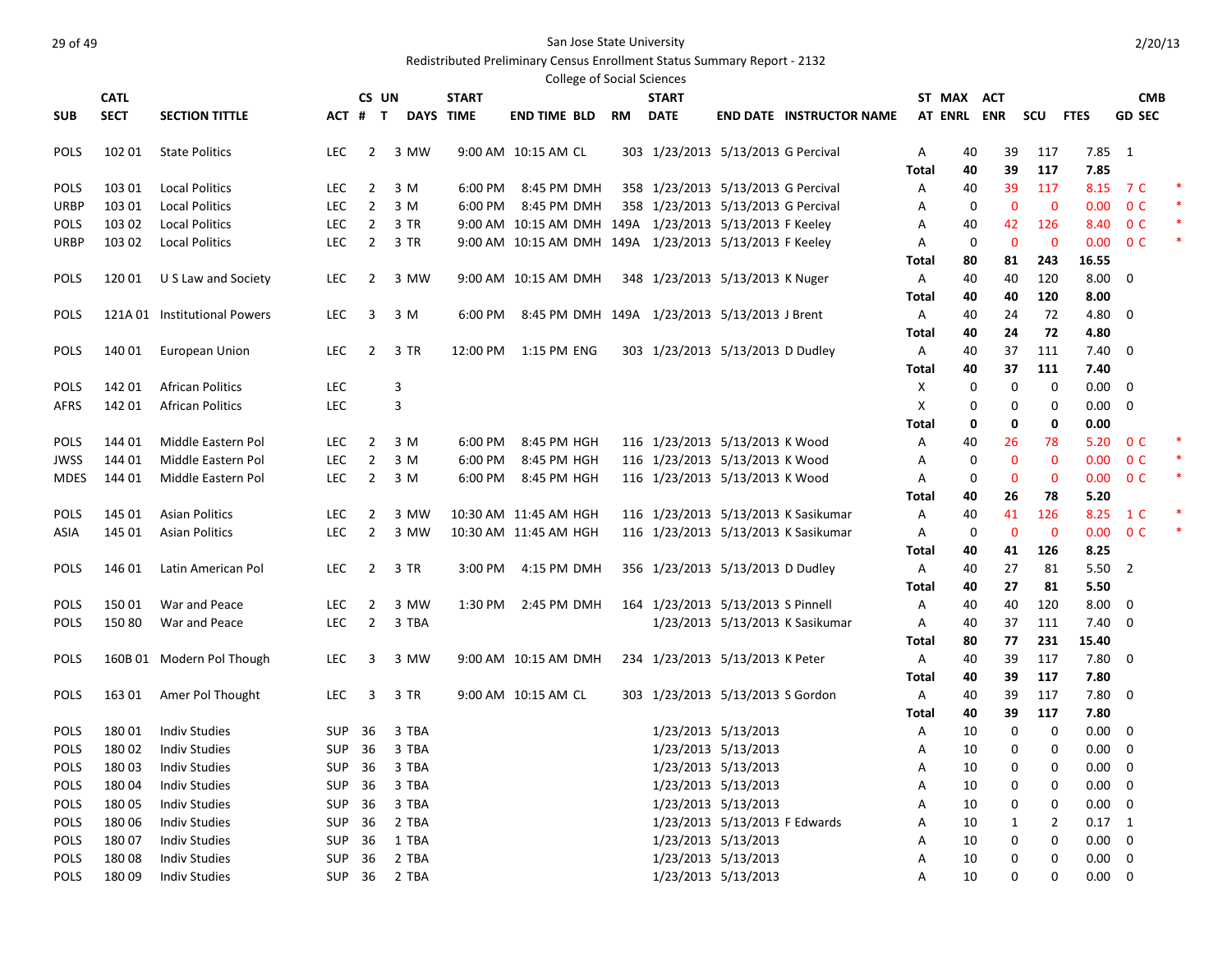San Jose State University

Redistributed Preliminary Census Enrollment Status Summary Report - 2132

College of Social Sciences

| SUB | CATL SECT | SECTION TITTLE | ACT | CS # | UN T | DAYS | START TIME | END TIME | BLD | RM | START DATE | END DATE | INSTRUCTOR NAME | ST AT | MAX ENRL | ACT ENR | SCU | FTES | CMB GD | SEC |
|---|---|---|---|---|---|---|---|---|---|---|---|---|---|---|---|---|---|---|---|---|
| POLS | 102 01 | State Politics | LEC | 2 | 3 | MW | 9:00 AM | 10:15 AM | CL | 303 | 1/23/2013 | 5/13/2013 | G Percival | A | 40 | 39 | 117 | 7.85 | 1 | |
| | | | | | | | | | | | | | | Total | 40 | 39 | 117 | 7.85 | | |
| POLS | 103 01 | Local Politics | LEC | 2 | 3 | M | 6:00 PM | 8:45 PM | DMH | 358 | 1/23/2013 | 5/13/2013 | G Percival | A | 40 | 39 | 117 | 8.15 | 7 | C * |
| URBP | 103 01 | Local Politics | LEC | 2 | 3 | M | 6:00 PM | 8:45 PM | DMH | 358 | 1/23/2013 | 5/13/2013 | G Percival | A | 0 | 0 | 0 | 0.00 | 0 | C * |
| POLS | 103 02 | Local Politics | LEC | 2 | 3 | TR | 9:00 AM | 10:15 AM | DMH | 149A | 1/23/2013 | 5/13/2013 | F Keeley | A | 40 | 42 | 126 | 8.40 | 0 | C * |
| URBP | 103 02 | Local Politics | LEC | 2 | 3 | TR | 9:00 AM | 10:15 AM | DMH | 149A | 1/23/2013 | 5/13/2013 | F Keeley | A | 0 | 0 | 0 | 0.00 | 0 | C * |
| | | | | | | | | | | | | | | Total | 80 | 81 | 243 | 16.55 | | |
| POLS | 120 01 | U S Law and Society | LEC | 2 | 3 | MW | 9:00 AM | 10:15 AM | DMH | 348 | 1/23/2013 | 5/13/2013 | K Nuger | A | 40 | 40 | 120 | 8.00 | 0 | |
| | | | | | | | | | | | | | | Total | 40 | 40 | 120 | 8.00 | | |
| POLS | 121A 01 | Institutional Powers | LEC | 3 | 3 | M | 6:00 PM | 8:45 PM | DMH | 149A | 1/23/2013 | 5/13/2013 | J Brent | A | 40 | 24 | 72 | 4.80 | 0 | |
| | | | | | | | | | | | | | | Total | 40 | 24 | 72 | 4.80 | | |
| POLS | 140 01 | European Union | LEC | 2 | 3 | TR | 12:00 PM | 1:15 PM | ENG | 303 | 1/23/2013 | 5/13/2013 | D Dudley | A | 40 | 37 | 111 | 7.40 | 0 | |
| | | | | | | | | | | | | | | Total | 40 | 37 | 111 | 7.40 | | |
| POLS | 142 01 | African Politics | LEC | | 3 | | | | | | | | | X | 0 | 0 | 0 | 0.00 | 0 | |
| AFRS | 142 01 | African Politics | LEC | | 3 | | | | | | | | | X | 0 | 0 | 0 | 0.00 | 0 | |
| | | | | | | | | | | | | | | Total | 0 | 0 | 0 | 0.00 | | |
| POLS | 144 01 | Middle Eastern Pol | LEC | 2 | 3 | M | 6:00 PM | 8:45 PM | HGH | 116 | 1/23/2013 | 5/13/2013 | K Wood | A | 40 | 26 | 78 | 5.20 | 0 | C * |
| JWSS | 144 01 | Middle Eastern Pol | LEC | 2 | 3 | M | 6:00 PM | 8:45 PM | HGH | 116 | 1/23/2013 | 5/13/2013 | K Wood | A | 0 | 0 | 0 | 0.00 | 0 | C * |
| MDES | 144 01 | Middle Eastern Pol | LEC | 2 | 3 | M | 6:00 PM | 8:45 PM | HGH | 116 | 1/23/2013 | 5/13/2013 | K Wood | A | 0 | 0 | 0 | 0.00 | 0 | C * |
| | | | | | | | | | | | | | | Total | 40 | 26 | 78 | 5.20 | | |
| POLS | 145 01 | Asian Politics | LEC | 2 | 3 | MW | 10:30 AM | 11:45 AM | HGH | 116 | 1/23/2013 | 5/13/2013 | K Sasikumar | A | 40 | 41 | 126 | 8.25 | 1 | C * |
| ASIA | 145 01 | Asian Politics | LEC | 2 | 3 | MW | 10:30 AM | 11:45 AM | HGH | 116 | 1/23/2013 | 5/13/2013 | K Sasikumar | A | 0 | 0 | 0 | 0.00 | 0 | C * |
| | | | | | | | | | | | | | | Total | 40 | 41 | 126 | 8.25 | | |
| POLS | 146 01 | Latin American Pol | LEC | 2 | 3 | TR | 3:00 PM | 4:15 PM | DMH | 356 | 1/23/2013 | 5/13/2013 | D Dudley | A | 40 | 27 | 81 | 5.50 | 2 | |
| | | | | | | | | | | | | | | Total | 40 | 27 | 81 | 5.50 | | |
| POLS | 150 01 | War and Peace | LEC | 2 | 3 | MW | 1:30 PM | 2:45 PM | DMH | 164 | 1/23/2013 | 5/13/2013 | S Pinnell | A | 40 | 40 | 120 | 8.00 | 0 | |
| POLS | 150 80 | War and Peace | LEC | 2 | 3 | TBA | | | | | 1/23/2013 | 5/13/2013 | K Sasikumar | A | 40 | 37 | 111 | 7.40 | 0 | |
| | | | | | | | | | | | | | | Total | 80 | 77 | 231 | 15.40 | | |
| POLS | 160B 01 | Modern Pol Though | LEC | 3 | 3 | MW | 9:00 AM | 10:15 AM | DMH | 234 | 1/23/2013 | 5/13/2013 | K Peter | A | 40 | 39 | 117 | 7.80 | 0 | |
| | | | | | | | | | | | | | | Total | 40 | 39 | 117 | 7.80 | | |
| POLS | 163 01 | Amer Pol Thought | LEC | 3 | 3 | TR | 9:00 AM | 10:15 AM | CL | 303 | 1/23/2013 | 5/13/2013 | S Gordon | A | 40 | 39 | 117 | 7.80 | 0 | |
| | | | | | | | | | | | | | | Total | 40 | 39 | 117 | 7.80 | | |
| POLS | 180 01 | Indiv Studies | SUP | 36 | 3 | TBA | | | | | 1/23/2013 | 5/13/2013 | | A | 10 | 0 | 0 | 0.00 | 0 | |
| POLS | 180 02 | Indiv Studies | SUP | 36 | 3 | TBA | | | | | 1/23/2013 | 5/13/2013 | | A | 10 | 0 | 0 | 0.00 | 0 | |
| POLS | 180 03 | Indiv Studies | SUP | 36 | 3 | TBA | | | | | 1/23/2013 | 5/13/2013 | | A | 10 | 0 | 0 | 0.00 | 0 | |
| POLS | 180 04 | Indiv Studies | SUP | 36 | 3 | TBA | | | | | 1/23/2013 | 5/13/2013 | | A | 10 | 0 | 0 | 0.00 | 0 | |
| POLS | 180 05 | Indiv Studies | SUP | 36 | 3 | TBA | | | | | 1/23/2013 | 5/13/2013 | | A | 10 | 0 | 0 | 0.00 | 0 | |
| POLS | 180 06 | Indiv Studies | SUP | 36 | 2 | TBA | | | | | 1/23/2013 | 5/13/2013 | F Edwards | A | 10 | 1 | 2 | 0.17 | 1 | |
| POLS | 180 07 | Indiv Studies | SUP | 36 | 1 | TBA | | | | | 1/23/2013 | 5/13/2013 | | A | 10 | 0 | 0 | 0.00 | 0 | |
| POLS | 180 08 | Indiv Studies | SUP | 36 | 2 | TBA | | | | | 1/23/2013 | 5/13/2013 | | A | 10 | 0 | 0 | 0.00 | 0 | |
| POLS | 180 09 | Indiv Studies | SUP | 36 | 2 | TBA | | | | | 1/23/2013 | 5/13/2013 | | A | 10 | 0 | 0 | 0.00 | 0 | |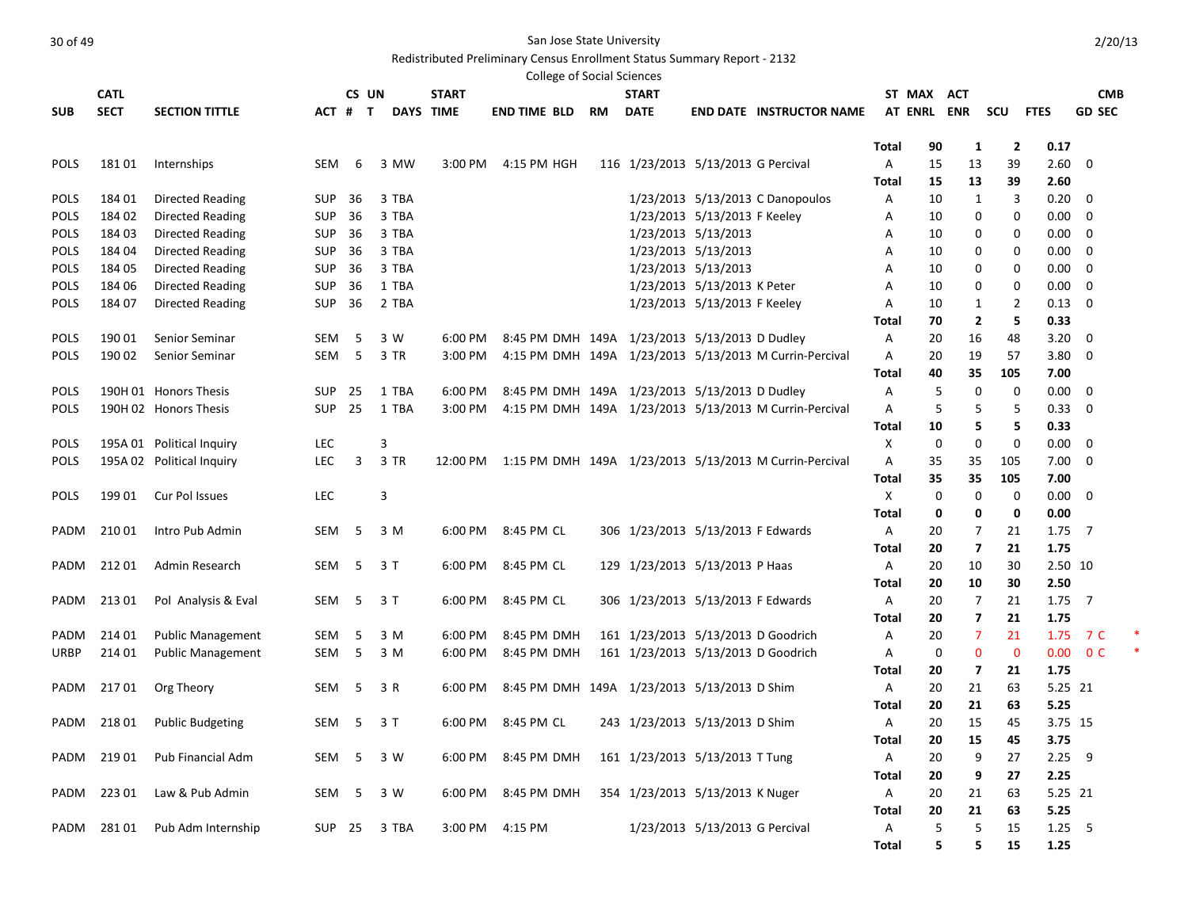San Jose State University

Redistributed Preliminary Census Enrollment Status Summary Report - 2132

College of Social Sciences

| SUB | CATL SECT | SECTION TITTLE | ACT | CS # | UN T | DAYS | START TIME | END TIME | BLD | RM | START DATE | END DATE | INSTRUCTOR NAME | ST AT | MAX ENRL | ACT ENR | SCU | FTES | GD | CMB SEC |
|---|---|---|---|---|---|---|---|---|---|---|---|---|---|---|---|---|---|---|---|---|
| | | | | | | | | | | | | | | Total | 90 | 1 | 2 | 0.17 | | |
| POLS | 181 01 | Internships | SEM | 6 | 3 | MW | 3:00 PM | 4:15 PM | HGH | 116 | 1/23/2013 | 5/13/2013 | G Percival | A | 15 | 13 | 39 | 2.60 | 0 | |
| | | | | | | | | | | | | | | Total | 15 | 13 | 39 | 2.60 | | |
| POLS | 184 01 | Directed Reading | SUP | 36 | 3 | TBA | | | | | 1/23/2013 | 5/13/2013 | C Danopoulos | A | 10 | 1 | 3 | 0.20 | 0 | |
| POLS | 184 02 | Directed Reading | SUP | 36 | 3 | TBA | | | | | 1/23/2013 | 5/13/2013 | F Keeley | A | 10 | 0 | 0 | 0.00 | 0 | |
| POLS | 184 03 | Directed Reading | SUP | 36 | 3 | TBA | | | | | 1/23/2013 | 5/13/2013 | | A | 10 | 0 | 0 | 0.00 | 0 | |
| POLS | 184 04 | Directed Reading | SUP | 36 | 3 | TBA | | | | | 1/23/2013 | 5/13/2013 | | A | 10 | 0 | 0 | 0.00 | 0 | |
| POLS | 184 05 | Directed Reading | SUP | 36 | 3 | TBA | | | | | 1/23/2013 | 5/13/2013 | | A | 10 | 0 | 0 | 0.00 | 0 | |
| POLS | 184 06 | Directed Reading | SUP | 36 | 1 | TBA | | | | | 1/23/2013 | 5/13/2013 | K Peter | A | 10 | 0 | 0 | 0.00 | 0 | |
| POLS | 184 07 | Directed Reading | SUP | 36 | 2 | TBA | | | | | 1/23/2013 | 5/13/2013 | F Keeley | A | 10 | 1 | 2 | 0.13 | 0 | |
| | | | | | | | | | | | | | | Total | 70 | 2 | 5 | 0.33 | | |
| POLS | 190 01 | Senior Seminar | SEM | 5 | 3 | W | 6:00 PM | 8:45 PM | DMH | 149A | 1/23/2013 | 5/13/2013 | D Dudley | A | 20 | 16 | 48 | 3.20 | 0 | |
| POLS | 190 02 | Senior Seminar | SEM | 5 | 3 | TR | 3:00 PM | 4:15 PM | DMH | 149A | 1/23/2013 | 5/13/2013 | M Currin-Percival | A | 20 | 19 | 57 | 3.80 | 0 | |
| | | | | | | | | | | | | | | Total | 40 | 35 | 105 | 7.00 | | |
| POLS | 190H 01 | Honors Thesis | SUP | 25 | 1 | TBA | 6:00 PM | 8:45 PM | DMH | 149A | 1/23/2013 | 5/13/2013 | D Dudley | A | 5 | 0 | 0 | 0.00 | 0 | |
| POLS | 190H 02 | Honors Thesis | SUP | 25 | 1 | TBA | 3:00 PM | 4:15 PM | DMH | 149A | 1/23/2013 | 5/13/2013 | M Currin-Percival | A | 5 | 5 | 5 | 0.33 | 0 | |
| | | | | | | | | | | | | | | Total | 10 | 5 | 5 | 0.33 | | |
| POLS | 195A 01 | Political Inquiry | LEC | | 3 | | | | | | | | | X | 0 | 0 | 0 | 0.00 | 0 | |
| POLS | 195A 02 | Political Inquiry | LEC | 3 | 3 | TR | 12:00 PM | 1:15 PM | DMH | 149A | 1/23/2013 | 5/13/2013 | M Currin-Percival | A | 35 | 35 | 105 | 7.00 | 0 | |
| | | | | | | | | | | | | | | Total | 35 | 35 | 105 | 7.00 | | |
| POLS | 199 01 | Cur Pol Issues | LEC | | 3 | | | | | | | | | X | 0 | 0 | 0 | 0.00 | 0 | |
| | | | | | | | | | | | | | | Total | 0 | 0 | 0 | 0.00 | | |
| PADM | 210 01 | Intro Pub Admin | SEM | 5 | 3 | M | 6:00 PM | 8:45 PM | CL | 306 | 1/23/2013 | 5/13/2013 | F Edwards | A | 20 | 7 | 21 | 1.75 | 7 | |
| | | | | | | | | | | | | | | Total | 20 | 7 | 21 | 1.75 | | |
| PADM | 212 01 | Admin Research | SEM | 5 | 3 | T | 6:00 PM | 8:45 PM | CL | 129 | 1/23/2013 | 5/13/2013 | P Haas | A | 20 | 10 | 30 | 2.50 | 10 | |
| | | | | | | | | | | | | | | Total | 20 | 10 | 30 | 2.50 | | |
| PADM | 213 01 | Pol Analysis & Eval | SEM | 5 | 3 | T | 6:00 PM | 8:45 PM | CL | 306 | 1/23/2013 | 5/13/2013 | F Edwards | A | 20 | 7 | 21 | 1.75 | 7 | |
| | | | | | | | | | | | | | | Total | 20 | 7 | 21 | 1.75 | | |
| PADM | 214 01 | Public Management | SEM | 5 | 3 | M | 6:00 PM | 8:45 PM | DMH | 161 | 1/23/2013 | 5/13/2013 | D Goodrich | A | 20 | 7 | 21 | 1.75 | 7 | C * |
| URBP | 214 01 | Public Management | SEM | 5 | 3 | M | 6:00 PM | 8:45 PM | DMH | 161 | 1/23/2013 | 5/13/2013 | D Goodrich | A | 0 | 0 | 0 | 0.00 | 0 | C * |
| | | | | | | | | | | | | | | Total | 20 | 7 | 21 | 1.75 | | |
| PADM | 217 01 | Org Theory | SEM | 5 | 3 | R | 6:00 PM | 8:45 PM | DMH | 149A | 1/23/2013 | 5/13/2013 | D Shim | A | 20 | 21 | 63 | 5.25 | 21 | |
| | | | | | | | | | | | | | | Total | 20 | 21 | 63 | 5.25 | | |
| PADM | 218 01 | Public Budgeting | SEM | 5 | 3 | T | 6:00 PM | 8:45 PM | CL | 243 | 1/23/2013 | 5/13/2013 | D Shim | A | 20 | 15 | 45 | 3.75 | 15 | |
| | | | | | | | | | | | | | | Total | 20 | 15 | 45 | 3.75 | | |
| PADM | 219 01 | Pub Financial Adm | SEM | 5 | 3 | W | 6:00 PM | 8:45 PM | DMH | 161 | 1/23/2013 | 5/13/2013 | T Tung | A | 20 | 9 | 27 | 2.25 | 9 | |
| | | | | | | | | | | | | | | Total | 20 | 9 | 27 | 2.25 | | |
| PADM | 223 01 | Law & Pub Admin | SEM | 5 | 3 | W | 6:00 PM | 8:45 PM | DMH | 354 | 1/23/2013 | 5/13/2013 | K Nuger | A | 20 | 21 | 63 | 5.25 | 21 | |
| | | | | | | | | | | | | | | Total | 20 | 21 | 63 | 5.25 | | |
| PADM | 281 01 | Pub Adm Internship | SUP | 25 | 3 | TBA | 3:00 PM | 4:15 PM | | | 1/23/2013 | 5/13/2013 | G Percival | A | 5 | 5 | 15 | 1.25 | 5 | |
| | | | | | | | | | | | | | | Total | 5 | 5 | 15 | 1.25 | | |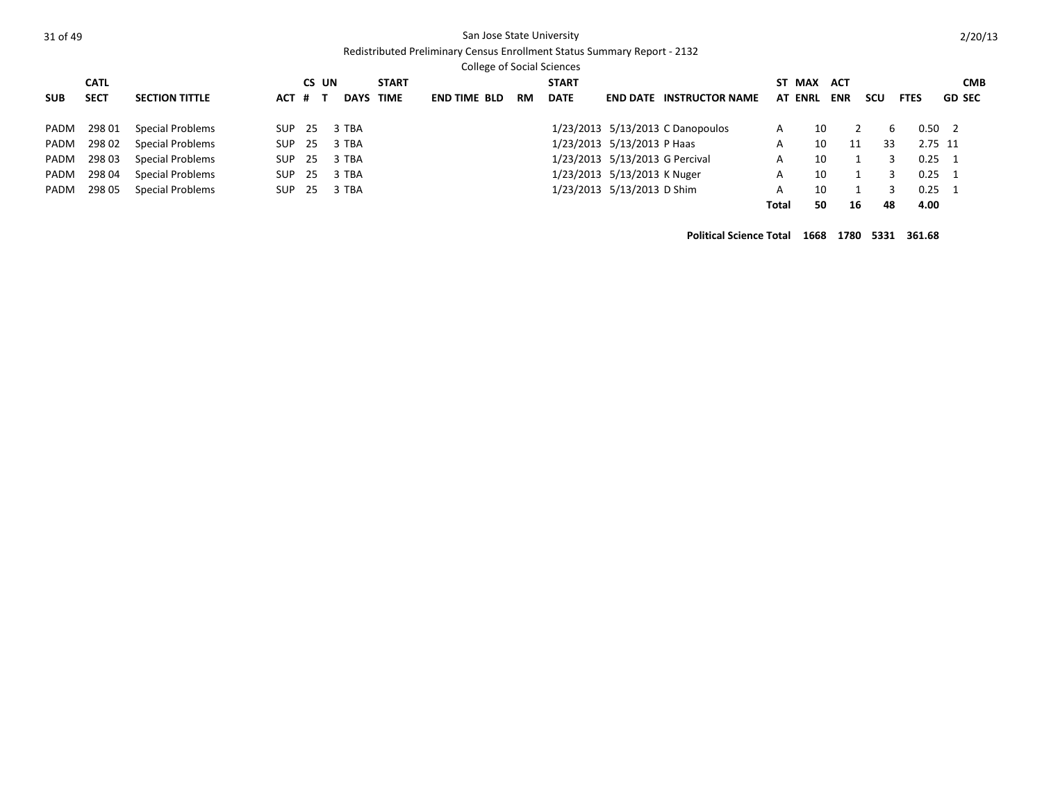San Jose State University

Redistributed Preliminary Census Enrollment Status Summary Report - 2132

College of Social Sciences

| SUB | CATL SECT | SECTION TITTLE | ACT | CS # | UN T | DAYS | START TIME | END TIME | BLD | RM | START DATE | END DATE | INSTRUCTOR NAME | ST AT | MAX ENRL | ACT ENR | SCU | FTES | GD | CMB SEC |
|---|---|---|---|---|---|---|---|---|---|---|---|---|---|---|---|---|---|---|---|---|
| PADM | 298 01 | Special Problems | SUP | 25 | 3 | TBA | | | | | 1/23/2013 | 5/13/2013 | C Danopoulos | A | 10 | 2 | 6 | 0.50 | 2 | |
| PADM | 298 02 | Special Problems | SUP | 25 | 3 | TBA | | | | | 1/23/2013 | 5/13/2013 | P Haas | A | 10 | 11 | 33 | 2.75 | 11 | |
| PADM | 298 03 | Special Problems | SUP | 25 | 3 | TBA | | | | | 1/23/2013 | 5/13/2013 | G Percival | A | 10 | 1 | 3 | 0.25 | 1 | |
| PADM | 298 04 | Special Problems | SUP | 25 | 3 | TBA | | | | | 1/23/2013 | 5/13/2013 | K Nuger | A | 10 | 1 | 3 | 0.25 | 1 | |
| PADM | 298 05 | Special Problems | SUP | 25 | 3 | TBA | | | | | 1/23/2013 | 5/13/2013 | D Shim | A | 10 | 1 | 3 | 0.25 | 1 | |
| | | | | | | | | | | | | | | **Total** | **50** | **16** | **48** | **4.00** | | |

**Political Science Total 1668 1780 5331 361.68**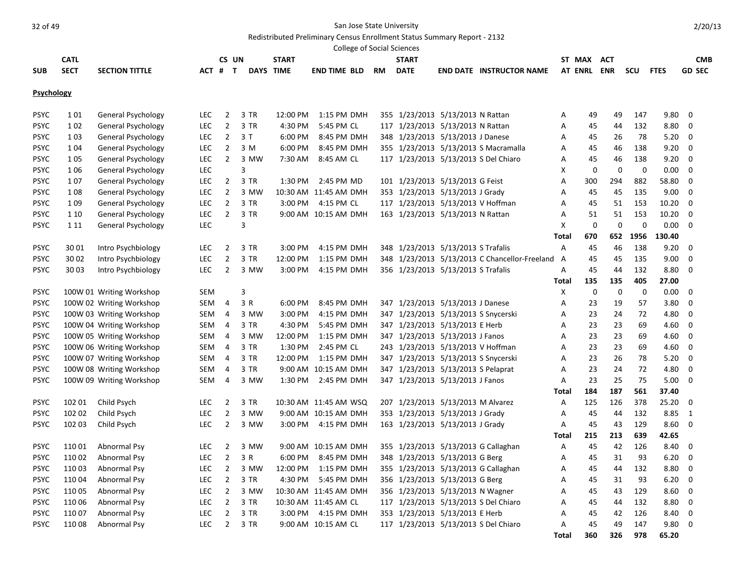San Jose State University

Redistributed Preliminary Census Enrollment Status Summary Report - 2132

College of Social Sciences

| SUB | CATL SECT | SECTION TITTLE | ACT | CS # | UN T | DAYS | START TIME | END TIME | BLD | RM | START DATE | END DATE | INSTRUCTOR NAME | ST AT | MAX ENRL | ACT ENR | SCU | FTES | CMB SEC |
|---|---|---|---|---|---|---|---|---|---|---|---|---|---|---|---|---|---|---|---|
| **Psychology** | | | | | | | | | | | | | | | | | | | |
| PSYC | 1 01 | General Psychology | LEC | 2 | 3 | TR | 12:00 PM | 1:15 PM | DMH | 355 | 1/23/2013 | 5/13/2013 | N Rattan | A | 49 | 49 | 147 | 9.80 | 0 |
| PSYC | 1 02 | General Psychology | LEC | 2 | 3 | TR | 4:30 PM | 5:45 PM | CL | 117 | 1/23/2013 | 5/13/2013 | N Rattan | A | 45 | 44 | 132 | 8.80 | 0 |
| PSYC | 1 03 | General Psychology | LEC | 2 | 3 | T | 6:00 PM | 8:45 PM | DMH | 348 | 1/23/2013 | 5/13/2013 | J Danese | A | 45 | 26 | 78 | 5.20 | 0 |
| PSYC | 1 04 | General Psychology | LEC | 2 | 3 | M | 6:00 PM | 8:45 PM | DMH | 355 | 1/23/2013 | 5/13/2013 | S Macramalla | A | 45 | 46 | 138 | 9.20 | 0 |
| PSYC | 1 05 | General Psychology | LEC | 2 | 3 | MW | 7:30 AM | 8:45 AM | CL | 117 | 1/23/2013 | 5/13/2013 | S Del Chiaro | A | 45 | 46 | 138 | 9.20 | 0 |
| PSYC | 1 06 | General Psychology | LEC | | 3 | | | | | | | | | X | 0 | 0 | 0 | 0.00 | 0 |
| PSYC | 1 07 | General Psychology | LEC | 2 | 3 | TR | 1:30 PM | 2:45 PM | MD | 101 | 1/23/2013 | 5/13/2013 | G Feist | A | 300 | 294 | 882 | 58.80 | 0 |
| PSYC | 1 08 | General Psychology | LEC | 2 | 3 | MW | 10:30 AM | 11:45 AM | DMH | 353 | 1/23/2013 | 5/13/2013 | J Grady | A | 45 | 45 | 135 | 9.00 | 0 |
| PSYC | 1 09 | General Psychology | LEC | 2 | 3 | TR | 3:00 PM | 4:15 PM | CL | 117 | 1/23/2013 | 5/13/2013 | V Hoffman | A | 45 | 51 | 153 | 10.20 | 0 |
| PSYC | 1 10 | General Psychology | LEC | 2 | 3 | TR | 9:00 AM | 10:15 AM | DMH | 163 | 1/23/2013 | 5/13/2013 | N Rattan | A | 51 | 51 | 153 | 10.20 | 0 |
| PSYC | 1 11 | General Psychology | LEC | | 3 | | | | | | | | | X | 0 | 0 | 0 | 0.00 | 0 |
| | | | | | | | | | | | | | | Total | 670 | 652 | 1956 | 130.40 | |
| PSYC | 30 01 | Intro Psychbiology | LEC | 2 | 3 | TR | 3:00 PM | 4:15 PM | DMH | 348 | 1/23/2013 | 5/13/2013 | S Trafalis | A | 45 | 46 | 138 | 9.20 | 0 |
| PSYC | 30 02 | Intro Psychbiology | LEC | 2 | 3 | TR | 12:00 PM | 1:15 PM | DMH | 348 | 1/23/2013 | 5/13/2013 | C Chancellor-Freeland | A | 45 | 45 | 135 | 9.00 | 0 |
| PSYC | 30 03 | Intro Psychbiology | LEC | 2 | 3 | MW | 3:00 PM | 4:15 PM | DMH | 356 | 1/23/2013 | 5/13/2013 | S Trafalis | A | 45 | 44 | 132 | 8.80 | 0 |
| | | | | | | | | | | | | | | Total | 135 | 135 | 405 | 27.00 | |
| PSYC | 100W 01 | Writing Workshop | SEM | | 3 | | | | | | | | | X | 0 | 0 | 0 | 0.00 | 0 |
| PSYC | 100W 02 | Writing Workshop | SEM | 4 | 3 | R | 6:00 PM | 8:45 PM | DMH | 347 | 1/23/2013 | 5/13/2013 | J Danese | A | 23 | 19 | 57 | 3.80 | 0 |
| PSYC | 100W 03 | Writing Workshop | SEM | 4 | 3 | MW | 3:00 PM | 4:15 PM | DMH | 347 | 1/23/2013 | 5/13/2013 | S Snycerski | A | 23 | 24 | 72 | 4.80 | 0 |
| PSYC | 100W 04 | Writing Workshop | SEM | 4 | 3 | TR | 4:30 PM | 5:45 PM | DMH | 347 | 1/23/2013 | 5/13/2013 | E Herb | A | 23 | 23 | 69 | 4.60 | 0 |
| PSYC | 100W 05 | Writing Workshop | SEM | 4 | 3 | MW | 12:00 PM | 1:15 PM | DMH | 347 | 1/23/2013 | 5/13/2013 | J Fanos | A | 23 | 23 | 69 | 4.60 | 0 |
| PSYC | 100W 06 | Writing Workshop | SEM | 4 | 3 | TR | 1:30 PM | 2:45 PM | CL | 243 | 1/23/2013 | 5/13/2013 | V Hoffman | A | 23 | 23 | 69 | 4.60 | 0 |
| PSYC | 100W 07 | Writing Workshop | SEM | 4 | 3 | TR | 12:00 PM | 1:15 PM | DMH | 347 | 1/23/2013 | 5/13/2013 | S Snycerski | A | 23 | 26 | 78 | 5.20 | 0 |
| PSYC | 100W 08 | Writing Workshop | SEM | 4 | 3 | TR | 9:00 AM | 10:15 AM | DMH | 347 | 1/23/2013 | 5/13/2013 | S Pelaprat | A | 23 | 24 | 72 | 4.80 | 0 |
| PSYC | 100W 09 | Writing Workshop | SEM | 4 | 3 | MW | 1:30 PM | 2:45 PM | DMH | 347 | 1/23/2013 | 5/13/2013 | J Fanos | A | 23 | 25 | 75 | 5.00 | 0 |
| | | | | | | | | | | | | | | Total | 184 | 187 | 561 | 37.40 | |
| PSYC | 102 01 | Child Psych | LEC | 2 | 3 | TR | 10:30 AM | 11:45 AM | WSQ | 207 | 1/23/2013 | 5/13/2013 | M Alvarez | A | 125 | 126 | 378 | 25.20 | 0 |
| PSYC | 102 02 | Child Psych | LEC | 2 | 3 | MW | 9:00 AM | 10:15 AM | DMH | 353 | 1/23/2013 | 5/13/2013 | J Grady | A | 45 | 44 | 132 | 8.85 | 1 |
| PSYC | 102 03 | Child Psych | LEC | 2 | 3 | MW | 3:00 PM | 4:15 PM | DMH | 163 | 1/23/2013 | 5/13/2013 | J Grady | A | 45 | 43 | 129 | 8.60 | 0 |
| | | | | | | | | | | | | | | Total | 215 | 213 | 639 | 42.65 | |
| PSYC | 110 01 | Abnormal Psy | LEC | 2 | 3 | MW | 9:00 AM | 10:15 AM | DMH | 355 | 1/23/2013 | 5/13/2013 | G Callaghan | A | 45 | 42 | 126 | 8.40 | 0 |
| PSYC | 110 02 | Abnormal Psy | LEC | 2 | 3 | R | 6:00 PM | 8:45 PM | DMH | 348 | 1/23/2013 | 5/13/2013 | G Berg | A | 45 | 31 | 93 | 6.20 | 0 |
| PSYC | 110 03 | Abnormal Psy | LEC | 2 | 3 | MW | 12:00 PM | 1:15 PM | DMH | 355 | 1/23/2013 | 5/13/2013 | G Callaghan | A | 45 | 44 | 132 | 8.80 | 0 |
| PSYC | 110 04 | Abnormal Psy | LEC | 2 | 3 | TR | 4:30 PM | 5:45 PM | DMH | 356 | 1/23/2013 | 5/13/2013 | G Berg | A | 45 | 31 | 93 | 6.20 | 0 |
| PSYC | 110 05 | Abnormal Psy | LEC | 2 | 3 | MW | 10:30 AM | 11:45 AM | DMH | 356 | 1/23/2013 | 5/13/2013 | N Wagner | A | 45 | 43 | 129 | 8.60 | 0 |
| PSYC | 110 06 | Abnormal Psy | LEC | 2 | 3 | TR | 10:30 AM | 11:45 AM | CL | 117 | 1/23/2013 | 5/13/2013 | S Del Chiaro | A | 45 | 44 | 132 | 8.80 | 0 |
| PSYC | 110 07 | Abnormal Psy | LEC | 2 | 3 | TR | 3:00 PM | 4:15 PM | DMH | 353 | 1/23/2013 | 5/13/2013 | E Herb | A | 45 | 42 | 126 | 8.40 | 0 |
| PSYC | 110 08 | Abnormal Psy | LEC | 2 | 3 | TR | 9:00 AM | 10:15 AM | CL | 117 | 1/23/2013 | 5/13/2013 | S Del Chiaro | A | 45 | 49 | 147 | 9.80 | 0 |
| | | | | | | | | | | | | | | Total | 360 | 326 | 978 | 65.20 | |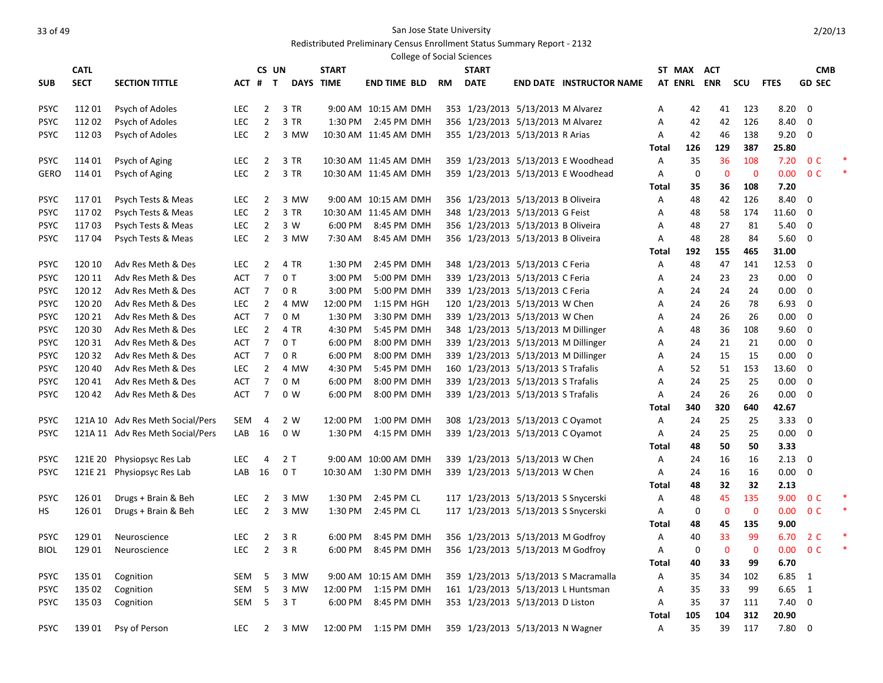San Jose State University

Redistributed Preliminary Census Enrollment Status Summary Report - 2132

College of Social Sciences

2/20/13

| SUB | CATL SECT | SECTION TITTLE | ACT # | CS # | UN T | DAYS | START TIME | END TIME | BLD | RM | START DATE | END DATE | INSTRUCTOR NAME | ST AT | MAX ENRL | ACT ENR | SCU | FTES | GD | CMB SEC | |
|---|---|---|---|---|---|---|---|---|---|---|---|---|---|---|---|---|---|---|---|---|---|
| PSYC | 112 01 | Psych of Adoles | LEC | 2 | 3 | TR | 9:00 AM | 10:15 AM | DMH | 353 | 1/23/2013 | 5/13/2013 | M Alvarez | A | 42 | 41 | 123 | 8.20 | 0 | | |
| PSYC | 112 02 | Psych of Adoles | LEC | 2 | 3 | TR | 1:30 PM | 2:45 PM | DMH | 356 | 1/23/2013 | 5/13/2013 | M Alvarez | A | 42 | 42 | 126 | 8.40 | 0 | | |
| PSYC | 112 03 | Psych of Adoles | LEC | 2 | 3 | MW | 10:30 AM | 11:45 AM | DMH | 355 | 1/23/2013 | 5/13/2013 | R Arias | A | 42 | 46 | 138 | 9.20 | 0 | | |
| | | | | | | | | | | | | | | **Total** | **126** | **129** | **387** | **25.80** | | | |
| PSYC | 114 01 | Psych of Aging | LEC | 2 | 3 | TR | 10:30 AM | 11:45 AM | DMH | 359 | 1/23/2013 | 5/13/2013 | E Woodhead | A | 35 | 36 | 108 | 7.20 | 0 | C | * |
| GERO | 114 01 | Psych of Aging | LEC | 2 | 3 | TR | 10:30 AM | 11:45 AM | DMH | 359 | 1/23/2013 | 5/13/2013 | E Woodhead | A | 0 | 0 | 0 | 0.00 | 0 | C | * |
| | | | | | | | | | | | | | | **Total** | **35** | **36** | **108** | **7.20** | | | |
| PSYC | 117 01 | Psych Tests & Meas | LEC | 2 | 3 | MW | 9:00 AM | 10:15 AM | DMH | 356 | 1/23/2013 | 5/13/2013 | B Oliveira | A | 48 | 42 | 126 | 8.40 | 0 | | |
| PSYC | 117 02 | Psych Tests & Meas | LEC | 2 | 3 | TR | 10:30 AM | 11:45 AM | DMH | 348 | 1/23/2013 | 5/13/2013 | G Feist | A | 48 | 58 | 174 | 11.60 | 0 | | |
| PSYC | 117 03 | Psych Tests & Meas | LEC | 2 | 3 | W | 6:00 PM | 8:45 PM | DMH | 356 | 1/23/2013 | 5/13/2013 | B Oliveira | A | 48 | 27 | 81 | 5.40 | 0 | | |
| PSYC | 117 04 | Psych Tests & Meas | LEC | 2 | 3 | MW | 7:30 AM | 8:45 AM | DMH | 356 | 1/23/2013 | 5/13/2013 | B Oliveira | A | 48 | 28 | 84 | 5.60 | 0 | | |
| | | | | | | | | | | | | | | **Total** | **192** | **155** | **465** | **31.00** | | | |
| PSYC | 120 10 | Adv Res Meth & Des | LEC | 2 | 4 | TR | 1:30 PM | 2:45 PM | DMH | 348 | 1/23/2013 | 5/13/2013 | C Feria | A | 48 | 47 | 141 | 12.53 | 0 | | |
| PSYC | 120 11 | Adv Res Meth & Des | ACT | 7 | 0 | T | 3:00 PM | 5:00 PM | DMH | 339 | 1/23/2013 | 5/13/2013 | C Feria | A | 24 | 23 | 23 | 0.00 | 0 | | |
| PSYC | 120 12 | Adv Res Meth & Des | ACT | 7 | 0 | R | 3:00 PM | 5:00 PM | DMH | 339 | 1/23/2013 | 5/13/2013 | C Feria | A | 24 | 24 | 24 | 0.00 | 0 | | |
| PSYC | 120 20 | Adv Res Meth & Des | LEC | 2 | 4 | MW | 12:00 PM | 1:15 PM | HGH | 120 | 1/23/2013 | 5/13/2013 | W Chen | A | 24 | 26 | 78 | 6.93 | 0 | | |
| PSYC | 120 21 | Adv Res Meth & Des | ACT | 7 | 0 | M | 1:30 PM | 3:30 PM | DMH | 339 | 1/23/2013 | 5/13/2013 | W Chen | A | 24 | 26 | 26 | 0.00 | 0 | | |
| PSYC | 120 30 | Adv Res Meth & Des | LEC | 2 | 4 | TR | 4:30 PM | 5:45 PM | DMH | 348 | 1/23/2013 | 5/13/2013 | M Dillinger | A | 48 | 36 | 108 | 9.60 | 0 | | |
| PSYC | 120 31 | Adv Res Meth & Des | ACT | 7 | 0 | T | 6:00 PM | 8:00 PM | DMH | 339 | 1/23/2013 | 5/13/2013 | M Dillinger | A | 24 | 21 | 21 | 0.00 | 0 | | |
| PSYC | 120 32 | Adv Res Meth & Des | ACT | 7 | 0 | R | 6:00 PM | 8:00 PM | DMH | 339 | 1/23/2013 | 5/13/2013 | M Dillinger | A | 24 | 15 | 15 | 0.00 | 0 | | |
| PSYC | 120 40 | Adv Res Meth & Des | LEC | 2 | 4 | MW | 4:30 PM | 5:45 PM | DMH | 160 | 1/23/2013 | 5/13/2013 | S Trafalis | A | 52 | 51 | 153 | 13.60 | 0 | | |
| PSYC | 120 41 | Adv Res Meth & Des | ACT | 7 | 0 | M | 6:00 PM | 8:00 PM | DMH | 339 | 1/23/2013 | 5/13/2013 | S Trafalis | A | 24 | 25 | 25 | 0.00 | 0 | | |
| PSYC | 120 42 | Adv Res Meth & Des | ACT | 7 | 0 | W | 6:00 PM | 8:00 PM | DMH | 339 | 1/23/2013 | 5/13/2013 | S Trafalis | A | 24 | 26 | 26 | 0.00 | 0 | | |
| | | | | | | | | | | | | | | **Total** | **340** | **320** | **640** | **42.67** | | | |
| PSYC | 121A 10 | Adv Res Meth Social/Pers | SEM | 4 | 2 | W | 12:00 PM | 1:00 PM | DMH | 308 | 1/23/2013 | 5/13/2013 | C Oyamot | A | 24 | 25 | 25 | 3.33 | 0 | | |
| PSYC | 121A 11 | Adv Res Meth Social/Pers | LAB | 16 | 0 | W | 1:30 PM | 4:15 PM | DMH | 339 | 1/23/2013 | 5/13/2013 | C Oyamot | A | 24 | 25 | 25 | 0.00 | 0 | | |
| | | | | | | | | | | | | | | **Total** | **48** | **50** | **50** | **3.33** | | | |
| PSYC | 121E 20 | Physiopsyc Res Lab | LEC | 4 | 2 | T | 9:00 AM | 10:00 AM | DMH | 339 | 1/23/2013 | 5/13/2013 | W Chen | A | 24 | 16 | 16 | 2.13 | 0 | | |
| PSYC | 121E 21 | Physiopsyc Res Lab | LAB | 16 | 0 | T | 10:30 AM | 1:30 PM | DMH | 339 | 1/23/2013 | 5/13/2013 | W Chen | A | 24 | 16 | 16 | 0.00 | 0 | | |
| | | | | | | | | | | | | | | **Total** | **48** | **32** | **32** | **2.13** | | | |
| PSYC | 126 01 | Drugs + Brain & Beh | LEC | 2 | 3 | MW | 1:30 PM | 2:45 PM | CL | 117 | 1/23/2013 | 5/13/2013 | S Snycerski | A | 48 | 45 | 135 | 9.00 | 0 | C | * |
| HS | 126 01 | Drugs + Brain & Beh | LEC | 2 | 3 | MW | 1:30 PM | 2:45 PM | CL | 117 | 1/23/2013 | 5/13/2013 | S Snycerski | A | 0 | 0 | 0 | 0.00 | 0 | C | * |
| | | | | | | | | | | | | | | **Total** | **48** | **45** | **135** | **9.00** | | | |
| PSYC | 129 01 | Neuroscience | LEC | 2 | 3 | R | 6:00 PM | 8:45 PM | DMH | 356 | 1/23/2013 | 5/13/2013 | M Godfroy | A | 40 | 33 | 99 | 6.70 | 2 | C | * |
| BIOL | 129 01 | Neuroscience | LEC | 2 | 3 | R | 6:00 PM | 8:45 PM | DMH | 356 | 1/23/2013 | 5/13/2013 | M Godfroy | A | 0 | 0 | 0 | 0.00 | 0 | C | * |
| | | | | | | | | | | | | | | **Total** | **40** | **33** | **99** | **6.70** | | | |
| PSYC | 135 01 | Cognition | SEM | 5 | 3 | MW | 9:00 AM | 10:15 AM | DMH | 359 | 1/23/2013 | 5/13/2013 | S Macramalla | A | 35 | 34 | 102 | 6.85 | 1 | | |
| PSYC | 135 02 | Cognition | SEM | 5 | 3 | MW | 12:00 PM | 1:15 PM | DMH | 161 | 1/23/2013 | 5/13/2013 | L Huntsman | A | 35 | 33 | 99 | 6.65 | 1 | | |
| PSYC | 135 03 | Cognition | SEM | 5 | 3 | T | 6:00 PM | 8:45 PM | DMH | 353 | 1/23/2013 | 5/13/2013 | D Liston | A | 35 | 37 | 111 | 7.40 | 0 | | |
| | | | | | | | | | | | | | | **Total** | **105** | **104** | **312** | **20.90** | | | |
| PSYC | 139 01 | Psy of Person | LEC | 2 | 3 | MW | 12:00 PM | 1:15 PM | DMH | 359 | 1/23/2013 | 5/13/2013 | N Wagner | A | 35 | 39 | 117 | 7.80 | 0 | | |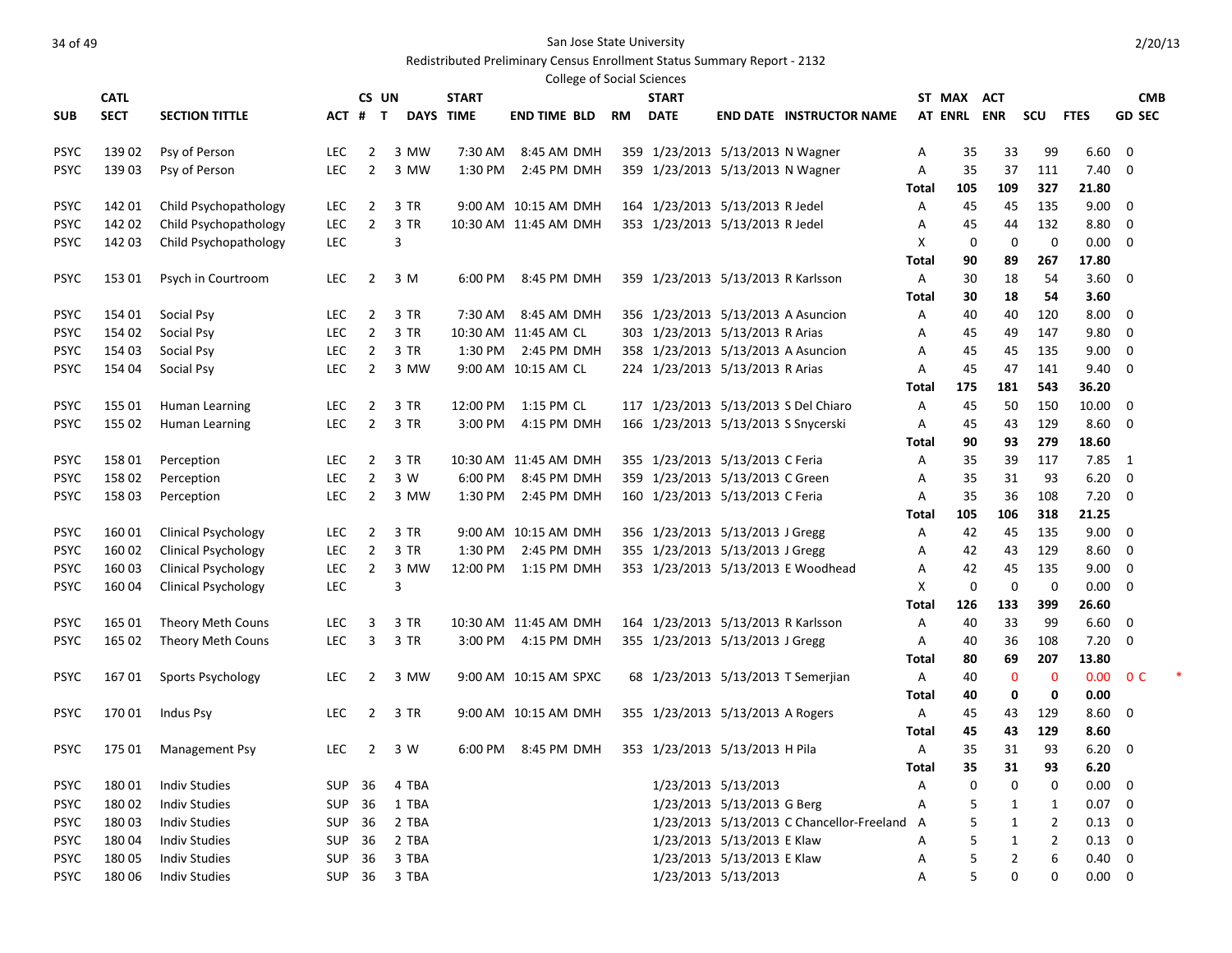San Jose State University

Redistributed Preliminary Census Enrollment Status Summary Report - 2132

College of Social Sciences

| SUB | CATL SECT | SECTION TITTLE | ACT | CS # | UN T | DAYS | START TIME | END TIME | BLD | RM | START DATE | END DATE | INSTRUCTOR NAME | ST AT | MAX ENRL | ACT ENR | SCU | FTES | CMB GD | SEC |
|---|---|---|---|---|---|---|---|---|---|---|---|---|---|---|---|---|---|---|---|---|
| PSYC | 139 02 | Psy of Person | LEC | 2 | 3 | MW | 7:30 AM | 8:45 AM | DMH | 359 | 1/23/2013 | 5/13/2013 | N Wagner | A | 35 | 33 | 99 | 6.60 | 0 | |
| PSYC | 139 03 | Psy of Person | LEC | 2 | 3 | MW | 1:30 PM | 2:45 PM | DMH | 359 | 1/23/2013 | 5/13/2013 | N Wagner | A | 35 | 37 | 111 | 7.40 | 0 | |
| | | | | | | | | | | | | | | **Total** | **105** | **109** | **327** | **21.80** | | |
| PSYC | 142 01 | Child Psychopathology | LEC | 2 | 3 | TR | 9:00 AM | 10:15 AM | DMH | 164 | 1/23/2013 | 5/13/2013 | R Jedel | A | 45 | 45 | 135 | 9.00 | 0 | |
| PSYC | 142 02 | Child Psychopathology | LEC | 2 | 3 | TR | 10:30 AM | 11:45 AM | DMH | 353 | 1/23/2013 | 5/13/2013 | R Jedel | A | 45 | 44 | 132 | 8.80 | 0 | |
| PSYC | 142 03 | Child Psychopathology | LEC | | 3 | | | | | | | | | X | 0 | 0 | 0 | 0.00 | 0 | |
| | | | | | | | | | | | | | | **Total** | **90** | **89** | **267** | **17.80** | | |
| PSYC | 153 01 | Psych in Courtroom | LEC | 2 | 3 | M | 6:00 PM | 8:45 PM | DMH | 359 | 1/23/2013 | 5/13/2013 | R Karlsson | A | 30 | 18 | 54 | 3.60 | 0 | |
| | | | | | | | | | | | | | | **Total** | **30** | **18** | **54** | **3.60** | | |
| PSYC | 154 01 | Social Psy | LEC | 2 | 3 | TR | 7:30 AM | 8:45 AM | DMH | 356 | 1/23/2013 | 5/13/2013 | A Asuncion | A | 40 | 40 | 120 | 8.00 | 0 | |
| PSYC | 154 02 | Social Psy | LEC | 2 | 3 | TR | 10:30 AM | 11:45 AM | CL | 303 | 1/23/2013 | 5/13/2013 | R Arias | A | 45 | 49 | 147 | 9.80 | 0 | |
| PSYC | 154 03 | Social Psy | LEC | 2 | 3 | TR | 1:30 PM | 2:45 PM | DMH | 358 | 1/23/2013 | 5/13/2013 | A Asuncion | A | 45 | 45 | 135 | 9.00 | 0 | |
| PSYC | 154 04 | Social Psy | LEC | 2 | 3 | MW | 9:00 AM | 10:15 AM | CL | 224 | 1/23/2013 | 5/13/2013 | R Arias | A | 45 | 47 | 141 | 9.40 | 0 | |
| | | | | | | | | | | | | | | **Total** | **175** | **181** | **543** | **36.20** | | |
| PSYC | 155 01 | Human Learning | LEC | 2 | 3 | TR | 12:00 PM | 1:15 PM | CL | 117 | 1/23/2013 | 5/13/2013 | S Del Chiaro | A | 45 | 50 | 150 | 10.00 | 0 | |
| PSYC | 155 02 | Human Learning | LEC | 2 | 3 | TR | 3:00 PM | 4:15 PM | DMH | 166 | 1/23/2013 | 5/13/2013 | S Snycerski | A | 45 | 43 | 129 | 8.60 | 0 | |
| | | | | | | | | | | | | | | **Total** | **90** | **93** | **279** | **18.60** | | |
| PSYC | 158 01 | Perception | LEC | 2 | 3 | TR | 10:30 AM | 11:45 AM | DMH | 355 | 1/23/2013 | 5/13/2013 | C Feria | A | 35 | 39 | 117 | 7.85 | 1 | |
| PSYC | 158 02 | Perception | LEC | 2 | 3 | W | 6:00 PM | 8:45 PM | DMH | 359 | 1/23/2013 | 5/13/2013 | C Green | A | 35 | 31 | 93 | 6.20 | 0 | |
| PSYC | 158 03 | Perception | LEC | 2 | 3 | MW | 1:30 PM | 2:45 PM | DMH | 160 | 1/23/2013 | 5/13/2013 | C Feria | A | 35 | 36 | 108 | 7.20 | 0 | |
| | | | | | | | | | | | | | | **Total** | **105** | **106** | **318** | **21.25** | | |
| PSYC | 160 01 | Clinical Psychology | LEC | 2 | 3 | TR | 9:00 AM | 10:15 AM | DMH | 356 | 1/23/2013 | 5/13/2013 | J Gregg | A | 42 | 45 | 135 | 9.00 | 0 | |
| PSYC | 160 02 | Clinical Psychology | LEC | 2 | 3 | TR | 1:30 PM | 2:45 PM | DMH | 355 | 1/23/2013 | 5/13/2013 | J Gregg | A | 42 | 43 | 129 | 8.60 | 0 | |
| PSYC | 160 03 | Clinical Psychology | LEC | 2 | 3 | MW | 12:00 PM | 1:15 PM | DMH | 353 | 1/23/2013 | 5/13/2013 | E Woodhead | A | 42 | 45 | 135 | 9.00 | 0 | |
| PSYC | 160 04 | Clinical Psychology | LEC | | 3 | | | | | | | | | X | 0 | 0 | 0 | 0.00 | 0 | |
| | | | | | | | | | | | | | | **Total** | **126** | **133** | **399** | **26.60** | | |
| PSYC | 165 01 | Theory Meth Couns | LEC | 3 | 3 | TR | 10:30 AM | 11:45 AM | DMH | 164 | 1/23/2013 | 5/13/2013 | R Karlsson | A | 40 | 33 | 99 | 6.60 | 0 | |
| PSYC | 165 02 | Theory Meth Couns | LEC | 3 | 3 | TR | 3:00 PM | 4:15 PM | DMH | 355 | 1/23/2013 | 5/13/2013 | J Gregg | A | 40 | 36 | 108 | 7.20 | 0 | |
| | | | | | | | | | | | | | | **Total** | **80** | **69** | **207** | **13.80** | | |
| PSYC | 167 01 | Sports Psychology | LEC | 2 | 3 | MW | 9:00 AM | 10:15 AM | SPXC | 68 | 1/23/2013 | 5/13/2013 | T Semerjian | A | 40 | 0 | 0 | 0.00 | 0 | C * |
| | | | | | | | | | | | | | | **Total** | **40** | **0** | **0** | **0.00** | | |
| PSYC | 170 01 | Indus Psy | LEC | 2 | 3 | TR | 9:00 AM | 10:15 AM | DMH | 355 | 1/23/2013 | 5/13/2013 | A Rogers | A | 45 | 43 | 129 | 8.60 | 0 | |
| | | | | | | | | | | | | | | **Total** | **45** | **43** | **129** | **8.60** | | |
| PSYC | 175 01 | Management Psy | LEC | 2 | 3 | W | 6:00 PM | 8:45 PM | DMH | 353 | 1/23/2013 | 5/13/2013 | H Pila | A | 35 | 31 | 93 | 6.20 | 0 | |
| | | | | | | | | | | | | | | **Total** | **35** | **31** | **93** | **6.20** | | |
| PSYC | 180 01 | Indiv Studies | SUP | 36 | 4 | TBA | | | | | 1/23/2013 | 5/13/2013 | | A | 0 | 0 | 0 | 0.00 | 0 | |
| PSYC | 180 02 | Indiv Studies | SUP | 36 | 1 | TBA | | | | | 1/23/2013 | 5/13/2013 | G Berg | A | 5 | 1 | 1 | 0.07 | 0 | |
| PSYC | 180 03 | Indiv Studies | SUP | 36 | 2 | TBA | | | | | 1/23/2013 | 5/13/2013 | C Chancellor-Freeland | A | 5 | 1 | 2 | 0.13 | 0 | |
| PSYC | 180 04 | Indiv Studies | SUP | 36 | 2 | TBA | | | | | 1/23/2013 | 5/13/2013 | E Klaw | A | 5 | 1 | 2 | 0.13 | 0 | |
| PSYC | 180 05 | Indiv Studies | SUP | 36 | 3 | TBA | | | | | 1/23/2013 | 5/13/2013 | E Klaw | A | 5 | 2 | 6 | 0.40 | 0 | |
| PSYC | 180 06 | Indiv Studies | SUP | 36 | 3 | TBA | | | | | 1/23/2013 | 5/13/2013 | | A | 5 | 0 | 0 | 0.00 | 0 | |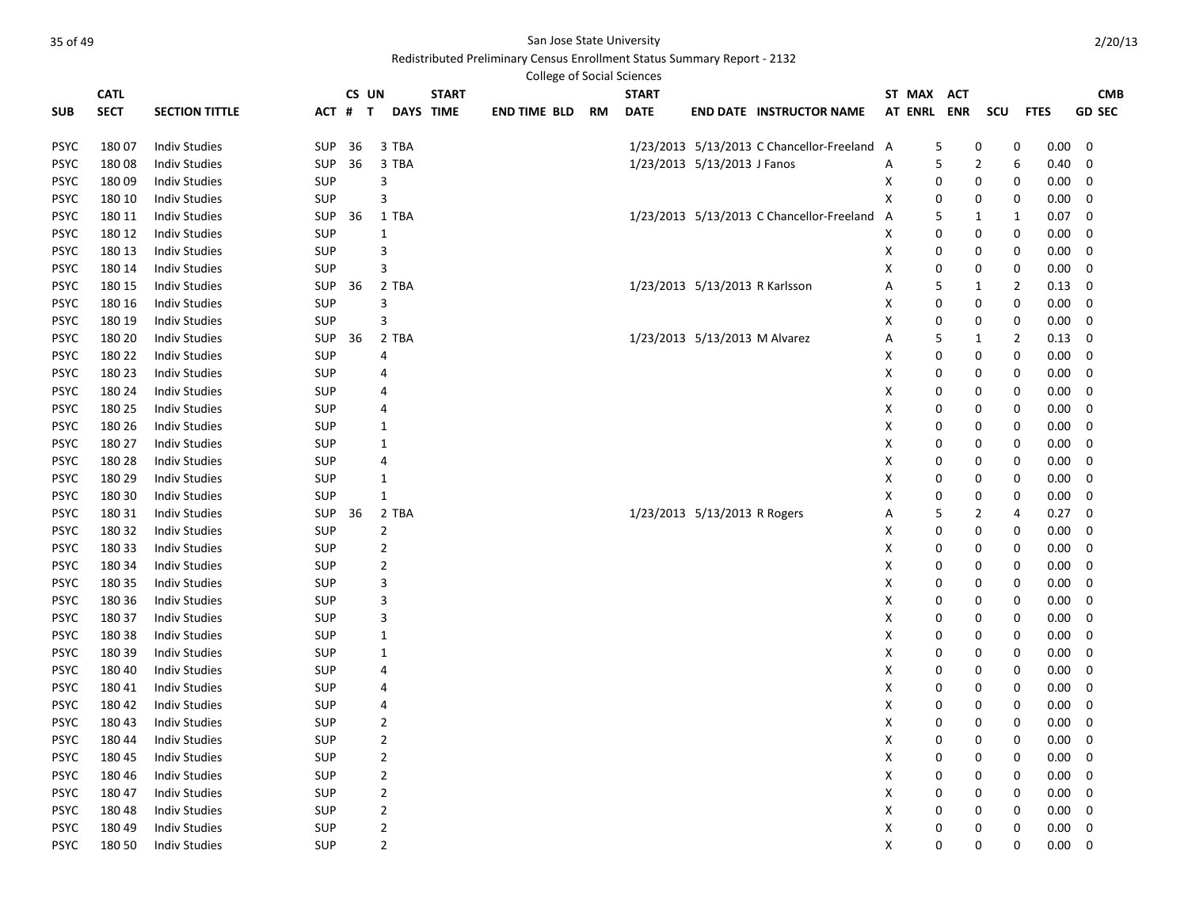San Jose State University

Redistributed Preliminary Census Enrollment Status Summary Report - 2132

College of Social Sciences

| SUB | CATL SECT | SECTION TITTLE | ACT | CS # | UN T | DAYS | START TIME | END TIME | BLD | RM | START DATE | END DATE | INSTRUCTOR NAME | ST AT | MAX ENRL | ACT ENR | SCU | FTES | CMB GD SEC |
|---|---|---|---|---|---|---|---|---|---|---|---|---|---|---|---|---|---|---|---|
| PSYC | 180 07 | Indiv Studies | SUP | 36 | 3 | TBA | | | | | 1/23/2013 | 5/13/2013 | C Chancellor-Freeland | A | 5 | 0 | 0 | 0.00 | 0 |
| PSYC | 180 08 | Indiv Studies | SUP | 36 | 3 | TBA | | | | | 1/23/2013 | 5/13/2013 | J Fanos | A | 5 | 2 | 6 | 0.40 | 0 |
| PSYC | 180 09 | Indiv Studies | SUP | | 3 | | | | | | | | | X | 0 | 0 | 0 | 0.00 | 0 |
| PSYC | 180 10 | Indiv Studies | SUP | | 3 | | | | | | | | | X | 0 | 0 | 0 | 0.00 | 0 |
| PSYC | 180 11 | Indiv Studies | SUP | 36 | 1 | TBA | | | | | 1/23/2013 | 5/13/2013 | C Chancellor-Freeland | A | 5 | 1 | 1 | 0.07 | 0 |
| PSYC | 180 12 | Indiv Studies | SUP | | 1 | | | | | | | | | X | 0 | 0 | 0 | 0.00 | 0 |
| PSYC | 180 13 | Indiv Studies | SUP | | 3 | | | | | | | | | X | 0 | 0 | 0 | 0.00 | 0 |
| PSYC | 180 14 | Indiv Studies | SUP | | 3 | | | | | | | | | X | 0 | 0 | 0 | 0.00 | 0 |
| PSYC | 180 15 | Indiv Studies | SUP | 36 | 2 | TBA | | | | | 1/23/2013 | 5/13/2013 | R Karlsson | A | 5 | 1 | 2 | 0.13 | 0 |
| PSYC | 180 16 | Indiv Studies | SUP | | 3 | | | | | | | | | X | 0 | 0 | 0 | 0.00 | 0 |
| PSYC | 180 19 | Indiv Studies | SUP | | 3 | | | | | | | | | X | 0 | 0 | 0 | 0.00 | 0 |
| PSYC | 180 20 | Indiv Studies | SUP | 36 | 2 | TBA | | | | | 1/23/2013 | 5/13/2013 | M Alvarez | A | 5 | 1 | 2 | 0.13 | 0 |
| PSYC | 180 22 | Indiv Studies | SUP | | 4 | | | | | | | | | X | 0 | 0 | 0 | 0.00 | 0 |
| PSYC | 180 23 | Indiv Studies | SUP | | 4 | | | | | | | | | X | 0 | 0 | 0 | 0.00 | 0 |
| PSYC | 180 24 | Indiv Studies | SUP | | 4 | | | | | | | | | X | 0 | 0 | 0 | 0.00 | 0 |
| PSYC | 180 25 | Indiv Studies | SUP | | 4 | | | | | | | | | X | 0 | 0 | 0 | 0.00 | 0 |
| PSYC | 180 26 | Indiv Studies | SUP | | 1 | | | | | | | | | X | 0 | 0 | 0 | 0.00 | 0 |
| PSYC | 180 27 | Indiv Studies | SUP | | 1 | | | | | | | | | X | 0 | 0 | 0 | 0.00 | 0 |
| PSYC | 180 28 | Indiv Studies | SUP | | 4 | | | | | | | | | X | 0 | 0 | 0 | 0.00 | 0 |
| PSYC | 180 29 | Indiv Studies | SUP | | 1 | | | | | | | | | X | 0 | 0 | 0 | 0.00 | 0 |
| PSYC | 180 30 | Indiv Studies | SUP | | 1 | | | | | | | | | X | 0 | 0 | 0 | 0.00 | 0 |
| PSYC | 180 31 | Indiv Studies | SUP | 36 | 2 | TBA | | | | | 1/23/2013 | 5/13/2013 | R Rogers | A | 5 | 2 | 4 | 0.27 | 0 |
| PSYC | 180 32 | Indiv Studies | SUP | | 2 | | | | | | | | | X | 0 | 0 | 0 | 0.00 | 0 |
| PSYC | 180 33 | Indiv Studies | SUP | | 2 | | | | | | | | | X | 0 | 0 | 0 | 0.00 | 0 |
| PSYC | 180 34 | Indiv Studies | SUP | | 2 | | | | | | | | | X | 0 | 0 | 0 | 0.00 | 0 |
| PSYC | 180 35 | Indiv Studies | SUP | | 3 | | | | | | | | | X | 0 | 0 | 0 | 0.00 | 0 |
| PSYC | 180 36 | Indiv Studies | SUP | | 3 | | | | | | | | | X | 0 | 0 | 0 | 0.00 | 0 |
| PSYC | 180 37 | Indiv Studies | SUP | | 3 | | | | | | | | | X | 0 | 0 | 0 | 0.00 | 0 |
| PSYC | 180 38 | Indiv Studies | SUP | | 1 | | | | | | | | | X | 0 | 0 | 0 | 0.00 | 0 |
| PSYC | 180 39 | Indiv Studies | SUP | | 1 | | | | | | | | | X | 0 | 0 | 0 | 0.00 | 0 |
| PSYC | 180 40 | Indiv Studies | SUP | | 4 | | | | | | | | | X | 0 | 0 | 0 | 0.00 | 0 |
| PSYC | 180 41 | Indiv Studies | SUP | | 4 | | | | | | | | | X | 0 | 0 | 0 | 0.00 | 0 |
| PSYC | 180 42 | Indiv Studies | SUP | | 4 | | | | | | | | | X | 0 | 0 | 0 | 0.00 | 0 |
| PSYC | 180 43 | Indiv Studies | SUP | | 2 | | | | | | | | | X | 0 | 0 | 0 | 0.00 | 0 |
| PSYC | 180 44 | Indiv Studies | SUP | | 2 | | | | | | | | | X | 0 | 0 | 0 | 0.00 | 0 |
| PSYC | 180 45 | Indiv Studies | SUP | | 2 | | | | | | | | | X | 0 | 0 | 0 | 0.00 | 0 |
| PSYC | 180 46 | Indiv Studies | SUP | | 2 | | | | | | | | | X | 0 | 0 | 0 | 0.00 | 0 |
| PSYC | 180 47 | Indiv Studies | SUP | | 2 | | | | | | | | | X | 0 | 0 | 0 | 0.00 | 0 |
| PSYC | 180 48 | Indiv Studies | SUP | | 2 | | | | | | | | | X | 0 | 0 | 0 | 0.00 | 0 |
| PSYC | 180 49 | Indiv Studies | SUP | | 2 | | | | | | | | | X | 0 | 0 | 0 | 0.00 | 0 |
| PSYC | 180 50 | Indiv Studies | SUP | | 2 | | | | | | | | | X | 0 | 0 | 0 | 0.00 | 0 |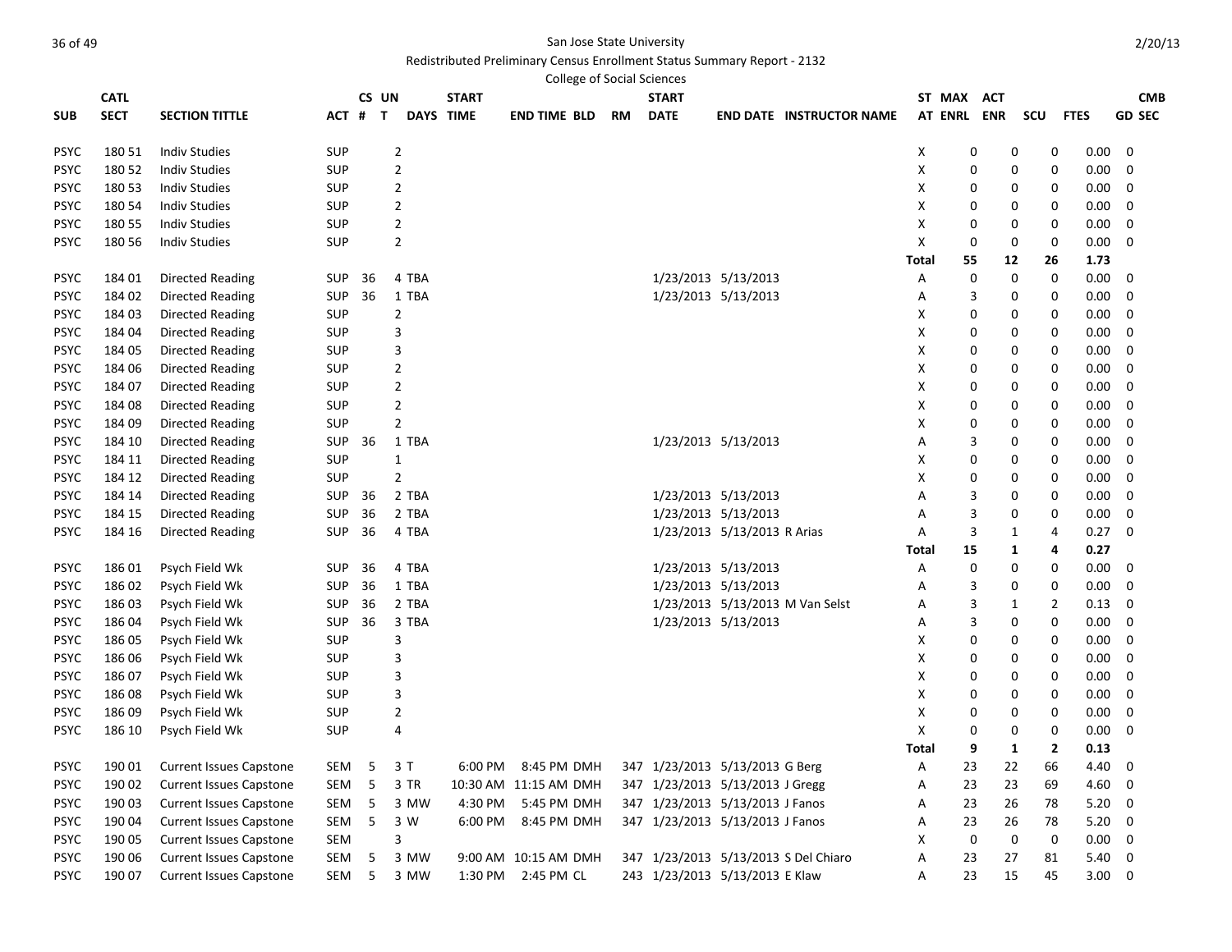San Jose State University

Redistributed Preliminary Census Enrollment Status Summary Report - 2132

College of Social Sciences

| SUB | CATL SECT | SECTION TITTLE | ACT | CS # | UN T | DAYS | START TIME | END TIME | BLD | RM | START DATE | END DATE | INSTRUCTOR NAME | ST AT | MAX ENRL | ACT ENR | SCU | FTES | CMB GD SEC |
|---|---|---|---|---|---|---|---|---|---|---|---|---|---|---|---|---|---|---|---|
| PSYC | 180 51 | Indiv Studies | SUP | | 2 | | | | | | | | | X | 0 | 0 | 0 | 0.00 | 0 |
| PSYC | 180 52 | Indiv Studies | SUP | | 2 | | | | | | | | | X | 0 | 0 | 0 | 0.00 | 0 |
| PSYC | 180 53 | Indiv Studies | SUP | | 2 | | | | | | | | | X | 0 | 0 | 0 | 0.00 | 0 |
| PSYC | 180 54 | Indiv Studies | SUP | | 2 | | | | | | | | | X | 0 | 0 | 0 | 0.00 | 0 |
| PSYC | 180 55 | Indiv Studies | SUP | | 2 | | | | | | | | | X | 0 | 0 | 0 | 0.00 | 0 |
| PSYC | 180 56 | Indiv Studies | SUP | | 2 | | | | | | | | | X | 0 | 0 | 0 | 0.00 | 0 |
| | | | | | | | | | | | | | | Total | 55 | 12 | 26 | 1.73 | |
| PSYC | 184 01 | Directed Reading | SUP | 36 | 4 | TBA | | | | | 1/23/2013 | 5/13/2013 | | A | 0 | 0 | 0 | 0.00 | 0 |
| PSYC | 184 02 | Directed Reading | SUP | 36 | 1 | TBA | | | | | 1/23/2013 | 5/13/2013 | | A | 3 | 0 | 0 | 0.00 | 0 |
| PSYC | 184 03 | Directed Reading | SUP | | 2 | | | | | | | | | X | 0 | 0 | 0 | 0.00 | 0 |
| PSYC | 184 04 | Directed Reading | SUP | | 3 | | | | | | | | | X | 0 | 0 | 0 | 0.00 | 0 |
| PSYC | 184 05 | Directed Reading | SUP | | 3 | | | | | | | | | X | 0 | 0 | 0 | 0.00 | 0 |
| PSYC | 184 06 | Directed Reading | SUP | | 2 | | | | | | | | | X | 0 | 0 | 0 | 0.00 | 0 |
| PSYC | 184 07 | Directed Reading | SUP | | 2 | | | | | | | | | X | 0 | 0 | 0 | 0.00 | 0 |
| PSYC | 184 08 | Directed Reading | SUP | | 2 | | | | | | | | | X | 0 | 0 | 0 | 0.00 | 0 |
| PSYC | 184 09 | Directed Reading | SUP | | 2 | | | | | | | | | X | 0 | 0 | 0 | 0.00 | 0 |
| PSYC | 184 10 | Directed Reading | SUP | 36 | 1 | TBA | | | | | 1/23/2013 | 5/13/2013 | | A | 3 | 0 | 0 | 0.00 | 0 |
| PSYC | 184 11 | Directed Reading | SUP | | 1 | | | | | | | | | X | 0 | 0 | 0 | 0.00 | 0 |
| PSYC | 184 12 | Directed Reading | SUP | | 2 | | | | | | | | | X | 0 | 0 | 0 | 0.00 | 0 |
| PSYC | 184 14 | Directed Reading | SUP | 36 | 2 | TBA | | | | | 1/23/2013 | 5/13/2013 | | A | 3 | 0 | 0 | 0.00 | 0 |
| PSYC | 184 15 | Directed Reading | SUP | 36 | 2 | TBA | | | | | 1/23/2013 | 5/13/2013 | | A | 3 | 0 | 0 | 0.00 | 0 |
| PSYC | 184 16 | Directed Reading | SUP | 36 | 4 | TBA | | | | | 1/23/2013 | 5/13/2013 | R Arias | A | 3 | 1 | 4 | 0.27 | 0 |
| | | | | | | | | | | | | | | Total | 15 | 1 | 4 | 0.27 | |
| PSYC | 186 01 | Psych Field Wk | SUP | 36 | 4 | TBA | | | | | 1/23/2013 | 5/13/2013 | | A | 0 | 0 | 0 | 0.00 | 0 |
| PSYC | 186 02 | Psych Field Wk | SUP | 36 | 1 | TBA | | | | | 1/23/2013 | 5/13/2013 | | A | 3 | 0 | 0 | 0.00 | 0 |
| PSYC | 186 03 | Psych Field Wk | SUP | 36 | 2 | TBA | | | | | 1/23/2013 | 5/13/2013 | M Van Selst | A | 3 | 1 | 2 | 0.13 | 0 |
| PSYC | 186 04 | Psych Field Wk | SUP | 36 | 3 | TBA | | | | | 1/23/2013 | 5/13/2013 | | A | 3 | 0 | 0 | 0.00 | 0 |
| PSYC | 186 05 | Psych Field Wk | SUP | | 3 | | | | | | | | | X | 0 | 0 | 0 | 0.00 | 0 |
| PSYC | 186 06 | Psych Field Wk | SUP | | 3 | | | | | | | | | X | 0 | 0 | 0 | 0.00 | 0 |
| PSYC | 186 07 | Psych Field Wk | SUP | | 3 | | | | | | | | | X | 0 | 0 | 0 | 0.00 | 0 |
| PSYC | 186 08 | Psych Field Wk | SUP | | 3 | | | | | | | | | X | 0 | 0 | 0 | 0.00 | 0 |
| PSYC | 186 09 | Psych Field Wk | SUP | | 2 | | | | | | | | | X | 0 | 0 | 0 | 0.00 | 0 |
| PSYC | 186 10 | Psych Field Wk | SUP | | 4 | | | | | | | | | X | 0 | 0 | 0 | 0.00 | 0 |
| | | | | | | | | | | | | | | Total | 9 | 1 | 2 | 0.13 | |
| PSYC | 190 01 | Current Issues Capstone | SEM | 5 | 3 | T | 6:00 PM | 8:45 PM | DMH | 347 | 1/23/2013 | 5/13/2013 | G Berg | A | 23 | 22 | 66 | 4.40 | 0 |
| PSYC | 190 02 | Current Issues Capstone | SEM | 5 | 3 | TR | 10:30 AM | 11:15 AM | DMH | 347 | 1/23/2013 | 5/13/2013 | J Gregg | A | 23 | 23 | 69 | 4.60 | 0 |
| PSYC | 190 03 | Current Issues Capstone | SEM | 5 | 3 | MW | 4:30 PM | 5:45 PM | DMH | 347 | 1/23/2013 | 5/13/2013 | J Fanos | A | 23 | 26 | 78 | 5.20 | 0 |
| PSYC | 190 04 | Current Issues Capstone | SEM | 5 | 3 | W | 6:00 PM | 8:45 PM | DMH | 347 | 1/23/2013 | 5/13/2013 | J Fanos | A | 23 | 26 | 78 | 5.20 | 0 |
| PSYC | 190 05 | Current Issues Capstone | SEM | | 3 | | | | | | | | | X | 0 | 0 | 0 | 0.00 | 0 |
| PSYC | 190 06 | Current Issues Capstone | SEM | 5 | 3 | MW | 9:00 AM | 10:15 AM | DMH | 347 | 1/23/2013 | 5/13/2013 | S Del Chiaro | A | 23 | 27 | 81 | 5.40 | 0 |
| PSYC | 190 07 | Current Issues Capstone | SEM | 5 | 3 | MW | 1:30 PM | 2:45 PM | CL | 243 | 1/23/2013 | 5/13/2013 | E Klaw | A | 23 | 15 | 45 | 3.00 | 0 |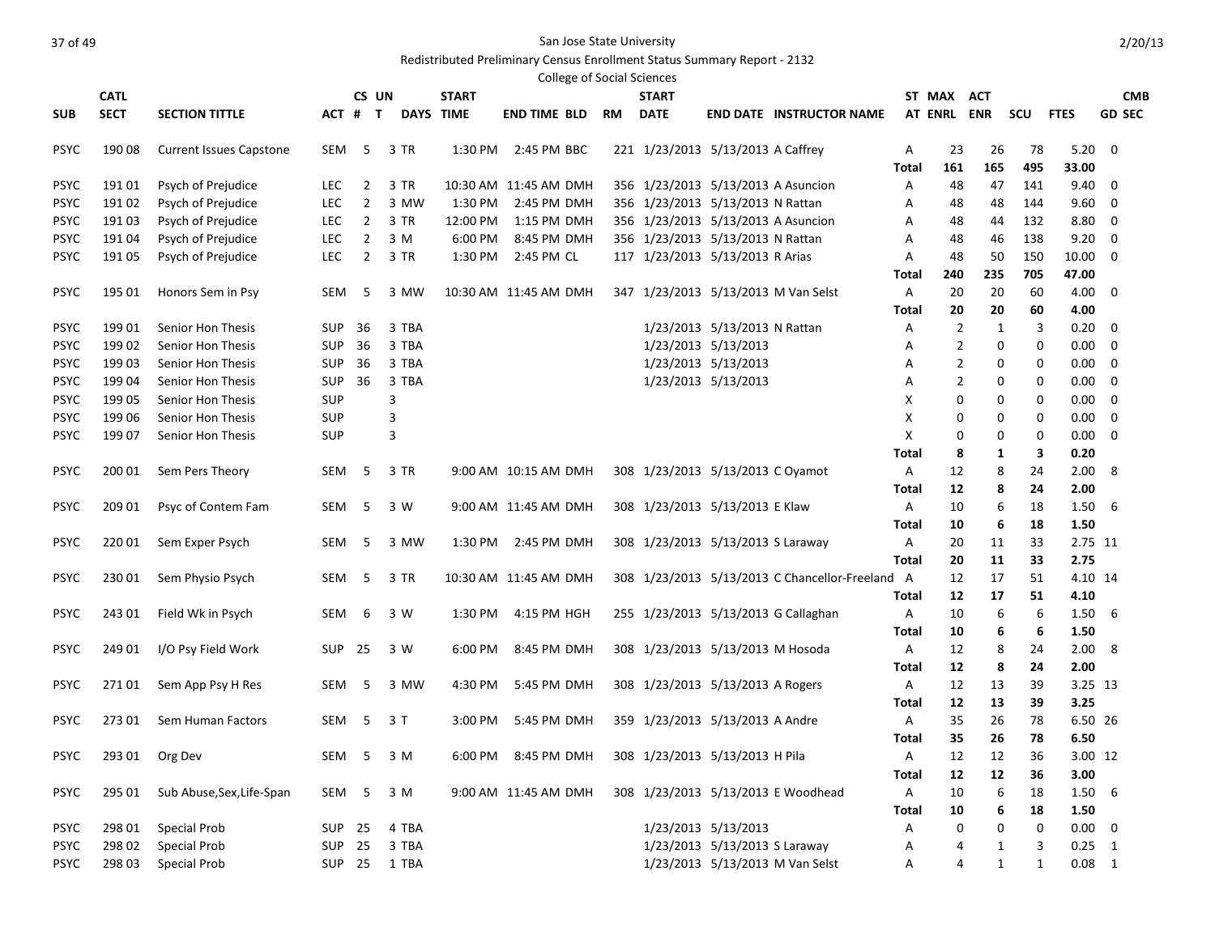San Jose State University

Redistributed Preliminary Census Enrollment Status Summary Report - 2132

College of Social Sciences

| SUB | CATL SECT | SECTION TITTLE | ACT | CS # | UN T | DAYS | START TIME | END TIME | BLD | RM | START DATE | END DATE | INSTRUCTOR NAME | ST AT | MAX ENRL | ACT ENR | SCU | FTES | CMB GD | SEC |
|---|---|---|---|---|---|---|---|---|---|---|---|---|---|---|---|---|---|---|---|---|
| PSYC | 190 08 | Current Issues Capstone | SEM | 5 | 3 | TR | 1:30 PM | 2:45 PM | BBC | 221 | 1/23/2013 | 5/13/2013 | A Caffrey | A | 23 | 26 | 78 | 5.20 | 0 | |
| | | | | | | | | | | | | | | **Total** | **161** | **165** | **495** | **33.00** | | |
| PSYC | 191 01 | Psych of Prejudice | LEC | 2 | 3 | TR | 10:30 AM | 11:45 AM | DMH | 356 | 1/23/2013 | 5/13/2013 | A Asuncion | A | 48 | 47 | 141 | 9.40 | 0 | |
| PSYC | 191 02 | Psych of Prejudice | LEC | 2 | 3 | MW | 1:30 PM | 2:45 PM | DMH | 356 | 1/23/2013 | 5/13/2013 | N Rattan | A | 48 | 48 | 144 | 9.60 | 0 | |
| PSYC | 191 03 | Psych of Prejudice | LEC | 2 | 3 | TR | 12:00 PM | 1:15 PM | DMH | 356 | 1/23/2013 | 5/13/2013 | A Asuncion | A | 48 | 44 | 132 | 8.80 | 0 | |
| PSYC | 191 04 | Psych of Prejudice | LEC | 2 | 3 | M | 6:00 PM | 8:45 PM | DMH | 356 | 1/23/2013 | 5/13/2013 | N Rattan | A | 48 | 46 | 138 | 9.20 | 0 | |
| PSYC | 191 05 | Psych of Prejudice | LEC | 2 | 3 | TR | 1:30 PM | 2:45 PM | CL | 117 | 1/23/2013 | 5/13/2013 | R Arias | A | 48 | 50 | 150 | 10.00 | 0 | |
| | | | | | | | | | | | | | | **Total** | **240** | **235** | **705** | **47.00** | | |
| PSYC | 195 01 | Honors Sem in Psy | SEM | 5 | 3 | MW | 10:30 AM | 11:45 AM | DMH | 347 | 1/23/2013 | 5/13/2013 | M Van Selst | A | 20 | 20 | 60 | 4.00 | 0 | |
| | | | | | | | | | | | | | | **Total** | **20** | **20** | **60** | **4.00** | | |
| PSYC | 199 01 | Senior Hon Thesis | SUP | 36 | 3 | TBA | | | | | 1/23/2013 | 5/13/2013 | N Rattan | A | 2 | 1 | 3 | 0.20 | 0 | |
| PSYC | 199 02 | Senior Hon Thesis | SUP | 36 | 3 | TBA | | | | | 1/23/2013 | 5/13/2013 | | A | 2 | 0 | 0 | 0.00 | 0 | |
| PSYC | 199 03 | Senior Hon Thesis | SUP | 36 | 3 | TBA | | | | | 1/23/2013 | 5/13/2013 | | A | 2 | 0 | 0 | 0.00 | 0 | |
| PSYC | 199 04 | Senior Hon Thesis | SUP | 36 | 3 | TBA | | | | | 1/23/2013 | 5/13/2013 | | A | 2 | 0 | 0 | 0.00 | 0 | |
| PSYC | 199 05 | Senior Hon Thesis | SUP | | 3 | | | | | | | | | X | 0 | 0 | 0 | 0.00 | 0 | |
| PSYC | 199 06 | Senior Hon Thesis | SUP | | 3 | | | | | | | | | X | 0 | 0 | 0 | 0.00 | 0 | |
| PSYC | 199 07 | Senior Hon Thesis | SUP | | 3 | | | | | | | | | X | 0 | 0 | 0 | 0.00 | 0 | |
| | | | | | | | | | | | | | | **Total** | **8** | **1** | **3** | **0.20** | | |
| PSYC | 200 01 | Sem Pers Theory | SEM | 5 | 3 | TR | 9:00 AM | 10:15 AM | DMH | 308 | 1/23/2013 | 5/13/2013 | C Oyamot | A | 12 | 8 | 24 | 2.00 | 8 | |
| | | | | | | | | | | | | | | **Total** | **12** | **8** | **24** | **2.00** | | |
| PSYC | 209 01 | Psyc of Contem Fam | SEM | 5 | 3 | W | 9:00 AM | 11:45 AM | DMH | 308 | 1/23/2013 | 5/13/2013 | E Klaw | A | 10 | 6 | 18 | 1.50 | 6 | |
| | | | | | | | | | | | | | | **Total** | **10** | **6** | **18** | **1.50** | | |
| PSYC | 220 01 | Sem Exper Psych | SEM | 5 | 3 | MW | 1:30 PM | 2:45 PM | DMH | 308 | 1/23/2013 | 5/13/2013 | S Laraway | A | 20 | 11 | 33 | 2.75 | 11 | |
| | | | | | | | | | | | | | | **Total** | **20** | **11** | **33** | **2.75** | | |
| PSYC | 230 01 | Sem Physio Psych | SEM | 5 | 3 | TR | 10:30 AM | 11:45 AM | DMH | 308 | 1/23/2013 | 5/13/2013 | C Chancellor-Freeland | A | 12 | 17 | 51 | 4.10 | 14 | |
| | | | | | | | | | | | | | | **Total** | **12** | **17** | **51** | **4.10** | | |
| PSYC | 243 01 | Field Wk in Psych | SEM | 6 | 3 | W | 1:30 PM | 4:15 PM | HGH | 255 | 1/23/2013 | 5/13/2013 | G Callaghan | A | 10 | 6 | 6 | 1.50 | 6 | |
| | | | | | | | | | | | | | | **Total** | **10** | **6** | **6** | **1.50** | | |
| PSYC | 249 01 | I/O Psy Field Work | SUP | 25 | 3 | W | 6:00 PM | 8:45 PM | DMH | 308 | 1/23/2013 | 5/13/2013 | M Hosoda | A | 12 | 8 | 24 | 2.00 | 8 | |
| | | | | | | | | | | | | | | **Total** | **12** | **8** | **24** | **2.00** | | |
| PSYC | 271 01 | Sem App Psy H Res | SEM | 5 | 3 | MW | 4:30 PM | 5:45 PM | DMH | 308 | 1/23/2013 | 5/13/2013 | A Rogers | A | 12 | 13 | 39 | 3.25 | 13 | |
| | | | | | | | | | | | | | | **Total** | **12** | **13** | **39** | **3.25** | | |
| PSYC | 273 01 | Sem Human Factors | SEM | 5 | 3 | T | 3:00 PM | 5:45 PM | DMH | 359 | 1/23/2013 | 5/13/2013 | A Andre | A | 35 | 26 | 78 | 6.50 | 26 | |
| | | | | | | | | | | | | | | **Total** | **35** | **26** | **78** | **6.50** | | |
| PSYC | 293 01 | Org Dev | SEM | 5 | 3 | M | 6:00 PM | 8:45 PM | DMH | 308 | 1/23/2013 | 5/13/2013 | H Pila | A | 12 | 12 | 36 | 3.00 | 12 | |
| | | | | | | | | | | | | | | **Total** | **12** | **12** | **36** | **3.00** | | |
| PSYC | 295 01 | Sub Abuse,Sex,Life-Span | SEM | 5 | 3 | M | 9:00 AM | 11:45 AM | DMH | 308 | 1/23/2013 | 5/13/2013 | E Woodhead | A | 10 | 6 | 18 | 1.50 | 6 | |
| | | | | | | | | | | | | | | **Total** | **10** | **6** | **18** | **1.50** | | |
| PSYC | 298 01 | Special Prob | SUP | 25 | 4 | TBA | | | | | 1/23/2013 | 5/13/2013 | | A | 0 | 0 | 0 | 0.00 | 0 | |
| PSYC | 298 02 | Special Prob | SUP | 25 | 3 | TBA | | | | | 1/23/2013 | 5/13/2013 | S Laraway | A | 4 | 1 | 3 | 0.25 | 1 | |
| PSYC | 298 03 | Special Prob | SUP | 25 | 1 | TBA | | | | | 1/23/2013 | 5/13/2013 | M Van Selst | A | 4 | 1 | 1 | 0.08 | 1 | |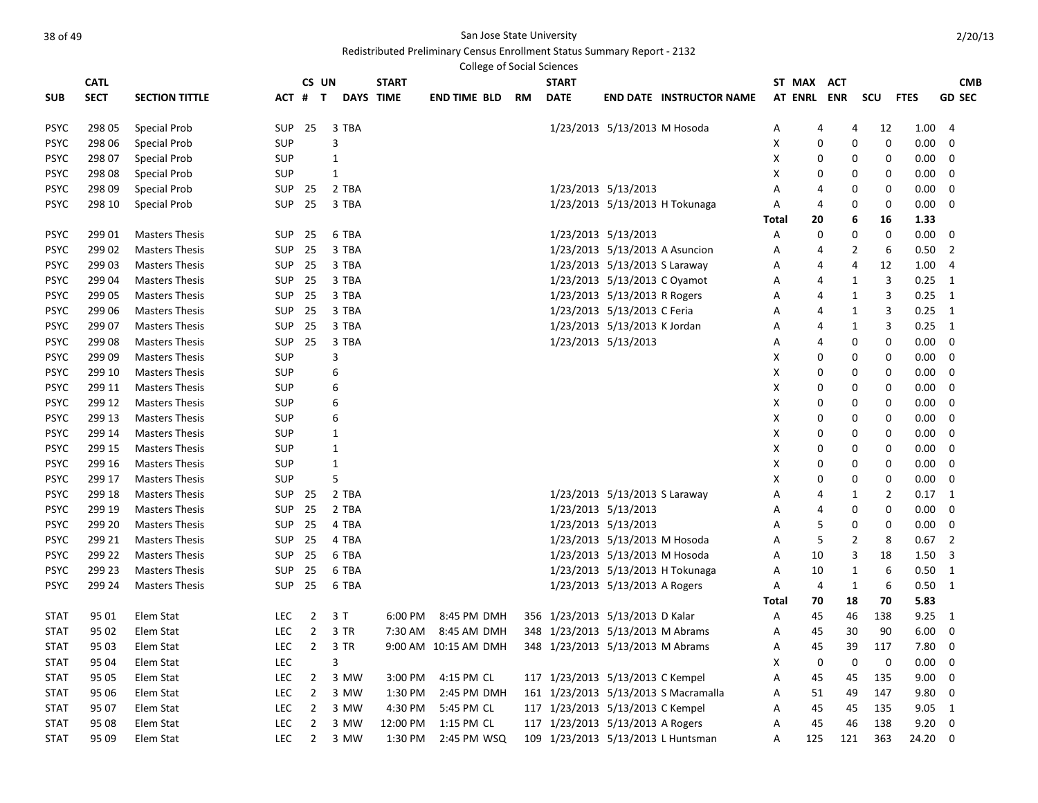San Jose State University

Redistributed Preliminary Census Enrollment Status Summary Report - 2132

College of Social Sciences

| SUB | CATL SECT | SECTION TITTLE | ACT | CS # | UN T | DAYS | START TIME | END TIME | BLD | RM | START DATE | END DATE | INSTRUCTOR NAME | ST AT | MAX ENRL | ACT ENR | SCU | FTES | CMB GD SEC |
|---|---|---|---|---|---|---|---|---|---|---|---|---|---|---|---|---|---|---|---|
| PSYC | 298 05 | Special Prob | SUP | 25 | 3 | TBA | | | | | 1/23/2013 | 5/13/2013 | M Hosoda | A | 4 | 4 | 12 | 1.00 | 4 |
| PSYC | 298 06 | Special Prob | SUP | | 3 | | | | | | | | | X | 0 | 0 | 0 | 0.00 | 0 |
| PSYC | 298 07 | Special Prob | SUP | | 1 | | | | | | | | | X | 0 | 0 | 0 | 0.00 | 0 |
| PSYC | 298 08 | Special Prob | SUP | | 1 | | | | | | | | | X | 0 | 0 | 0 | 0.00 | 0 |
| PSYC | 298 09 | Special Prob | SUP | 25 | 2 | TBA | | | | | 1/23/2013 | 5/13/2013 | | A | 4 | 0 | 0 | 0.00 | 0 |
| PSYC | 298 10 | Special Prob | SUP | 25 | 3 | TBA | | | | | 1/23/2013 | 5/13/2013 | H Tokunaga | A | 4 | 0 | 0 | 0.00 | 0 |
| | | | | | | | | | | | | | | Total | 20 | 6 | 16 | 1.33 | |
| PSYC | 299 01 | Masters Thesis | SUP | 25 | 6 | TBA | | | | | 1/23/2013 | 5/13/2013 | | A | 0 | 0 | 0 | 0.00 | 0 |
| PSYC | 299 02 | Masters Thesis | SUP | 25 | 3 | TBA | | | | | 1/23/2013 | 5/13/2013 | A Asuncion | A | 4 | 2 | 6 | 0.50 | 2 |
| PSYC | 299 03 | Masters Thesis | SUP | 25 | 3 | TBA | | | | | 1/23/2013 | 5/13/2013 | S Laraway | A | 4 | 4 | 12 | 1.00 | 4 |
| PSYC | 299 04 | Masters Thesis | SUP | 25 | 3 | TBA | | | | | 1/23/2013 | 5/13/2013 | C Oyamot | A | 4 | 1 | 3 | 0.25 | 1 |
| PSYC | 299 05 | Masters Thesis | SUP | 25 | 3 | TBA | | | | | 1/23/2013 | 5/13/2013 | R Rogers | A | 4 | 1 | 3 | 0.25 | 1 |
| PSYC | 299 06 | Masters Thesis | SUP | 25 | 3 | TBA | | | | | 1/23/2013 | 5/13/2013 | C Feria | A | 4 | 1 | 3 | 0.25 | 1 |
| PSYC | 299 07 | Masters Thesis | SUP | 25 | 3 | TBA | | | | | 1/23/2013 | 5/13/2013 | K Jordan | A | 4 | 1 | 3 | 0.25 | 1 |
| PSYC | 299 08 | Masters Thesis | SUP | 25 | 3 | TBA | | | | | 1/23/2013 | 5/13/2013 | | A | 4 | 0 | 0 | 0.00 | 0 |
| PSYC | 299 09 | Masters Thesis | SUP | | 3 | | | | | | | | | X | 0 | 0 | 0 | 0.00 | 0 |
| PSYC | 299 10 | Masters Thesis | SUP | | 6 | | | | | | | | | X | 0 | 0 | 0 | 0.00 | 0 |
| PSYC | 299 11 | Masters Thesis | SUP | | 6 | | | | | | | | | X | 0 | 0 | 0 | 0.00 | 0 |
| PSYC | 299 12 | Masters Thesis | SUP | | 6 | | | | | | | | | X | 0 | 0 | 0 | 0.00 | 0 |
| PSYC | 299 13 | Masters Thesis | SUP | | 6 | | | | | | | | | X | 0 | 0 | 0 | 0.00 | 0 |
| PSYC | 299 14 | Masters Thesis | SUP | | 1 | | | | | | | | | X | 0 | 0 | 0 | 0.00 | 0 |
| PSYC | 299 15 | Masters Thesis | SUP | | 1 | | | | | | | | | X | 0 | 0 | 0 | 0.00 | 0 |
| PSYC | 299 16 | Masters Thesis | SUP | | 1 | | | | | | | | | X | 0 | 0 | 0 | 0.00 | 0 |
| PSYC | 299 17 | Masters Thesis | SUP | | 5 | | | | | | | | | X | 0 | 0 | 0 | 0.00 | 0 |
| PSYC | 299 18 | Masters Thesis | SUP | 25 | 2 | TBA | | | | | 1/23/2013 | 5/13/2013 | S Laraway | A | 4 | 1 | 2 | 0.17 | 1 |
| PSYC | 299 19 | Masters Thesis | SUP | 25 | 2 | TBA | | | | | 1/23/2013 | 5/13/2013 | | A | 4 | 0 | 0 | 0.00 | 0 |
| PSYC | 299 20 | Masters Thesis | SUP | 25 | 4 | TBA | | | | | 1/23/2013 | 5/13/2013 | | A | 5 | 0 | 0 | 0.00 | 0 |
| PSYC | 299 21 | Masters Thesis | SUP | 25 | 4 | TBA | | | | | 1/23/2013 | 5/13/2013 | M Hosoda | A | 5 | 2 | 8 | 0.67 | 2 |
| PSYC | 299 22 | Masters Thesis | SUP | 25 | 6 | TBA | | | | | 1/23/2013 | 5/13/2013 | M Hosoda | A | 10 | 3 | 18 | 1.50 | 3 |
| PSYC | 299 23 | Masters Thesis | SUP | 25 | 6 | TBA | | | | | 1/23/2013 | 5/13/2013 | H Tokunaga | A | 10 | 1 | 6 | 0.50 | 1 |
| PSYC | 299 24 | Masters Thesis | SUP | 25 | 6 | TBA | | | | | 1/23/2013 | 5/13/2013 | A Rogers | A | 4 | 1 | 6 | 0.50 | 1 |
| | | | | | | | | | | | | | | Total | 70 | 18 | 70 | 5.83 | |
| STAT | 95 01 | Elem Stat | LEC | 2 | 3 | T | 6:00 PM | 8:45 PM | DMH | 356 | 1/23/2013 | 5/13/2013 | D Kalar | A | 45 | 46 | 138 | 9.25 | 1 |
| STAT | 95 02 | Elem Stat | LEC | 2 | 3 | TR | 7:30 AM | 8:45 AM | DMH | 348 | 1/23/2013 | 5/13/2013 | M Abrams | A | 45 | 30 | 90 | 6.00 | 0 |
| STAT | 95 03 | Elem Stat | LEC | 2 | 3 | TR | 9:00 AM | 10:15 AM | DMH | 348 | 1/23/2013 | 5/13/2013 | M Abrams | A | 45 | 39 | 117 | 7.80 | 0 |
| STAT | 95 04 | Elem Stat | LEC | | 3 | | | | | | | | | X | 0 | 0 | 0 | 0.00 | 0 |
| STAT | 95 05 | Elem Stat | LEC | 2 | 3 | MW | 3:00 PM | 4:15 PM | CL | 117 | 1/23/2013 | 5/13/2013 | C Kempel | A | 45 | 45 | 135 | 9.00 | 0 |
| STAT | 95 06 | Elem Stat | LEC | 2 | 3 | MW | 1:30 PM | 2:45 PM | DMH | 161 | 1/23/2013 | 5/13/2013 | S Macramalla | A | 51 | 49 | 147 | 9.80 | 0 |
| STAT | 95 07 | Elem Stat | LEC | 2 | 3 | MW | 4:30 PM | 5:45 PM | CL | 117 | 1/23/2013 | 5/13/2013 | C Kempel | A | 45 | 45 | 135 | 9.05 | 1 |
| STAT | 95 08 | Elem Stat | LEC | 2 | 3 | MW | 12:00 PM | 1:15 PM | CL | 117 | 1/23/2013 | 5/13/2013 | A Rogers | A | 45 | 46 | 138 | 9.20 | 0 |
| STAT | 95 09 | Elem Stat | LEC | 2 | 3 | MW | 1:30 PM | 2:45 PM | WSQ | 109 | 1/23/2013 | 5/13/2013 | L Huntsman | A | 125 | 121 | 363 | 24.20 | 0 |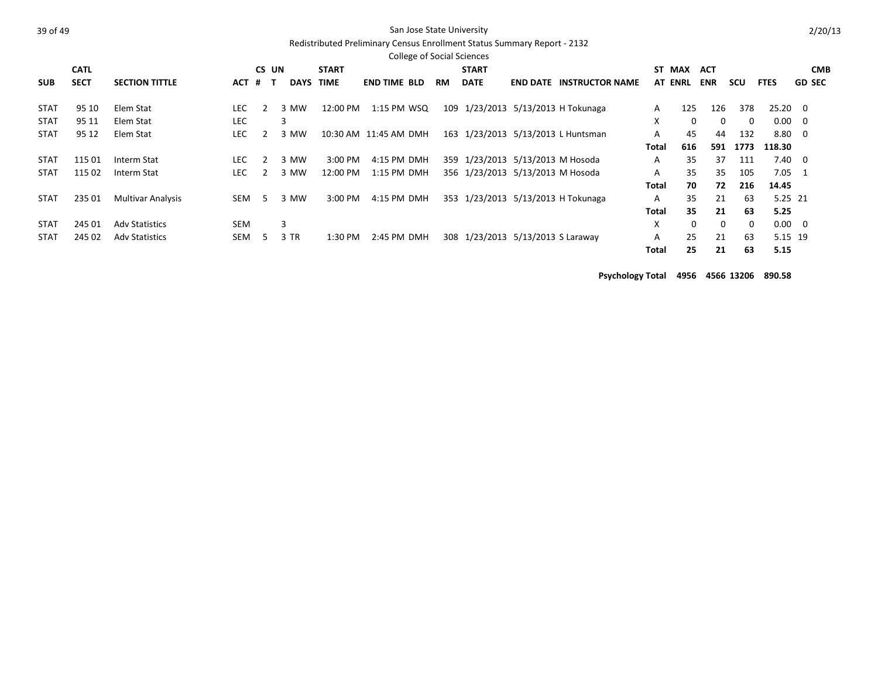San Jose State University

Redistributed Preliminary Census Enrollment Status Summary Report - 2132

College of Social Sciences

2/20/13

| SUB | CATL SECT | SECTION TITTLE | ACT | CS # | UN T | DAYS | START TIME | END TIME | BLD | RM | START DATE | END DATE | INSTRUCTOR NAME | ST AT | MAX ENRL | ACT ENR | SCU | FTES | GD | CMB SEC |
|---|---|---|---|---|---|---|---|---|---|---|---|---|---|---|---|---|---|---|---|---|
| STAT | 95 10 | Elem Stat | LEC | 2 | 3 | MW | 12:00 PM | 1:15 PM | WSQ | 109 | 1/23/2013 | 5/13/2013 | H Tokunaga | A | 125 | 126 | 378 | 25.20 | 0 | |
| STAT | 95 11 | Elem Stat | LEC | | 3 | | | | | | | | | X | 0 | 0 | 0 | 0.00 | 0 | |
| STAT | 95 12 | Elem Stat | LEC | 2 | 3 | MW | 10:30 AM | 11:45 AM | DMH | 163 | 1/23/2013 | 5/13/2013 | L Huntsman | A | 45 | 44 | 132 | 8.80 | 0 | |
| | | | | | | | | | | | | | | **Total** | **616** | **591** | **1773** | **118.30** | | |
| STAT | 115 01 | Interm Stat | LEC | 2 | 3 | MW | 3:00 PM | 4:15 PM | DMH | 359 | 1/23/2013 | 5/13/2013 | M Hosoda | A | 35 | 37 | 111 | 7.40 | 0 | |
| STAT | 115 02 | Interm Stat | LEC | 2 | 3 | MW | 12:00 PM | 1:15 PM | DMH | 356 | 1/23/2013 | 5/13/2013 | M Hosoda | A | 35 | 35 | 105 | 7.05 | 1 | |
| | | | | | | | | | | | | | | **Total** | **70** | **72** | **216** | **14.45** | | |
| STAT | 235 01 | Multivar Analysis | SEM | 5 | 3 | MW | 3:00 PM | 4:15 PM | DMH | 353 | 1/23/2013 | 5/13/2013 | H Tokunaga | A | 35 | 21 | 63 | 5.25 | 21 | |
| | | | | | | | | | | | | | | **Total** | **35** | **21** | **63** | **5.25** | | |
| STAT | 245 01 | Adv Statistics | SEM | | 3 | | | | | | | | | X | 0 | 0 | 0 | 0.00 | 0 | |
| STAT | 245 02 | Adv Statistics | SEM | 5 | 3 | TR | 1:30 PM | 2:45 PM | DMH | 308 | 1/23/2013 | 5/13/2013 | S Laraway | A | 25 | 21 | 63 | 5.15 | 19 | |
| | | | | | | | | | | | | | | **Total** | **25** | **21** | **63** | **5.15** | | |
| | | | | | | | | | | | | | **Psychology Total** | | **4956** | **4566** | **13206** | **890.58** | | |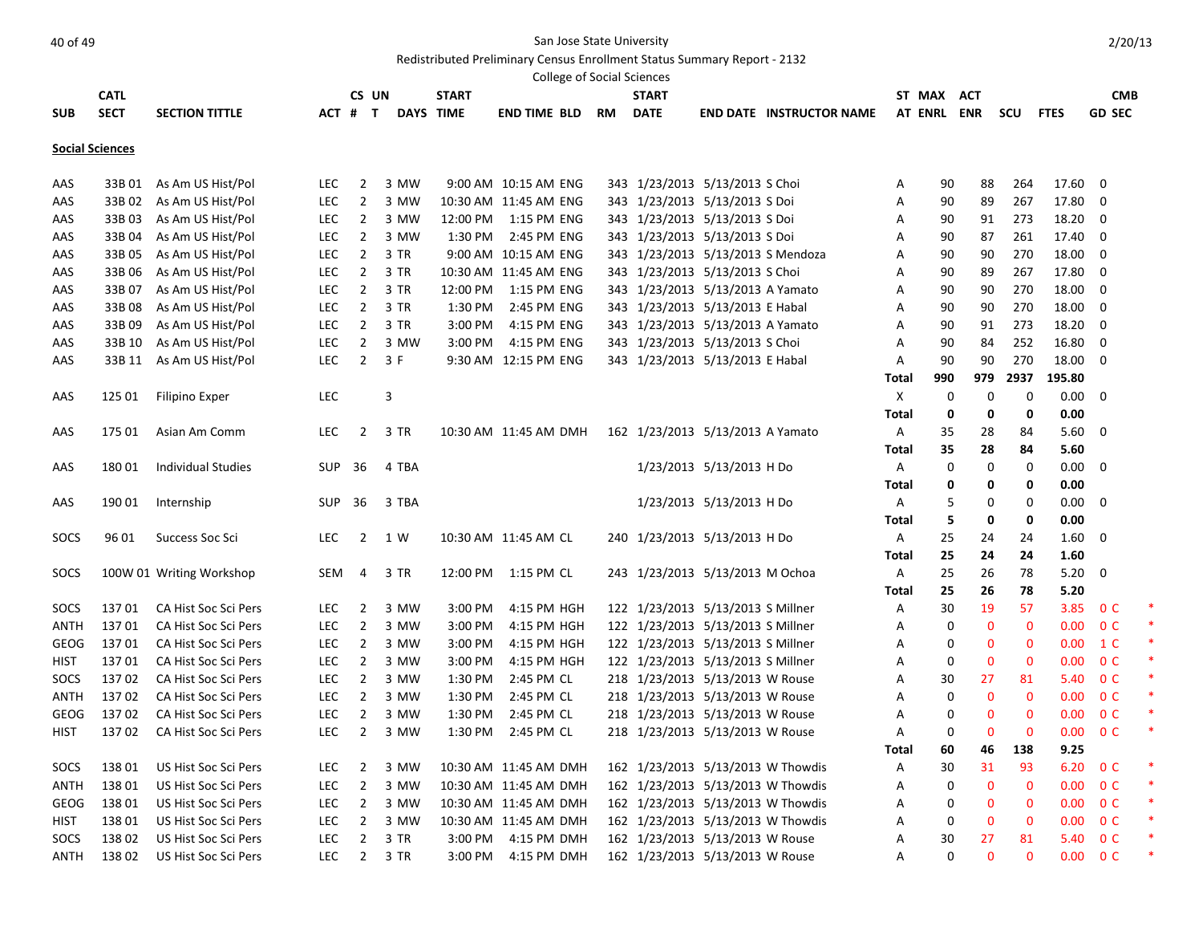San Jose State University

Redistributed Preliminary Census Enrollment Status Summary Report - 2132

College of Social Sciences

2/20/13

| SUB | CATL SECT | SECTION TITTLE | ACT | CS # | UN T | DAYS | START TIME | END TIME | BLD | RM | START DATE | END DATE | INSTRUCTOR NAME | ST AT | MAX ENRL | ACT ENR | SCU | FTES | GD | CMB SEC | |
|---|---|---|---|---|---|---|---|---|---|---|---|---|---|---|---|---|---|---|---|---|---|
| **Social Sciences** | | | | | | | | | | | | | | | | | | | | | |
| AAS | 33B 01 | As Am US Hist/Pol | LEC | 2 | 3 | MW | 9:00 AM | 10:15 AM | ENG | 343 | 1/23/2013 | 5/13/2013 | S Choi | A | 90 | 88 | 264 | 17.60 | 0 | | |
| AAS | 33B 02 | As Am US Hist/Pol | LEC | 2 | 3 | MW | 10:30 AM | 11:45 AM | ENG | 343 | 1/23/2013 | 5/13/2013 | S Doi | A | 90 | 89 | 267 | 17.80 | 0 | | |
| AAS | 33B 03 | As Am US Hist/Pol | LEC | 2 | 3 | MW | 12:00 PM | 1:15 PM | ENG | 343 | 1/23/2013 | 5/13/2013 | S Doi | A | 90 | 91 | 273 | 18.20 | 0 | | |
| AAS | 33B 04 | As Am US Hist/Pol | LEC | 2 | 3 | MW | 1:30 PM | 2:45 PM | ENG | 343 | 1/23/2013 | 5/13/2013 | S Doi | A | 90 | 87 | 261 | 17.40 | 0 | | |
| AAS | 33B 05 | As Am US Hist/Pol | LEC | 2 | 3 | TR | 9:00 AM | 10:15 AM | ENG | 343 | 1/23/2013 | 5/13/2013 | S Mendoza | A | 90 | 90 | 270 | 18.00 | 0 | | |
| AAS | 33B 06 | As Am US Hist/Pol | LEC | 2 | 3 | TR | 10:30 AM | 11:45 AM | ENG | 343 | 1/23/2013 | 5/13/2013 | S Choi | A | 90 | 89 | 267 | 17.80 | 0 | | |
| AAS | 33B 07 | As Am US Hist/Pol | LEC | 2 | 3 | TR | 12:00 PM | 1:15 PM | ENG | 343 | 1/23/2013 | 5/13/2013 | A Yamato | A | 90 | 90 | 270 | 18.00 | 0 | | |
| AAS | 33B 08 | As Am US Hist/Pol | LEC | 2 | 3 | TR | 1:30 PM | 2:45 PM | ENG | 343 | 1/23/2013 | 5/13/2013 | E Habal | A | 90 | 90 | 270 | 18.00 | 0 | | |
| AAS | 33B 09 | As Am US Hist/Pol | LEC | 2 | 3 | TR | 3:00 PM | 4:15 PM | ENG | 343 | 1/23/2013 | 5/13/2013 | A Yamato | A | 90 | 91 | 273 | 18.20 | 0 | | |
| AAS | 33B 10 | As Am US Hist/Pol | LEC | 2 | 3 | MW | 3:00 PM | 4:15 PM | ENG | 343 | 1/23/2013 | 5/13/2013 | S Choi | A | 90 | 84 | 252 | 16.80 | 0 | | |
| AAS | 33B 11 | As Am US Hist/Pol | LEC | 2 | 3 | F | 9:30 AM | 12:15 PM | ENG | 343 | 1/23/2013 | 5/13/2013 | E Habal | A | 90 | 90 | 270 | 18.00 | 0 | | |
| | | | | | | | | | | | | | | **Total** | **990** | **979** | **2937** | **195.80** | | | |
| AAS | 125 01 | Filipino Exper | LEC | | 3 | | | | | | | | | X | 0 | 0 | 0 | 0.00 | 0 | | |
| | | | | | | | | | | | | | | **Total** | **0** | **0** | **0** | **0.00** | | | |
| AAS | 175 01 | Asian Am Comm | LEC | 2 | 3 | TR | 10:30 AM | 11:45 AM | DMH | 162 | 1/23/2013 | 5/13/2013 | A Yamato | A | 35 | 28 | 84 | 5.60 | 0 | | |
| | | | | | | | | | | | | | | **Total** | **35** | **28** | **84** | **5.60** | | | |
| AAS | 180 01 | Individual Studies | SUP | 36 | 4 | TBA | | | | | 1/23/2013 | 5/13/2013 | H Do | A | 0 | 0 | 0 | 0.00 | 0 | | |
| | | | | | | | | | | | | | | **Total** | **0** | **0** | **0** | **0.00** | | | |
| AAS | 190 01 | Internship | SUP | 36 | 3 | TBA | | | | | 1/23/2013 | 5/13/2013 | H Do | A | 5 | 0 | 0 | 0.00 | 0 | | |
| | | | | | | | | | | | | | | **Total** | **5** | **0** | **0** | **0.00** | | | |
| SOCS | 96 01 | Success Soc Sci | LEC | 2 | 1 | W | 10:30 AM | 11:45 AM | CL | 240 | 1/23/2013 | 5/13/2013 | H Do | A | 25 | 24 | 24 | 1.60 | 0 | | |
| | | | | | | | | | | | | | | **Total** | **25** | **24** | **24** | **1.60** | | | |
| SOCS | 100W 01 | Writing Workshop | SEM | 4 | 3 | TR | 12:00 PM | 1:15 PM | CL | 243 | 1/23/2013 | 5/13/2013 | M Ochoa | A | 25 | 26 | 78 | 5.20 | 0 | | |
| | | | | | | | | | | | | | | **Total** | **25** | **26** | **78** | **5.20** | | | |
| SOCS | 137 01 | CA Hist Soc Sci Pers | LEC | 2 | 3 | MW | 3:00 PM | 4:15 PM | HGH | 122 | 1/23/2013 | 5/13/2013 | S Millner | A | 30 | 19 | 57 | 3.85 | 0 | C | * |
| ANTH | 137 01 | CA Hist Soc Sci Pers | LEC | 2 | 3 | MW | 3:00 PM | 4:15 PM | HGH | 122 | 1/23/2013 | 5/13/2013 | S Millner | A | 0 | 0 | 0 | 0.00 | 0 | C | * |
| GEOG | 137 01 | CA Hist Soc Sci Pers | LEC | 2 | 3 | MW | 3:00 PM | 4:15 PM | HGH | 122 | 1/23/2013 | 5/13/2013 | S Millner | A | 0 | 0 | 0 | 0.00 | 1 | C | * |
| HIST | 137 01 | CA Hist Soc Sci Pers | LEC | 2 | 3 | MW | 3:00 PM | 4:15 PM | HGH | 122 | 1/23/2013 | 5/13/2013 | S Millner | A | 0 | 0 | 0 | 0.00 | 0 | C | * |
| SOCS | 137 02 | CA Hist Soc Sci Pers | LEC | 2 | 3 | MW | 1:30 PM | 2:45 PM | CL | 218 | 1/23/2013 | 5/13/2013 | W Rouse | A | 30 | 27 | 81 | 5.40 | 0 | C | * |
| ANTH | 137 02 | CA Hist Soc Sci Pers | LEC | 2 | 3 | MW | 1:30 PM | 2:45 PM | CL | 218 | 1/23/2013 | 5/13/2013 | W Rouse | A | 0 | 0 | 0 | 0.00 | 0 | C | * |
| GEOG | 137 02 | CA Hist Soc Sci Pers | LEC | 2 | 3 | MW | 1:30 PM | 2:45 PM | CL | 218 | 1/23/2013 | 5/13/2013 | W Rouse | A | 0 | 0 | 0 | 0.00 | 0 | C | * |
| HIST | 137 02 | CA Hist Soc Sci Pers | LEC | 2 | 3 | MW | 1:30 PM | 2:45 PM | CL | 218 | 1/23/2013 | 5/13/2013 | W Rouse | A | 0 | 0 | 0 | 0.00 | 0 | C | * |
| | | | | | | | | | | | | | | **Total** | **60** | **46** | **138** | **9.25** | | | |
| SOCS | 138 01 | US Hist Soc Sci Pers | LEC | 2 | 3 | MW | 10:30 AM | 11:45 AM | DMH | 162 | 1/23/2013 | 5/13/2013 | W Thowdis | A | 30 | 31 | 93 | 6.20 | 0 | C | * |
| ANTH | 138 01 | US Hist Soc Sci Pers | LEC | 2 | 3 | MW | 10:30 AM | 11:45 AM | DMH | 162 | 1/23/2013 | 5/13/2013 | W Thowdis | A | 0 | 0 | 0 | 0.00 | 0 | C | * |
| GEOG | 138 01 | US Hist Soc Sci Pers | LEC | 2 | 3 | MW | 10:30 AM | 11:45 AM | DMH | 162 | 1/23/2013 | 5/13/2013 | W Thowdis | A | 0 | 0 | 0 | 0.00 | 0 | C | * |
| HIST | 138 01 | US Hist Soc Sci Pers | LEC | 2 | 3 | MW | 10:30 AM | 11:45 AM | DMH | 162 | 1/23/2013 | 5/13/2013 | W Thowdis | A | 0 | 0 | 0 | 0.00 | 0 | C | * |
| SOCS | 138 02 | US Hist Soc Sci Pers | LEC | 2 | 3 | TR | 3:00 PM | 4:15 PM | DMH | 162 | 1/23/2013 | 5/13/2013 | W Rouse | A | 30 | 27 | 81 | 5.40 | 0 | C | * |
| ANTH | 138 02 | US Hist Soc Sci Pers | LEC | 2 | 3 | TR | 3:00 PM | 4:15 PM | DMH | 162 | 1/23/2013 | 5/13/2013 | W Rouse | A | 0 | 0 | 0 | 0.00 | 0 | C | * |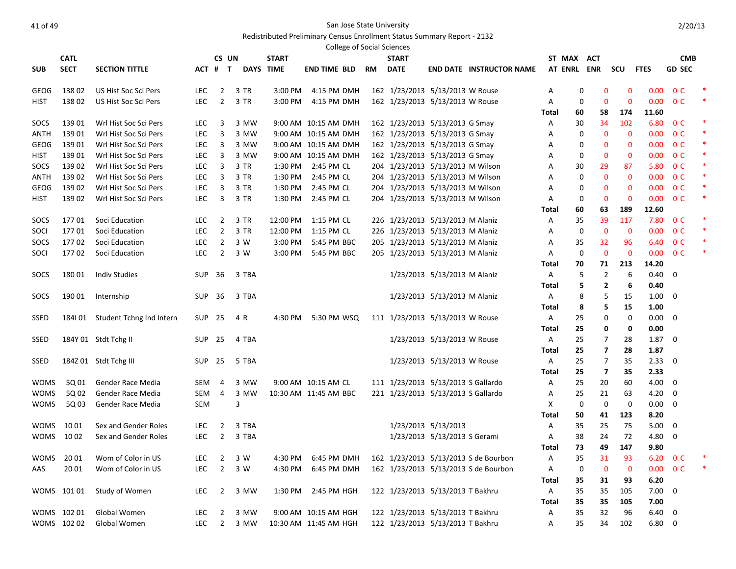San Jose State University

Redistributed Preliminary Census Enrollment Status Summary Report - 2132

College of Social Sciences

2/20/13

| SUB | CATL SECT | SECTION TITTLE | ACT | CS # | UN T | DAYS | START TIME | END TIME | BLD | RM | START DATE | END DATE | INSTRUCTOR NAME | ST AT | MAX ENRL | ACT ENR | SCU | FTES | GD | CMB SEC | |
|---|---|---|---|---|---|---|---|---|---|---|---|---|---|---|---|---|---|---|---|---|---|
| GEOG | 138 02 | US Hist Soc Sci Pers | LEC | 2 | 3 | TR | 3:00 PM | 4:15 PM | DMH | 162 | 1/23/2013 | 5/13/2013 | W Rouse | A | 0 | 0 | 0 | 0.00 | 0 | C | * |
| HIST | 138 02 | US Hist Soc Sci Pers | LEC | 2 | 3 | TR | 3:00 PM | 4:15 PM | DMH | 162 | 1/23/2013 | 5/13/2013 | W Rouse | A | 0 | 0 | 0 | 0.00 | 0 | C | * |
| | | | | | | | | | | | | | | **Total** | **60** | **58** | **174** | **11.60** | | | |
| SOCS | 139 01 | Wrl Hist Soc Sci Pers | LEC | 3 | 3 | MW | 9:00 AM | 10:15 AM | DMH | 162 | 1/23/2013 | 5/13/2013 | G Smay | A | 30 | 34 | 102 | 6.80 | 0 | C | * |
| ANTH | 139 01 | Wrl Hist Soc Sci Pers | LEC | 3 | 3 | MW | 9:00 AM | 10:15 AM | DMH | 162 | 1/23/2013 | 5/13/2013 | G Smay | A | 0 | 0 | 0 | 0.00 | 0 | C | * |
| GEOG | 139 01 | Wrl Hist Soc Sci Pers | LEC | 3 | 3 | MW | 9:00 AM | 10:15 AM | DMH | 162 | 1/23/2013 | 5/13/2013 | G Smay | A | 0 | 0 | 0 | 0.00 | 0 | C | * |
| HIST | 139 01 | Wrl Hist Soc Sci Pers | LEC | 3 | 3 | MW | 9:00 AM | 10:15 AM | DMH | 162 | 1/23/2013 | 5/13/2013 | G Smay | A | 0 | 0 | 0 | 0.00 | 0 | C | * |
| SOCS | 139 02 | Wrl Hist Soc Sci Pers | LEC | 3 | 3 | TR | 1:30 PM | 2:45 PM | CL | 204 | 1/23/2013 | 5/13/2013 | M Wilson | A | 30 | 29 | 87 | 5.80 | 0 | C | * |
| ANTH | 139 02 | Wrl Hist Soc Sci Pers | LEC | 3 | 3 | TR | 1:30 PM | 2:45 PM | CL | 204 | 1/23/2013 | 5/13/2013 | M Wilson | A | 0 | 0 | 0 | 0.00 | 0 | C | * |
| GEOG | 139 02 | Wrl Hist Soc Sci Pers | LEC | 3 | 3 | TR | 1:30 PM | 2:45 PM | CL | 204 | 1/23/2013 | 5/13/2013 | M Wilson | A | 0 | 0 | 0 | 0.00 | 0 | C | * |
| HIST | 139 02 | Wrl Hist Soc Sci Pers | LEC | 3 | 3 | TR | 1:30 PM | 2:45 PM | CL | 204 | 1/23/2013 | 5/13/2013 | M Wilson | A | 0 | 0 | 0 | 0.00 | 0 | C | * |
| | | | | | | | | | | | | | | **Total** | **60** | **63** | **189** | **12.60** | | | |
| SOCS | 177 01 | Soci Education | LEC | 2 | 3 | TR | 12:00 PM | 1:15 PM | CL | 226 | 1/23/2013 | 5/13/2013 | M Alaniz | A | 35 | 39 | 117 | 7.80 | 0 | C | * |
| SOCI | 177 01 | Soci Education | LEC | 2 | 3 | TR | 12:00 PM | 1:15 PM | CL | 226 | 1/23/2013 | 5/13/2013 | M Alaniz | A | 0 | 0 | 0 | 0.00 | 0 | C | * |
| SOCS | 177 02 | Soci Education | LEC | 2 | 3 | W | 3:00 PM | 5:45 PM | BBC | 205 | 1/23/2013 | 5/13/2013 | M Alaniz | A | 35 | 32 | 96 | 6.40 | 0 | C | * |
| SOCI | 177 02 | Soci Education | LEC | 2 | 3 | W | 3:00 PM | 5:45 PM | BBC | 205 | 1/23/2013 | 5/13/2013 | M Alaniz | A | 0 | 0 | 0 | 0.00 | 0 | C | * |
| | | | | | | | | | | | | | | **Total** | **70** | **71** | **213** | **14.20** | | | |
| SOCS | 180 01 | Indiv Studies | SUP | 36 | 3 | TBA | | | | | 1/23/2013 | 5/13/2013 | M Alaniz | A | 5 | 2 | 6 | 0.40 | 0 | | |
| | | | | | | | | | | | | | | **Total** | **5** | **2** | **6** | **0.40** | | | |
| SOCS | 190 01 | Internship | SUP | 36 | 3 | TBA | | | | | 1/23/2013 | 5/13/2013 | M Alaniz | A | 8 | 5 | 15 | 1.00 | 0 | | |
| | | | | | | | | | | | | | | **Total** | **8** | **5** | **15** | **1.00** | | | |
| SSED | 184I 01 | Student Tchng Ind Intern | SUP | 25 | 4 | R | 4:30 PM | 5:30 PM | WSQ | 111 | 1/23/2013 | 5/13/2013 | W Rouse | A | 25 | 0 | 0 | 0.00 | 0 | | |
| | | | | | | | | | | | | | | **Total** | **25** | **0** | **0** | **0.00** | | | |
| SSED | 184Y 01 | Stdt Tchg II | SUP | 25 | 4 | TBA | | | | | 1/23/2013 | 5/13/2013 | W Rouse | A | 25 | 7 | 28 | 1.87 | 0 | | |
| | | | | | | | | | | | | | | **Total** | **25** | **7** | **28** | **1.87** | | | |
| SSED | 184Z 01 | Stdt Tchg III | SUP | 25 | 5 | TBA | | | | | 1/23/2013 | 5/13/2013 | W Rouse | A | 25 | 7 | 35 | 2.33 | 0 | | |
| | | | | | | | | | | | | | | **Total** | **25** | **7** | **35** | **2.33** | | | |
| WOMS | 5Q 01 | Gender Race Media | SEM | 4 | 3 | MW | 9:00 AM | 10:15 AM | CL | 111 | 1/23/2013 | 5/13/2013 | S Gallardo | A | 25 | 20 | 60 | 4.00 | 0 | | |
| WOMS | 5Q 02 | Gender Race Media | SEM | 4 | 3 | MW | 10:30 AM | 11:45 AM | BBC | 221 | 1/23/2013 | 5/13/2013 | S Gallardo | A | 25 | 21 | 63 | 4.20 | 0 | | |
| WOMS | 5Q 03 | Gender Race Media | SEM | | 3 | | | | | | | | | X | 0 | 0 | 0 | 0.00 | 0 | | |
| | | | | | | | | | | | | | | **Total** | **50** | **41** | **123** | **8.20** | | | |
| WOMS | 10 01 | Sex and Gender Roles | LEC | 2 | 3 | TBA | | | | | 1/23/2013 | 5/13/2013 | | A | 35 | 25 | 75 | 5.00 | 0 | | |
| WOMS | 10 02 | Sex and Gender Roles | LEC | 2 | 3 | TBA | | | | | 1/23/2013 | 5/13/2013 | S Gerami | A | 38 | 24 | 72 | 4.80 | 0 | | |
| | | | | | | | | | | | | | | **Total** | **73** | **49** | **147** | **9.80** | | | |
| WOMS | 20 01 | Wom of Color in US | LEC | 2 | 3 | W | 4:30 PM | 6:45 PM | DMH | 162 | 1/23/2013 | 5/13/2013 | S de Bourbon | A | 35 | 31 | 93 | 6.20 | 0 | C | * |
| AAS | 20 01 | Wom of Color in US | LEC | 2 | 3 | W | 4:30 PM | 6:45 PM | DMH | 162 | 1/23/2013 | 5/13/2013 | S de Bourbon | A | 0 | 0 | 0 | 0.00 | 0 | C | * |
| | | | | | | | | | | | | | | **Total** | **35** | **31** | **93** | **6.20** | | | |
| WOMS | 101 01 | Study of Women | LEC | 2 | 3 | MW | 1:30 PM | 2:45 PM | HGH | 122 | 1/23/2013 | 5/13/2013 | T Bakhru | A | 35 | 35 | 105 | 7.00 | 0 | | |
| | | | | | | | | | | | | | | **Total** | **35** | **35** | **105** | **7.00** | | | |
| WOMS | 102 01 | Global Women | LEC | 2 | 3 | MW | 9:00 AM | 10:15 AM | HGH | 122 | 1/23/2013 | 5/13/2013 | T Bakhru | A | 35 | 32 | 96 | 6.40 | 0 | | |
| WOMS | 102 02 | Global Women | LEC | 2 | 3 | MW | 10:30 AM | 11:45 AM | HGH | 122 | 1/23/2013 | 5/13/2013 | T Bakhru | A | 35 | 34 | 102 | 6.80 | 0 | | |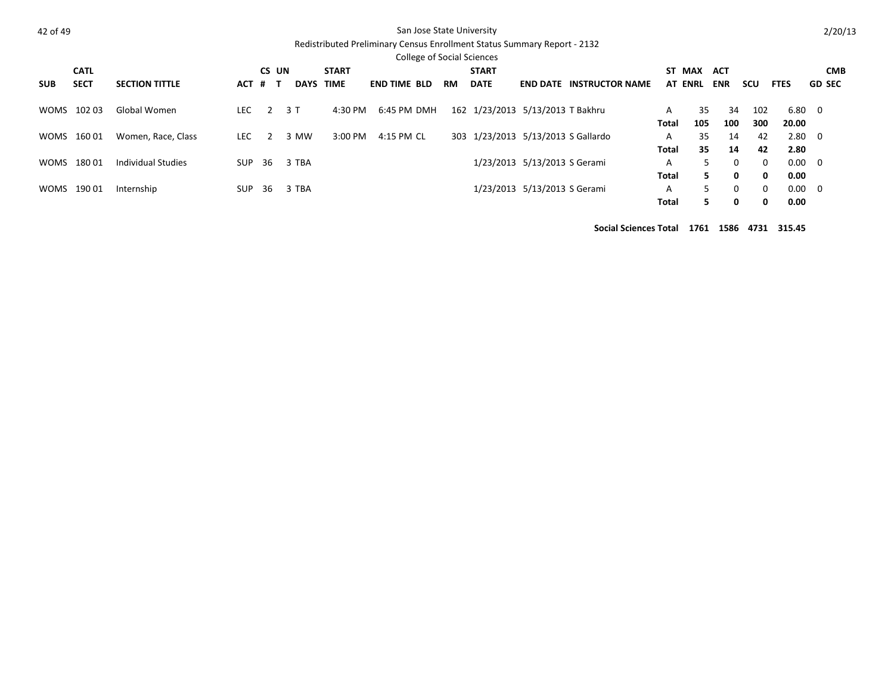San Jose State University

Redistributed Preliminary Census Enrollment Status Summary Report - 2132

College of Social Sciences

| SUB | CATL SECT | SECTION TITTLE | ACT | CS # | UN T | DAYS | START TIME | END TIME | BLD | RM | START DATE | END DATE | INSTRUCTOR NAME | ST AT | MAX ENRL | ACT ENR | SCU | FTES | CMB GD SEC |
|---|---|---|---|---|---|---|---|---|---|---|---|---|---|---|---|---|---|---|---|
| WOMS | 102 03 | Global Women | LEC | 2 | 3 | T | 4:30 PM | 6:45 PM | DMH | 162 | 1/23/2013 | 5/13/2013 | T Bakhru | A | 35 | 34 | 102 | 6.80 | 0 |
| | | | | | | | | | | | | | | **Total** | **105** | **100** | **300** | **20.00** | |
| WOMS | 160 01 | Women, Race, Class | LEC | 2 | 3 | MW | 3:00 PM | 4:15 PM | CL | 303 | 1/23/2013 | 5/13/2013 | S Gallardo | A | 35 | 14 | 42 | 2.80 | 0 |
| | | | | | | | | | | | | | | **Total** | **35** | **14** | **42** | **2.80** | |
| WOMS | 180 01 | Individual Studies | SUP | 36 | 3 | TBA | | | | | 1/23/2013 | 5/13/2013 | S Gerami | A | 5 | 0 | 0 | 0.00 | 0 |
| | | | | | | | | | | | | | | **Total** | **5** | **0** | **0** | **0.00** | |
| WOMS | 190 01 | Internship | SUP | 36 | 3 | TBA | | | | | 1/23/2013 | 5/13/2013 | S Gerami | A | 5 | 0 | 0 | 0.00 | 0 |
| | | | | | | | | | | | | | | **Total** | **5** | **0** | **0** | **0.00** | |
| | | | | | | | | | | | | | | **Social Sciences Total** | **1761** | **1586** | **4731** | **315.45** | |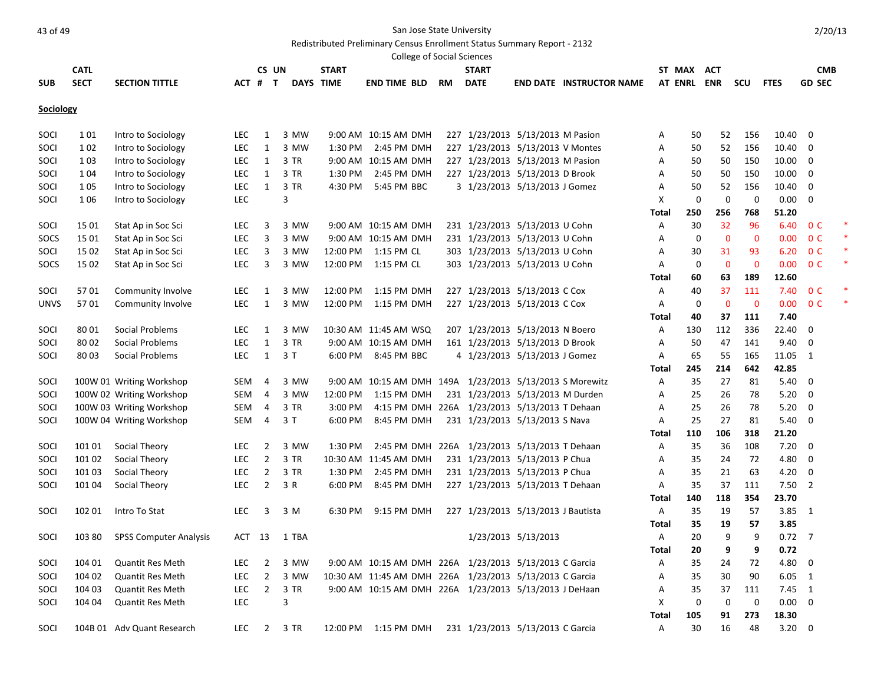San Jose State University

Redistributed Preliminary Census Enrollment Status Summary Report - 2132

College of Social Sciences

2/20/13

| SUB | CATL SECT | SECTION TITTLE | ACT | CS # | UN T | DAYS | START TIME | END TIME | BLD | RM | START DATE | END DATE | INSTRUCTOR NAME | STAT | MAX ENRL | ACT ENR | SCU | FTES | GD | CMB SEC |  |
|---|---|---|---|---|---|---|---|---|---|---|---|---|---|---|---|---|---|---|---|---|---|
| **Sociology** | | | | | | | | | | | | | | | | | | | | | |
| SOCI | 1 01 | Intro to Sociology | LEC | 1 | 3 | MW | 9:00 AM | 10:15 AM | DMH | 227 | 1/23/2013 | 5/13/2013 | M Pasion | A | 50 | 52 | 156 | 10.40 | 0 | | |
| SOCI | 1 02 | Intro to Sociology | LEC | 1 | 3 | MW | 1:30 PM | 2:45 PM | DMH | 227 | 1/23/2013 | 5/13/2013 | V Montes | A | 50 | 52 | 156 | 10.40 | 0 | | |
| SOCI | 1 03 | Intro to Sociology | LEC | 1 | 3 | TR | 9:00 AM | 10:15 AM | DMH | 227 | 1/23/2013 | 5/13/2013 | M Pasion | A | 50 | 50 | 150 | 10.00 | 0 | | |
| SOCI | 1 04 | Intro to Sociology | LEC | 1 | 3 | TR | 1:30 PM | 2:45 PM | DMH | 227 | 1/23/2013 | 5/13/2013 | D Brook | A | 50 | 50 | 150 | 10.00 | 0 | | |
| SOCI | 1 05 | Intro to Sociology | LEC | 1 | 3 | TR | 4:30 PM | 5:45 PM | BBC | 3 | 1/23/2013 | 5/13/2013 | J Gomez | A | 50 | 52 | 156 | 10.40 | 0 | | |
| SOCI | 1 06 | Intro to Sociology | LEC | | 3 | | | | | | | | | X | 0 | 0 | 0 | 0.00 | 0 | | |
| | | | | | | | | | | | | | | Total | 250 | 256 | 768 | 51.20 | | | |
| SOCI | 15 01 | Stat Ap in Soc Sci | LEC | 3 | 3 | MW | 9:00 AM | 10:15 AM | DMH | 231 | 1/23/2013 | 5/13/2013 | U Cohn | A | 30 | 32 | 96 | 6.40 | 0 | C | * |
| SOCS | 15 01 | Stat Ap in Soc Sci | LEC | 3 | 3 | MW | 9:00 AM | 10:15 AM | DMH | 231 | 1/23/2013 | 5/13/2013 | U Cohn | A | 0 | 0 | 0 | 0.00 | 0 | C | * |
| SOCI | 15 02 | Stat Ap in Soc Sci | LEC | 3 | 3 | MW | 12:00 PM | 1:15 PM | CL | 303 | 1/23/2013 | 5/13/2013 | U Cohn | A | 30 | 31 | 93 | 6.20 | 0 | C | * |
| SOCS | 15 02 | Stat Ap in Soc Sci | LEC | 3 | 3 | MW | 12:00 PM | 1:15 PM | CL | 303 | 1/23/2013 | 5/13/2013 | U Cohn | A | 0 | 0 | 0 | 0.00 | 0 | C | * |
| | | | | | | | | | | | | | | Total | 60 | 63 | 189 | 12.60 | | | |
| SOCI | 57 01 | Community Involve | LEC | 1 | 3 | MW | 12:00 PM | 1:15 PM | DMH | 227 | 1/23/2013 | 5/13/2013 | C Cox | A | 40 | 37 | 111 | 7.40 | 0 | C | * |
| UNVS | 57 01 | Community Involve | LEC | 1 | 3 | MW | 12:00 PM | 1:15 PM | DMH | 227 | 1/23/2013 | 5/13/2013 | C Cox | A | 0 | 0 | 0 | 0.00 | 0 | C | * |
| | | | | | | | | | | | | | | Total | 40 | 37 | 111 | 7.40 | | | |
| SOCI | 80 01 | Social Problems | LEC | 1 | 3 | MW | 10:30 AM | 11:45 AM | WSQ | 207 | 1/23/2013 | 5/13/2013 | N Boero | A | 130 | 112 | 336 | 22.40 | 0 | | |
| SOCI | 80 02 | Social Problems | LEC | 1 | 3 | TR | 9:00 AM | 10:15 AM | DMH | 161 | 1/23/2013 | 5/13/2013 | D Brook | A | 50 | 47 | 141 | 9.40 | 0 | | |
| SOCI | 80 03 | Social Problems | LEC | 1 | 3 | T | 6:00 PM | 8:45 PM | BBC | 4 | 1/23/2013 | 5/13/2013 | J Gomez | A | 65 | 55 | 165 | 11.05 | 1 | | |
| | | | | | | | | | | | | | | Total | 245 | 214 | 642 | 42.85 | | | |
| SOCI | 100W 01 | Writing Workshop | SEM | 4 | 3 | MW | 9:00 AM | 10:15 AM | DMH | 149A | 1/23/2013 | 5/13/2013 | S Morewitz | A | 35 | 27 | 81 | 5.40 | 0 | | |
| SOCI | 100W 02 | Writing Workshop | SEM | 4 | 3 | MW | 12:00 PM | 1:15 PM | DMH | 231 | 1/23/2013 | 5/13/2013 | M Durden | A | 25 | 26 | 78 | 5.20 | 0 | | |
| SOCI | 100W 03 | Writing Workshop | SEM | 4 | 3 | TR | 3:00 PM | 4:15 PM | DMH | 226A | 1/23/2013 | 5/13/2013 | T Dehaan | A | 25 | 26 | 78 | 5.20 | 0 | | |
| SOCI | 100W 04 | Writing Workshop | SEM | 4 | 3 | T | 6:00 PM | 8:45 PM | DMH | 231 | 1/23/2013 | 5/13/2013 | S Nava | A | 25 | 27 | 81 | 5.40 | 0 | | |
| | | | | | | | | | | | | | | Total | 110 | 106 | 318 | 21.20 | | | |
| SOCI | 101 01 | Social Theory | LEC | 2 | 3 | MW | 1:30 PM | 2:45 PM | DMH | 226A | 1/23/2013 | 5/13/2013 | T Dehaan | A | 35 | 36 | 108 | 7.20 | 0 | | |
| SOCI | 101 02 | Social Theory | LEC | 2 | 3 | TR | 10:30 AM | 11:45 AM | DMH | 231 | 1/23/2013 | 5/13/2013 | P Chua | A | 35 | 24 | 72 | 4.80 | 0 | | |
| SOCI | 101 03 | Social Theory | LEC | 2 | 3 | TR | 1:30 PM | 2:45 PM | DMH | 231 | 1/23/2013 | 5/13/2013 | P Chua | A | 35 | 21 | 63 | 4.20 | 0 | | |
| SOCI | 101 04 | Social Theory | LEC | 2 | 3 | R | 6:00 PM | 8:45 PM | DMH | 227 | 1/23/2013 | 5/13/2013 | T Dehaan | A | 35 | 37 | 111 | 7.50 | 2 | | |
| | | | | | | | | | | | | | | Total | 140 | 118 | 354 | 23.70 | | | |
| SOCI | 102 01 | Intro To Stat | LEC | 3 | 3 | M | 6:30 PM | 9:15 PM | DMH | 227 | 1/23/2013 | 5/13/2013 | J Bautista | A | 35 | 19 | 57 | 3.85 | 1 | | |
| | | | | | | | | | | | | | | Total | 35 | 19 | 57 | 3.85 | | | |
| SOCI | 103 80 | SPSS Computer Analysis | ACT | 13 | 1 | TBA | | | | | 1/23/2013 | 5/13/2013 | | A | 20 | 9 | 9 | 0.72 | 7 | | |
| | | | | | | | | | | | | | | Total | 20 | 9 | 9 | 0.72 | | | |
| SOCI | 104 01 | Quantit Res Meth | LEC | 2 | 3 | MW | 9:00 AM | 10:15 AM | DMH | 226A | 1/23/2013 | 5/13/2013 | C Garcia | A | 35 | 24 | 72 | 4.80 | 0 | | |
| SOCI | 104 02 | Quantit Res Meth | LEC | 2 | 3 | MW | 10:30 AM | 11:45 AM | DMH | 226A | 1/23/2013 | 5/13/2013 | C Garcia | A | 35 | 30 | 90 | 6.05 | 1 | | |
| SOCI | 104 03 | Quantit Res Meth | LEC | 2 | 3 | TR | 9:00 AM | 10:15 AM | DMH | 226A | 1/23/2013 | 5/13/2013 | J DeHaan | A | 35 | 37 | 111 | 7.45 | 1 | | |
| SOCI | 104 04 | Quantit Res Meth | LEC | | 3 | | | | | | | | | X | 0 | 0 | 0 | 0.00 | 0 | | |
| | | | | | | | | | | | | | | Total | 105 | 91 | 273 | 18.30 | | | |
| SOCI | 104B 01 | Adv Quant Research | LEC | 2 | 3 | TR | 12:00 PM | 1:15 PM | DMH | 231 | 1/23/2013 | 5/13/2013 | C Garcia | A | 30 | 16 | 48 | 3.20 | 0 | | |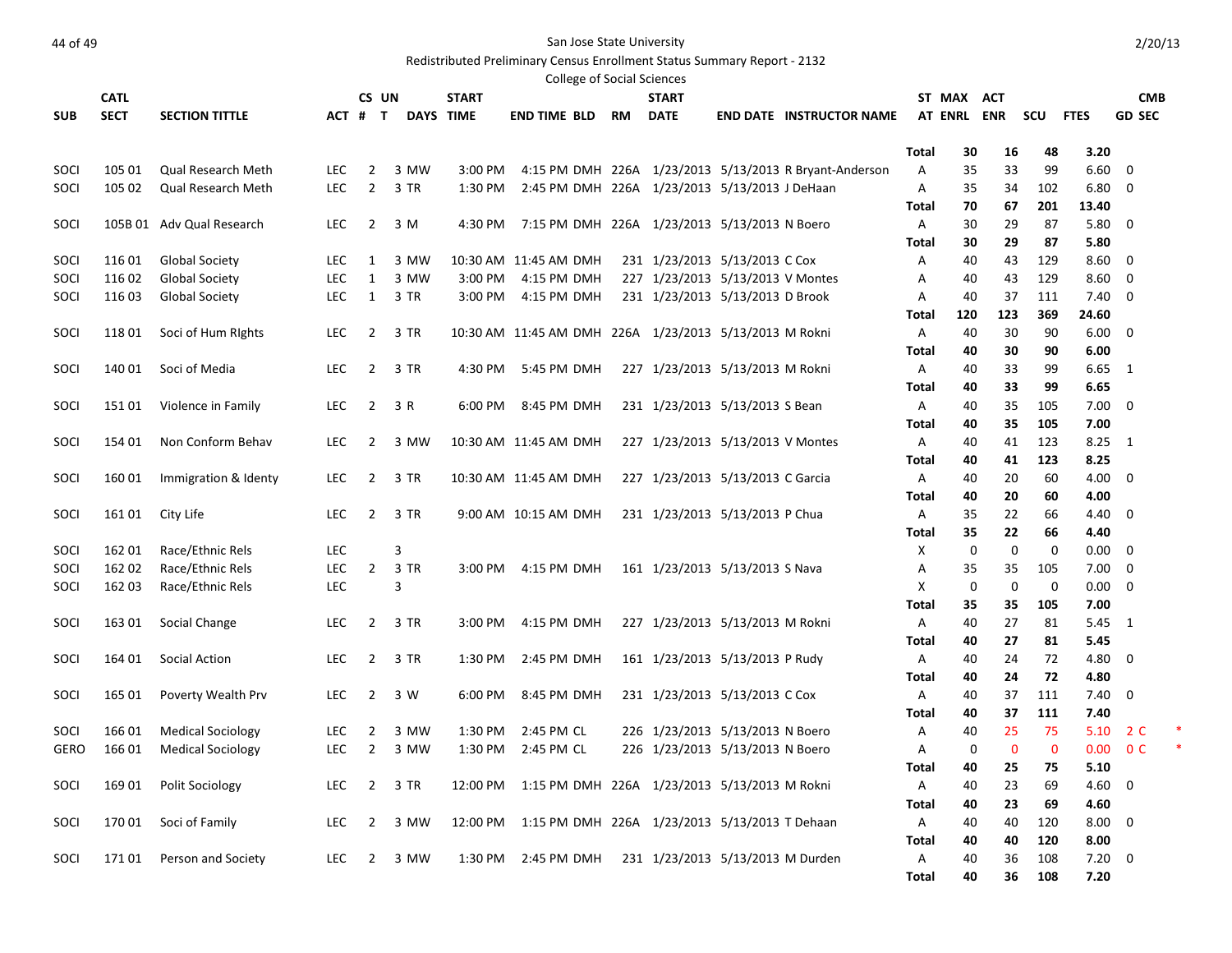San Jose State University

Redistributed Preliminary Census Enrollment Status Summary Report - 2132

College of Social Sciences

| SUB | CATL SECT | SECTION TITTLE | ACT | CS # | UN T | DAYS | START TIME | END TIME | BLD | RM | START DATE | END DATE | INSTRUCTOR NAME | ST AT | MAX ENRL | ACT ENR | SCU | FTES | CMB GD | SEC |
|---|---|---|---|---|---|---|---|---|---|---|---|---|---|---|---|---|---|---|---|---|
| | | | | | | | | | | | | | | Total | 30 | 16 | 48 | 3.20 | | |
| SOCI | 105 01 | Qual Research Meth | LEC | 2 | 3 | MW | 3:00 PM | 4:15 PM | DMH | 226A | 1/23/2013 | 5/13/2013 | R Bryant-Anderson | A | 35 | 33 | 99 | 6.60 | 0 | |
| SOCI | 105 02 | Qual Research Meth | LEC | 2 | 3 | TR | 1:30 PM | 2:45 PM | DMH | 226A | 1/23/2013 | 5/13/2013 | J DeHaan | A | 35 | 34 | 102 | 6.80 | 0 | |
| | | | | | | | | | | | | | | Total | 70 | 67 | 201 | 13.40 | | |
| SOCI | 105B 01 | Adv Qual Research | LEC | 2 | 3 | M | 4:30 PM | 7:15 PM | DMH | 226A | 1/23/2013 | 5/13/2013 | N Boero | A | 30 | 29 | 87 | 5.80 | 0 | |
| | | | | | | | | | | | | | | Total | 30 | 29 | 87 | 5.80 | | |
| SOCI | 116 01 | Global Society | LEC | 1 | 3 | MW | 10:30 AM | 11:45 AM | DMH | 231 | 1/23/2013 | 5/13/2013 | C Cox | A | 40 | 43 | 129 | 8.60 | 0 | |
| SOCI | 116 02 | Global Society | LEC | 1 | 3 | MW | 3:00 PM | 4:15 PM | DMH | 227 | 1/23/2013 | 5/13/2013 | V Montes | A | 40 | 43 | 129 | 8.60 | 0 | |
| SOCI | 116 03 | Global Society | LEC | 1 | 3 | TR | 3:00 PM | 4:15 PM | DMH | 231 | 1/23/2013 | 5/13/2013 | D Brook | A | 40 | 37 | 111 | 7.40 | 0 | |
| | | | | | | | | | | | | | | Total | 120 | 123 | 369 | 24.60 | | |
| SOCI | 118 01 | Soci of Hum RIghts | LEC | 2 | 3 | TR | 10:30 AM | 11:45 AM | DMH | 226A | 1/23/2013 | 5/13/2013 | M Rokni | A | 40 | 30 | 90 | 6.00 | 0 | |
| | | | | | | | | | | | | | | Total | 40 | 30 | 90 | 6.00 | | |
| SOCI | 140 01 | Soci of Media | LEC | 2 | 3 | TR | 4:30 PM | 5:45 PM | DMH | 227 | 1/23/2013 | 5/13/2013 | M Rokni | A | 40 | 33 | 99 | 6.65 | 1 | |
| | | | | | | | | | | | | | | Total | 40 | 33 | 99 | 6.65 | | |
| SOCI | 151 01 | Violence in Family | LEC | 2 | 3 | R | 6:00 PM | 8:45 PM | DMH | 231 | 1/23/2013 | 5/13/2013 | S Bean | A | 40 | 35 | 105 | 7.00 | 0 | |
| | | | | | | | | | | | | | | Total | 40 | 35 | 105 | 7.00 | | |
| SOCI | 154 01 | Non Conform Behav | LEC | 2 | 3 | MW | 10:30 AM | 11:45 AM | DMH | 227 | 1/23/2013 | 5/13/2013 | V Montes | A | 40 | 41 | 123 | 8.25 | 1 | |
| | | | | | | | | | | | | | | Total | 40 | 41 | 123 | 8.25 | | |
| SOCI | 160 01 | Immigration & Identy | LEC | 2 | 3 | TR | 10:30 AM | 11:45 AM | DMH | 227 | 1/23/2013 | 5/13/2013 | C Garcia | A | 40 | 20 | 60 | 4.00 | 0 | |
| | | | | | | | | | | | | | | Total | 40 | 20 | 60 | 4.00 | | |
| SOCI | 161 01 | City Life | LEC | 2 | 3 | TR | 9:00 AM | 10:15 AM | DMH | 231 | 1/23/2013 | 5/13/2013 | P Chua | A | 35 | 22 | 66 | 4.40 | 0 | |
| | | | | | | | | | | | | | | Total | 35 | 22 | 66 | 4.40 | | |
| SOCI | 162 01 | Race/Ethnic Rels | LEC | | 3 | | | | | | | | | X | 0 | 0 | 0 | 0.00 | 0 | |
| SOCI | 162 02 | Race/Ethnic Rels | LEC | 2 | 3 | TR | 3:00 PM | 4:15 PM | DMH | 161 | 1/23/2013 | 5/13/2013 | S Nava | A | 35 | 35 | 105 | 7.00 | 0 | |
| SOCI | 162 03 | Race/Ethnic Rels | LEC | | 3 | | | | | | | | | X | 0 | 0 | 0 | 0.00 | 0 | |
| | | | | | | | | | | | | | | Total | 35 | 35 | 105 | 7.00 | | |
| SOCI | 163 01 | Social Change | LEC | 2 | 3 | TR | 3:00 PM | 4:15 PM | DMH | 227 | 1/23/2013 | 5/13/2013 | M Rokni | A | 40 | 27 | 81 | 5.45 | 1 | |
| | | | | | | | | | | | | | | Total | 40 | 27 | 81 | 5.45 | | |
| SOCI | 164 01 | Social Action | LEC | 2 | 3 | TR | 1:30 PM | 2:45 PM | DMH | 161 | 1/23/2013 | 5/13/2013 | P Rudy | A | 40 | 24 | 72 | 4.80 | 0 | |
| | | | | | | | | | | | | | | Total | 40 | 24 | 72 | 4.80 | | |
| SOCI | 165 01 | Poverty Wealth Prv | LEC | 2 | 3 | W | 6:00 PM | 8:45 PM | DMH | 231 | 1/23/2013 | 5/13/2013 | C Cox | A | 40 | 37 | 111 | 7.40 | 0 | |
| | | | | | | | | | | | | | | Total | 40 | 37 | 111 | 7.40 | | |
| SOCI | 166 01 | Medical Sociology | LEC | 2 | 3 | MW | 1:30 PM | 2:45 PM | CL | 226 | 1/23/2013 | 5/13/2013 | N Boero | A | 40 | 25 | 75 | 5.10 | 2 | C * |
| GERO | 166 01 | Medical Sociology | LEC | 2 | 3 | MW | 1:30 PM | 2:45 PM | CL | 226 | 1/23/2013 | 5/13/2013 | N Boero | A | 0 | 0 | 0 | 0.00 | 0 | C * |
| | | | | | | | | | | | | | | Total | 40 | 25 | 75 | 5.10 | | |
| SOCI | 169 01 | Polit Sociology | LEC | 2 | 3 | TR | 12:00 PM | 1:15 PM | DMH | 226A | 1/23/2013 | 5/13/2013 | M Rokni | A | 40 | 23 | 69 | 4.60 | 0 | |
| | | | | | | | | | | | | | | Total | 40 | 23 | 69 | 4.60 | | |
| SOCI | 170 01 | Soci of Family | LEC | 2 | 3 | MW | 12:00 PM | 1:15 PM | DMH | 226A | 1/23/2013 | 5/13/2013 | T Dehaan | A | 40 | 40 | 120 | 8.00 | 0 | |
| | | | | | | | | | | | | | | Total | 40 | 40 | 120 | 8.00 | | |
| SOCI | 171 01 | Person and Society | LEC | 2 | 3 | MW | 1:30 PM | 2:45 PM | DMH | 231 | 1/23/2013 | 5/13/2013 | M Durden | A | 40 | 36 | 108 | 7.20 | 0 | |
| | | | | | | | | | | | | | | Total | 40 | 36 | 108 | 7.20 | | |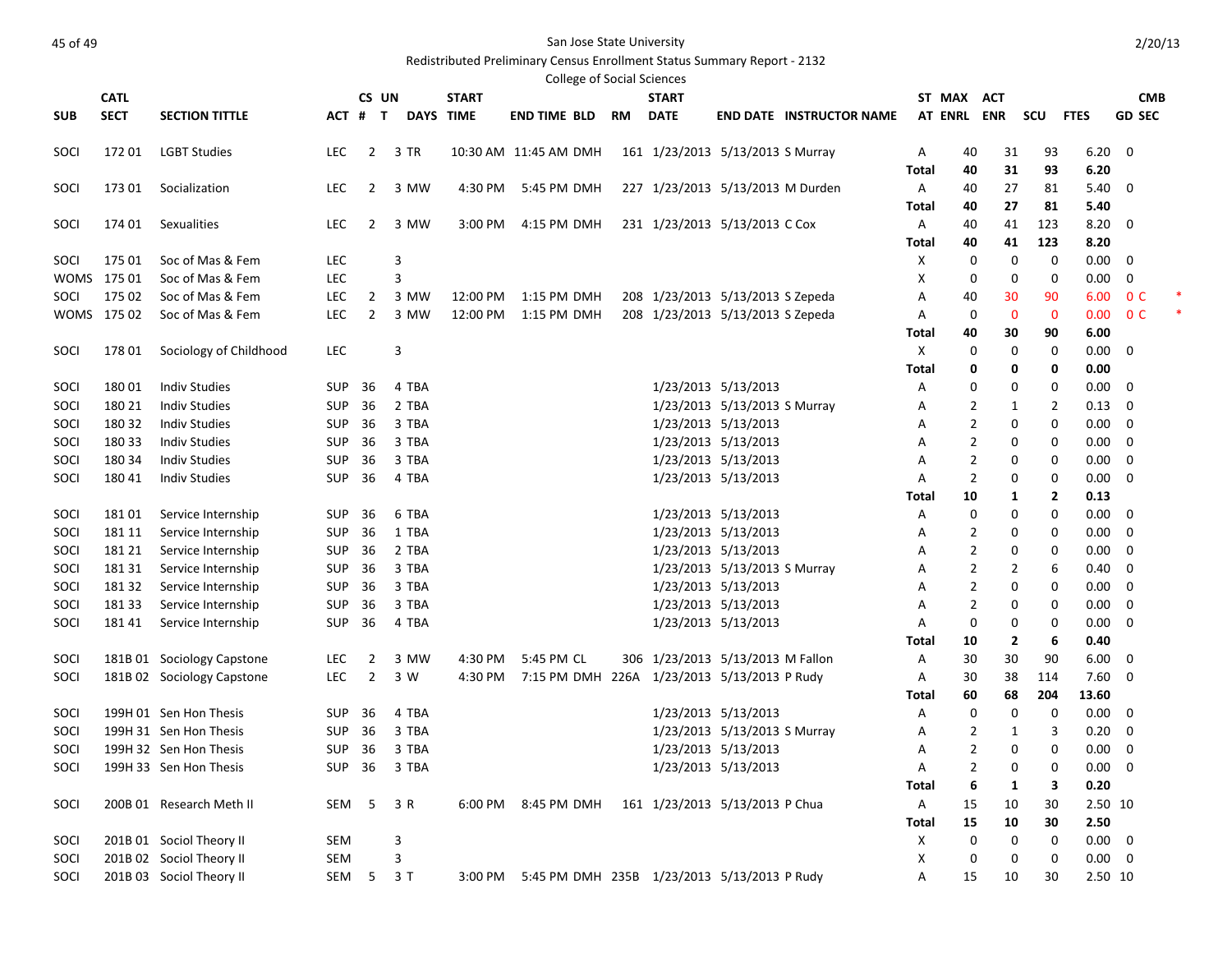San Jose State University

Redistributed Preliminary Census Enrollment Status Summary Report - 2132

College of Social Sciences

| SUB | CATL SECT | SECTION TITTLE | ACT | CS # | UN T | DAYS | START TIME | END TIME | BLD | RM | START DATE | END DATE | INSTRUCTOR NAME | ST AT | MAX ENRL | ACT ENR | SCU | FTES | GD | CMB SEC |
|---|---|---|---|---|---|---|---|---|---|---|---|---|---|---|---|---|---|---|---|---|
| SOCI | 172 01 | LGBT Studies | LEC | 2 | 3 | TR | 10:30 AM | 11:45 AM | DMH | 161 | 1/23/2013 | 5/13/2013 | S Murray | A | 40 | 31 | 93 | 6.20 | 0 | |
| | | | | | | | | | | | | | | **Total** | **40** | **31** | **93** | **6.20** | | |
| SOCI | 173 01 | Socialization | LEC | 2 | 3 | MW | 4:30 PM | 5:45 PM | DMH | 227 | 1/23/2013 | 5/13/2013 | M Durden | A | 40 | 27 | 81 | 5.40 | 0 | |
| | | | | | | | | | | | | | | **Total** | **40** | **27** | **81** | **5.40** | | |
| SOCI | 174 01 | Sexualities | LEC | 2 | 3 | MW | 3:00 PM | 4:15 PM | DMH | 231 | 1/23/2013 | 5/13/2013 | C Cox | A | 40 | 41 | 123 | 8.20 | 0 | |
| | | | | | | | | | | | | | | **Total** | **40** | **41** | **123** | **8.20** | | |
| SOCI | 175 01 | Soc of Mas & Fem | LEC | | 3 | | | | | | | | | X | 0 | 0 | 0 | 0.00 | 0 | |
| WOMS | 175 01 | Soc of Mas & Fem | LEC | | 3 | | | | | | | | | X | 0 | 0 | 0 | 0.00 | 0 | |
| SOCI | 175 02 | Soc of Mas & Fem | LEC | 2 | 3 | MW | 12:00 PM | 1:15 PM | DMH | 208 | 1/23/2013 | 5/13/2013 | S Zepeda | A | 40 | 30 | 90 | 6.00 | 0 | C * |
| WOMS | 175 02 | Soc of Mas & Fem | LEC | 2 | 3 | MW | 12:00 PM | 1:15 PM | DMH | 208 | 1/23/2013 | 5/13/2013 | S Zepeda | A | 0 | 0 | 0 | 0.00 | 0 | C * |
| | | | | | | | | | | | | | | **Total** | **40** | **30** | **90** | **6.00** | | |
| SOCI | 178 01 | Sociology of Childhood | LEC | | 3 | | | | | | | | | X | 0 | 0 | 0 | 0.00 | 0 | |
| | | | | | | | | | | | | | | **Total** | **0** | **0** | **0** | **0.00** | | |
| SOCI | 180 01 | Indiv Studies | SUP | 36 | 4 | TBA | | | | | 1/23/2013 | 5/13/2013 | | A | 0 | 0 | 0 | 0.00 | 0 | |
| SOCI | 180 21 | Indiv Studies | SUP | 36 | 2 | TBA | | | | | 1/23/2013 | 5/13/2013 | S Murray | A | 2 | 1 | 2 | 0.13 | 0 | |
| SOCI | 180 32 | Indiv Studies | SUP | 36 | 3 | TBA | | | | | 1/23/2013 | 5/13/2013 | | A | 2 | 0 | 0 | 0.00 | 0 | |
| SOCI | 180 33 | Indiv Studies | SUP | 36 | 3 | TBA | | | | | 1/23/2013 | 5/13/2013 | | A | 2 | 0 | 0 | 0.00 | 0 | |
| SOCI | 180 34 | Indiv Studies | SUP | 36 | 3 | TBA | | | | | 1/23/2013 | 5/13/2013 | | A | 2 | 0 | 0 | 0.00 | 0 | |
| SOCI | 180 41 | Indiv Studies | SUP | 36 | 4 | TBA | | | | | 1/23/2013 | 5/13/2013 | | A | 2 | 0 | 0 | 0.00 | 0 | |
| | | | | | | | | | | | | | | **Total** | **10** | **1** | **2** | **0.13** | | |
| SOCI | 181 01 | Service Internship | SUP | 36 | 6 | TBA | | | | | 1/23/2013 | 5/13/2013 | | A | 0 | 0 | 0 | 0.00 | 0 | |
| SOCI | 181 11 | Service Internship | SUP | 36 | 1 | TBA | | | | | 1/23/2013 | 5/13/2013 | | A | 2 | 0 | 0 | 0.00 | 0 | |
| SOCI | 181 21 | Service Internship | SUP | 36 | 2 | TBA | | | | | 1/23/2013 | 5/13/2013 | | A | 2 | 0 | 0 | 0.00 | 0 | |
| SOCI | 181 31 | Service Internship | SUP | 36 | 3 | TBA | | | | | 1/23/2013 | 5/13/2013 | S Murray | A | 2 | 2 | 6 | 0.40 | 0 | |
| SOCI | 181 32 | Service Internship | SUP | 36 | 3 | TBA | | | | | 1/23/2013 | 5/13/2013 | | A | 2 | 0 | 0 | 0.00 | 0 | |
| SOCI | 181 33 | Service Internship | SUP | 36 | 3 | TBA | | | | | 1/23/2013 | 5/13/2013 | | A | 2 | 0 | 0 | 0.00 | 0 | |
| SOCI | 181 41 | Service Internship | SUP | 36 | 4 | TBA | | | | | 1/23/2013 | 5/13/2013 | | A | 0 | 0 | 0 | 0.00 | 0 | |
| | | | | | | | | | | | | | | **Total** | **10** | **2** | **6** | **0.40** | | |
| SOCI | 181B 01 | Sociology Capstone | LEC | 2 | 3 | MW | 4:30 PM | 5:45 PM | CL | 306 | 1/23/2013 | 5/13/2013 | M Fallon | A | 30 | 30 | 90 | 6.00 | 0 | |
| SOCI | 181B 02 | Sociology Capstone | LEC | 2 | 3 | W | 4:30 PM | 7:15 PM | DMH | 226A | 1/23/2013 | 5/13/2013 | P Rudy | A | 30 | 38 | 114 | 7.60 | 0 | |
| | | | | | | | | | | | | | | **Total** | **60** | **68** | **204** | **13.60** | | |
| SOCI | 199H 01 | Sen Hon Thesis | SUP | 36 | 4 | TBA | | | | | 1/23/2013 | 5/13/2013 | | A | 0 | 0 | 0 | 0.00 | 0 | |
| SOCI | 199H 31 | Sen Hon Thesis | SUP | 36 | 3 | TBA | | | | | 1/23/2013 | 5/13/2013 | S Murray | A | 2 | 1 | 3 | 0.20 | 0 | |
| SOCI | 199H 32 | Sen Hon Thesis | SUP | 36 | 3 | TBA | | | | | 1/23/2013 | 5/13/2013 | | A | 2 | 0 | 0 | 0.00 | 0 | |
| SOCI | 199H 33 | Sen Hon Thesis | SUP | 36 | 3 | TBA | | | | | 1/23/2013 | 5/13/2013 | | A | 2 | 0 | 0 | 0.00 | 0 | |
| | | | | | | | | | | | | | | **Total** | **6** | **1** | **3** | **0.20** | | |
| SOCI | 200B 01 | Research Meth II | SEM | 5 | 3 | R | 6:00 PM | 8:45 PM | DMH | 161 | 1/23/2013 | 5/13/2013 | P Chua | A | 15 | 10 | 30 | 2.50 | 10 | |
| | | | | | | | | | | | | | | **Total** | **15** | **10** | **30** | **2.50** | | |
| SOCI | 201B 01 | Sociol Theory II | SEM | | 3 | | | | | | | | | X | 0 | 0 | 0 | 0.00 | 0 | |
| SOCI | 201B 02 | Sociol Theory II | SEM | | 3 | | | | | | | | | X | 0 | 0 | 0 | 0.00 | 0 | |
| SOCI | 201B 03 | Sociol Theory II | SEM | 5 | 3 | T | 3:00 PM | 5:45 PM | DMH | 235B | 1/23/2013 | 5/13/2013 | P Rudy | A | 15 | 10 | 30 | 2.50 | 10 | |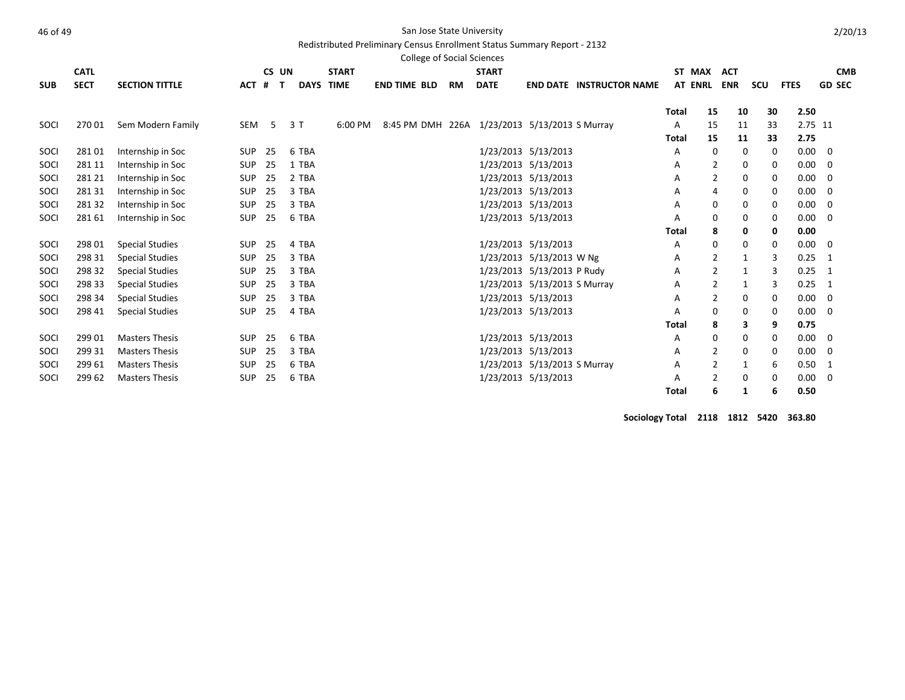San Jose State University

Redistributed Preliminary Census Enrollment Status Summary Report - 2132

College of Social Sciences

| SUB | CATL SECT | SECTION TITTLE | ACT | CS # | UN T | DAYS | START TIME | END TIME | BLD | RM | START DATE | END DATE | INSTRUCTOR NAME | ST AT | MAX ENRL | ACT ENR | SCU | FTES | CMB GD SEC |
|---|---|---|---|---|---|---|---|---|---|---|---|---|---|---|---|---|---|---|---|
| | | | | | | | | | | | | | | Total | 15 | 10 | 30 | 2.50 | |
| SOCI | 270 01 | Sem Modern Family | SEM | 5 | 3 | T | 6:00 PM | 8:45 PM | DMH | 226A | 1/23/2013 | 5/13/2013 | S Murray | A | 15 | 11 | 33 | 2.75 | 11 |
| | | | | | | | | | | | | | | Total | 15 | 11 | 33 | 2.75 | |
| SOCI | 281 01 | Internship in Soc | SUP | 25 | 6 | TBA | | | | | 1/23/2013 | 5/13/2013 | | A | 0 | 0 | 0 | 0.00 | 0 |
| SOCI | 281 11 | Internship in Soc | SUP | 25 | 1 | TBA | | | | | 1/23/2013 | 5/13/2013 | | A | 2 | 0 | 0 | 0.00 | 0 |
| SOCI | 281 21 | Internship in Soc | SUP | 25 | 2 | TBA | | | | | 1/23/2013 | 5/13/2013 | | A | 2 | 0 | 0 | 0.00 | 0 |
| SOCI | 281 31 | Internship in Soc | SUP | 25 | 3 | TBA | | | | | 1/23/2013 | 5/13/2013 | | A | 4 | 0 | 0 | 0.00 | 0 |
| SOCI | 281 32 | Internship in Soc | SUP | 25 | 3 | TBA | | | | | 1/23/2013 | 5/13/2013 | | A | 0 | 0 | 0 | 0.00 | 0 |
| SOCI | 281 61 | Internship in Soc | SUP | 25 | 6 | TBA | | | | | 1/23/2013 | 5/13/2013 | | A | 0 | 0 | 0 | 0.00 | 0 |
| | | | | | | | | | | | | | | Total | 8 | 0 | 0 | 0.00 | |
| SOCI | 298 01 | Special Studies | SUP | 25 | 4 | TBA | | | | | 1/23/2013 | 5/13/2013 | | A | 0 | 0 | 0 | 0.00 | 0 |
| SOCI | 298 31 | Special Studies | SUP | 25 | 3 | TBA | | | | | 1/23/2013 | 5/13/2013 | W Ng | A | 2 | 1 | 3 | 0.25 | 1 |
| SOCI | 298 32 | Special Studies | SUP | 25 | 3 | TBA | | | | | 1/23/2013 | 5/13/2013 | P Rudy | A | 2 | 1 | 3 | 0.25 | 1 |
| SOCI | 298 33 | Special Studies | SUP | 25 | 3 | TBA | | | | | 1/23/2013 | 5/13/2013 | S Murray | A | 2 | 1 | 3 | 0.25 | 1 |
| SOCI | 298 34 | Special Studies | SUP | 25 | 3 | TBA | | | | | 1/23/2013 | 5/13/2013 | | A | 2 | 0 | 0 | 0.00 | 0 |
| SOCI | 298 41 | Special Studies | SUP | 25 | 4 | TBA | | | | | 1/23/2013 | 5/13/2013 | | A | 0 | 0 | 0 | 0.00 | 0 |
| | | | | | | | | | | | | | | Total | 8 | 3 | 9 | 0.75 | |
| SOCI | 299 01 | Masters Thesis | SUP | 25 | 6 | TBA | | | | | 1/23/2013 | 5/13/2013 | | A | 0 | 0 | 0 | 0.00 | 0 |
| SOCI | 299 31 | Masters Thesis | SUP | 25 | 3 | TBA | | | | | 1/23/2013 | 5/13/2013 | | A | 2 | 0 | 0 | 0.00 | 0 |
| SOCI | 299 61 | Masters Thesis | SUP | 25 | 6 | TBA | | | | | 1/23/2013 | 5/13/2013 | S Murray | A | 2 | 1 | 6 | 0.50 | 1 |
| SOCI | 299 62 | Masters Thesis | SUP | 25 | 6 | TBA | | | | | 1/23/2013 | 5/13/2013 | | A | 2 | 0 | 0 | 0.00 | 0 |
| | | | | | | | | | | | | | | Total | 6 | 1 | 6 | 0.50 | |
| | | | | | | | | | | | | | | **Sociology Total** | **2118** | **1812** | **5420** | **363.80** | |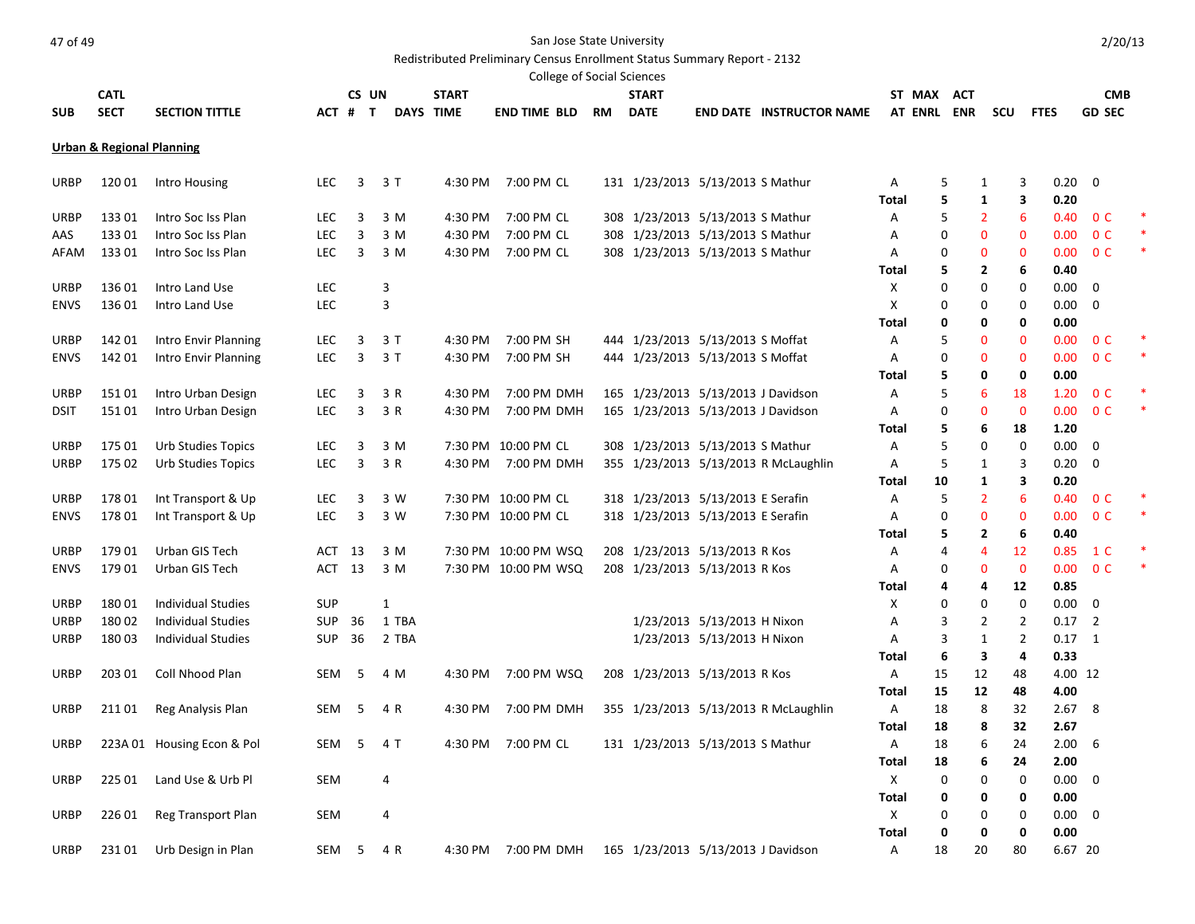San Jose State University

Redistributed Preliminary Census Enrollment Status Summary Report - 2132

College of Social Sciences

2/20/13

## Urban & Regional Planning

| SUB | CATL SECT | SECTION TITTLE | ACT | CS # | UN T | DAYS | START TIME | END TIME | BLD | RM | START DATE | END DATE | INSTRUCTOR NAME | ST AT | MAX ENRL | ACT ENR | SCU | FTES | CMB GD SEC | |
|---|---|---|---|---|---|---|---|---|---|---|---|---|---|---|---|---|---|---|---|---|
| URBP | 120 01 | Intro Housing | LEC | 3 | 3 | T | 4:30 PM | 7:00 PM | CL | 131 | 1/23/2013 | 5/13/2013 | S Mathur | A | 5 | 1 | 3 | 0.20 | 0 | |
| | | | | | | | | | | | | | | Total | 5 | 1 | 3 | 0.20 | | |
| URBP | 133 01 | Intro Soc Iss Plan | LEC | 3 | 3 | M | 4:30 PM | 7:00 PM | CL | 308 | 1/23/2013 | 5/13/2013 | S Mathur | A | 5 | 2 | 6 | 0.40 | 0 C | * |
| AAS | 133 01 | Intro Soc Iss Plan | LEC | 3 | 3 | M | 4:30 PM | 7:00 PM | CL | 308 | 1/23/2013 | 5/13/2013 | S Mathur | A | 0 | 0 | 0 | 0.00 | 0 C | * |
| AFAM | 133 01 | Intro Soc Iss Plan | LEC | 3 | 3 | M | 4:30 PM | 7:00 PM | CL | 308 | 1/23/2013 | 5/13/2013 | S Mathur | A | 0 | 0 | 0 | 0.00 | 0 C | * |
| | | | | | | | | | | | | | | Total | 5 | 2 | 6 | 0.40 | | |
| URBP | 136 01 | Intro Land Use | LEC | | 3 | | | | | | | | | X | 0 | 0 | 0 | 0.00 | 0 | |
| ENVS | 136 01 | Intro Land Use | LEC | | 3 | | | | | | | | | X | 0 | 0 | 0 | 0.00 | 0 | |
| | | | | | | | | | | | | | | Total | 0 | 0 | 0 | 0.00 | | |
| URBP | 142 01 | Intro Envir Planning | LEC | 3 | 3 | T | 4:30 PM | 7:00 PM | SH | 444 | 1/23/2013 | 5/13/2013 | S Moffat | A | 5 | 0 | 0 | 0.00 | 0 C | * |
| ENVS | 142 01 | Intro Envir Planning | LEC | 3 | 3 | T | 4:30 PM | 7:00 PM | SH | 444 | 1/23/2013 | 5/13/2013 | S Moffat | A | 0 | 0 | 0 | 0.00 | 0 C | * |
| | | | | | | | | | | | | | | Total | 5 | 0 | 0 | 0.00 | | |
| URBP | 151 01 | Intro Urban Design | LEC | 3 | 3 | R | 4:30 PM | 7:00 PM | DMH | 165 | 1/23/2013 | 5/13/2013 | J Davidson | A | 5 | 6 | 18 | 1.20 | 0 C | * |
| DSIT | 151 01 | Intro Urban Design | LEC | 3 | 3 | R | 4:30 PM | 7:00 PM | DMH | 165 | 1/23/2013 | 5/13/2013 | J Davidson | A | 0 | 0 | 0 | 0.00 | 0 C | * |
| | | | | | | | | | | | | | | Total | 5 | 6 | 18 | 1.20 | | |
| URBP | 175 01 | Urb Studies Topics | LEC | 3 | 3 | M | 7:30 PM | 10:00 PM | CL | 308 | 1/23/2013 | 5/13/2013 | S Mathur | A | 5 | 0 | 0 | 0.00 | 0 | |
| URBP | 175 02 | Urb Studies Topics | LEC | 3 | 3 | R | 4:30 PM | 7:00 PM | DMH | 355 | 1/23/2013 | 5/13/2013 | R McLaughlin | A | 5 | 1 | 3 | 0.20 | 0 | |
| | | | | | | | | | | | | | | Total | 10 | 1 | 3 | 0.20 | | |
| URBP | 178 01 | Int Transport & Up | LEC | 3 | 3 | W | 7:30 PM | 10:00 PM | CL | 318 | 1/23/2013 | 5/13/2013 | E Serafin | A | 5 | 2 | 6 | 0.40 | 0 C | * |
| ENVS | 178 01 | Int Transport & Up | LEC | 3 | 3 | W | 7:30 PM | 10:00 PM | CL | 318 | 1/23/2013 | 5/13/2013 | E Serafin | A | 0 | 0 | 0 | 0.00 | 0 C | * |
| | | | | | | | | | | | | | | Total | 5 | 2 | 6 | 0.40 | | |
| URBP | 179 01 | Urban GIS Tech | ACT | 13 | 3 | M | 7:30 PM | 10:00 PM | WSQ | 208 | 1/23/2013 | 5/13/2013 | R Kos | A | 4 | 4 | 12 | 0.85 | 1 C | * |
| ENVS | 179 01 | Urban GIS Tech | ACT | 13 | 3 | M | 7:30 PM | 10:00 PM | WSQ | 208 | 1/23/2013 | 5/13/2013 | R Kos | A | 0 | 0 | 0 | 0.00 | 0 C | * |
| | | | | | | | | | | | | | | Total | 4 | 4 | 12 | 0.85 | | |
| URBP | 180 01 | Individual Studies | SUP | | 1 | | | | | | | | | X | 0 | 0 | 0 | 0.00 | 0 | |
| URBP | 180 02 | Individual Studies | SUP | 36 | 1 | TBA | | | | | 1/23/2013 | 5/13/2013 | H Nixon | A | 3 | 2 | 2 | 0.17 | 2 | |
| URBP | 180 03 | Individual Studies | SUP | 36 | 2 | TBA | | | | | 1/23/2013 | 5/13/2013 | H Nixon | A | 3 | 1 | 2 | 0.17 | 1 | |
| | | | | | | | | | | | | | | Total | 6 | 3 | 4 | 0.33 | | |
| URBP | 203 01 | Coll Nhood Plan | SEM | 5 | 4 | M | 4:30 PM | 7:00 PM | WSQ | 208 | 1/23/2013 | 5/13/2013 | R Kos | A | 15 | 12 | 48 | 4.00 | 12 | |
| | | | | | | | | | | | | | | Total | 15 | 12 | 48 | 4.00 | | |
| URBP | 211 01 | Reg Analysis Plan | SEM | 5 | 4 | R | 4:30 PM | 7:00 PM | DMH | 355 | 1/23/2013 | 5/13/2013 | R McLaughlin | A | 18 | 8 | 32 | 2.67 | 8 | |
| | | | | | | | | | | | | | | Total | 18 | 8 | 32 | 2.67 | | |
| URBP | 223A 01 | Housing Econ & Pol | SEM | 5 | 4 | T | 4:30 PM | 7:00 PM | CL | 131 | 1/23/2013 | 5/13/2013 | S Mathur | A | 18 | 6 | 24 | 2.00 | 6 | |
| | | | | | | | | | | | | | | Total | 18 | 6 | 24 | 2.00 | | |
| URBP | 225 01 | Land Use & Urb Pl | SEM | | 4 | | | | | | | | | X | 0 | 0 | 0 | 0.00 | 0 | |
| | | | | | | | | | | | | | | Total | 0 | 0 | 0 | 0.00 | | |
| URBP | 226 01 | Reg Transport Plan | SEM | | 4 | | | | | | | | | X | 0 | 0 | 0 | 0.00 | 0 | |
| | | | | | | | | | | | | | | Total | 0 | 0 | 0 | 0.00 | | |
| URBP | 231 01 | Urb Design in Plan | SEM | 5 | 4 | R | 4:30 PM | 7:00 PM | DMH | 165 | 1/23/2013 | 5/13/2013 | J Davidson | A | 18 | 20 | 80 | 6.67 | 20 | |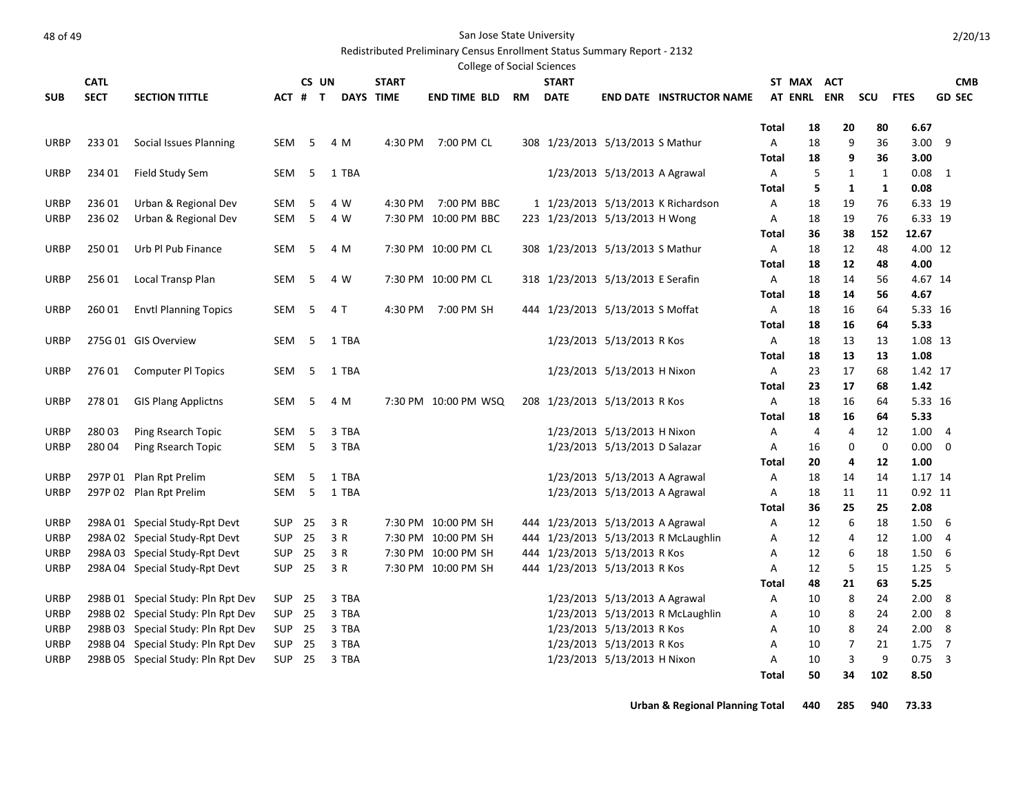San Jose State University

Redistributed Preliminary Census Enrollment Status Summary Report - 2132

College of Social Sciences

| SUB | CATL SECT | SECTION TITTLE | ACT | CS # | UN T | DAYS | START TIME | END TIME | BLD | RM | START DATE | END DATE | INSTRUCTOR NAME | ST AT | MAX ENRL | ACT ENR | SCU | FTES | CMB GD SEC |
|---|---|---|---|---|---|---|---|---|---|---|---|---|---|---|---|---|---|---|---|
| | | | | | | | | | | | | | | Total | 18 | 20 | 80 | 6.67 | |
| URBP | 233 01 | Social Issues Planning | SEM | 5 | 4 | M | 4:30 PM | 7:00 PM | CL | 308 | 1/23/2013 | 5/13/2013 | S Mathur | A | 18 | 9 | 36 | 3.00 | 9 |
| | | | | | | | | | | | | | | Total | 18 | 9 | 36 | 3.00 | |
| URBP | 234 01 | Field Study Sem | SEM | 5 | 1 | TBA | | | | | 1/23/2013 | 5/13/2013 | A Agrawal | A | 5 | 1 | 1 | 0.08 | 1 |
| | | | | | | | | | | | | | | Total | 5 | 1 | 1 | 0.08 | |
| URBP | 236 01 | Urban & Regional Dev | SEM | 5 | 4 | W | 4:30 PM | 7:00 PM | BBC | 1 | 1/23/2013 | 5/13/2013 | K Richardson | A | 18 | 19 | 76 | 6.33 | 19 |
| URBP | 236 02 | Urban & Regional Dev | SEM | 5 | 4 | W | 7:30 PM | 10:00 PM | BBC | 223 | 1/23/2013 | 5/13/2013 | H Wong | A | 18 | 19 | 76 | 6.33 | 19 |
| | | | | | | | | | | | | | | Total | 36 | 38 | 152 | 12.67 | |
| URBP | 250 01 | Urb Pl Pub Finance | SEM | 5 | 4 | M | 7:30 PM | 10:00 PM | CL | 308 | 1/23/2013 | 5/13/2013 | S Mathur | A | 18 | 12 | 48 | 4.00 | 12 |
| | | | | | | | | | | | | | | Total | 18 | 12 | 48 | 4.00 | |
| URBP | 256 01 | Local Transp Plan | SEM | 5 | 4 | W | 7:30 PM | 10:00 PM | CL | 318 | 1/23/2013 | 5/13/2013 | E Serafin | A | 18 | 14 | 56 | 4.67 | 14 |
| | | | | | | | | | | | | | | Total | 18 | 14 | 56 | 4.67 | |
| URBP | 260 01 | Envtl Planning Topics | SEM | 5 | 4 | T | 4:30 PM | 7:00 PM | SH | 444 | 1/23/2013 | 5/13/2013 | S Moffat | A | 18 | 16 | 64 | 5.33 | 16 |
| | | | | | | | | | | | | | | Total | 18 | 16 | 64 | 5.33 | |
| URBP | 275G 01 | GIS Overview | SEM | 5 | 1 | TBA | | | | | 1/23/2013 | 5/13/2013 | R Kos | A | 18 | 13 | 13 | 1.08 | 13 |
| | | | | | | | | | | | | | | Total | 18 | 13 | 13 | 1.08 | |
| URBP | 276 01 | Computer Pl Topics | SEM | 5 | 1 | TBA | | | | | 1/23/2013 | 5/13/2013 | H Nixon | A | 23 | 17 | 68 | 1.42 | 17 |
| | | | | | | | | | | | | | | Total | 23 | 17 | 68 | 1.42 | |
| URBP | 278 01 | GIS Plang Applictns | SEM | 5 | 4 | M | 7:30 PM | 10:00 PM | WSQ | 208 | 1/23/2013 | 5/13/2013 | R Kos | A | 18 | 16 | 64 | 5.33 | 16 |
| | | | | | | | | | | | | | | Total | 18 | 16 | 64 | 5.33 | |
| URBP | 280 03 | Plng Rsearch Topic | SEM | 5 | 3 | TBA | | | | | 1/23/2013 | 5/13/2013 | H Nixon | A | 4 | 4 | 12 | 1.00 | 4 |
| URBP | 280 04 | Plng Rsearch Topic | SEM | 5 | 3 | TBA | | | | | 1/23/2013 | 5/13/2013 | D Salazar | A | 16 | 0 | 0 | 0.00 | 0 |
| | | | | | | | | | | | | | | Total | 20 | 4 | 12 | 1.00 | |
| URBP | 297P 01 | Plan Rpt Prelim | SEM | 5 | 1 | TBA | | | | | 1/23/2013 | 5/13/2013 | A Agrawal | A | 18 | 14 | 14 | 1.17 | 14 |
| URBP | 297P 02 | Plan Rpt Prelim | SEM | 5 | 1 | TBA | | | | | 1/23/2013 | 5/13/2013 | A Agrawal | A | 18 | 11 | 11 | 0.92 | 11 |
| | | | | | | | | | | | | | | Total | 36 | 25 | 25 | 2.08 | |
| URBP | 298A 01 | Special Study-Rpt Devt | SUP | 25 | 3 | R | 7:30 PM | 10:00 PM | SH | 444 | 1/23/2013 | 5/13/2013 | A Agrawal | A | 12 | 6 | 18 | 1.50 | 6 |
| URBP | 298A 02 | Special Study-Rpt Devt | SUP | 25 | 3 | R | 7:30 PM | 10:00 PM | SH | 444 | 1/23/2013 | 5/13/2013 | R McLaughlin | A | 12 | 4 | 12 | 1.00 | 4 |
| URBP | 298A 03 | Special Study-Rpt Devt | SUP | 25 | 3 | R | 7:30 PM | 10:00 PM | SH | 444 | 1/23/2013 | 5/13/2013 | R Kos | A | 12 | 6 | 18 | 1.50 | 6 |
| URBP | 298A 04 | Special Study-Rpt Devt | SUP | 25 | 3 | R | 7:30 PM | 10:00 PM | SH | 444 | 1/23/2013 | 5/13/2013 | R Kos | A | 12 | 5 | 15 | 1.25 | 5 |
| | | | | | | | | | | | | | | Total | 48 | 21 | 63 | 5.25 | |
| URBP | 298B 01 | Special Study: Pln Rpt Dev | SUP | 25 | 3 | TBA | | | | | 1/23/2013 | 5/13/2013 | A Agrawal | A | 10 | 8 | 24 | 2.00 | 8 |
| URBP | 298B 02 | Special Study: Pln Rpt Dev | SUP | 25 | 3 | TBA | | | | | 1/23/2013 | 5/13/2013 | R McLaughlin | A | 10 | 8 | 24 | 2.00 | 8 |
| URBP | 298B 03 | Special Study: Pln Rpt Dev | SUP | 25 | 3 | TBA | | | | | 1/23/2013 | 5/13/2013 | R Kos | A | 10 | 8 | 24 | 2.00 | 8 |
| URBP | 298B 04 | Special Study: Pln Rpt Dev | SUP | 25 | 3 | TBA | | | | | 1/23/2013 | 5/13/2013 | R Kos | A | 10 | 7 | 21 | 1.75 | 7 |
| URBP | 298B 05 | Special Study: Pln Rpt Dev | SUP | 25 | 3 | TBA | | | | | 1/23/2013 | 5/13/2013 | H Nixon | A | 10 | 3 | 9 | 0.75 | 3 |
| | | | | | | | | | | | | | | Total | 50 | 34 | 102 | 8.50 | |

**Urban & Regional Planning Total 440 285 940 73.33**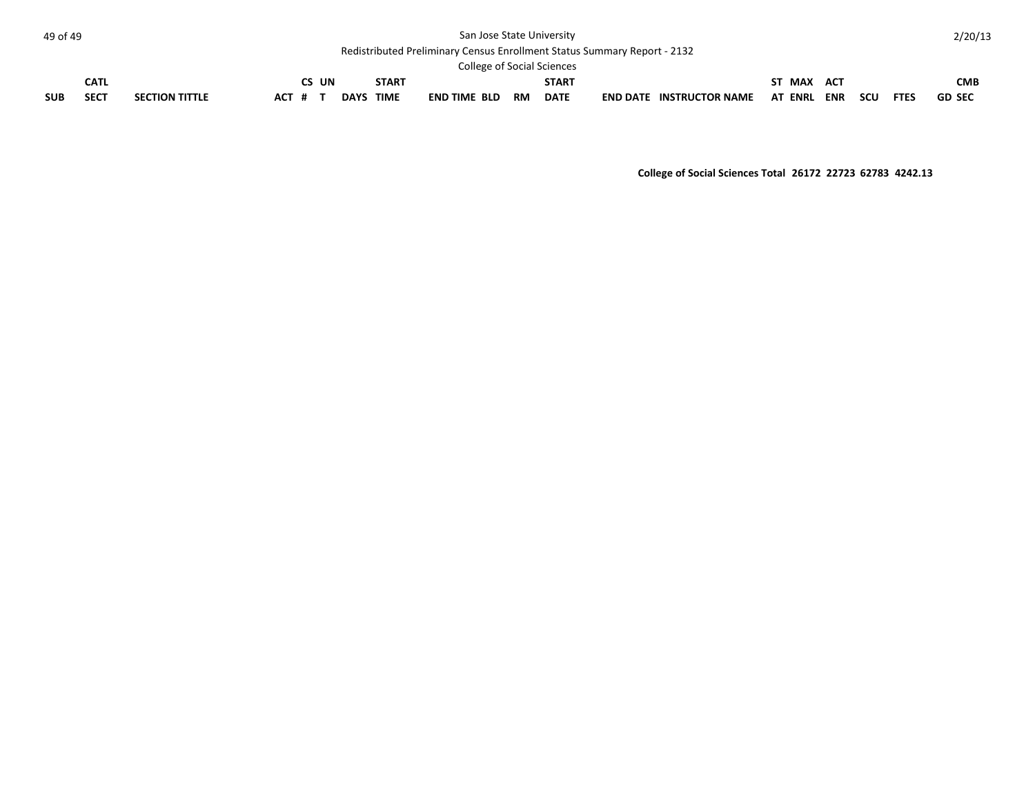| SUB | CATL SECT | SECTION TITTLE | ACT | CS # | UN T | DAYS | START TIME | END TIME | BLD | RM | START DATE | END DATE | INSTRUCTOR NAME | ST AT | MAX ENRL | ACT ENR | SCU | FTES | GD | CMB SEC |
|---|---|---|---|---|---|---|---|---|---|---|---|---|---|---|---|---|---|---|---|---|
| | | | | | | | | | | | | | **College of Social Sciences Total** | | **26172** | **22723** | **62783** | **4242.13** | | |